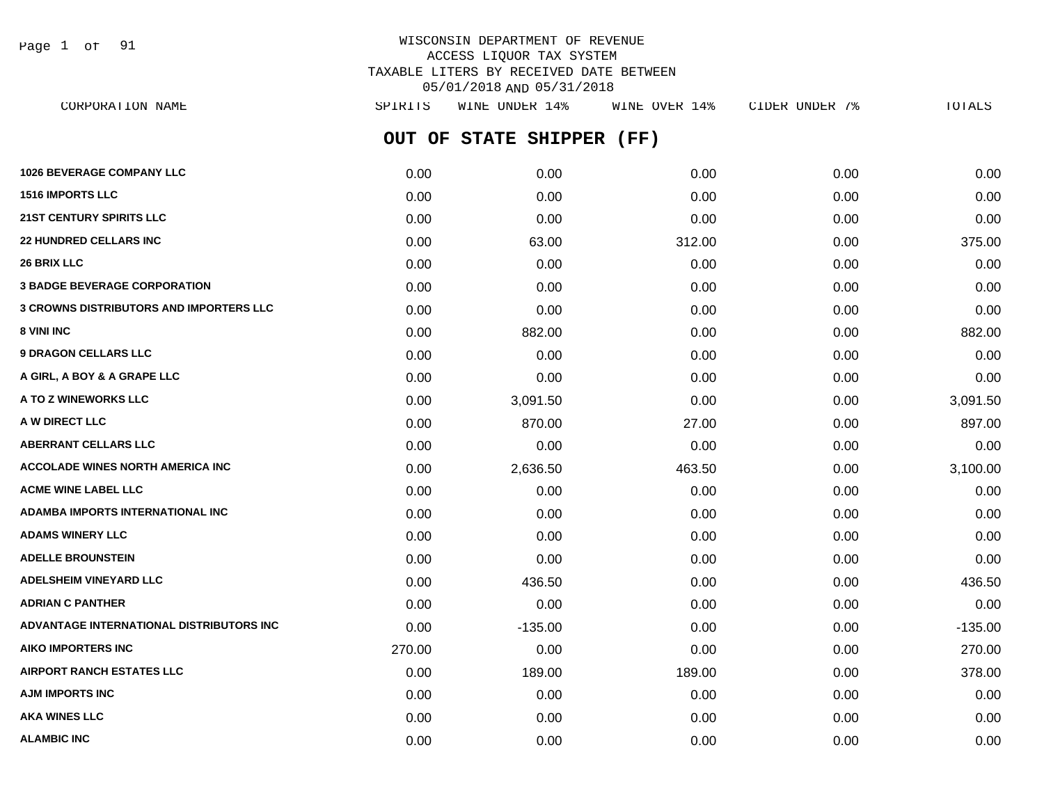WISCONSIN DEPARTMENT OF REVENUE
ACCESS LIQUOR TAX SYSTEM
TAXABLE LITERS BY RECEIVED DATE BETWEEN
05/01/2018 AND 05/31/2018

## OUT OF STATE SHIPPER (FF)

| CORPORATION NAME | SPIRITS | WINE UNDER 14% | WINE OVER 14% | CIDER UNDER 7% | TOTALS |
|---|---|---|---|---|---|
| **1026 BEVERAGE COMPANY LLC** | 0.00 | 0.00 | 0.00 | 0.00 | 0.00 |
| **1516 IMPORTS LLC** | 0.00 | 0.00 | 0.00 | 0.00 | 0.00 |
| **21ST CENTURY SPIRITS LLC** | 0.00 | 0.00 | 0.00 | 0.00 | 0.00 |
| **22 HUNDRED CELLARS INC** | 0.00 | 63.00 | 312.00 | 0.00 | 375.00 |
| **26 BRIX LLC** | 0.00 | 0.00 | 0.00 | 0.00 | 0.00 |
| **3 BADGE BEVERAGE CORPORATION** | 0.00 | 0.00 | 0.00 | 0.00 | 0.00 |
| **3 CROWNS DISTRIBUTORS AND IMPORTERS LLC** | 0.00 | 0.00 | 0.00 | 0.00 | 0.00 |
| **8 VINI INC** | 0.00 | 882.00 | 0.00 | 0.00 | 882.00 |
| **9 DRAGON CELLARS LLC** | 0.00 | 0.00 | 0.00 | 0.00 | 0.00 |
| **A GIRL, A BOY & A GRAPE LLC** | 0.00 | 0.00 | 0.00 | 0.00 | 0.00 |
| **A TO Z WINEWORKS LLC** | 0.00 | 3,091.50 | 0.00 | 0.00 | 3,091.50 |
| **A W DIRECT LLC** | 0.00 | 870.00 | 27.00 | 0.00 | 897.00 |
| **ABERRANT CELLARS LLC** | 0.00 | 0.00 | 0.00 | 0.00 | 0.00 |
| **ACCOLADE WINES NORTH AMERICA INC** | 0.00 | 2,636.50 | 463.50 | 0.00 | 3,100.00 |
| **ACME WINE LABEL LLC** | 0.00 | 0.00 | 0.00 | 0.00 | 0.00 |
| **ADAMBA IMPORTS INTERNATIONAL INC** | 0.00 | 0.00 | 0.00 | 0.00 | 0.00 |
| **ADAMS WINERY LLC** | 0.00 | 0.00 | 0.00 | 0.00 | 0.00 |
| **ADELLE BROUNSTEIN** | 0.00 | 0.00 | 0.00 | 0.00 | 0.00 |
| **ADELSHEIM VINEYARD LLC** | 0.00 | 436.50 | 0.00 | 0.00 | 436.50 |
| **ADRIAN C PANTHER** | 0.00 | 0.00 | 0.00 | 0.00 | 0.00 |
| **ADVANTAGE INTERNATIONAL DISTRIBUTORS INC** | 0.00 | -135.00 | 0.00 | 0.00 | -135.00 |
| **AIKO IMPORTERS INC** | 270.00 | 0.00 | 0.00 | 0.00 | 270.00 |
| **AIRPORT RANCH ESTATES LLC** | 0.00 | 189.00 | 189.00 | 0.00 | 378.00 |
| **AJM IMPORTS INC** | 0.00 | 0.00 | 0.00 | 0.00 | 0.00 |
| **AKA WINES LLC** | 0.00 | 0.00 | 0.00 | 0.00 | 0.00 |
| **ALAMBIC INC** | 0.00 | 0.00 | 0.00 | 0.00 | 0.00 |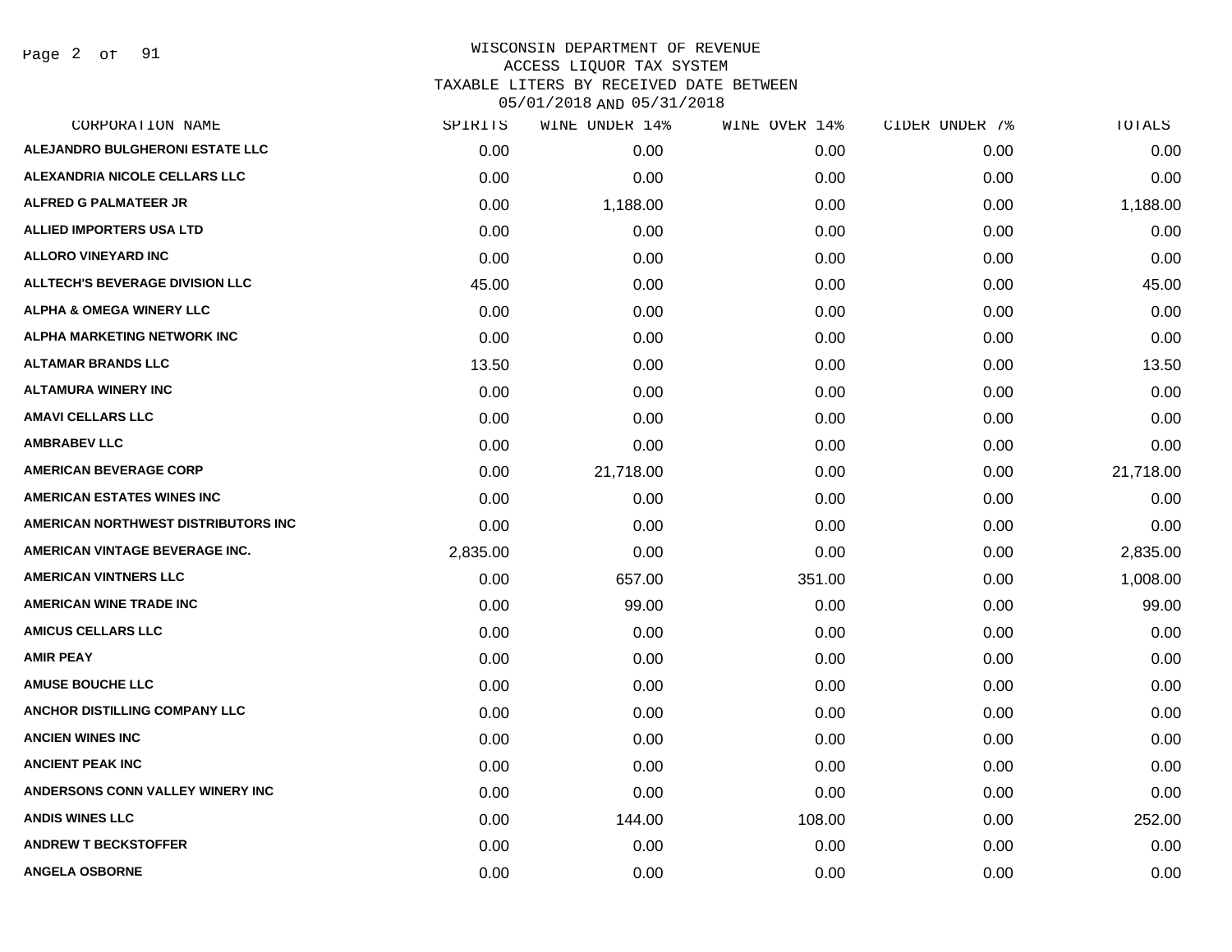# WISCONSIN DEPARTMENT OF REVENUE
## ACCESS LIQUOR TAX SYSTEM
## TAXABLE LITERS BY RECEIVED DATE BETWEEN 05/01/2018 AND 05/31/2018

| CORPORATION NAME | SPIRITS | WINE UNDER 14% | WINE OVER 14% | CIDER UNDER 7% | TOTALS |
|---|---|---|---|---|---|
| ALEJANDRO BULGHERONI ESTATE LLC | 0.00 | 0.00 | 0.00 | 0.00 | 0.00 |
| ALEXANDRIA NICOLE CELLARS LLC | 0.00 | 0.00 | 0.00 | 0.00 | 0.00 |
| ALFRED G PALMATEER JR | 0.00 | 1,188.00 | 0.00 | 0.00 | 1,188.00 |
| ALLIED IMPORTERS USA LTD | 0.00 | 0.00 | 0.00 | 0.00 | 0.00 |
| ALLORO VINEYARD INC | 0.00 | 0.00 | 0.00 | 0.00 | 0.00 |
| ALLTECH'S BEVERAGE DIVISION LLC | 45.00 | 0.00 | 0.00 | 0.00 | 45.00 |
| ALPHA & OMEGA WINERY LLC | 0.00 | 0.00 | 0.00 | 0.00 | 0.00 |
| ALPHA MARKETING NETWORK INC | 0.00 | 0.00 | 0.00 | 0.00 | 0.00 |
| ALTAMAR BRANDS LLC | 13.50 | 0.00 | 0.00 | 0.00 | 13.50 |
| ALTAMURA WINERY INC | 0.00 | 0.00 | 0.00 | 0.00 | 0.00 |
| AMAVI CELLARS LLC | 0.00 | 0.00 | 0.00 | 0.00 | 0.00 |
| AMBRABEV LLC | 0.00 | 0.00 | 0.00 | 0.00 | 0.00 |
| AMERICAN BEVERAGE CORP | 0.00 | 21,718.00 | 0.00 | 0.00 | 21,718.00 |
| AMERICAN ESTATES WINES INC | 0.00 | 0.00 | 0.00 | 0.00 | 0.00 |
| AMERICAN NORTHWEST DISTRIBUTORS INC | 0.00 | 0.00 | 0.00 | 0.00 | 0.00 |
| AMERICAN VINTAGE BEVERAGE INC. | 2,835.00 | 0.00 | 0.00 | 0.00 | 2,835.00 |
| AMERICAN VINTNERS LLC | 0.00 | 657.00 | 351.00 | 0.00 | 1,008.00 |
| AMERICAN WINE TRADE INC | 0.00 | 99.00 | 0.00 | 0.00 | 99.00 |
| AMICUS CELLARS LLC | 0.00 | 0.00 | 0.00 | 0.00 | 0.00 |
| AMIR PEAY | 0.00 | 0.00 | 0.00 | 0.00 | 0.00 |
| AMUSE BOUCHE LLC | 0.00 | 0.00 | 0.00 | 0.00 | 0.00 |
| ANCHOR DISTILLING COMPANY LLC | 0.00 | 0.00 | 0.00 | 0.00 | 0.00 |
| ANCIEN WINES INC | 0.00 | 0.00 | 0.00 | 0.00 | 0.00 |
| ANCIENT PEAK INC | 0.00 | 0.00 | 0.00 | 0.00 | 0.00 |
| ANDERSONS CONN VALLEY WINERY INC | 0.00 | 0.00 | 0.00 | 0.00 | 0.00 |
| ANDIS WINES LLC | 0.00 | 144.00 | 108.00 | 0.00 | 252.00 |
| ANDREW T BECKSTOFFER | 0.00 | 0.00 | 0.00 | 0.00 | 0.00 |
| ANGELA OSBORNE | 0.00 | 0.00 | 0.00 | 0.00 | 0.00 |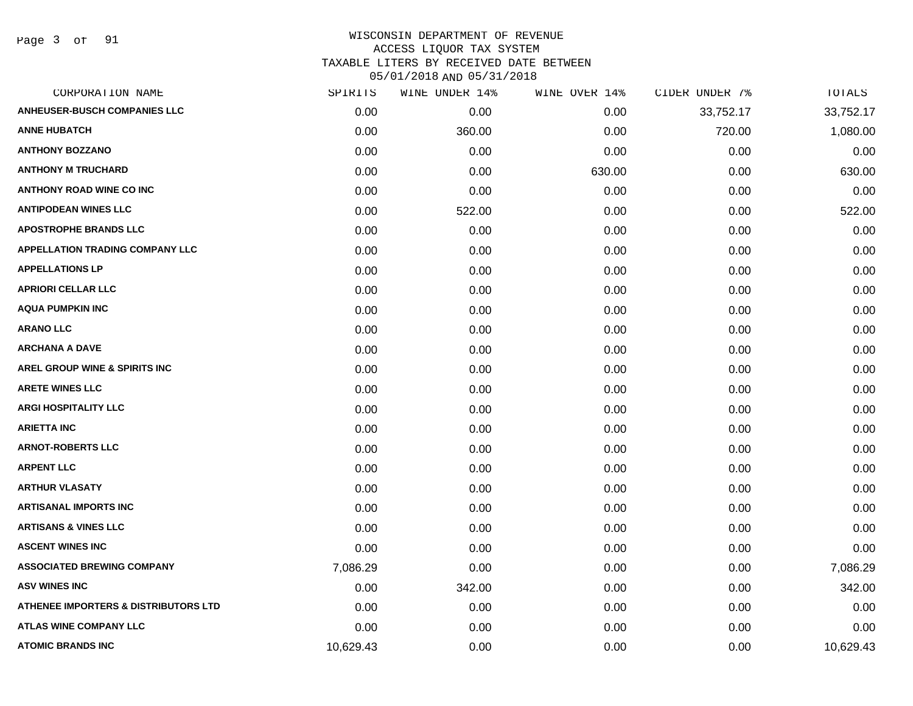# WISCONSIN DEPARTMENT OF REVENUE
## ACCESS LIQUOR TAX SYSTEM
## TAXABLE LITERS BY RECEIVED DATE BETWEEN 05/01/2018 AND 05/31/2018

| CORPORATION NAME | SPIRITS | WINE UNDER 14% | WINE OVER 14% | CIDER UNDER 7% | TOTALS |
|---|---|---|---|---|---|
| ANHEUSER-BUSCH COMPANIES LLC | 0.00 | 0.00 | 0.00 | 33,752.17 | 33,752.17 |
| ANNE HUBATCH | 0.00 | 360.00 | 0.00 | 720.00 | 1,080.00 |
| ANTHONY BOZZANO | 0.00 | 0.00 | 0.00 | 0.00 | 0.00 |
| ANTHONY M TRUCHARD | 0.00 | 0.00 | 630.00 | 0.00 | 630.00 |
| ANTHONY ROAD WINE CO INC | 0.00 | 0.00 | 0.00 | 0.00 | 0.00 |
| ANTIPODEAN WINES LLC | 0.00 | 522.00 | 0.00 | 0.00 | 522.00 |
| APOSTROPHE BRANDS LLC | 0.00 | 0.00 | 0.00 | 0.00 | 0.00 |
| APPELLATION TRADING COMPANY LLC | 0.00 | 0.00 | 0.00 | 0.00 | 0.00 |
| APPELLATIONS LP | 0.00 | 0.00 | 0.00 | 0.00 | 0.00 |
| APRIORI CELLAR LLC | 0.00 | 0.00 | 0.00 | 0.00 | 0.00 |
| AQUA PUMPKIN INC | 0.00 | 0.00 | 0.00 | 0.00 | 0.00 |
| ARANO LLC | 0.00 | 0.00 | 0.00 | 0.00 | 0.00 |
| ARCHANA A DAVE | 0.00 | 0.00 | 0.00 | 0.00 | 0.00 |
| AREL GROUP WINE & SPIRITS INC | 0.00 | 0.00 | 0.00 | 0.00 | 0.00 |
| ARETE WINES LLC | 0.00 | 0.00 | 0.00 | 0.00 | 0.00 |
| ARGI HOSPITALITY LLC | 0.00 | 0.00 | 0.00 | 0.00 | 0.00 |
| ARIETTA INC | 0.00 | 0.00 | 0.00 | 0.00 | 0.00 |
| ARNOT-ROBERTS LLC | 0.00 | 0.00 | 0.00 | 0.00 | 0.00 |
| ARPENT LLC | 0.00 | 0.00 | 0.00 | 0.00 | 0.00 |
| ARTHUR VLASATY | 0.00 | 0.00 | 0.00 | 0.00 | 0.00 |
| ARTISANAL IMPORTS INC | 0.00 | 0.00 | 0.00 | 0.00 | 0.00 |
| ARTISANS & VINES LLC | 0.00 | 0.00 | 0.00 | 0.00 | 0.00 |
| ASCENT WINES INC | 0.00 | 0.00 | 0.00 | 0.00 | 0.00 |
| ASSOCIATED BREWING COMPANY | 7,086.29 | 0.00 | 0.00 | 0.00 | 7,086.29 |
| ASV WINES INC | 0.00 | 342.00 | 0.00 | 0.00 | 342.00 |
| ATHENEE IMPORTERS & DISTRIBUTORS LTD | 0.00 | 0.00 | 0.00 | 0.00 | 0.00 |
| ATLAS WINE COMPANY LLC | 0.00 | 0.00 | 0.00 | 0.00 | 0.00 |
| ATOMIC BRANDS INC | 10,629.43 | 0.00 | 0.00 | 0.00 | 10,629.43 |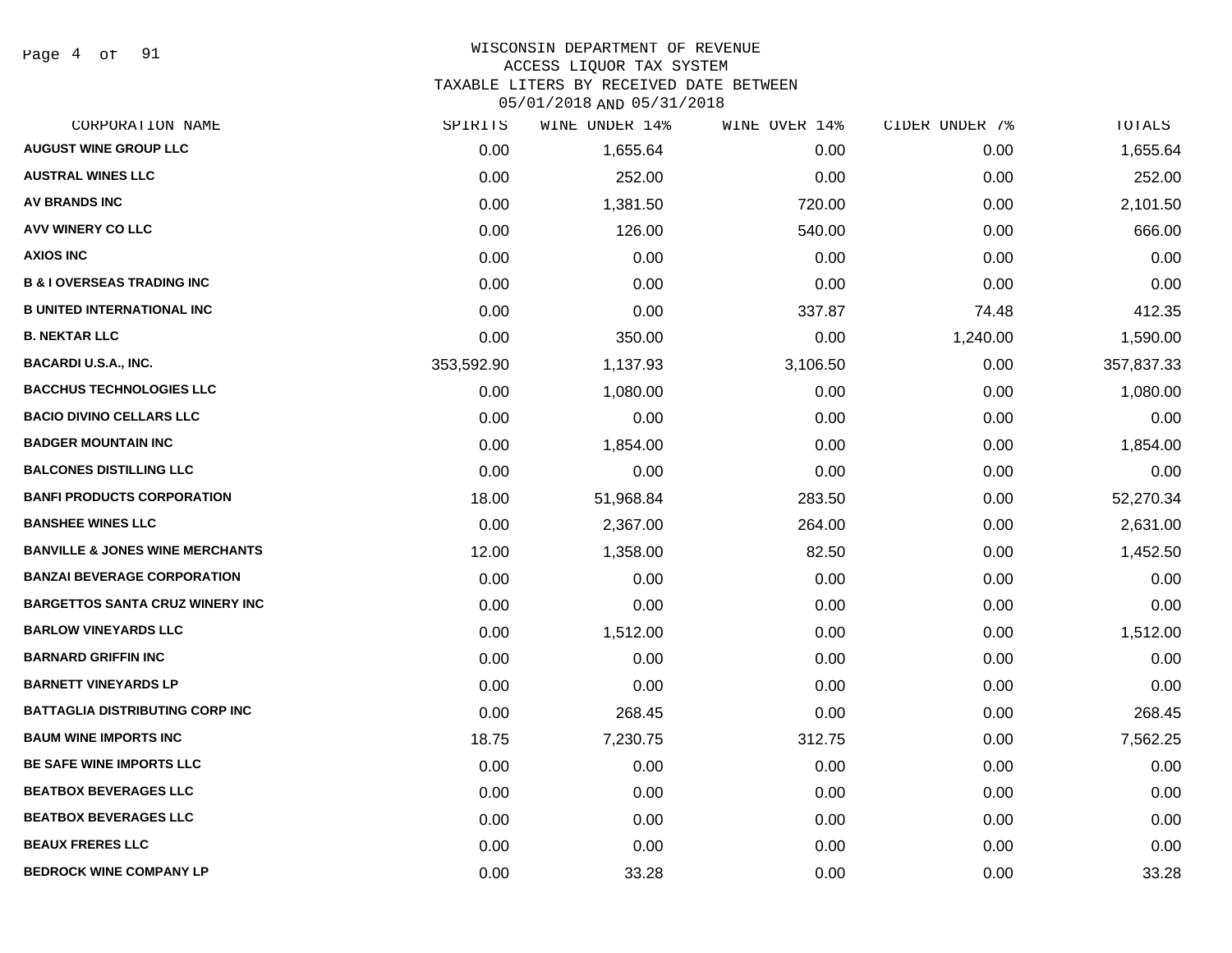# WISCONSIN DEPARTMENT OF REVENUE
## ACCESS LIQUOR TAX SYSTEM
## TAXABLE LITERS BY RECEIVED DATE BETWEEN 05/01/2018 AND 05/31/2018

| CORPORATION NAME | SPIRITS | WINE UNDER 14% | WINE OVER 14% | CIDER UNDER 7% | TOTALS |
|---|---|---|---|---|---|
| AUGUST WINE GROUP LLC | 0.00 | 1,655.64 | 0.00 | 0.00 | 1,655.64 |
| AUSTRAL WINES LLC | 0.00 | 252.00 | 0.00 | 0.00 | 252.00 |
| AV BRANDS INC | 0.00 | 1,381.50 | 720.00 | 0.00 | 2,101.50 |
| AVV WINERY CO LLC | 0.00 | 126.00 | 540.00 | 0.00 | 666.00 |
| AXIOS INC | 0.00 | 0.00 | 0.00 | 0.00 | 0.00 |
| B & I OVERSEAS TRADING INC | 0.00 | 0.00 | 0.00 | 0.00 | 0.00 |
| B UNITED INTERNATIONAL INC | 0.00 | 0.00 | 337.87 | 74.48 | 412.35 |
| B. NEKTAR LLC | 0.00 | 350.00 | 0.00 | 1,240.00 | 1,590.00 |
| BACARDI U.S.A., INC. | 353,592.90 | 1,137.93 | 3,106.50 | 0.00 | 357,837.33 |
| BACCHUS TECHNOLOGIES LLC | 0.00 | 1,080.00 | 0.00 | 0.00 | 1,080.00 |
| BACIO DIVINO CELLARS LLC | 0.00 | 0.00 | 0.00 | 0.00 | 0.00 |
| BADGER MOUNTAIN INC | 0.00 | 1,854.00 | 0.00 | 0.00 | 1,854.00 |
| BALCONES DISTILLING LLC | 0.00 | 0.00 | 0.00 | 0.00 | 0.00 |
| BANFI PRODUCTS CORPORATION | 18.00 | 51,968.84 | 283.50 | 0.00 | 52,270.34 |
| BANSHEE WINES LLC | 0.00 | 2,367.00 | 264.00 | 0.00 | 2,631.00 |
| BANVILLE & JONES WINE MERCHANTS | 12.00 | 1,358.00 | 82.50 | 0.00 | 1,452.50 |
| BANZAI BEVERAGE CORPORATION | 0.00 | 0.00 | 0.00 | 0.00 | 0.00 |
| BARGETTOS SANTA CRUZ WINERY INC | 0.00 | 0.00 | 0.00 | 0.00 | 0.00 |
| BARLOW VINEYARDS LLC | 0.00 | 1,512.00 | 0.00 | 0.00 | 1,512.00 |
| BARNARD GRIFFIN INC | 0.00 | 0.00 | 0.00 | 0.00 | 0.00 |
| BARNETT VINEYARDS LP | 0.00 | 0.00 | 0.00 | 0.00 | 0.00 |
| BATTAGLIA DISTRIBUTING CORP INC | 0.00 | 268.45 | 0.00 | 0.00 | 268.45 |
| BAUM WINE IMPORTS INC | 18.75 | 7,230.75 | 312.75 | 0.00 | 7,562.25 |
| BE SAFE WINE IMPORTS LLC | 0.00 | 0.00 | 0.00 | 0.00 | 0.00 |
| BEATBOX BEVERAGES LLC | 0.00 | 0.00 | 0.00 | 0.00 | 0.00 |
| BEATBOX BEVERAGES LLC | 0.00 | 0.00 | 0.00 | 0.00 | 0.00 |
| BEAUX FRERES LLC | 0.00 | 0.00 | 0.00 | 0.00 | 0.00 |
| BEDROCK WINE COMPANY LP | 0.00 | 33.28 | 0.00 | 0.00 | 33.28 |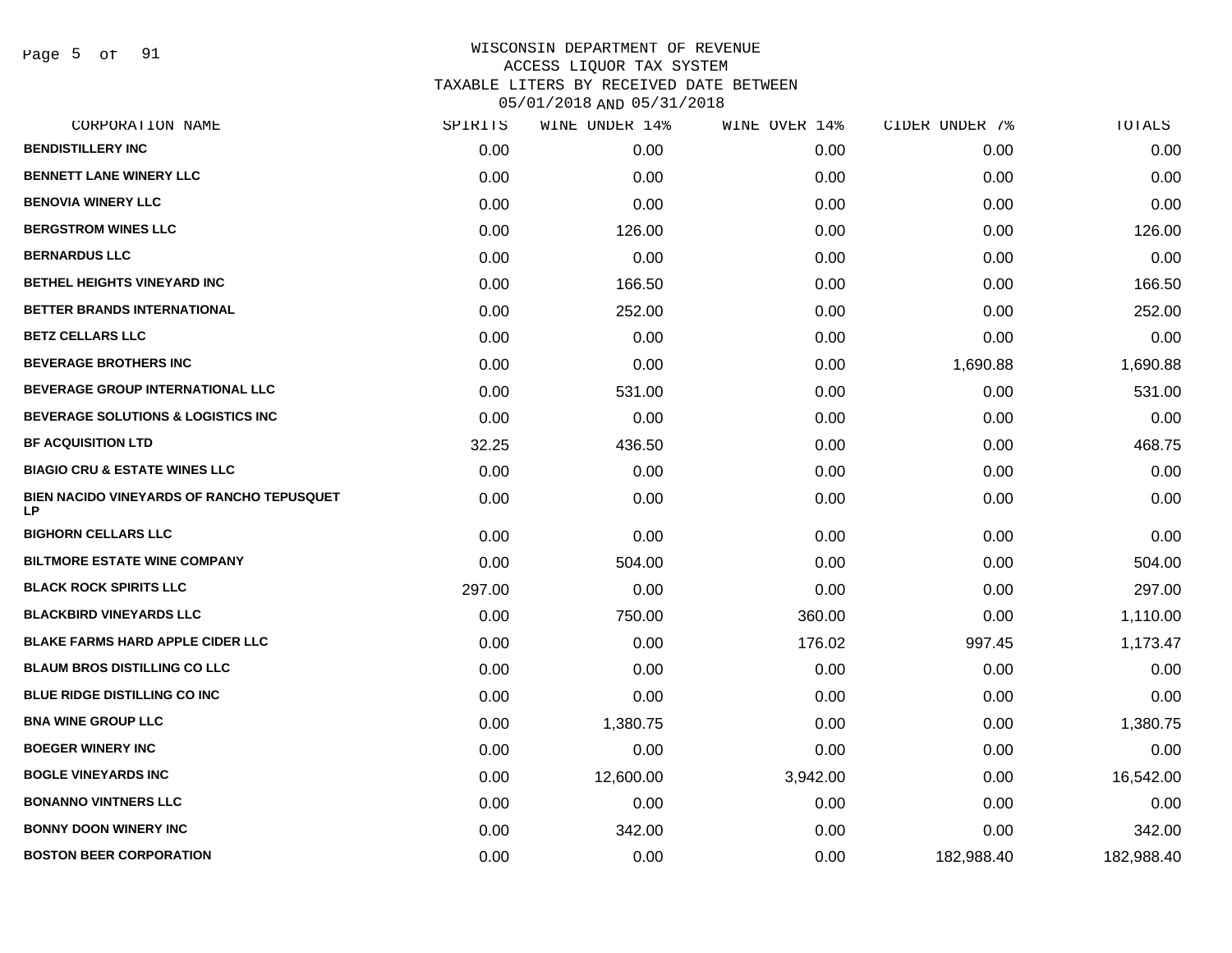WISCONSIN DEPARTMENT OF REVENUE
ACCESS LIQUOR TAX SYSTEM
TAXABLE LITERS BY RECEIVED DATE BETWEEN
05/01/2018 AND 05/31/2018

| CORPORATION NAME | SPIRITS | WINE UNDER 14% | WINE OVER 14% | CIDER UNDER 7% | TOTALS |
|---|---|---|---|---|---|
| BENDISTILLERY INC | 0.00 | 0.00 | 0.00 | 0.00 | 0.00 |
| BENNETT LANE WINERY LLC | 0.00 | 0.00 | 0.00 | 0.00 | 0.00 |
| BENOVIA WINERY LLC | 0.00 | 0.00 | 0.00 | 0.00 | 0.00 |
| BERGSTROM WINES LLC | 0.00 | 126.00 | 0.00 | 0.00 | 126.00 |
| BERNARDUS LLC | 0.00 | 0.00 | 0.00 | 0.00 | 0.00 |
| BETHEL HEIGHTS VINEYARD INC | 0.00 | 166.50 | 0.00 | 0.00 | 166.50 |
| BETTER BRANDS INTERNATIONAL | 0.00 | 252.00 | 0.00 | 0.00 | 252.00 |
| BETZ CELLARS LLC | 0.00 | 0.00 | 0.00 | 0.00 | 0.00 |
| BEVERAGE BROTHERS INC | 0.00 | 0.00 | 0.00 | 1,690.88 | 1,690.88 |
| BEVERAGE GROUP INTERNATIONAL LLC | 0.00 | 531.00 | 0.00 | 0.00 | 531.00 |
| BEVERAGE SOLUTIONS & LOGISTICS INC | 0.00 | 0.00 | 0.00 | 0.00 | 0.00 |
| BF ACQUISITION LTD | 32.25 | 436.50 | 0.00 | 0.00 | 468.75 |
| BIAGIO CRU & ESTATE WINES LLC | 0.00 | 0.00 | 0.00 | 0.00 | 0.00 |
| BIEN NACIDO VINEYARDS OF RANCHO TEPUSQUET LP | 0.00 | 0.00 | 0.00 | 0.00 | 0.00 |
| BIGHORN CELLARS LLC | 0.00 | 0.00 | 0.00 | 0.00 | 0.00 |
| BILTMORE ESTATE WINE COMPANY | 0.00 | 504.00 | 0.00 | 0.00 | 504.00 |
| BLACK ROCK SPIRITS LLC | 297.00 | 0.00 | 0.00 | 0.00 | 297.00 |
| BLACKBIRD VINEYARDS LLC | 0.00 | 750.00 | 360.00 | 0.00 | 1,110.00 |
| BLAKE FARMS HARD APPLE CIDER LLC | 0.00 | 0.00 | 176.02 | 997.45 | 1,173.47 |
| BLAUM BROS DISTILLING CO LLC | 0.00 | 0.00 | 0.00 | 0.00 | 0.00 |
| BLUE RIDGE DISTILLING CO INC | 0.00 | 0.00 | 0.00 | 0.00 | 0.00 |
| BNA WINE GROUP LLC | 0.00 | 1,380.75 | 0.00 | 0.00 | 1,380.75 |
| BOEGER WINERY INC | 0.00 | 0.00 | 0.00 | 0.00 | 0.00 |
| BOGLE VINEYARDS INC | 0.00 | 12,600.00 | 3,942.00 | 0.00 | 16,542.00 |
| BONANNO VINTNERS LLC | 0.00 | 0.00 | 0.00 | 0.00 | 0.00 |
| BONNY DOON WINERY INC | 0.00 | 342.00 | 0.00 | 0.00 | 342.00 |
| BOSTON BEER CORPORATION | 0.00 | 0.00 | 0.00 | 182,988.40 | 182,988.40 |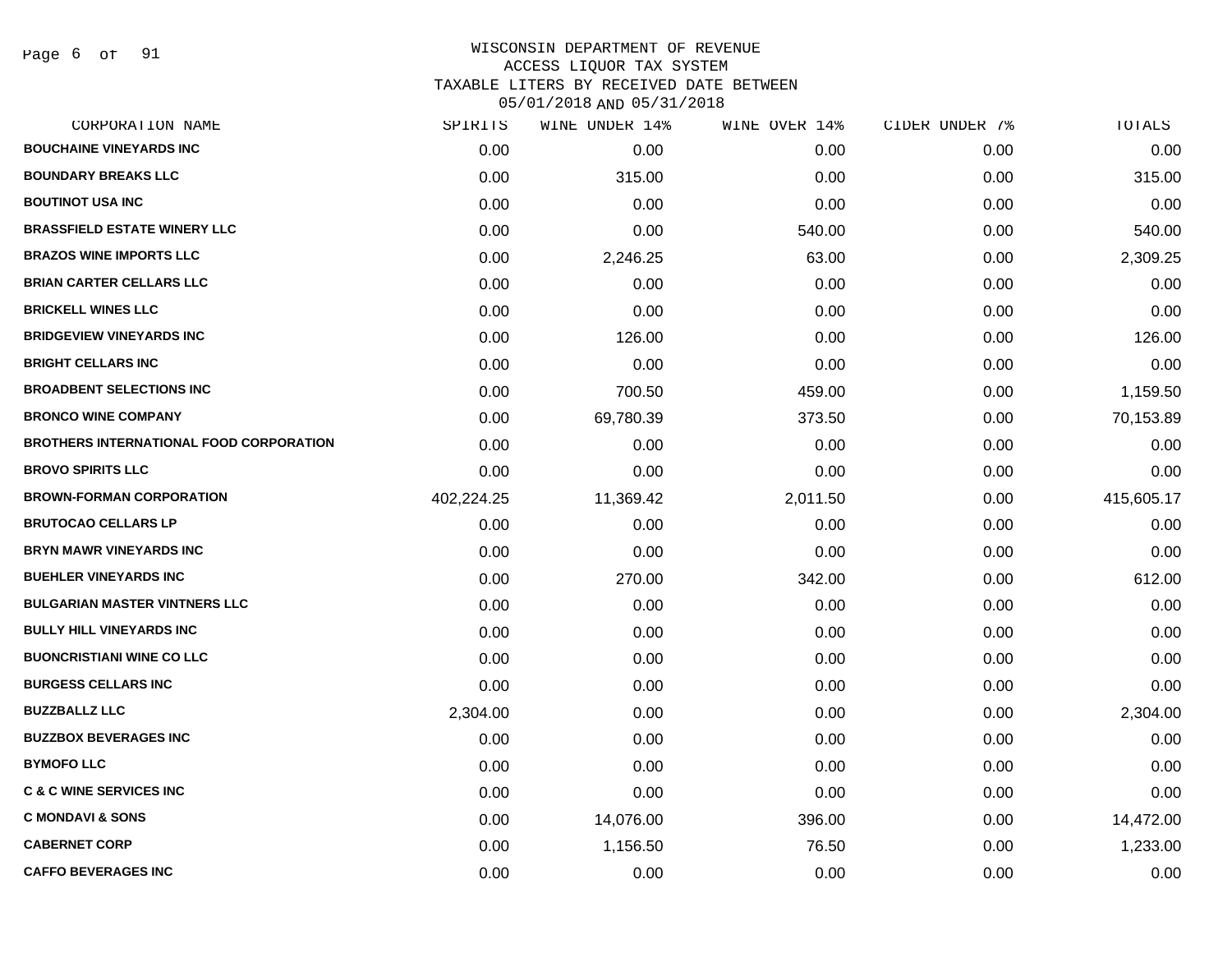WISCONSIN DEPARTMENT OF REVENUE
ACCESS LIQUOR TAX SYSTEM
TAXABLE LITERS BY RECEIVED DATE BETWEEN
05/01/2018 AND 05/31/2018

| CORPORATION NAME | SPIRITS | WINE UNDER 14% | WINE OVER 14% | CIDER UNDER 7% | TOTALS |
|---|---|---|---|---|---|
| BOUCHAINE VINEYARDS INC | 0.00 | 0.00 | 0.00 | 0.00 | 0.00 |
| BOUNDARY BREAKS LLC | 0.00 | 315.00 | 0.00 | 0.00 | 315.00 |
| BOUTINOT USA INC | 0.00 | 0.00 | 0.00 | 0.00 | 0.00 |
| BRASSFIELD ESTATE WINERY LLC | 0.00 | 0.00 | 540.00 | 0.00 | 540.00 |
| BRAZOS WINE IMPORTS LLC | 0.00 | 2,246.25 | 63.00 | 0.00 | 2,309.25 |
| BRIAN CARTER CELLARS LLC | 0.00 | 0.00 | 0.00 | 0.00 | 0.00 |
| BRICKELL WINES LLC | 0.00 | 0.00 | 0.00 | 0.00 | 0.00 |
| BRIDGEVIEW VINEYARDS INC | 0.00 | 126.00 | 0.00 | 0.00 | 126.00 |
| BRIGHT CELLARS INC | 0.00 | 0.00 | 0.00 | 0.00 | 0.00 |
| BROADBENT SELECTIONS INC | 0.00 | 700.50 | 459.00 | 0.00 | 1,159.50 |
| BRONCO WINE COMPANY | 0.00 | 69,780.39 | 373.50 | 0.00 | 70,153.89 |
| BROTHERS INTERNATIONAL FOOD CORPORATION | 0.00 | 0.00 | 0.00 | 0.00 | 0.00 |
| BROVO SPIRITS LLC | 0.00 | 0.00 | 0.00 | 0.00 | 0.00 |
| BROWN-FORMAN CORPORATION | 402,224.25 | 11,369.42 | 2,011.50 | 0.00 | 415,605.17 |
| BRUTOCAO CELLARS LP | 0.00 | 0.00 | 0.00 | 0.00 | 0.00 |
| BRYN MAWR VINEYARDS INC | 0.00 | 0.00 | 0.00 | 0.00 | 0.00 |
| BUEHLER VINEYARDS INC | 0.00 | 270.00 | 342.00 | 0.00 | 612.00 |
| BULGARIAN MASTER VINTNERS LLC | 0.00 | 0.00 | 0.00 | 0.00 | 0.00 |
| BULLY HILL VINEYARDS INC | 0.00 | 0.00 | 0.00 | 0.00 | 0.00 |
| BUONCRISTIANI WINE CO LLC | 0.00 | 0.00 | 0.00 | 0.00 | 0.00 |
| BURGESS CELLARS INC | 0.00 | 0.00 | 0.00 | 0.00 | 0.00 |
| BUZZBALLZ LLC | 2,304.00 | 0.00 | 0.00 | 0.00 | 2,304.00 |
| BUZZBOX BEVERAGES INC | 0.00 | 0.00 | 0.00 | 0.00 | 0.00 |
| BYMOFO LLC | 0.00 | 0.00 | 0.00 | 0.00 | 0.00 |
| C & C WINE SERVICES INC | 0.00 | 0.00 | 0.00 | 0.00 | 0.00 |
| C MONDAVI & SONS | 0.00 | 14,076.00 | 396.00 | 0.00 | 14,472.00 |
| CABERNET CORP | 0.00 | 1,156.50 | 76.50 | 0.00 | 1,233.00 |
| CAFFO BEVERAGES INC | 0.00 | 0.00 | 0.00 | 0.00 | 0.00 |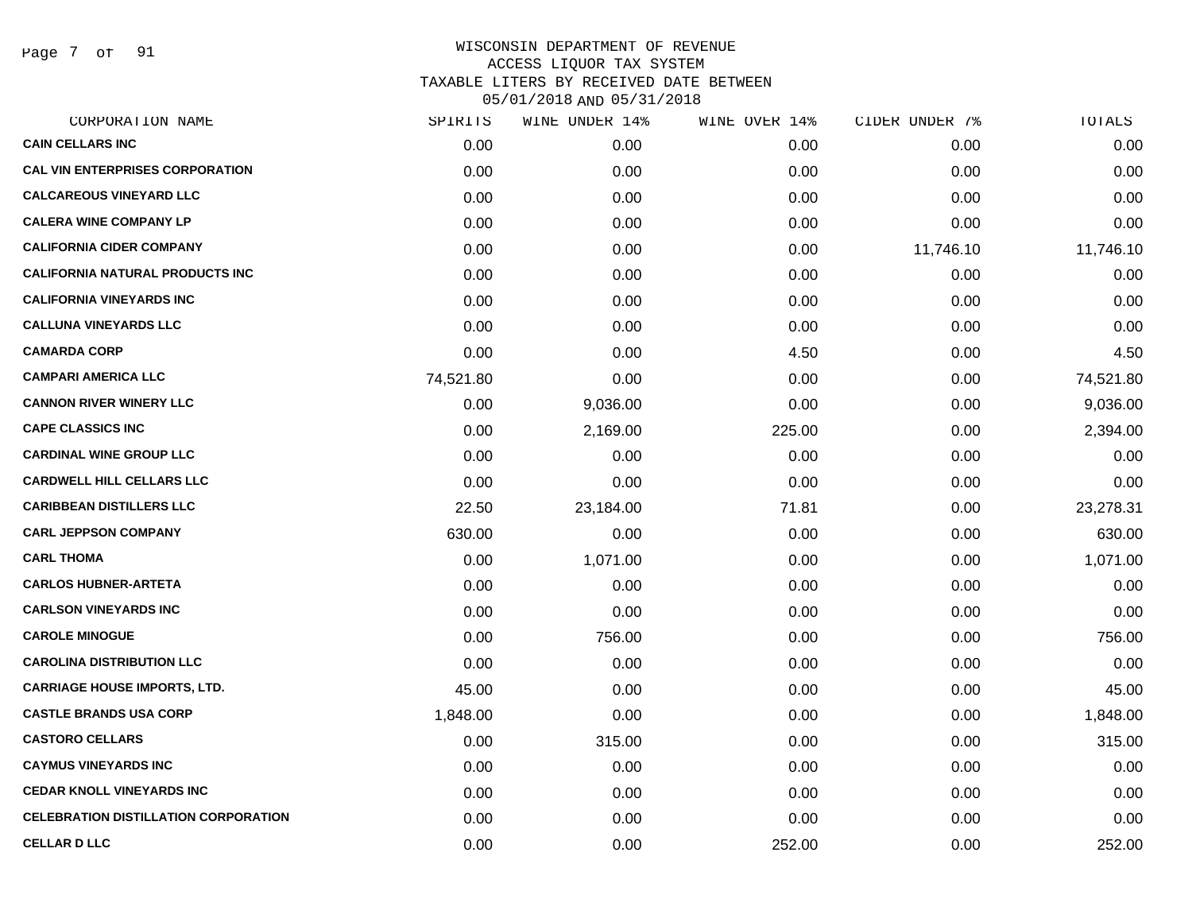# WISCONSIN DEPARTMENT OF REVENUE
## ACCESS LIQUOR TAX SYSTEM
## TAXABLE LITERS BY RECEIVED DATE BETWEEN 05/01/2018 AND 05/31/2018

| CORPORATION NAME | SPIRITS | WINE UNDER 14% | WINE OVER 14% | CIDER UNDER 7% | TOTALS |
|---|---|---|---|---|---|
| CAIN CELLARS INC | 0.00 | 0.00 | 0.00 | 0.00 | 0.00 |
| CAL VIN ENTERPRISES CORPORATION | 0.00 | 0.00 | 0.00 | 0.00 | 0.00 |
| CALCAREOUS VINEYARD LLC | 0.00 | 0.00 | 0.00 | 0.00 | 0.00 |
| CALERA WINE COMPANY LP | 0.00 | 0.00 | 0.00 | 0.00 | 0.00 |
| CALIFORNIA CIDER COMPANY | 0.00 | 0.00 | 0.00 | 11,746.10 | 11,746.10 |
| CALIFORNIA NATURAL PRODUCTS INC | 0.00 | 0.00 | 0.00 | 0.00 | 0.00 |
| CALIFORNIA VINEYARDS INC | 0.00 | 0.00 | 0.00 | 0.00 | 0.00 |
| CALLUNA VINEYARDS LLC | 0.00 | 0.00 | 0.00 | 0.00 | 0.00 |
| CAMARDA CORP | 0.00 | 0.00 | 4.50 | 0.00 | 4.50 |
| CAMPARI AMERICA LLC | 74,521.80 | 0.00 | 0.00 | 0.00 | 74,521.80 |
| CANNON RIVER WINERY LLC | 0.00 | 9,036.00 | 0.00 | 0.00 | 9,036.00 |
| CAPE CLASSICS INC | 0.00 | 2,169.00 | 225.00 | 0.00 | 2,394.00 |
| CARDINAL WINE GROUP LLC | 0.00 | 0.00 | 0.00 | 0.00 | 0.00 |
| CARDWELL HILL CELLARS LLC | 0.00 | 0.00 | 0.00 | 0.00 | 0.00 |
| CARIBBEAN DISTILLERS LLC | 22.50 | 23,184.00 | 71.81 | 0.00 | 23,278.31 |
| CARL JEPPSON COMPANY | 630.00 | 0.00 | 0.00 | 0.00 | 630.00 |
| CARL THOMA | 0.00 | 1,071.00 | 0.00 | 0.00 | 1,071.00 |
| CARLOS HUBNER-ARTETA | 0.00 | 0.00 | 0.00 | 0.00 | 0.00 |
| CARLSON VINEYARDS INC | 0.00 | 0.00 | 0.00 | 0.00 | 0.00 |
| CAROLE MINOGUE | 0.00 | 756.00 | 0.00 | 0.00 | 756.00 |
| CAROLINA DISTRIBUTION LLC | 0.00 | 0.00 | 0.00 | 0.00 | 0.00 |
| CARRIAGE HOUSE IMPORTS, LTD. | 45.00 | 0.00 | 0.00 | 0.00 | 45.00 |
| CASTLE BRANDS USA CORP | 1,848.00 | 0.00 | 0.00 | 0.00 | 1,848.00 |
| CASTORO CELLARS | 0.00 | 315.00 | 0.00 | 0.00 | 315.00 |
| CAYMUS VINEYARDS INC | 0.00 | 0.00 | 0.00 | 0.00 | 0.00 |
| CEDAR KNOLL VINEYARDS INC | 0.00 | 0.00 | 0.00 | 0.00 | 0.00 |
| CELEBRATION DISTILLATION CORPORATION | 0.00 | 0.00 | 0.00 | 0.00 | 0.00 |
| CELLAR D LLC | 0.00 | 0.00 | 252.00 | 0.00 | 252.00 |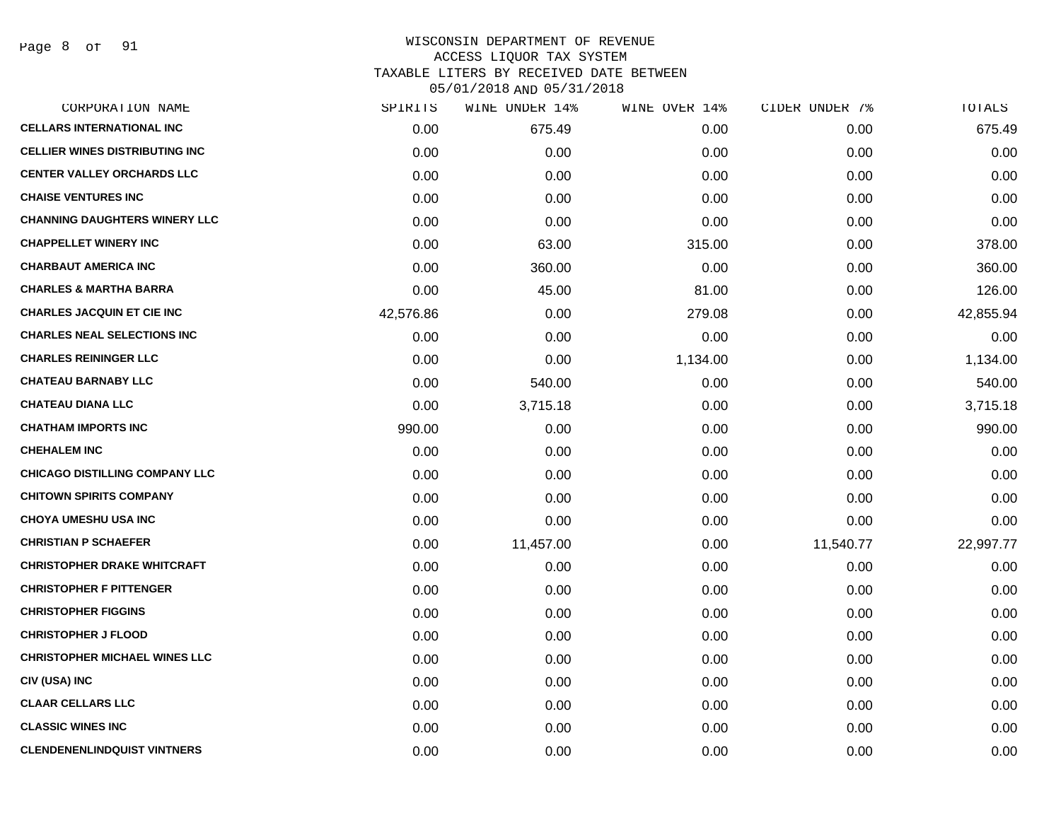# WISCONSIN DEPARTMENT OF REVENUE
## ACCESS LIQUOR TAX SYSTEM
### TAXABLE LITERS BY RECEIVED DATE BETWEEN 05/01/2018 AND 05/31/2018

| CORPORATION NAME | SPIRITS | WINE UNDER 14% | WINE OVER 14% | CIDER UNDER 7% | TOTALS |
|---|---|---|---|---|---|
| CELLARS INTERNATIONAL INC | 0.00 | 675.49 | 0.00 | 0.00 | 675.49 |
| CELLIER WINES DISTRIBUTING INC | 0.00 | 0.00 | 0.00 | 0.00 | 0.00 |
| CENTER VALLEY ORCHARDS LLC | 0.00 | 0.00 | 0.00 | 0.00 | 0.00 |
| CHAISE VENTURES INC | 0.00 | 0.00 | 0.00 | 0.00 | 0.00 |
| CHANNING DAUGHTERS WINERY LLC | 0.00 | 0.00 | 0.00 | 0.00 | 0.00 |
| CHAPPELLET WINERY INC | 0.00 | 63.00 | 315.00 | 0.00 | 378.00 |
| CHARBAUT AMERICA INC | 0.00 | 360.00 | 0.00 | 0.00 | 360.00 |
| CHARLES & MARTHA BARRA | 0.00 | 45.00 | 81.00 | 0.00 | 126.00 |
| CHARLES JACQUIN ET CIE INC | 42,576.86 | 0.00 | 279.08 | 0.00 | 42,855.94 |
| CHARLES NEAL SELECTIONS INC | 0.00 | 0.00 | 0.00 | 0.00 | 0.00 |
| CHARLES REININGER LLC | 0.00 | 0.00 | 1,134.00 | 0.00 | 1,134.00 |
| CHATEAU BARNABY LLC | 0.00 | 540.00 | 0.00 | 0.00 | 540.00 |
| CHATEAU DIANA LLC | 0.00 | 3,715.18 | 0.00 | 0.00 | 3,715.18 |
| CHATHAM IMPORTS INC | 990.00 | 0.00 | 0.00 | 0.00 | 990.00 |
| CHEHALEM INC | 0.00 | 0.00 | 0.00 | 0.00 | 0.00 |
| CHICAGO DISTILLING COMPANY LLC | 0.00 | 0.00 | 0.00 | 0.00 | 0.00 |
| CHITOWN SPIRITS COMPANY | 0.00 | 0.00 | 0.00 | 0.00 | 0.00 |
| CHOYA UMESHU USA INC | 0.00 | 0.00 | 0.00 | 0.00 | 0.00 |
| CHRISTIAN P SCHAEFER | 0.00 | 11,457.00 | 0.00 | 11,540.77 | 22,997.77 |
| CHRISTOPHER DRAKE WHITCRAFT | 0.00 | 0.00 | 0.00 | 0.00 | 0.00 |
| CHRISTOPHER F PITTENGER | 0.00 | 0.00 | 0.00 | 0.00 | 0.00 |
| CHRISTOPHER FIGGINS | 0.00 | 0.00 | 0.00 | 0.00 | 0.00 |
| CHRISTOPHER J FLOOD | 0.00 | 0.00 | 0.00 | 0.00 | 0.00 |
| CHRISTOPHER MICHAEL WINES LLC | 0.00 | 0.00 | 0.00 | 0.00 | 0.00 |
| CIV (USA) INC | 0.00 | 0.00 | 0.00 | 0.00 | 0.00 |
| CLAAR CELLARS LLC | 0.00 | 0.00 | 0.00 | 0.00 | 0.00 |
| CLASSIC WINES INC | 0.00 | 0.00 | 0.00 | 0.00 | 0.00 |
| CLENDENENLINDQUIST VINTNERS | 0.00 | 0.00 | 0.00 | 0.00 | 0.00 |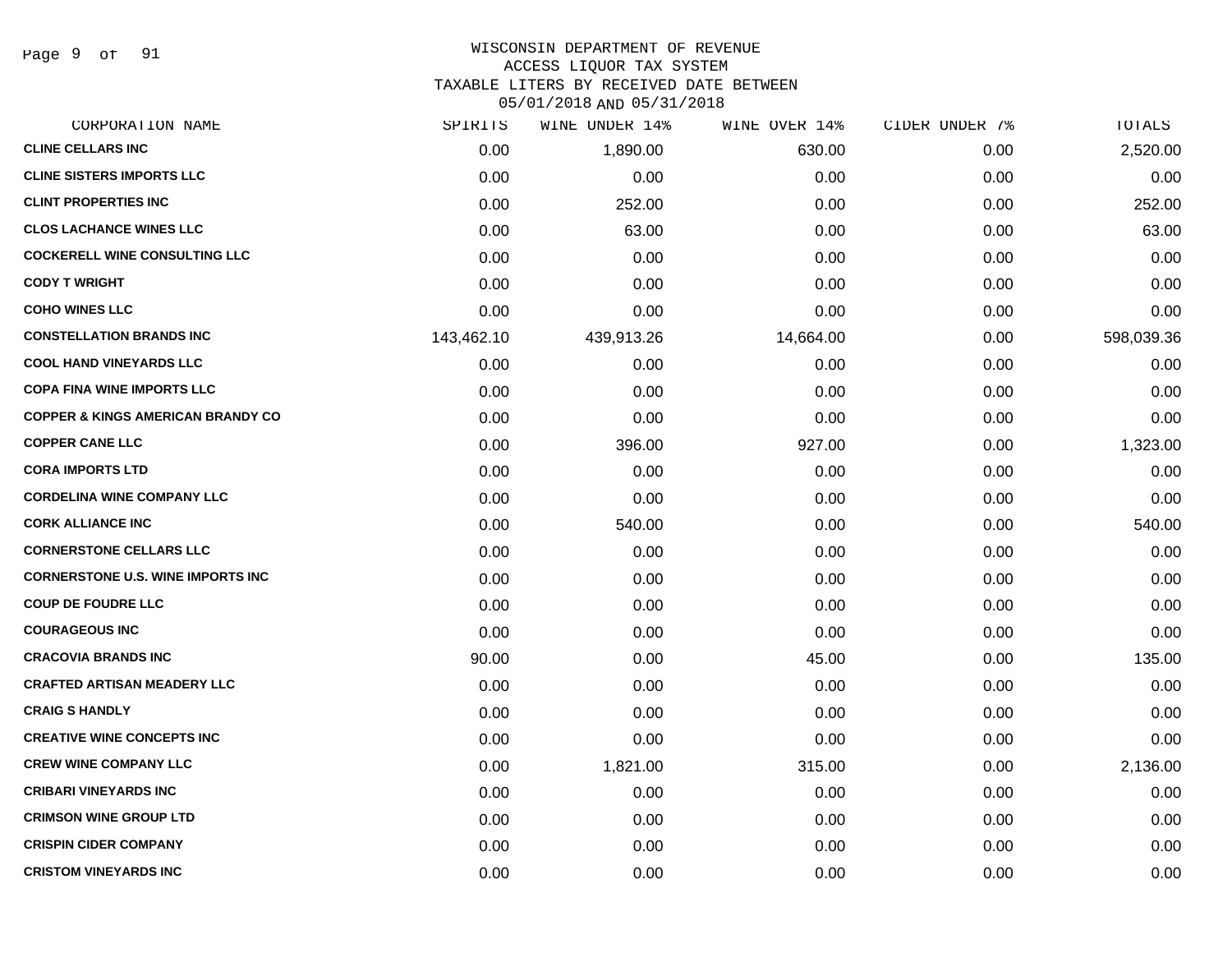# WISCONSIN DEPARTMENT OF REVENUE
## ACCESS LIQUOR TAX SYSTEM
### TAXABLE LITERS BY RECEIVED DATE BETWEEN 05/01/2018 AND 05/31/2018

| CORPORATION NAME | SPIRITS | WINE UNDER 14% | WINE OVER 14% | CIDER UNDER 7% | TOTALS |
|---|---|---|---|---|---|
| CLINE CELLARS INC | 0.00 | 1,890.00 | 630.00 | 0.00 | 2,520.00 |
| CLINE SISTERS IMPORTS LLC | 0.00 | 0.00 | 0.00 | 0.00 | 0.00 |
| CLINT PROPERTIES INC | 0.00 | 252.00 | 0.00 | 0.00 | 252.00 |
| CLOS LACHANCE WINES LLC | 0.00 | 63.00 | 0.00 | 0.00 | 63.00 |
| COCKERELL WINE CONSULTING LLC | 0.00 | 0.00 | 0.00 | 0.00 | 0.00 |
| CODY T WRIGHT | 0.00 | 0.00 | 0.00 | 0.00 | 0.00 |
| COHO WINES LLC | 0.00 | 0.00 | 0.00 | 0.00 | 0.00 |
| CONSTELLATION BRANDS INC | 143,462.10 | 439,913.26 | 14,664.00 | 0.00 | 598,039.36 |
| COOL HAND VINEYARDS LLC | 0.00 | 0.00 | 0.00 | 0.00 | 0.00 |
| COPA FINA WINE IMPORTS LLC | 0.00 | 0.00 | 0.00 | 0.00 | 0.00 |
| COPPER & KINGS AMERICAN BRANDY CO | 0.00 | 0.00 | 0.00 | 0.00 | 0.00 |
| COPPER CANE LLC | 0.00 | 396.00 | 927.00 | 0.00 | 1,323.00 |
| CORA IMPORTS LTD | 0.00 | 0.00 | 0.00 | 0.00 | 0.00 |
| CORDELINA WINE COMPANY LLC | 0.00 | 0.00 | 0.00 | 0.00 | 0.00 |
| CORK ALLIANCE INC | 0.00 | 540.00 | 0.00 | 0.00 | 540.00 |
| CORNERSTONE CELLARS LLC | 0.00 | 0.00 | 0.00 | 0.00 | 0.00 |
| CORNERSTONE U.S. WINE IMPORTS INC | 0.00 | 0.00 | 0.00 | 0.00 | 0.00 |
| COUP DE FOUDRE LLC | 0.00 | 0.00 | 0.00 | 0.00 | 0.00 |
| COURAGEOUS INC | 0.00 | 0.00 | 0.00 | 0.00 | 0.00 |
| CRACOVIA BRANDS INC | 90.00 | 0.00 | 45.00 | 0.00 | 135.00 |
| CRAFTED ARTISAN MEADERY LLC | 0.00 | 0.00 | 0.00 | 0.00 | 0.00 |
| CRAIG S HANDLY | 0.00 | 0.00 | 0.00 | 0.00 | 0.00 |
| CREATIVE WINE CONCEPTS INC | 0.00 | 0.00 | 0.00 | 0.00 | 0.00 |
| CREW WINE COMPANY LLC | 0.00 | 1,821.00 | 315.00 | 0.00 | 2,136.00 |
| CRIBARI VINEYARDS INC | 0.00 | 0.00 | 0.00 | 0.00 | 0.00 |
| CRIMSON WINE GROUP LTD | 0.00 | 0.00 | 0.00 | 0.00 | 0.00 |
| CRISPIN CIDER COMPANY | 0.00 | 0.00 | 0.00 | 0.00 | 0.00 |
| CRISTOM VINEYARDS INC | 0.00 | 0.00 | 0.00 | 0.00 | 0.00 |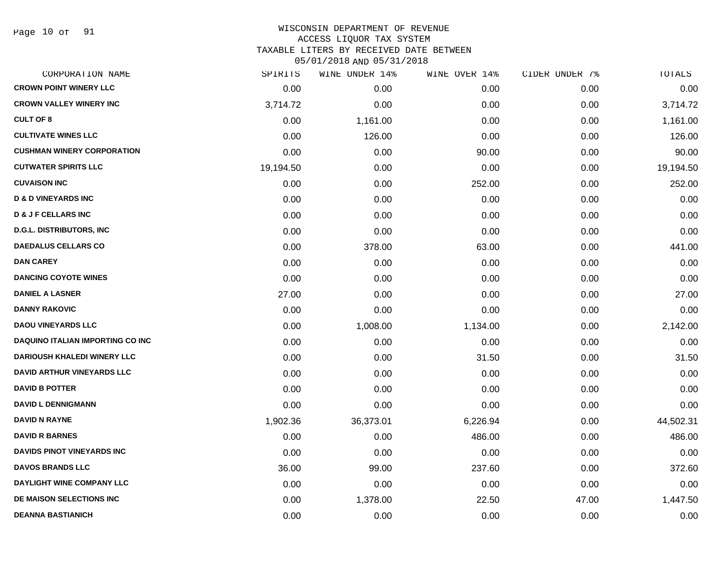WISCONSIN DEPARTMENT OF REVENUE
ACCESS LIQUOR TAX SYSTEM
TAXABLE LITERS BY RECEIVED DATE BETWEEN
05/01/2018 AND 05/31/2018

| CORPORATION NAME | SPIRITS | WINE UNDER 14% | WINE OVER 14% | CIDER UNDER 7% | TOTALS |
|---|---|---|---|---|---|
| CROWN POINT WINERY LLC | 0.00 | 0.00 | 0.00 | 0.00 | 0.00 |
| CROWN VALLEY WINERY INC | 3,714.72 | 0.00 | 0.00 | 0.00 | 3,714.72 |
| CULT OF 8 | 0.00 | 1,161.00 | 0.00 | 0.00 | 1,161.00 |
| CULTIVATE WINES LLC | 0.00 | 126.00 | 0.00 | 0.00 | 126.00 |
| CUSHMAN WINERY CORPORATION | 0.00 | 0.00 | 90.00 | 0.00 | 90.00 |
| CUTWATER SPIRITS LLC | 19,194.50 | 0.00 | 0.00 | 0.00 | 19,194.50 |
| CUVAISON INC | 0.00 | 0.00 | 252.00 | 0.00 | 252.00 |
| D & D VINEYARDS INC | 0.00 | 0.00 | 0.00 | 0.00 | 0.00 |
| D & J F CELLARS INC | 0.00 | 0.00 | 0.00 | 0.00 | 0.00 |
| D.G.L. DISTRIBUTORS, INC | 0.00 | 0.00 | 0.00 | 0.00 | 0.00 |
| DAEDALUS CELLARS CO | 0.00 | 378.00 | 63.00 | 0.00 | 441.00 |
| DAN CAREY | 0.00 | 0.00 | 0.00 | 0.00 | 0.00 |
| DANCING COYOTE WINES | 0.00 | 0.00 | 0.00 | 0.00 | 0.00 |
| DANIEL A LASNER | 27.00 | 0.00 | 0.00 | 0.00 | 27.00 |
| DANNY RAKOVIC | 0.00 | 0.00 | 0.00 | 0.00 | 0.00 |
| DAOU VINEYARDS LLC | 0.00 | 1,008.00 | 1,134.00 | 0.00 | 2,142.00 |
| DAQUINO ITALIAN IMPORTING CO INC | 0.00 | 0.00 | 0.00 | 0.00 | 0.00 |
| DARIOUSH KHALEDI WINERY LLC | 0.00 | 0.00 | 31.50 | 0.00 | 31.50 |
| DAVID ARTHUR VINEYARDS LLC | 0.00 | 0.00 | 0.00 | 0.00 | 0.00 |
| DAVID B POTTER | 0.00 | 0.00 | 0.00 | 0.00 | 0.00 |
| DAVID L DENNIGMANN | 0.00 | 0.00 | 0.00 | 0.00 | 0.00 |
| DAVID N RAYNE | 1,902.36 | 36,373.01 | 6,226.94 | 0.00 | 44,502.31 |
| DAVID R BARNES | 0.00 | 0.00 | 486.00 | 0.00 | 486.00 |
| DAVIDS PINOT VINEYARDS INC | 0.00 | 0.00 | 0.00 | 0.00 | 0.00 |
| DAVOS BRANDS LLC | 36.00 | 99.00 | 237.60 | 0.00 | 372.60 |
| DAYLIGHT WINE COMPANY LLC | 0.00 | 0.00 | 0.00 | 0.00 | 0.00 |
| DE MAISON SELECTIONS INC | 0.00 | 1,378.00 | 22.50 | 47.00 | 1,447.50 |
| DEANNA BASTIANICH | 0.00 | 0.00 | 0.00 | 0.00 | 0.00 |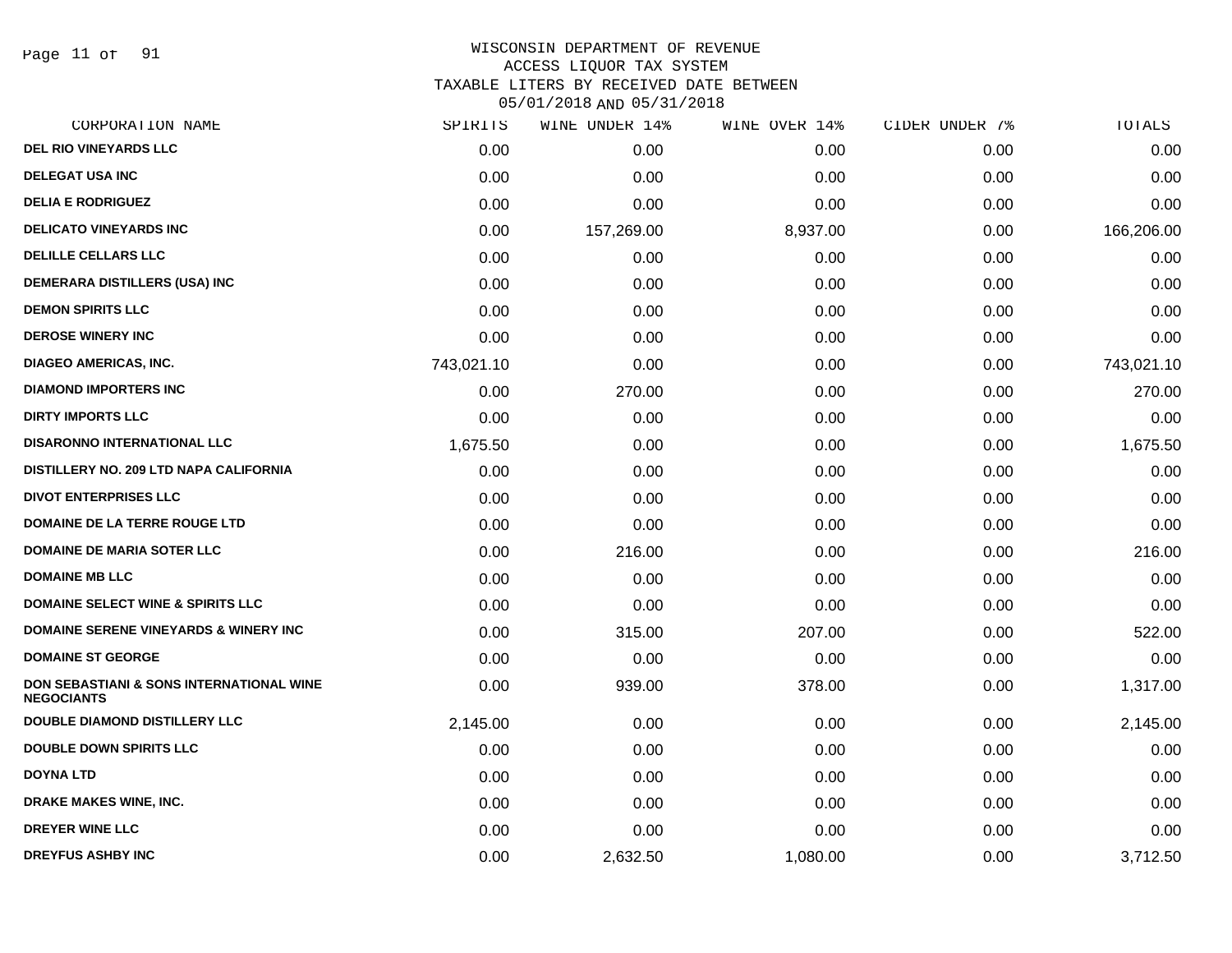WISCONSIN DEPARTMENT OF REVENUE
ACCESS LIQUOR TAX SYSTEM
TAXABLE LITERS BY RECEIVED DATE BETWEEN
05/01/2018 AND 05/31/2018

| CORPORATION NAME | SPIRITS | WINE UNDER 14% | WINE OVER 14% | CIDER UNDER 7% | TOTALS |
|---|---|---|---|---|---|
| DEL RIO VINEYARDS LLC | 0.00 | 0.00 | 0.00 | 0.00 | 0.00 |
| DELEGAT USA INC | 0.00 | 0.00 | 0.00 | 0.00 | 0.00 |
| DELIA E RODRIGUEZ | 0.00 | 0.00 | 0.00 | 0.00 | 0.00 |
| DELICATO VINEYARDS INC | 0.00 | 157,269.00 | 8,937.00 | 0.00 | 166,206.00 |
| DELILLE CELLARS LLC | 0.00 | 0.00 | 0.00 | 0.00 | 0.00 |
| DEMERARA DISTILLERS (USA) INC | 0.00 | 0.00 | 0.00 | 0.00 | 0.00 |
| DEMON SPIRITS LLC | 0.00 | 0.00 | 0.00 | 0.00 | 0.00 |
| DEROSE WINERY INC | 0.00 | 0.00 | 0.00 | 0.00 | 0.00 |
| DIAGEO AMERICAS, INC. | 743,021.10 | 0.00 | 0.00 | 0.00 | 743,021.10 |
| DIAMOND IMPORTERS INC | 0.00 | 270.00 | 0.00 | 0.00 | 270.00 |
| DIRTY IMPORTS LLC | 0.00 | 0.00 | 0.00 | 0.00 | 0.00 |
| DISARONNO INTERNATIONAL LLC | 1,675.50 | 0.00 | 0.00 | 0.00 | 1,675.50 |
| DISTILLERY NO. 209 LTD NAPA CALIFORNIA | 0.00 | 0.00 | 0.00 | 0.00 | 0.00 |
| DIVOT ENTERPRISES LLC | 0.00 | 0.00 | 0.00 | 0.00 | 0.00 |
| DOMAINE DE LA TERRE ROUGE LTD | 0.00 | 0.00 | 0.00 | 0.00 | 0.00 |
| DOMAINE DE MARIA SOTER LLC | 0.00 | 216.00 | 0.00 | 0.00 | 216.00 |
| DOMAINE MB LLC | 0.00 | 0.00 | 0.00 | 0.00 | 0.00 |
| DOMAINE SELECT WINE & SPIRITS LLC | 0.00 | 0.00 | 0.00 | 0.00 | 0.00 |
| DOMAINE SERENE VINEYARDS & WINERY INC | 0.00 | 315.00 | 207.00 | 0.00 | 522.00 |
| DOMAINE ST GEORGE | 0.00 | 0.00 | 0.00 | 0.00 | 0.00 |
| DON SEBASTIANI & SONS INTERNATIONAL WINE NEGOCIANTS | 0.00 | 939.00 | 378.00 | 0.00 | 1,317.00 |
| DOUBLE DIAMOND DISTILLERY LLC | 2,145.00 | 0.00 | 0.00 | 0.00 | 2,145.00 |
| DOUBLE DOWN SPIRITS LLC | 0.00 | 0.00 | 0.00 | 0.00 | 0.00 |
| DOYNA LTD | 0.00 | 0.00 | 0.00 | 0.00 | 0.00 |
| DRAKE MAKES WINE, INC. | 0.00 | 0.00 | 0.00 | 0.00 | 0.00 |
| DREYER WINE LLC | 0.00 | 0.00 | 0.00 | 0.00 | 0.00 |
| DREYFUS ASHBY INC | 0.00 | 2,632.50 | 1,080.00 | 0.00 | 3,712.50 |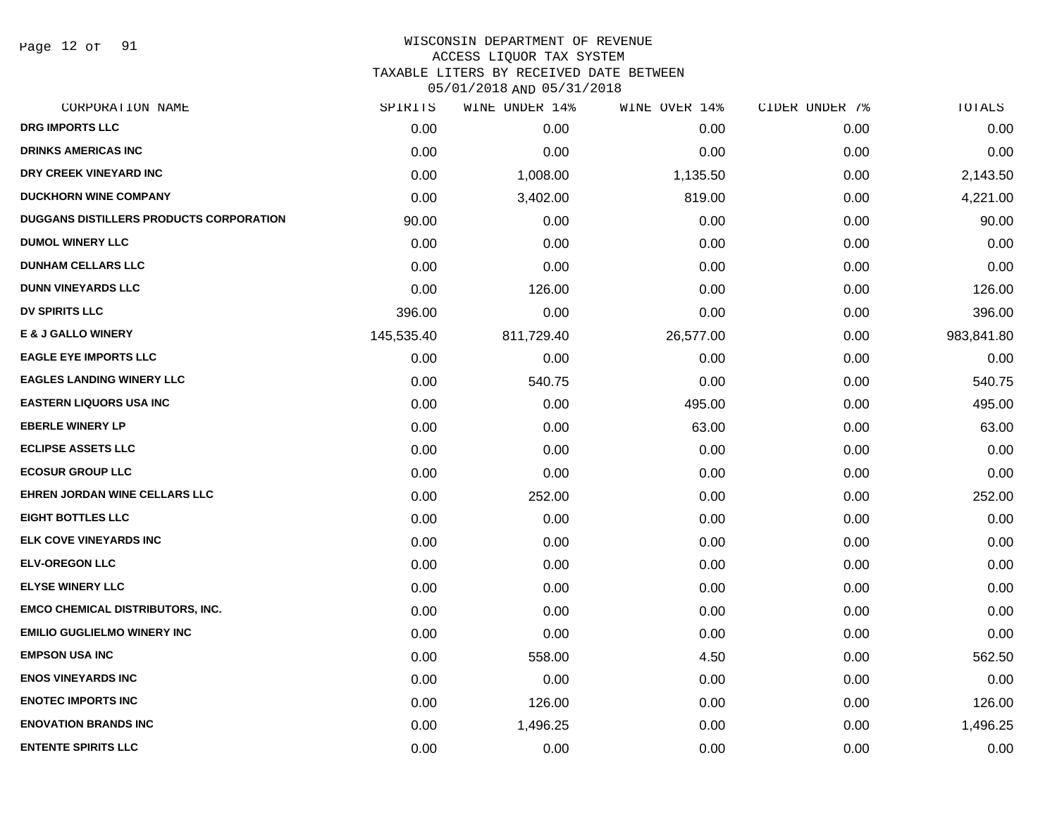# WISCONSIN DEPARTMENT OF REVENUE
## ACCESS LIQUOR TAX SYSTEM
## TAXABLE LITERS BY RECEIVED DATE BETWEEN 05/01/2018 AND 05/31/2018

| CORPORATION NAME | SPIRITS | WINE UNDER 14% | WINE OVER 14% | CIDER UNDER 7% | TOTALS |
|---|---|---|---|---|---|
| DRG IMPORTS LLC | 0.00 | 0.00 | 0.00 | 0.00 | 0.00 |
| DRINKS AMERICAS INC | 0.00 | 0.00 | 0.00 | 0.00 | 0.00 |
| DRY CREEK VINEYARD INC | 0.00 | 1,008.00 | 1,135.50 | 0.00 | 2,143.50 |
| DUCKHORN WINE COMPANY | 0.00 | 3,402.00 | 819.00 | 0.00 | 4,221.00 |
| DUGGANS DISTILLERS PRODUCTS CORPORATION | 90.00 | 0.00 | 0.00 | 0.00 | 90.00 |
| DUMOL WINERY LLC | 0.00 | 0.00 | 0.00 | 0.00 | 0.00 |
| DUNHAM CELLARS LLC | 0.00 | 0.00 | 0.00 | 0.00 | 0.00 |
| DUNN VINEYARDS LLC | 0.00 | 126.00 | 0.00 | 0.00 | 126.00 |
| DV SPIRITS LLC | 396.00 | 0.00 | 0.00 | 0.00 | 396.00 |
| E & J GALLO WINERY | 145,535.40 | 811,729.40 | 26,577.00 | 0.00 | 983,841.80 |
| EAGLE EYE IMPORTS LLC | 0.00 | 0.00 | 0.00 | 0.00 | 0.00 |
| EAGLES LANDING WINERY LLC | 0.00 | 540.75 | 0.00 | 0.00 | 540.75 |
| EASTERN LIQUORS USA INC | 0.00 | 0.00 | 495.00 | 0.00 | 495.00 |
| EBERLE WINERY LP | 0.00 | 0.00 | 63.00 | 0.00 | 63.00 |
| ECLIPSE ASSETS LLC | 0.00 | 0.00 | 0.00 | 0.00 | 0.00 |
| ECOSUR GROUP LLC | 0.00 | 0.00 | 0.00 | 0.00 | 0.00 |
| EHREN JORDAN WINE CELLARS LLC | 0.00 | 252.00 | 0.00 | 0.00 | 252.00 |
| EIGHT BOTTLES LLC | 0.00 | 0.00 | 0.00 | 0.00 | 0.00 |
| ELK COVE VINEYARDS INC | 0.00 | 0.00 | 0.00 | 0.00 | 0.00 |
| ELV-OREGON LLC | 0.00 | 0.00 | 0.00 | 0.00 | 0.00 |
| ELYSE WINERY LLC | 0.00 | 0.00 | 0.00 | 0.00 | 0.00 |
| EMCO CHEMICAL DISTRIBUTORS, INC. | 0.00 | 0.00 | 0.00 | 0.00 | 0.00 |
| EMILIO GUGLIELMO WINERY INC | 0.00 | 0.00 | 0.00 | 0.00 | 0.00 |
| EMPSON USA INC | 0.00 | 558.00 | 4.50 | 0.00 | 562.50 |
| ENOS VINEYARDS INC | 0.00 | 0.00 | 0.00 | 0.00 | 0.00 |
| ENOTEC IMPORTS INC | 0.00 | 126.00 | 0.00 | 0.00 | 126.00 |
| ENOVATION BRANDS INC | 0.00 | 1,496.25 | 0.00 | 0.00 | 1,496.25 |
| ENTENTE SPIRITS LLC | 0.00 | 0.00 | 0.00 | 0.00 | 0.00 |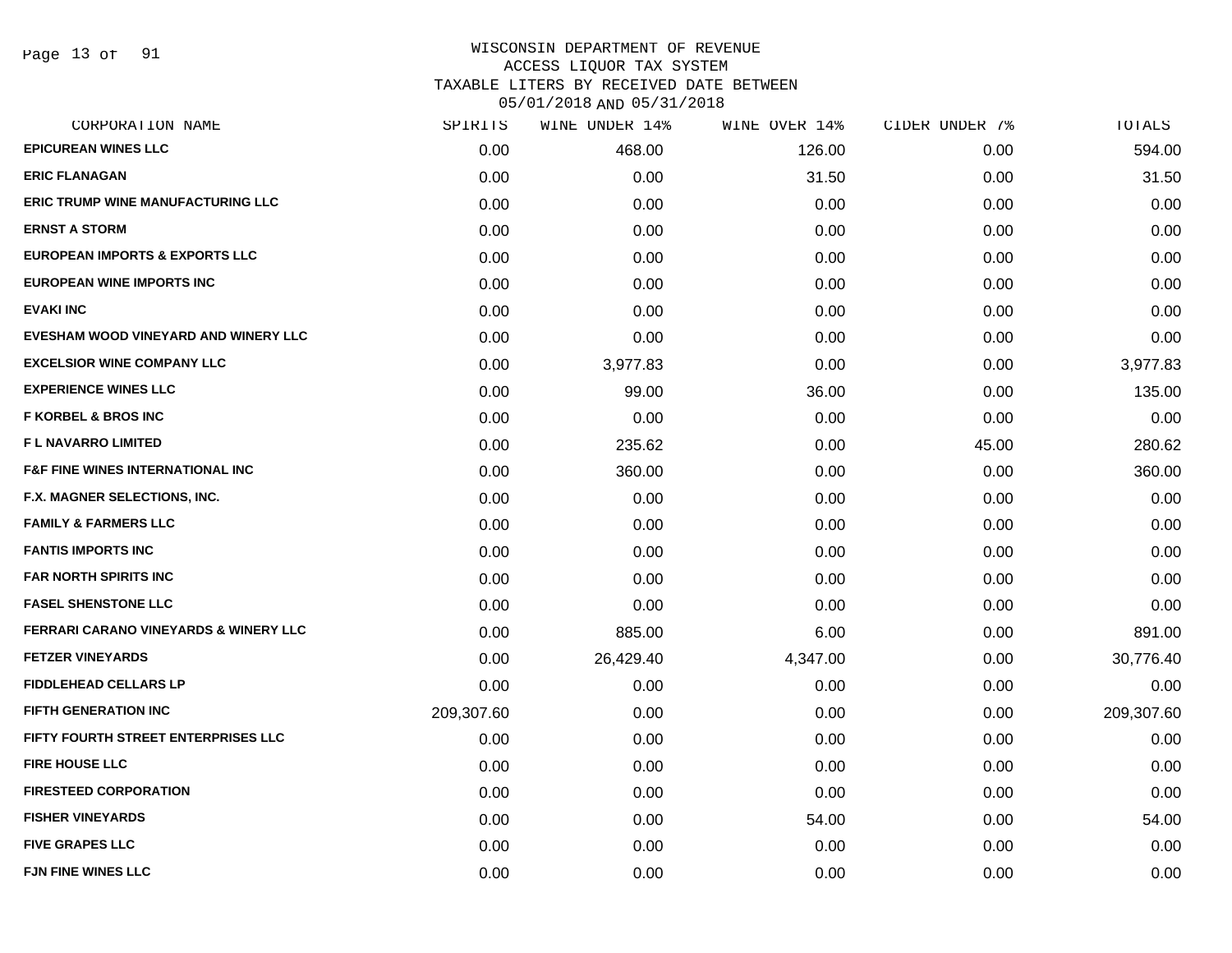# WISCONSIN DEPARTMENT OF REVENUE
## ACCESS LIQUOR TAX SYSTEM
### TAXABLE LITERS BY RECEIVED DATE BETWEEN 05/01/2018 AND 05/31/2018

| CORPORATION NAME | SPIRITS | WINE UNDER 14% | WINE OVER 14% | CIDER UNDER 7% | TOTALS |
|---|---|---|---|---|---|
| EPICUREAN WINES LLC | 0.00 | 468.00 | 126.00 | 0.00 | 594.00 |
| ERIC FLANAGAN | 0.00 | 0.00 | 31.50 | 0.00 | 31.50 |
| ERIC TRUMP WINE MANUFACTURING LLC | 0.00 | 0.00 | 0.00 | 0.00 | 0.00 |
| ERNST A STORM | 0.00 | 0.00 | 0.00 | 0.00 | 0.00 |
| EUROPEAN IMPORTS & EXPORTS LLC | 0.00 | 0.00 | 0.00 | 0.00 | 0.00 |
| EUROPEAN WINE IMPORTS INC | 0.00 | 0.00 | 0.00 | 0.00 | 0.00 |
| EVAKI INC | 0.00 | 0.00 | 0.00 | 0.00 | 0.00 |
| EVESHAM WOOD VINEYARD AND WINERY LLC | 0.00 | 0.00 | 0.00 | 0.00 | 0.00 |
| EXCELSIOR WINE COMPANY LLC | 0.00 | 3,977.83 | 0.00 | 0.00 | 3,977.83 |
| EXPERIENCE WINES LLC | 0.00 | 99.00 | 36.00 | 0.00 | 135.00 |
| F KORBEL & BROS INC | 0.00 | 0.00 | 0.00 | 0.00 | 0.00 |
| F L NAVARRO LIMITED | 0.00 | 235.62 | 0.00 | 45.00 | 280.62 |
| F&F FINE WINES INTERNATIONAL INC | 0.00 | 360.00 | 0.00 | 0.00 | 360.00 |
| F.X. MAGNER SELECTIONS, INC. | 0.00 | 0.00 | 0.00 | 0.00 | 0.00 |
| FAMILY & FARMERS LLC | 0.00 | 0.00 | 0.00 | 0.00 | 0.00 |
| FANTIS IMPORTS INC | 0.00 | 0.00 | 0.00 | 0.00 | 0.00 |
| FAR NORTH SPIRITS INC | 0.00 | 0.00 | 0.00 | 0.00 | 0.00 |
| FASEL SHENSTONE LLC | 0.00 | 0.00 | 0.00 | 0.00 | 0.00 |
| FERRARI CARANO VINEYARDS & WINERY LLC | 0.00 | 885.00 | 6.00 | 0.00 | 891.00 |
| FETZER VINEYARDS | 0.00 | 26,429.40 | 4,347.00 | 0.00 | 30,776.40 |
| FIDDLEHEAD CELLARS LP | 0.00 | 0.00 | 0.00 | 0.00 | 0.00 |
| FIFTH GENERATION INC | 209,307.60 | 0.00 | 0.00 | 0.00 | 209,307.60 |
| FIFTY FOURTH STREET ENTERPRISES LLC | 0.00 | 0.00 | 0.00 | 0.00 | 0.00 |
| FIRE HOUSE LLC | 0.00 | 0.00 | 0.00 | 0.00 | 0.00 |
| FIRESTEED CORPORATION | 0.00 | 0.00 | 0.00 | 0.00 | 0.00 |
| FISHER VINEYARDS | 0.00 | 0.00 | 54.00 | 0.00 | 54.00 |
| FIVE GRAPES LLC | 0.00 | 0.00 | 0.00 | 0.00 | 0.00 |
| FJN FINE WINES LLC | 0.00 | 0.00 | 0.00 | 0.00 | 0.00 |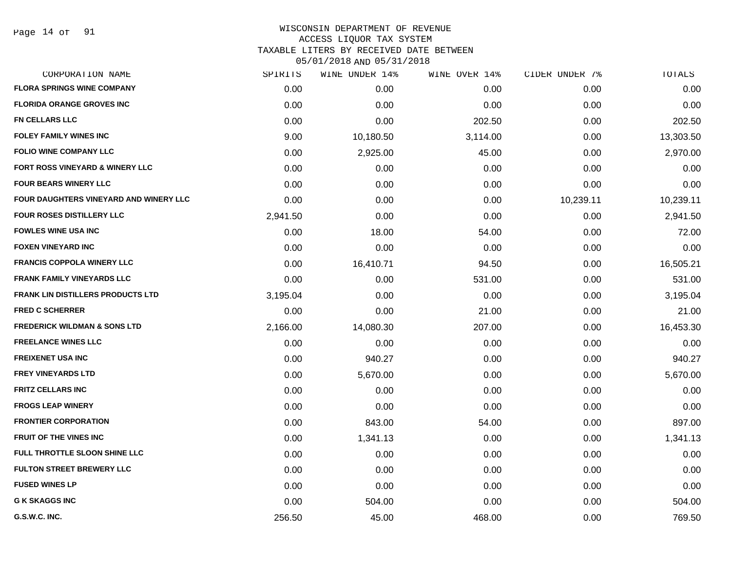WISCONSIN DEPARTMENT OF REVENUE
ACCESS LIQUOR TAX SYSTEM
TAXABLE LITERS BY RECEIVED DATE BETWEEN
05/01/2018 AND 05/31/2018

| CORPORATION NAME | SPIRITS | WINE UNDER 14% | WINE OVER 14% | CIDER UNDER 7% | TOTALS |
|---|---|---|---|---|---|
| FLORA SPRINGS WINE COMPANY | 0.00 | 0.00 | 0.00 | 0.00 | 0.00 |
| FLORIDA ORANGE GROVES INC | 0.00 | 0.00 | 0.00 | 0.00 | 0.00 |
| FN CELLARS LLC | 0.00 | 0.00 | 202.50 | 0.00 | 202.50 |
| FOLEY FAMILY WINES INC | 9.00 | 10,180.50 | 3,114.00 | 0.00 | 13,303.50 |
| FOLIO WINE COMPANY LLC | 0.00 | 2,925.00 | 45.00 | 0.00 | 2,970.00 |
| FORT ROSS VINEYARD & WINERY LLC | 0.00 | 0.00 | 0.00 | 0.00 | 0.00 |
| FOUR BEARS WINERY LLC | 0.00 | 0.00 | 0.00 | 0.00 | 0.00 |
| FOUR DAUGHTERS VINEYARD AND WINERY LLC | 0.00 | 0.00 | 0.00 | 10,239.11 | 10,239.11 |
| FOUR ROSES DISTILLERY LLC | 2,941.50 | 0.00 | 0.00 | 0.00 | 2,941.50 |
| FOWLES WINE USA INC | 0.00 | 18.00 | 54.00 | 0.00 | 72.00 |
| FOXEN VINEYARD INC | 0.00 | 0.00 | 0.00 | 0.00 | 0.00 |
| FRANCIS COPPOLA WINERY LLC | 0.00 | 16,410.71 | 94.50 | 0.00 | 16,505.21 |
| FRANK FAMILY VINEYARDS LLC | 0.00 | 0.00 | 531.00 | 0.00 | 531.00 |
| FRANK LIN DISTILLERS PRODUCTS LTD | 3,195.04 | 0.00 | 0.00 | 0.00 | 3,195.04 |
| FRED C SCHERRER | 0.00 | 0.00 | 21.00 | 0.00 | 21.00 |
| FREDERICK WILDMAN & SONS LTD | 2,166.00 | 14,080.30 | 207.00 | 0.00 | 16,453.30 |
| FREELANCE WINES LLC | 0.00 | 0.00 | 0.00 | 0.00 | 0.00 |
| FREIXENET USA INC | 0.00 | 940.27 | 0.00 | 0.00 | 940.27 |
| FREY VINEYARDS LTD | 0.00 | 5,670.00 | 0.00 | 0.00 | 5,670.00 |
| FRITZ CELLARS INC | 0.00 | 0.00 | 0.00 | 0.00 | 0.00 |
| FROGS LEAP WINERY | 0.00 | 0.00 | 0.00 | 0.00 | 0.00 |
| FRONTIER CORPORATION | 0.00 | 843.00 | 54.00 | 0.00 | 897.00 |
| FRUIT OF THE VINES INC | 0.00 | 1,341.13 | 0.00 | 0.00 | 1,341.13 |
| FULL THROTTLE SLOON SHINE LLC | 0.00 | 0.00 | 0.00 | 0.00 | 0.00 |
| FULTON STREET BREWERY LLC | 0.00 | 0.00 | 0.00 | 0.00 | 0.00 |
| FUSED WINES LP | 0.00 | 0.00 | 0.00 | 0.00 | 0.00 |
| G K SKAGGS INC | 0.00 | 504.00 | 0.00 | 0.00 | 504.00 |
| G.S.W.C. INC. | 256.50 | 45.00 | 468.00 | 0.00 | 769.50 |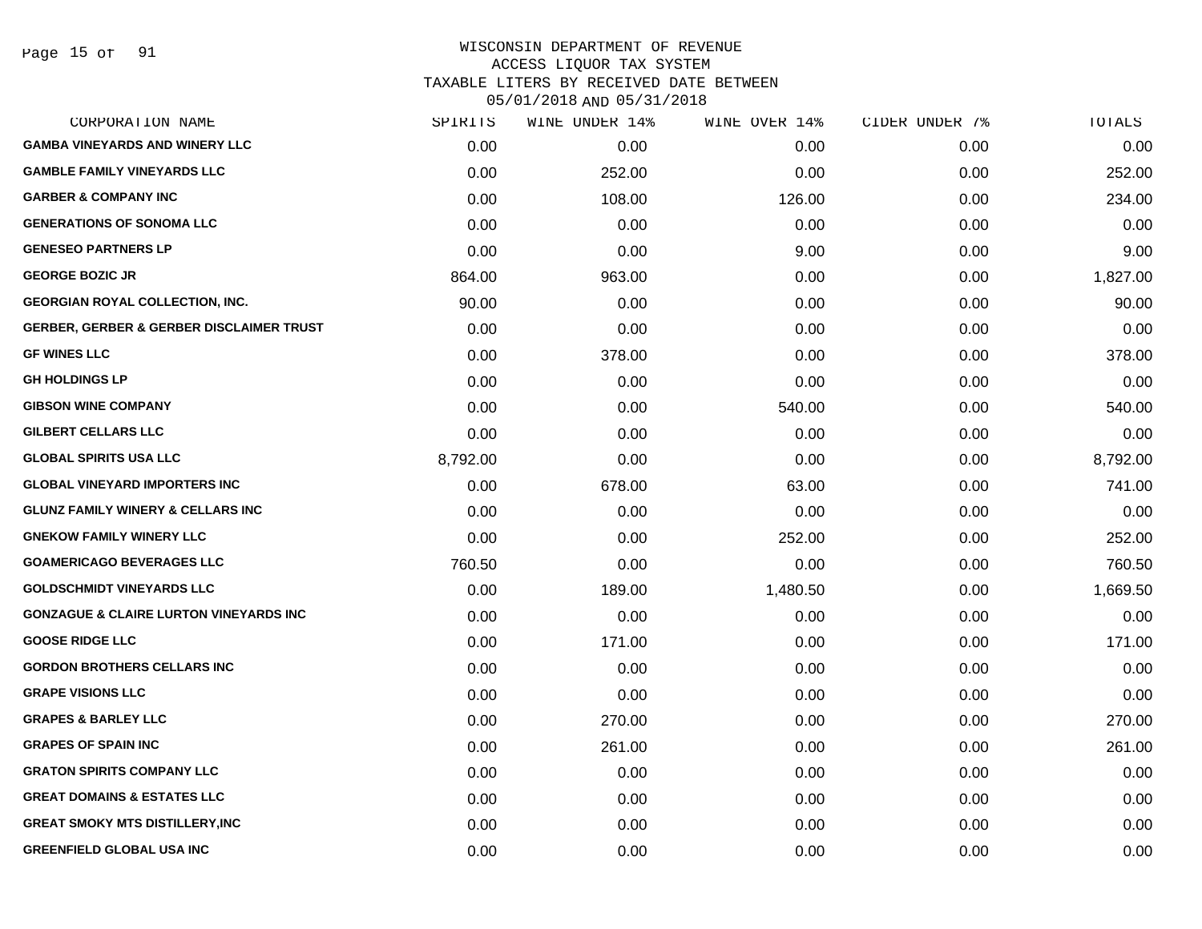WISCONSIN DEPARTMENT OF REVENUE
ACCESS LIQUOR TAX SYSTEM
TAXABLE LITERS BY RECEIVED DATE BETWEEN
05/01/2018 AND 05/31/2018

| CORPORATION NAME | SPIRITS | WINE UNDER 14% | WINE OVER 14% | CIDER UNDER 7% | TOTALS |
|---|---|---|---|---|---|
| GAMBA VINEYARDS AND WINERY LLC | 0.00 | 0.00 | 0.00 | 0.00 | 0.00 |
| GAMBLE FAMILY VINEYARDS LLC | 0.00 | 252.00 | 0.00 | 0.00 | 252.00 |
| GARBER & COMPANY INC | 0.00 | 108.00 | 126.00 | 0.00 | 234.00 |
| GENERATIONS OF SONOMA LLC | 0.00 | 0.00 | 0.00 | 0.00 | 0.00 |
| GENESEO PARTNERS LP | 0.00 | 0.00 | 9.00 | 0.00 | 9.00 |
| GEORGE BOZIC JR | 864.00 | 963.00 | 0.00 | 0.00 | 1,827.00 |
| GEORGIAN ROYAL COLLECTION, INC. | 90.00 | 0.00 | 0.00 | 0.00 | 90.00 |
| GERBER, GERBER & GERBER DISCLAIMER TRUST | 0.00 | 0.00 | 0.00 | 0.00 | 0.00 |
| GF WINES LLC | 0.00 | 378.00 | 0.00 | 0.00 | 378.00 |
| GH HOLDINGS LP | 0.00 | 0.00 | 0.00 | 0.00 | 0.00 |
| GIBSON WINE COMPANY | 0.00 | 0.00 | 540.00 | 0.00 | 540.00 |
| GILBERT CELLARS LLC | 0.00 | 0.00 | 0.00 | 0.00 | 0.00 |
| GLOBAL SPIRITS USA LLC | 8,792.00 | 0.00 | 0.00 | 0.00 | 8,792.00 |
| GLOBAL VINEYARD IMPORTERS INC | 0.00 | 678.00 | 63.00 | 0.00 | 741.00 |
| GLUNZ FAMILY WINERY & CELLARS INC | 0.00 | 0.00 | 0.00 | 0.00 | 0.00 |
| GNEKOW FAMILY WINERY LLC | 0.00 | 0.00 | 252.00 | 0.00 | 252.00 |
| GOAMERICAGO BEVERAGES LLC | 760.50 | 0.00 | 0.00 | 0.00 | 760.50 |
| GOLDSCHMIDT VINEYARDS LLC | 0.00 | 189.00 | 1,480.50 | 0.00 | 1,669.50 |
| GONZAGUE & CLAIRE LURTON VINEYARDS INC | 0.00 | 0.00 | 0.00 | 0.00 | 0.00 |
| GOOSE RIDGE LLC | 0.00 | 171.00 | 0.00 | 0.00 | 171.00 |
| GORDON BROTHERS CELLARS INC | 0.00 | 0.00 | 0.00 | 0.00 | 0.00 |
| GRAPE VISIONS LLC | 0.00 | 0.00 | 0.00 | 0.00 | 0.00 |
| GRAPES & BARLEY LLC | 0.00 | 270.00 | 0.00 | 0.00 | 270.00 |
| GRAPES OF SPAIN INC | 0.00 | 261.00 | 0.00 | 0.00 | 261.00 |
| GRATON SPIRITS COMPANY LLC | 0.00 | 0.00 | 0.00 | 0.00 | 0.00 |
| GREAT DOMAINS & ESTATES LLC | 0.00 | 0.00 | 0.00 | 0.00 | 0.00 |
| GREAT SMOKY MTS DISTILLERY,INC | 0.00 | 0.00 | 0.00 | 0.00 | 0.00 |
| GREENFIELD GLOBAL USA INC | 0.00 | 0.00 | 0.00 | 0.00 | 0.00 |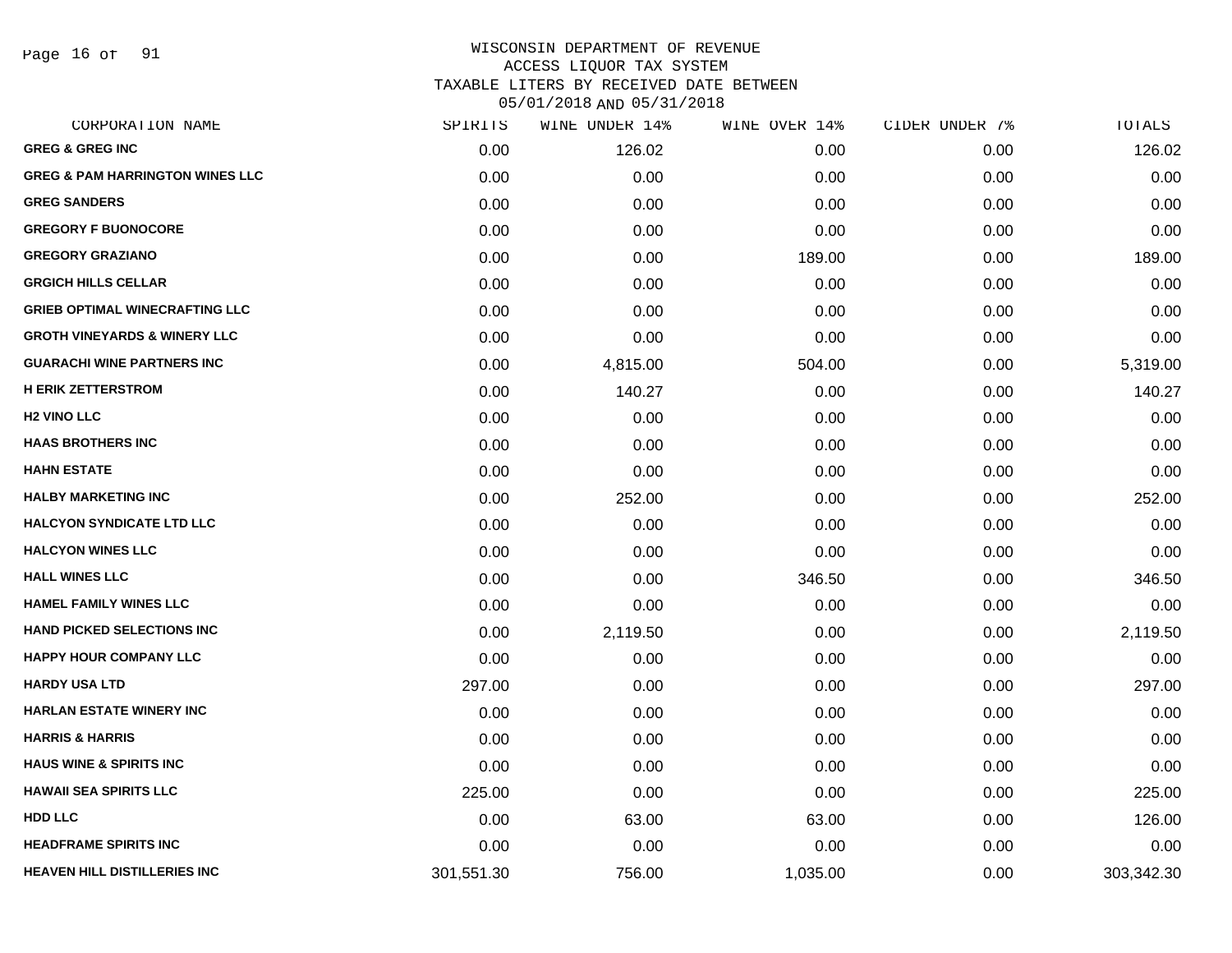WISCONSIN DEPARTMENT OF REVENUE
ACCESS LIQUOR TAX SYSTEM
TAXABLE LITERS BY RECEIVED DATE BETWEEN
05/01/2018 AND 05/31/2018

| CORPORATION NAME | SPIRITS | WINE UNDER 14% | WINE OVER 14% | CIDER UNDER 7% | TOTALS |
|---|---|---|---|---|---|
| GREG & GREG INC | 0.00 | 126.02 | 0.00 | 0.00 | 126.02 |
| GREG & PAM HARRINGTON WINES LLC | 0.00 | 0.00 | 0.00 | 0.00 | 0.00 |
| GREG SANDERS | 0.00 | 0.00 | 0.00 | 0.00 | 0.00 |
| GREGORY F BUONOCORE | 0.00 | 0.00 | 0.00 | 0.00 | 0.00 |
| GREGORY GRAZIANO | 0.00 | 0.00 | 189.00 | 0.00 | 189.00 |
| GRGICH HILLS CELLAR | 0.00 | 0.00 | 0.00 | 0.00 | 0.00 |
| GRIEB OPTIMAL WINECRAFTING LLC | 0.00 | 0.00 | 0.00 | 0.00 | 0.00 |
| GROTH VINEYARDS & WINERY LLC | 0.00 | 0.00 | 0.00 | 0.00 | 0.00 |
| GUARACHI WINE PARTNERS INC | 0.00 | 4,815.00 | 504.00 | 0.00 | 5,319.00 |
| H ERIK ZETTERSTROM | 0.00 | 140.27 | 0.00 | 0.00 | 140.27 |
| H2 VINO LLC | 0.00 | 0.00 | 0.00 | 0.00 | 0.00 |
| HAAS BROTHERS INC | 0.00 | 0.00 | 0.00 | 0.00 | 0.00 |
| HAHN ESTATE | 0.00 | 0.00 | 0.00 | 0.00 | 0.00 |
| HALBY MARKETING INC | 0.00 | 252.00 | 0.00 | 0.00 | 252.00 |
| HALCYON SYNDICATE LTD LLC | 0.00 | 0.00 | 0.00 | 0.00 | 0.00 |
| HALCYON WINES LLC | 0.00 | 0.00 | 0.00 | 0.00 | 0.00 |
| HALL WINES LLC | 0.00 | 0.00 | 346.50 | 0.00 | 346.50 |
| HAMEL FAMILY WINES LLC | 0.00 | 0.00 | 0.00 | 0.00 | 0.00 |
| HAND PICKED SELECTIONS INC | 0.00 | 2,119.50 | 0.00 | 0.00 | 2,119.50 |
| HAPPY HOUR COMPANY LLC | 0.00 | 0.00 | 0.00 | 0.00 | 0.00 |
| HARDY USA LTD | 297.00 | 0.00 | 0.00 | 0.00 | 297.00 |
| HARLAN ESTATE WINERY INC | 0.00 | 0.00 | 0.00 | 0.00 | 0.00 |
| HARRIS & HARRIS | 0.00 | 0.00 | 0.00 | 0.00 | 0.00 |
| HAUS WINE & SPIRITS INC | 0.00 | 0.00 | 0.00 | 0.00 | 0.00 |
| HAWAII SEA SPIRITS LLC | 225.00 | 0.00 | 0.00 | 0.00 | 225.00 |
| HDD LLC | 0.00 | 63.00 | 63.00 | 0.00 | 126.00 |
| HEADFRAME SPIRITS INC | 0.00 | 0.00 | 0.00 | 0.00 | 0.00 |
| HEAVEN HILL DISTILLERIES INC | 301,551.30 | 756.00 | 1,035.00 | 0.00 | 303,342.30 |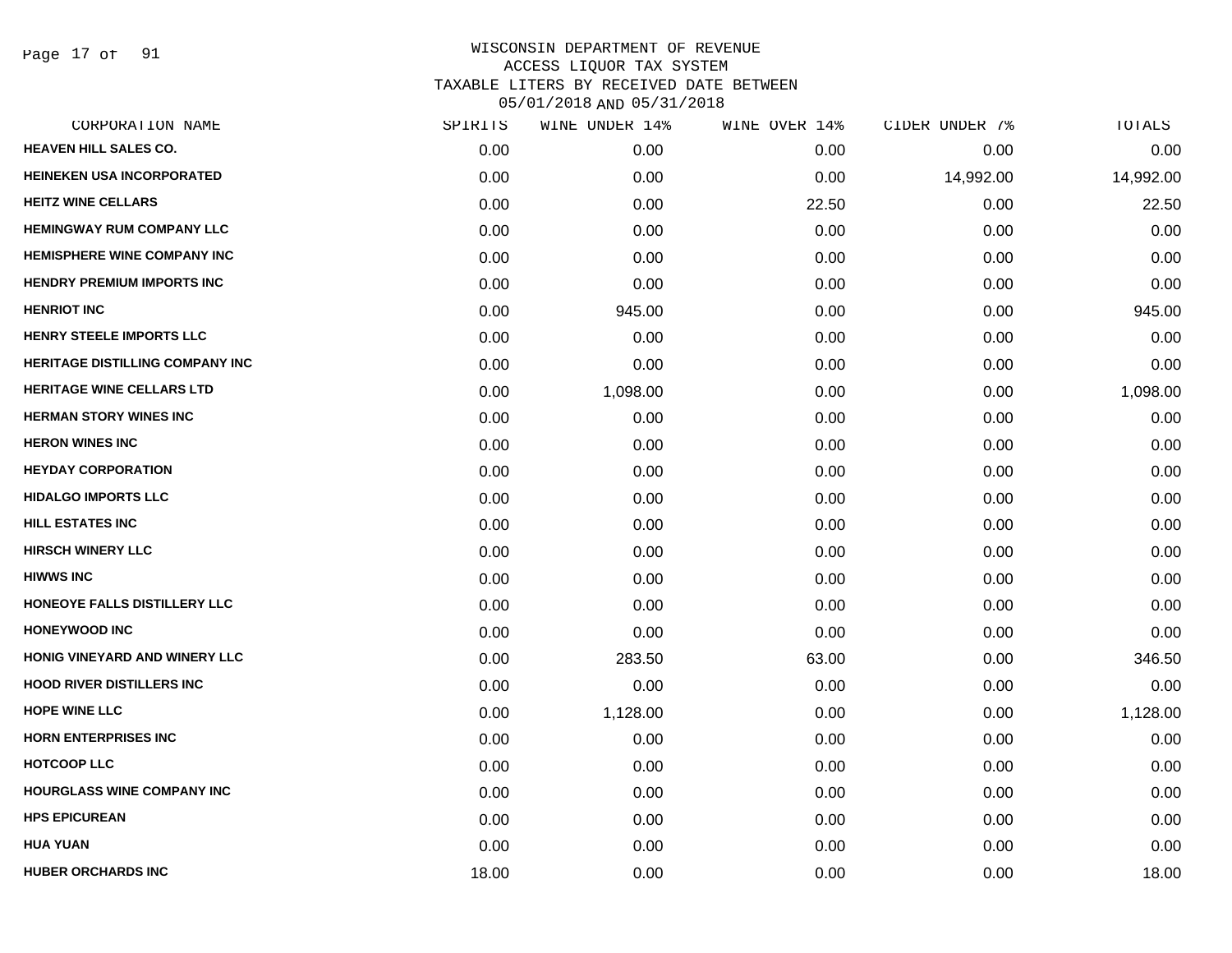# WISCONSIN DEPARTMENT OF REVENUE
## ACCESS LIQUOR TAX SYSTEM
## TAXABLE LITERS BY RECEIVED DATE BETWEEN 05/01/2018 AND 05/31/2018

| CORPORATION NAME | SPIRITS | WINE UNDER 14% | WINE OVER 14% | CIDER UNDER 7% | TOTALS |
|---|---|---|---|---|---|
| HEAVEN HILL SALES CO. | 0.00 | 0.00 | 0.00 | 0.00 | 0.00 |
| HEINEKEN USA INCORPORATED | 0.00 | 0.00 | 0.00 | 14,992.00 | 14,992.00 |
| HEITZ WINE CELLARS | 0.00 | 0.00 | 22.50 | 0.00 | 22.50 |
| HEMINGWAY RUM COMPANY LLC | 0.00 | 0.00 | 0.00 | 0.00 | 0.00 |
| HEMISPHERE WINE COMPANY INC | 0.00 | 0.00 | 0.00 | 0.00 | 0.00 |
| HENDRY PREMIUM IMPORTS INC | 0.00 | 0.00 | 0.00 | 0.00 | 0.00 |
| HENRIOT INC | 0.00 | 945.00 | 0.00 | 0.00 | 945.00 |
| HENRY STEELE IMPORTS LLC | 0.00 | 0.00 | 0.00 | 0.00 | 0.00 |
| HERITAGE DISTILLING COMPANY INC | 0.00 | 0.00 | 0.00 | 0.00 | 0.00 |
| HERITAGE WINE CELLARS LTD | 0.00 | 1,098.00 | 0.00 | 0.00 | 1,098.00 |
| HERMAN STORY WINES INC | 0.00 | 0.00 | 0.00 | 0.00 | 0.00 |
| HERON WINES INC | 0.00 | 0.00 | 0.00 | 0.00 | 0.00 |
| HEYDAY CORPORATION | 0.00 | 0.00 | 0.00 | 0.00 | 0.00 |
| HIDALGO IMPORTS LLC | 0.00 | 0.00 | 0.00 | 0.00 | 0.00 |
| HILL ESTATES INC | 0.00 | 0.00 | 0.00 | 0.00 | 0.00 |
| HIRSCH WINERY LLC | 0.00 | 0.00 | 0.00 | 0.00 | 0.00 |
| HIWWS INC | 0.00 | 0.00 | 0.00 | 0.00 | 0.00 |
| HONEOYE FALLS DISTILLERY LLC | 0.00 | 0.00 | 0.00 | 0.00 | 0.00 |
| HONEYWOOD INC | 0.00 | 0.00 | 0.00 | 0.00 | 0.00 |
| HONIG VINEYARD AND WINERY LLC | 0.00 | 283.50 | 63.00 | 0.00 | 346.50 |
| HOOD RIVER DISTILLERS INC | 0.00 | 0.00 | 0.00 | 0.00 | 0.00 |
| HOPE WINE LLC | 0.00 | 1,128.00 | 0.00 | 0.00 | 1,128.00 |
| HORN ENTERPRISES INC | 0.00 | 0.00 | 0.00 | 0.00 | 0.00 |
| HOTCOOP LLC | 0.00 | 0.00 | 0.00 | 0.00 | 0.00 |
| HOURGLASS WINE COMPANY INC | 0.00 | 0.00 | 0.00 | 0.00 | 0.00 |
| HPS EPICUREAN | 0.00 | 0.00 | 0.00 | 0.00 | 0.00 |
| HUA YUAN | 0.00 | 0.00 | 0.00 | 0.00 | 0.00 |
| HUBER ORCHARDS INC | 18.00 | 0.00 | 0.00 | 0.00 | 18.00 |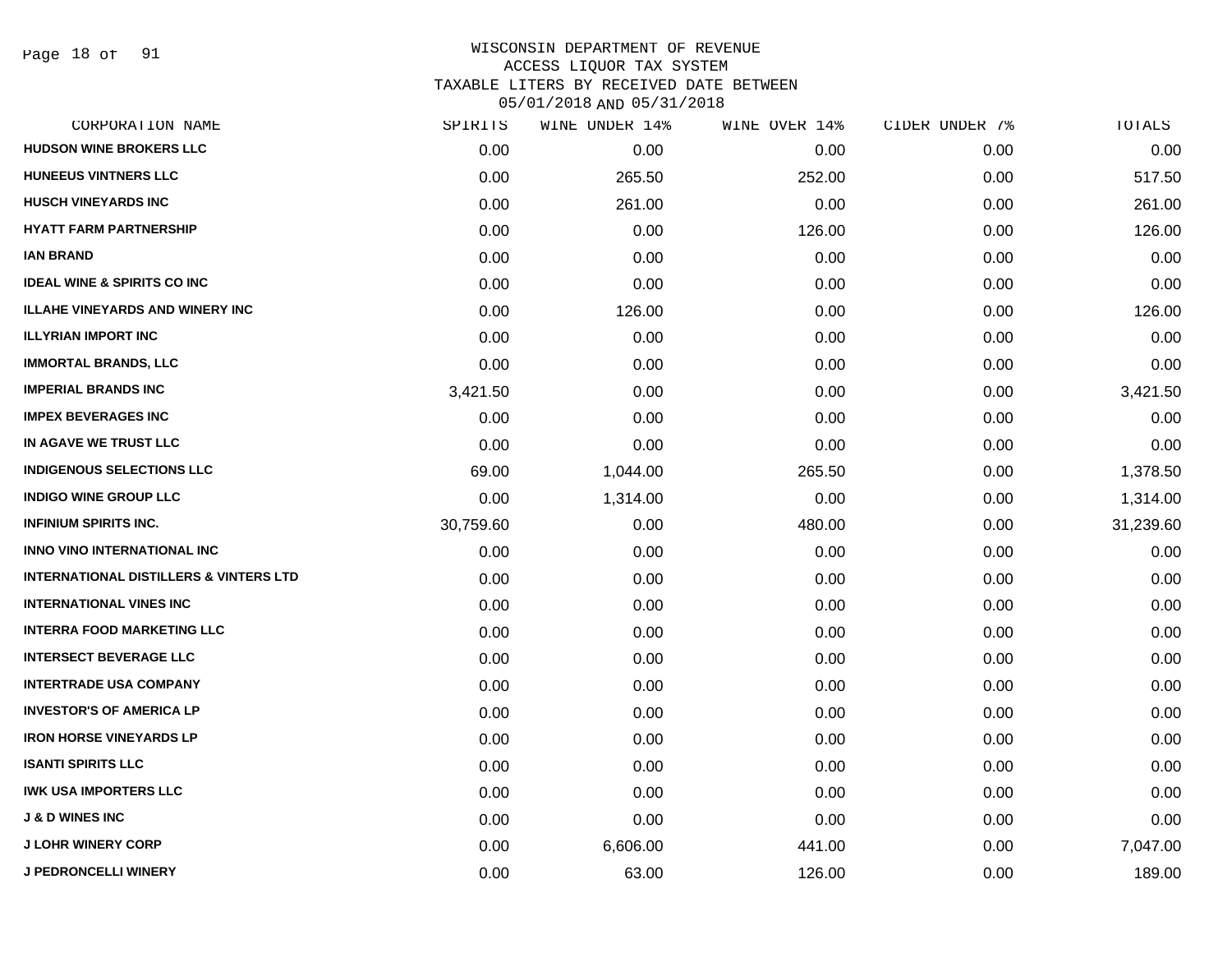# WISCONSIN DEPARTMENT OF REVENUE
## ACCESS LIQUOR TAX SYSTEM
## TAXABLE LITERS BY RECEIVED DATE BETWEEN 05/01/2018 AND 05/31/2018

| CORPORATION NAME | SPIRITS | WINE UNDER 14% | WINE OVER 14% | CIDER UNDER 7% | TOTALS |
|---|---|---|---|---|---|
| HUDSON WINE BROKERS LLC | 0.00 | 0.00 | 0.00 | 0.00 | 0.00 |
| HUNEEUS VINTNERS LLC | 0.00 | 265.50 | 252.00 | 0.00 | 517.50 |
| HUSCH VINEYARDS INC | 0.00 | 261.00 | 0.00 | 0.00 | 261.00 |
| HYATT FARM PARTNERSHIP | 0.00 | 0.00 | 126.00 | 0.00 | 126.00 |
| IAN BRAND | 0.00 | 0.00 | 0.00 | 0.00 | 0.00 |
| IDEAL WINE & SPIRITS CO INC | 0.00 | 0.00 | 0.00 | 0.00 | 0.00 |
| ILLAHE VINEYARDS AND WINERY INC | 0.00 | 126.00 | 0.00 | 0.00 | 126.00 |
| ILLYRIAN IMPORT INC | 0.00 | 0.00 | 0.00 | 0.00 | 0.00 |
| IMMORTAL BRANDS, LLC | 0.00 | 0.00 | 0.00 | 0.00 | 0.00 |
| IMPERIAL BRANDS INC | 3,421.50 | 0.00 | 0.00 | 0.00 | 3,421.50 |
| IMPEX BEVERAGES INC | 0.00 | 0.00 | 0.00 | 0.00 | 0.00 |
| IN AGAVE WE TRUST LLC | 0.00 | 0.00 | 0.00 | 0.00 | 0.00 |
| INDIGENOUS SELECTIONS LLC | 69.00 | 1,044.00 | 265.50 | 0.00 | 1,378.50 |
| INDIGO WINE GROUP LLC | 0.00 | 1,314.00 | 0.00 | 0.00 | 1,314.00 |
| INFINIUM SPIRITS INC. | 30,759.60 | 0.00 | 480.00 | 0.00 | 31,239.60 |
| INNO VINO INTERNATIONAL INC | 0.00 | 0.00 | 0.00 | 0.00 | 0.00 |
| INTERNATIONAL DISTILLERS & VINTERS LTD | 0.00 | 0.00 | 0.00 | 0.00 | 0.00 |
| INTERNATIONAL VINES INC | 0.00 | 0.00 | 0.00 | 0.00 | 0.00 |
| INTERRA FOOD MARKETING LLC | 0.00 | 0.00 | 0.00 | 0.00 | 0.00 |
| INTERSECT BEVERAGE LLC | 0.00 | 0.00 | 0.00 | 0.00 | 0.00 |
| INTERTRADE USA COMPANY | 0.00 | 0.00 | 0.00 | 0.00 | 0.00 |
| INVESTOR'S OF AMERICA LP | 0.00 | 0.00 | 0.00 | 0.00 | 0.00 |
| IRON HORSE VINEYARDS LP | 0.00 | 0.00 | 0.00 | 0.00 | 0.00 |
| ISANTI SPIRITS LLC | 0.00 | 0.00 | 0.00 | 0.00 | 0.00 |
| IWK USA IMPORTERS LLC | 0.00 | 0.00 | 0.00 | 0.00 | 0.00 |
| J & D WINES INC | 0.00 | 0.00 | 0.00 | 0.00 | 0.00 |
| J LOHR WINERY CORP | 0.00 | 6,606.00 | 441.00 | 0.00 | 7,047.00 |
| J PEDRONCELLI WINERY | 0.00 | 63.00 | 126.00 | 0.00 | 189.00 |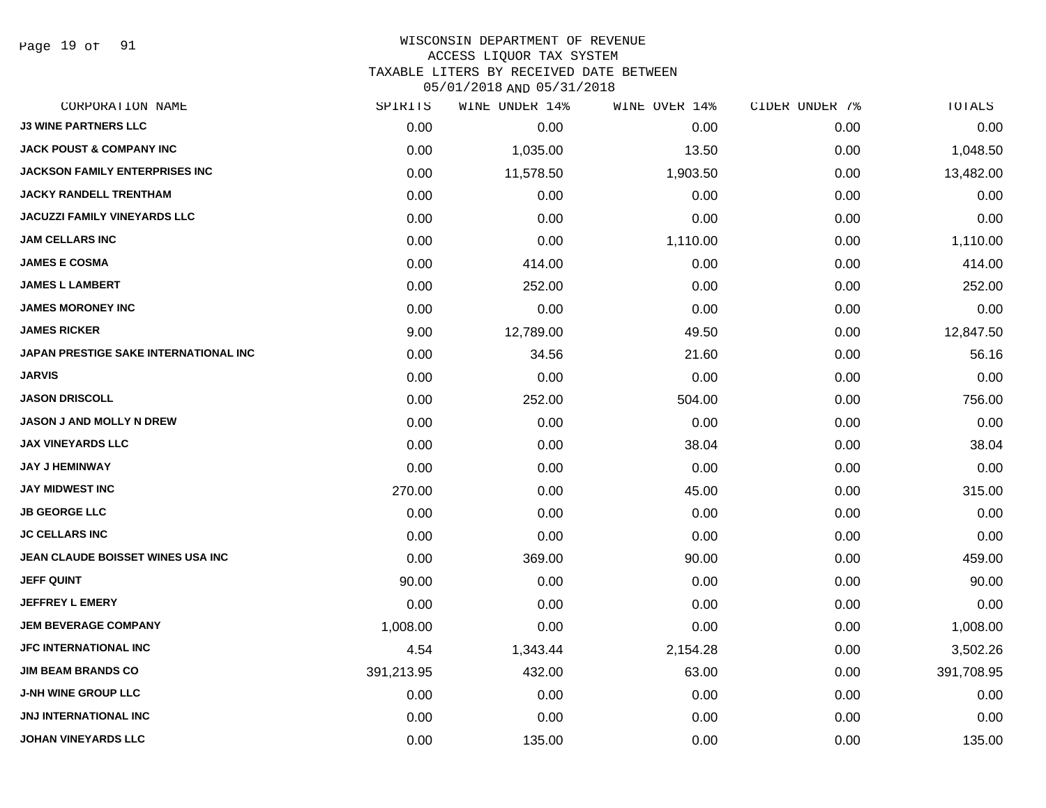WISCONSIN DEPARTMENT OF REVENUE
ACCESS LIQUOR TAX SYSTEM
TAXABLE LITERS BY RECEIVED DATE BETWEEN
05/01/2018 AND 05/31/2018

| CORPORATION NAME | SPIRITS | WINE UNDER 14% | WINE OVER 14% | CIDER UNDER 7% | TOTALS |
|---|---|---|---|---|---|
| J3 WINE PARTNERS LLC | 0.00 | 0.00 | 0.00 | 0.00 | 0.00 |
| JACK POUST & COMPANY INC | 0.00 | 1,035.00 | 13.50 | 0.00 | 1,048.50 |
| JACKSON FAMILY ENTERPRISES INC | 0.00 | 11,578.50 | 1,903.50 | 0.00 | 13,482.00 |
| JACKY RANDELL TRENTHAM | 0.00 | 0.00 | 0.00 | 0.00 | 0.00 |
| JACUZZI FAMILY VINEYARDS LLC | 0.00 | 0.00 | 0.00 | 0.00 | 0.00 |
| JAM CELLARS INC | 0.00 | 0.00 | 1,110.00 | 0.00 | 1,110.00 |
| JAMES E COSMA | 0.00 | 414.00 | 0.00 | 0.00 | 414.00 |
| JAMES L LAMBERT | 0.00 | 252.00 | 0.00 | 0.00 | 252.00 |
| JAMES MORONEY INC | 0.00 | 0.00 | 0.00 | 0.00 | 0.00 |
| JAMES RICKER | 9.00 | 12,789.00 | 49.50 | 0.00 | 12,847.50 |
| JAPAN PRESTIGE SAKE INTERNATIONAL INC | 0.00 | 34.56 | 21.60 | 0.00 | 56.16 |
| JARVIS | 0.00 | 0.00 | 0.00 | 0.00 | 0.00 |
| JASON DRISCOLL | 0.00 | 252.00 | 504.00 | 0.00 | 756.00 |
| JASON J AND MOLLY N DREW | 0.00 | 0.00 | 0.00 | 0.00 | 0.00 |
| JAX VINEYARDS LLC | 0.00 | 0.00 | 38.04 | 0.00 | 38.04 |
| JAY J HEMINWAY | 0.00 | 0.00 | 0.00 | 0.00 | 0.00 |
| JAY MIDWEST INC | 270.00 | 0.00 | 45.00 | 0.00 | 315.00 |
| JB GEORGE LLC | 0.00 | 0.00 | 0.00 | 0.00 | 0.00 |
| JC CELLARS INC | 0.00 | 0.00 | 0.00 | 0.00 | 0.00 |
| JEAN CLAUDE BOISSET WINES USA INC | 0.00 | 369.00 | 90.00 | 0.00 | 459.00 |
| JEFF QUINT | 90.00 | 0.00 | 0.00 | 0.00 | 90.00 |
| JEFFREY L EMERY | 0.00 | 0.00 | 0.00 | 0.00 | 0.00 |
| JEM BEVERAGE COMPANY | 1,008.00 | 0.00 | 0.00 | 0.00 | 1,008.00 |
| JFC INTERNATIONAL INC | 4.54 | 1,343.44 | 2,154.28 | 0.00 | 3,502.26 |
| JIM BEAM BRANDS CO | 391,213.95 | 432.00 | 63.00 | 0.00 | 391,708.95 |
| J-NH WINE GROUP LLC | 0.00 | 0.00 | 0.00 | 0.00 | 0.00 |
| JNJ INTERNATIONAL INC | 0.00 | 0.00 | 0.00 | 0.00 | 0.00 |
| JOHAN VINEYARDS LLC | 0.00 | 135.00 | 0.00 | 0.00 | 135.00 |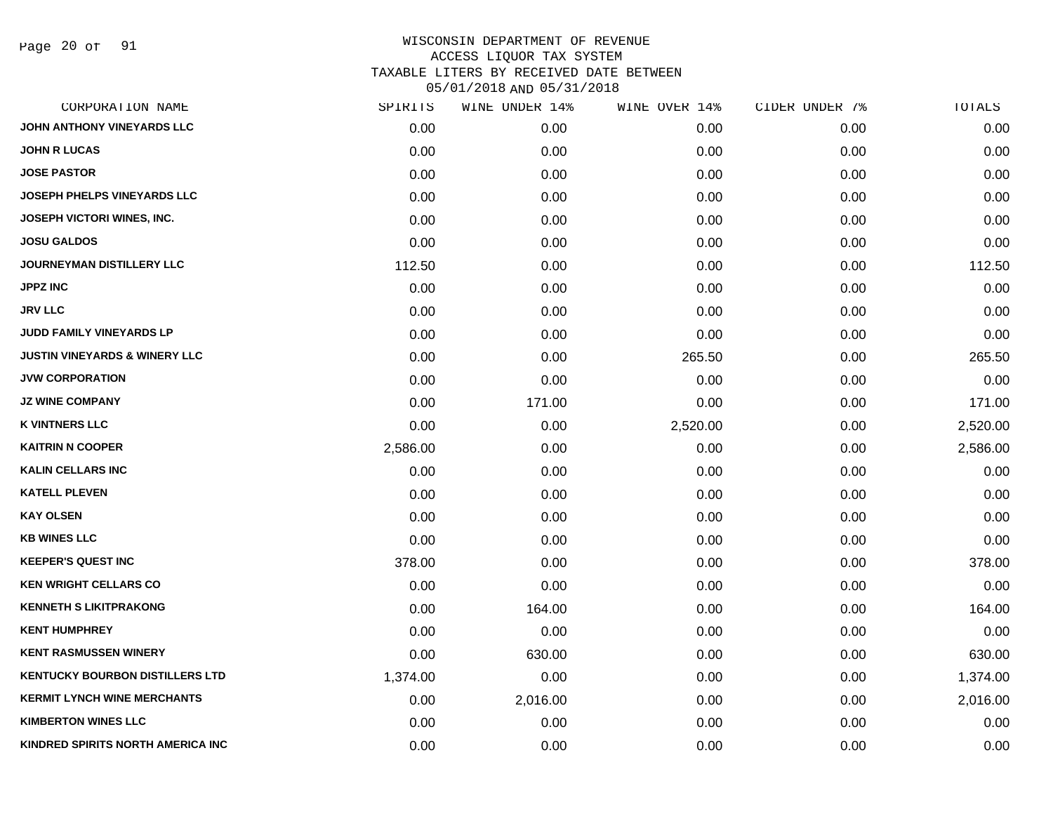WISCONSIN DEPARTMENT OF REVENUE
ACCESS LIQUOR TAX SYSTEM
TAXABLE LITERS BY RECEIVED DATE BETWEEN
05/01/2018 AND 05/31/2018

| CORPORATION NAME | SPIRITS | WINE UNDER 14% | WINE OVER 14% | CIDER UNDER 7% | TOTALS |
|---|---|---|---|---|---|
| JOHN ANTHONY VINEYARDS LLC | 0.00 | 0.00 | 0.00 | 0.00 | 0.00 |
| JOHN R LUCAS | 0.00 | 0.00 | 0.00 | 0.00 | 0.00 |
| JOSE PASTOR | 0.00 | 0.00 | 0.00 | 0.00 | 0.00 |
| JOSEPH PHELPS VINEYARDS LLC | 0.00 | 0.00 | 0.00 | 0.00 | 0.00 |
| JOSEPH VICTORI WINES, INC. | 0.00 | 0.00 | 0.00 | 0.00 | 0.00 |
| JOSU GALDOS | 0.00 | 0.00 | 0.00 | 0.00 | 0.00 |
| JOURNEYMAN DISTILLERY LLC | 112.50 | 0.00 | 0.00 | 0.00 | 112.50 |
| JPPZ INC | 0.00 | 0.00 | 0.00 | 0.00 | 0.00 |
| JRV LLC | 0.00 | 0.00 | 0.00 | 0.00 | 0.00 |
| JUDD FAMILY VINEYARDS LP | 0.00 | 0.00 | 0.00 | 0.00 | 0.00 |
| JUSTIN VINEYARDS & WINERY LLC | 0.00 | 0.00 | 265.50 | 0.00 | 265.50 |
| JVW CORPORATION | 0.00 | 0.00 | 0.00 | 0.00 | 0.00 |
| JZ WINE COMPANY | 0.00 | 171.00 | 0.00 | 0.00 | 171.00 |
| K VINTNERS LLC | 0.00 | 0.00 | 2,520.00 | 0.00 | 2,520.00 |
| KAITRIN N COOPER | 2,586.00 | 0.00 | 0.00 | 0.00 | 2,586.00 |
| KALIN CELLARS INC | 0.00 | 0.00 | 0.00 | 0.00 | 0.00 |
| KATELL PLEVEN | 0.00 | 0.00 | 0.00 | 0.00 | 0.00 |
| KAY OLSEN | 0.00 | 0.00 | 0.00 | 0.00 | 0.00 |
| KB WINES LLC | 0.00 | 0.00 | 0.00 | 0.00 | 0.00 |
| KEEPER'S QUEST INC | 378.00 | 0.00 | 0.00 | 0.00 | 378.00 |
| KEN WRIGHT CELLARS CO | 0.00 | 0.00 | 0.00 | 0.00 | 0.00 |
| KENNETH S LIKITPRAKONG | 0.00 | 164.00 | 0.00 | 0.00 | 164.00 |
| KENT HUMPHREY | 0.00 | 0.00 | 0.00 | 0.00 | 0.00 |
| KENT RASMUSSEN WINERY | 0.00 | 630.00 | 0.00 | 0.00 | 630.00 |
| KENTUCKY BOURBON DISTILLERS LTD | 1,374.00 | 0.00 | 0.00 | 0.00 | 1,374.00 |
| KERMIT LYNCH WINE MERCHANTS | 0.00 | 2,016.00 | 0.00 | 0.00 | 2,016.00 |
| KIMBERTON WINES LLC | 0.00 | 0.00 | 0.00 | 0.00 | 0.00 |
| KINDRED SPIRITS NORTH AMERICA INC | 0.00 | 0.00 | 0.00 | 0.00 | 0.00 |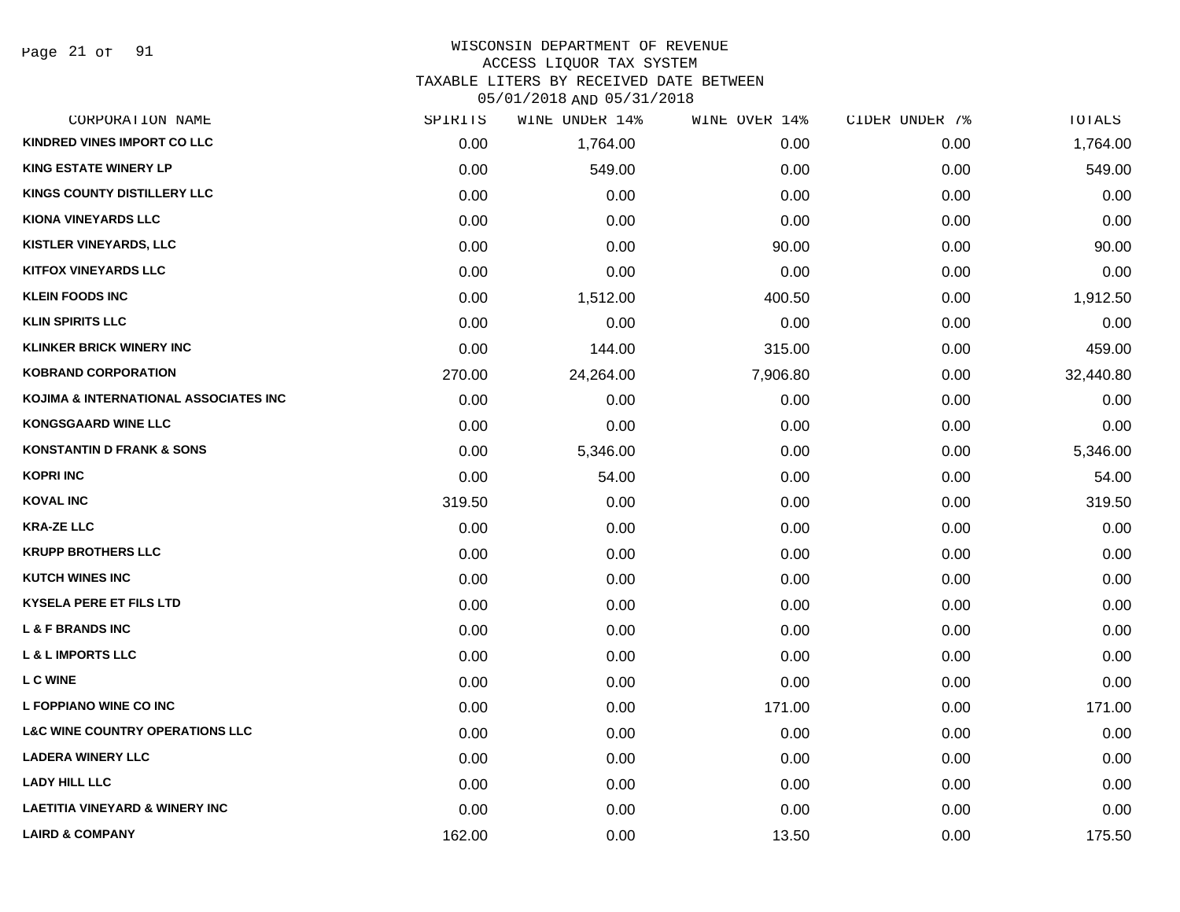WISCONSIN DEPARTMENT OF REVENUE
ACCESS LIQUOR TAX SYSTEM
TAXABLE LITERS BY RECEIVED DATE BETWEEN
05/01/2018 AND 05/31/2018

| CORPORATION NAME | SPIRITS | WINE UNDER 14% | WINE OVER 14% | CIDER UNDER 7% | TOTALS |
|---|---|---|---|---|---|
| KINDRED VINES IMPORT CO LLC | 0.00 | 1,764.00 | 0.00 | 0.00 | 1,764.00 |
| KING ESTATE WINERY LP | 0.00 | 549.00 | 0.00 | 0.00 | 549.00 |
| KINGS COUNTY DISTILLERY LLC | 0.00 | 0.00 | 0.00 | 0.00 | 0.00 |
| KIONA VINEYARDS LLC | 0.00 | 0.00 | 0.00 | 0.00 | 0.00 |
| KISTLER VINEYARDS, LLC | 0.00 | 0.00 | 90.00 | 0.00 | 90.00 |
| KITFOX VINEYARDS LLC | 0.00 | 0.00 | 0.00 | 0.00 | 0.00 |
| KLEIN FOODS INC | 0.00 | 1,512.00 | 400.50 | 0.00 | 1,912.50 |
| KLIN SPIRITS LLC | 0.00 | 0.00 | 0.00 | 0.00 | 0.00 |
| KLINKER BRICK WINERY INC | 0.00 | 144.00 | 315.00 | 0.00 | 459.00 |
| KOBRAND CORPORATION | 270.00 | 24,264.00 | 7,906.80 | 0.00 | 32,440.80 |
| KOJIMA & INTERNATIONAL ASSOCIATES INC | 0.00 | 0.00 | 0.00 | 0.00 | 0.00 |
| KONGSGAARD WINE LLC | 0.00 | 0.00 | 0.00 | 0.00 | 0.00 |
| KONSTANTIN D FRANK & SONS | 0.00 | 5,346.00 | 0.00 | 0.00 | 5,346.00 |
| KOPRI INC | 0.00 | 54.00 | 0.00 | 0.00 | 54.00 |
| KOVAL INC | 319.50 | 0.00 | 0.00 | 0.00 | 319.50 |
| KRA-ZE LLC | 0.00 | 0.00 | 0.00 | 0.00 | 0.00 |
| KRUPP BROTHERS LLC | 0.00 | 0.00 | 0.00 | 0.00 | 0.00 |
| KUTCH WINES INC | 0.00 | 0.00 | 0.00 | 0.00 | 0.00 |
| KYSELA PERE ET FILS LTD | 0.00 | 0.00 | 0.00 | 0.00 | 0.00 |
| L & F BRANDS INC | 0.00 | 0.00 | 0.00 | 0.00 | 0.00 |
| L & L IMPORTS LLC | 0.00 | 0.00 | 0.00 | 0.00 | 0.00 |
| L C WINE | 0.00 | 0.00 | 0.00 | 0.00 | 0.00 |
| L FOPPIANO WINE CO INC | 0.00 | 0.00 | 171.00 | 0.00 | 171.00 |
| L&C WINE COUNTRY OPERATIONS LLC | 0.00 | 0.00 | 0.00 | 0.00 | 0.00 |
| LADERA WINERY LLC | 0.00 | 0.00 | 0.00 | 0.00 | 0.00 |
| LADY HILL LLC | 0.00 | 0.00 | 0.00 | 0.00 | 0.00 |
| LAETITIA VINEYARD & WINERY INC | 0.00 | 0.00 | 0.00 | 0.00 | 0.00 |
| LAIRD & COMPANY | 162.00 | 0.00 | 13.50 | 0.00 | 175.50 |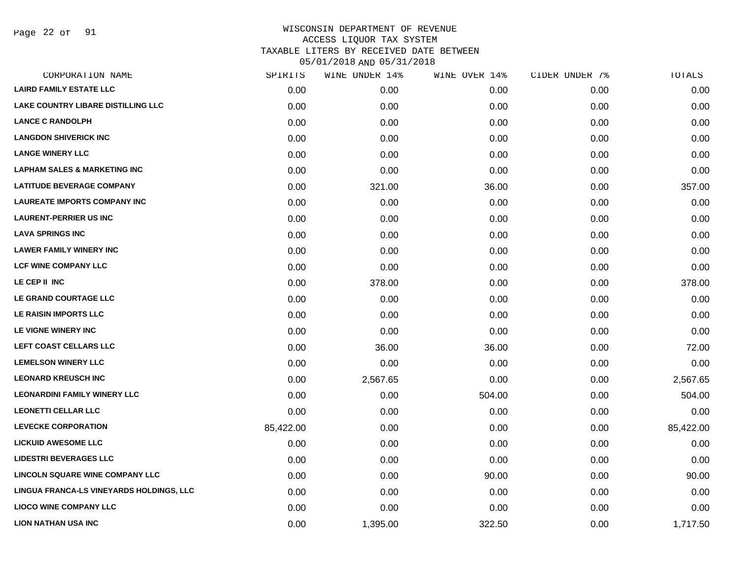# WISCONSIN DEPARTMENT OF REVENUE
## ACCESS LIQUOR TAX SYSTEM
## TAXABLE LITERS BY RECEIVED DATE BETWEEN 05/01/2018 AND 05/31/2018

| CORPORATION NAME | SPIRITS | WINE UNDER 14% | WINE OVER 14% | CIDER UNDER 7% | TOTALS |
|---|---|---|---|---|---|
| LAIRD FAMILY ESTATE LLC | 0.00 | 0.00 | 0.00 | 0.00 | 0.00 |
| LAKE COUNTRY LIBARE DISTILLING LLC | 0.00 | 0.00 | 0.00 | 0.00 | 0.00 |
| LANCE C RANDOLPH | 0.00 | 0.00 | 0.00 | 0.00 | 0.00 |
| LANGDON SHIVERICK INC | 0.00 | 0.00 | 0.00 | 0.00 | 0.00 |
| LANGE WINERY LLC | 0.00 | 0.00 | 0.00 | 0.00 | 0.00 |
| LAPHAM SALES & MARKETING INC | 0.00 | 0.00 | 0.00 | 0.00 | 0.00 |
| LATITUDE BEVERAGE COMPANY | 0.00 | 321.00 | 36.00 | 0.00 | 357.00 |
| LAUREATE IMPORTS COMPANY INC | 0.00 | 0.00 | 0.00 | 0.00 | 0.00 |
| LAURENT-PERRIER US INC | 0.00 | 0.00 | 0.00 | 0.00 | 0.00 |
| LAVA SPRINGS INC | 0.00 | 0.00 | 0.00 | 0.00 | 0.00 |
| LAWER FAMILY WINERY INC | 0.00 | 0.00 | 0.00 | 0.00 | 0.00 |
| LCF WINE COMPANY LLC | 0.00 | 0.00 | 0.00 | 0.00 | 0.00 |
| LE CEP II INC | 0.00 | 378.00 | 0.00 | 0.00 | 378.00 |
| LE GRAND COURTAGE LLC | 0.00 | 0.00 | 0.00 | 0.00 | 0.00 |
| LE RAISIN IMPORTS LLC | 0.00 | 0.00 | 0.00 | 0.00 | 0.00 |
| LE VIGNE WINERY INC | 0.00 | 0.00 | 0.00 | 0.00 | 0.00 |
| LEFT COAST CELLARS LLC | 0.00 | 36.00 | 36.00 | 0.00 | 72.00 |
| LEMELSON WINERY LLC | 0.00 | 0.00 | 0.00 | 0.00 | 0.00 |
| LEONARD KREUSCH INC | 0.00 | 2,567.65 | 0.00 | 0.00 | 2,567.65 |
| LEONARDINI FAMILY WINERY LLC | 0.00 | 0.00 | 504.00 | 0.00 | 504.00 |
| LEONETTI CELLAR LLC | 0.00 | 0.00 | 0.00 | 0.00 | 0.00 |
| LEVECKE CORPORATION | 85,422.00 | 0.00 | 0.00 | 0.00 | 85,422.00 |
| LICKUID AWESOME LLC | 0.00 | 0.00 | 0.00 | 0.00 | 0.00 |
| LIDESTRI BEVERAGES LLC | 0.00 | 0.00 | 0.00 | 0.00 | 0.00 |
| LINCOLN SQUARE WINE COMPANY LLC | 0.00 | 0.00 | 90.00 | 0.00 | 90.00 |
| LINGUA FRANCA-LS VINEYARDS HOLDINGS, LLC | 0.00 | 0.00 | 0.00 | 0.00 | 0.00 |
| LIOCO WINE COMPANY LLC | 0.00 | 0.00 | 0.00 | 0.00 | 0.00 |
| LION NATHAN USA INC | 0.00 | 1,395.00 | 322.50 | 0.00 | 1,717.50 |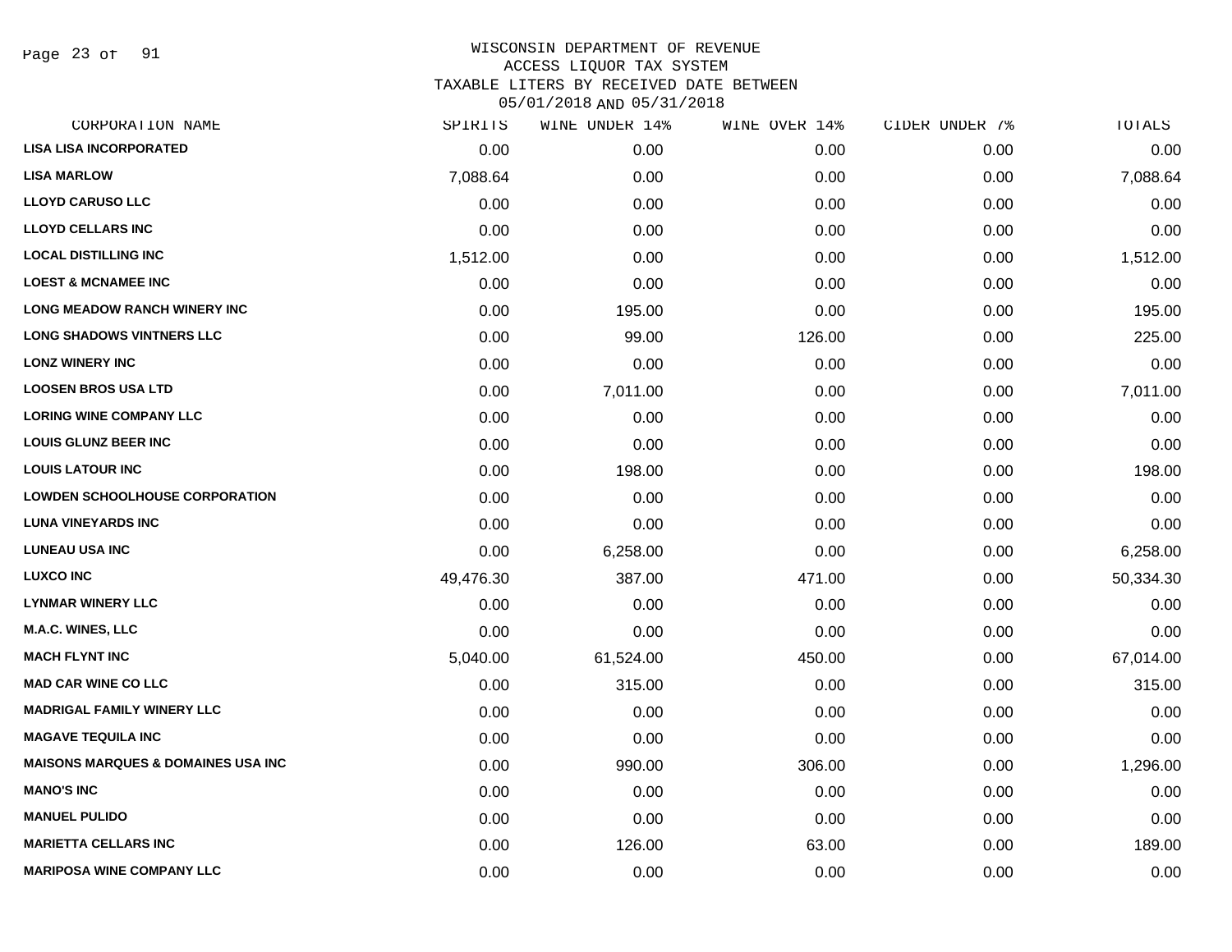# WISCONSIN DEPARTMENT OF REVENUE
## ACCESS LIQUOR TAX SYSTEM
## TAXABLE LITERS BY RECEIVED DATE BETWEEN 05/01/2018 AND 05/31/2018

| CORPORATION NAME | SPIRITS | WINE UNDER 14% | WINE OVER 14% | CIDER UNDER 7% | TOTALS |
|---|---|---|---|---|---|
| LISA LISA INCORPORATED | 0.00 | 0.00 | 0.00 | 0.00 | 0.00 |
| LISA MARLOW | 7,088.64 | 0.00 | 0.00 | 0.00 | 7,088.64 |
| LLOYD CARUSO LLC | 0.00 | 0.00 | 0.00 | 0.00 | 0.00 |
| LLOYD CELLARS INC | 0.00 | 0.00 | 0.00 | 0.00 | 0.00 |
| LOCAL DISTILLING INC | 1,512.00 | 0.00 | 0.00 | 0.00 | 1,512.00 |
| LOEST & MCNAMEE INC | 0.00 | 0.00 | 0.00 | 0.00 | 0.00 |
| LONG MEADOW RANCH WINERY INC | 0.00 | 195.00 | 0.00 | 0.00 | 195.00 |
| LONG SHADOWS VINTNERS LLC | 0.00 | 99.00 | 126.00 | 0.00 | 225.00 |
| LONZ WINERY INC | 0.00 | 0.00 | 0.00 | 0.00 | 0.00 |
| LOOSEN BROS USA LTD | 0.00 | 7,011.00 | 0.00 | 0.00 | 7,011.00 |
| LORING WINE COMPANY LLC | 0.00 | 0.00 | 0.00 | 0.00 | 0.00 |
| LOUIS GLUNZ BEER INC | 0.00 | 0.00 | 0.00 | 0.00 | 0.00 |
| LOUIS LATOUR INC | 0.00 | 198.00 | 0.00 | 0.00 | 198.00 |
| LOWDEN SCHOOLHOUSE CORPORATION | 0.00 | 0.00 | 0.00 | 0.00 | 0.00 |
| LUNA VINEYARDS INC | 0.00 | 0.00 | 0.00 | 0.00 | 0.00 |
| LUNEAU USA INC | 0.00 | 6,258.00 | 0.00 | 0.00 | 6,258.00 |
| LUXCO INC | 49,476.30 | 387.00 | 471.00 | 0.00 | 50,334.30 |
| LYNMAR WINERY LLC | 0.00 | 0.00 | 0.00 | 0.00 | 0.00 |
| M.A.C. WINES, LLC | 0.00 | 0.00 | 0.00 | 0.00 | 0.00 |
| MACH FLYNT INC | 5,040.00 | 61,524.00 | 450.00 | 0.00 | 67,014.00 |
| MAD CAR WINE CO LLC | 0.00 | 315.00 | 0.00 | 0.00 | 315.00 |
| MADRIGAL FAMILY WINERY LLC | 0.00 | 0.00 | 0.00 | 0.00 | 0.00 |
| MAGAVE TEQUILA INC | 0.00 | 0.00 | 0.00 | 0.00 | 0.00 |
| MAISONS MARQUES & DOMAINES USA INC | 0.00 | 990.00 | 306.00 | 0.00 | 1,296.00 |
| MANO'S INC | 0.00 | 0.00 | 0.00 | 0.00 | 0.00 |
| MANUEL PULIDO | 0.00 | 0.00 | 0.00 | 0.00 | 0.00 |
| MARIETTA CELLARS INC | 0.00 | 126.00 | 63.00 | 0.00 | 189.00 |
| MARIPOSA WINE COMPANY LLC | 0.00 | 0.00 | 0.00 | 0.00 | 0.00 |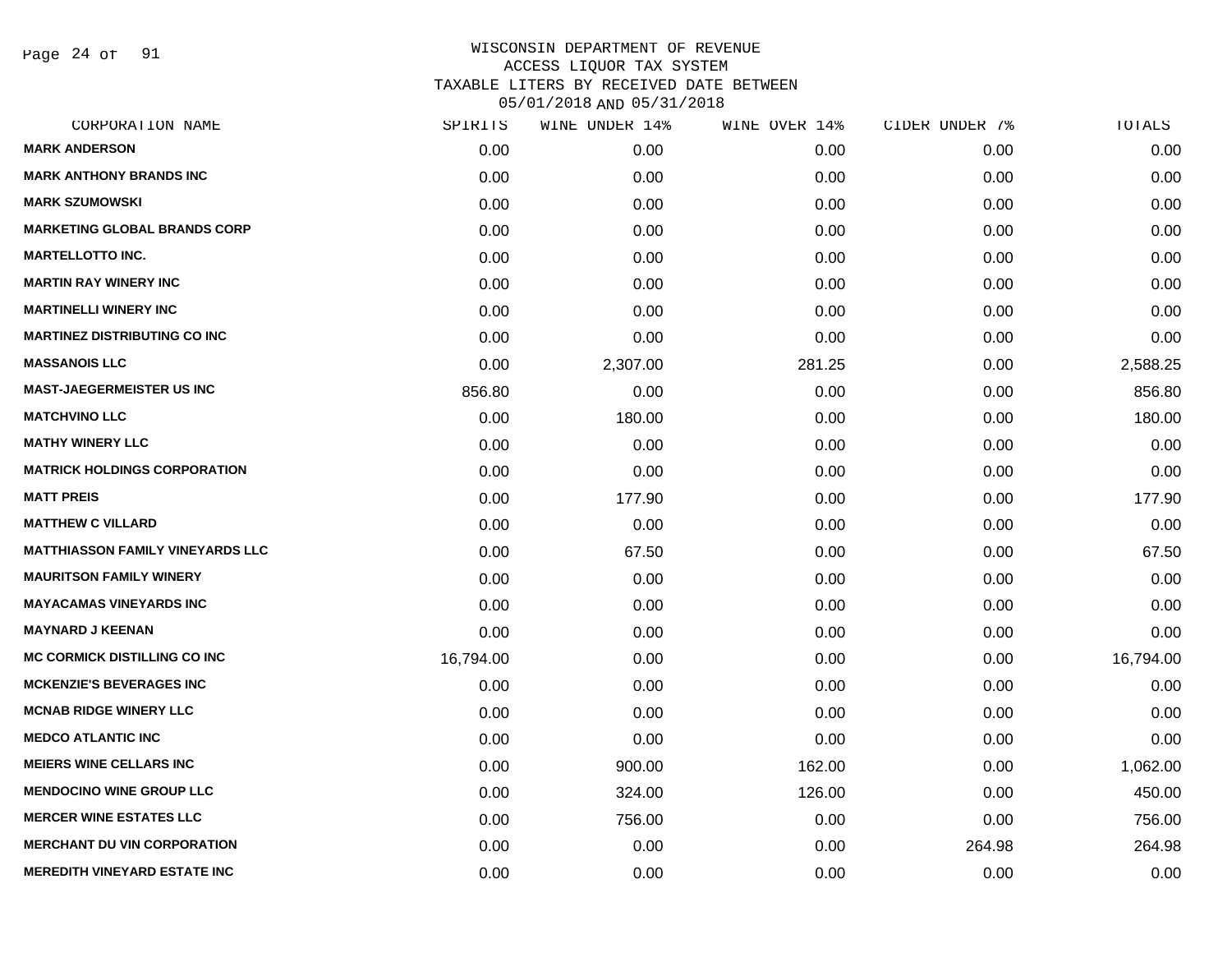# WISCONSIN DEPARTMENT OF REVENUE
## ACCESS LIQUOR TAX SYSTEM
## TAXABLE LITERS BY RECEIVED DATE BETWEEN 05/01/2018 AND 05/31/2018

| CORPORATION NAME | SPIRITS | WINE UNDER 14% | WINE OVER 14% | CIDER UNDER 7% | TOTALS |
|---|---|---|---|---|---|
| MARK ANDERSON | 0.00 | 0.00 | 0.00 | 0.00 | 0.00 |
| MARK ANTHONY BRANDS INC | 0.00 | 0.00 | 0.00 | 0.00 | 0.00 |
| MARK SZUMOWSKI | 0.00 | 0.00 | 0.00 | 0.00 | 0.00 |
| MARKETING GLOBAL BRANDS CORP | 0.00 | 0.00 | 0.00 | 0.00 | 0.00 |
| MARTELLOTTO INC. | 0.00 | 0.00 | 0.00 | 0.00 | 0.00 |
| MARTIN RAY WINERY INC | 0.00 | 0.00 | 0.00 | 0.00 | 0.00 |
| MARTINELLI WINERY INC | 0.00 | 0.00 | 0.00 | 0.00 | 0.00 |
| MARTINEZ DISTRIBUTING CO INC | 0.00 | 0.00 | 0.00 | 0.00 | 0.00 |
| MASSANOIS LLC | 0.00 | 2,307.00 | 281.25 | 0.00 | 2,588.25 |
| MAST-JAEGERMEISTER US INC | 856.80 | 0.00 | 0.00 | 0.00 | 856.80 |
| MATCHVINO LLC | 0.00 | 180.00 | 0.00 | 0.00 | 180.00 |
| MATHY WINERY LLC | 0.00 | 0.00 | 0.00 | 0.00 | 0.00 |
| MATRICK HOLDINGS CORPORATION | 0.00 | 0.00 | 0.00 | 0.00 | 0.00 |
| MATT PREIS | 0.00 | 177.90 | 0.00 | 0.00 | 177.90 |
| MATTHEW C VILLARD | 0.00 | 0.00 | 0.00 | 0.00 | 0.00 |
| MATTHIASSON FAMILY VINEYARDS LLC | 0.00 | 67.50 | 0.00 | 0.00 | 67.50 |
| MAURITSON FAMILY WINERY | 0.00 | 0.00 | 0.00 | 0.00 | 0.00 |
| MAYACAMAS VINEYARDS INC | 0.00 | 0.00 | 0.00 | 0.00 | 0.00 |
| MAYNARD J KEENAN | 0.00 | 0.00 | 0.00 | 0.00 | 0.00 |
| MC CORMICK DISTILLING CO INC | 16,794.00 | 0.00 | 0.00 | 0.00 | 16,794.00 |
| MCKENZIE'S BEVERAGES INC | 0.00 | 0.00 | 0.00 | 0.00 | 0.00 |
| MCNAB RIDGE WINERY LLC | 0.00 | 0.00 | 0.00 | 0.00 | 0.00 |
| MEDCO ATLANTIC INC | 0.00 | 0.00 | 0.00 | 0.00 | 0.00 |
| MEIERS WINE CELLARS INC | 0.00 | 900.00 | 162.00 | 0.00 | 1,062.00 |
| MENDOCINO WINE GROUP LLC | 0.00 | 324.00 | 126.00 | 0.00 | 450.00 |
| MERCER WINE ESTATES LLC | 0.00 | 756.00 | 0.00 | 0.00 | 756.00 |
| MERCHANT DU VIN CORPORATION | 0.00 | 0.00 | 0.00 | 264.98 | 264.98 |
| MEREDITH VINEYARD ESTATE INC | 0.00 | 0.00 | 0.00 | 0.00 | 0.00 |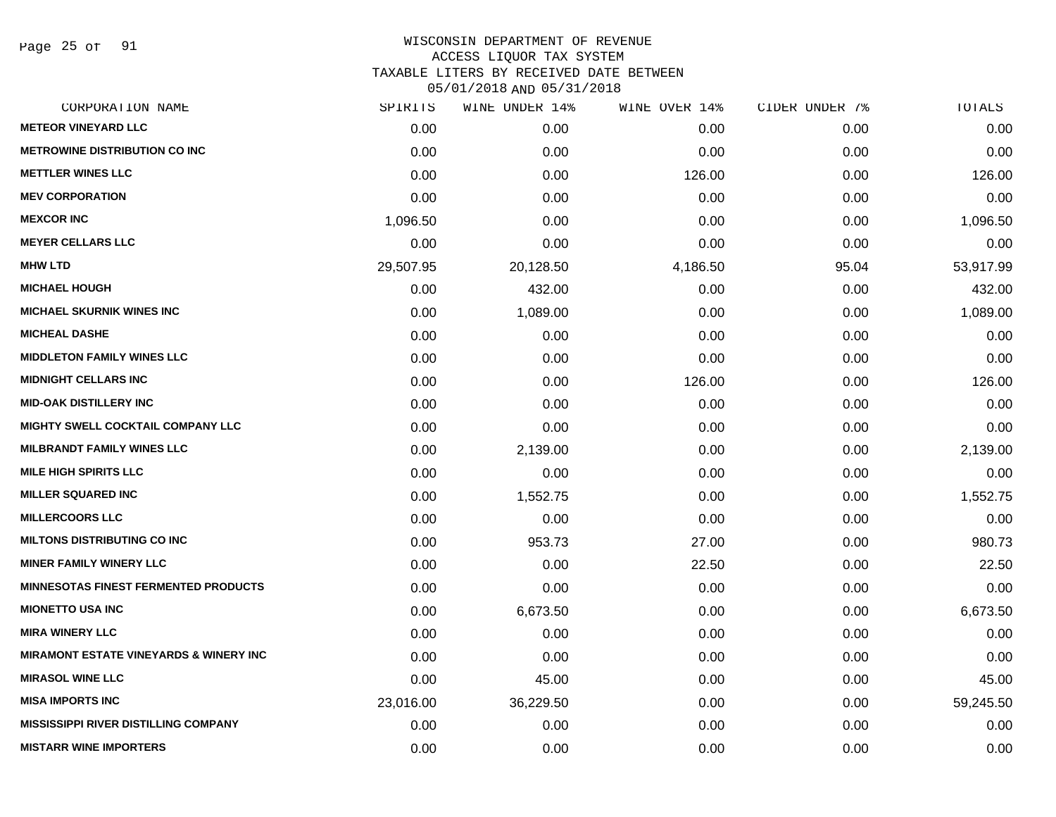WISCONSIN DEPARTMENT OF REVENUE
ACCESS LIQUOR TAX SYSTEM
TAXABLE LITERS BY RECEIVED DATE BETWEEN
05/01/2018 AND 05/31/2018

| CORPORATION NAME | SPIRITS | WINE UNDER 14% | WINE OVER 14% | CIDER UNDER 7% | TOTALS |
|---|---|---|---|---|---|
| METEOR VINEYARD LLC | 0.00 | 0.00 | 0.00 | 0.00 | 0.00 |
| METROWINE DISTRIBUTION CO INC | 0.00 | 0.00 | 0.00 | 0.00 | 0.00 |
| METTLER WINES LLC | 0.00 | 0.00 | 126.00 | 0.00 | 126.00 |
| MEV CORPORATION | 0.00 | 0.00 | 0.00 | 0.00 | 0.00 |
| MEXCOR INC | 1,096.50 | 0.00 | 0.00 | 0.00 | 1,096.50 |
| MEYER CELLARS LLC | 0.00 | 0.00 | 0.00 | 0.00 | 0.00 |
| MHW LTD | 29,507.95 | 20,128.50 | 4,186.50 | 95.04 | 53,917.99 |
| MICHAEL HOUGH | 0.00 | 432.00 | 0.00 | 0.00 | 432.00 |
| MICHAEL SKURNIK WINES INC | 0.00 | 1,089.00 | 0.00 | 0.00 | 1,089.00 |
| MICHEAL DASHE | 0.00 | 0.00 | 0.00 | 0.00 | 0.00 |
| MIDDLETON FAMILY WINES LLC | 0.00 | 0.00 | 0.00 | 0.00 | 0.00 |
| MIDNIGHT CELLARS INC | 0.00 | 0.00 | 126.00 | 0.00 | 126.00 |
| MID-OAK DISTILLERY INC | 0.00 | 0.00 | 0.00 | 0.00 | 0.00 |
| MIGHTY SWELL COCKTAIL COMPANY LLC | 0.00 | 0.00 | 0.00 | 0.00 | 0.00 |
| MILBRANDT FAMILY WINES LLC | 0.00 | 2,139.00 | 0.00 | 0.00 | 2,139.00 |
| MILE HIGH SPIRITS LLC | 0.00 | 0.00 | 0.00 | 0.00 | 0.00 |
| MILLER SQUARED INC | 0.00 | 1,552.75 | 0.00 | 0.00 | 1,552.75 |
| MILLERCOORS LLC | 0.00 | 0.00 | 0.00 | 0.00 | 0.00 |
| MILTONS DISTRIBUTING CO INC | 0.00 | 953.73 | 27.00 | 0.00 | 980.73 |
| MINER FAMILY WINERY LLC | 0.00 | 0.00 | 22.50 | 0.00 | 22.50 |
| MINNESOTAS FINEST FERMENTED PRODUCTS | 0.00 | 0.00 | 0.00 | 0.00 | 0.00 |
| MIONETTO USA INC | 0.00 | 6,673.50 | 0.00 | 0.00 | 6,673.50 |
| MIRA WINERY LLC | 0.00 | 0.00 | 0.00 | 0.00 | 0.00 |
| MIRAMONT ESTATE VINEYARDS & WINERY INC | 0.00 | 0.00 | 0.00 | 0.00 | 0.00 |
| MIRASOL WINE LLC | 0.00 | 45.00 | 0.00 | 0.00 | 45.00 |
| MISA IMPORTS INC | 23,016.00 | 36,229.50 | 0.00 | 0.00 | 59,245.50 |
| MISSISSIPPI RIVER DISTILLING COMPANY | 0.00 | 0.00 | 0.00 | 0.00 | 0.00 |
| MISTARR WINE IMPORTERS | 0.00 | 0.00 | 0.00 | 0.00 | 0.00 |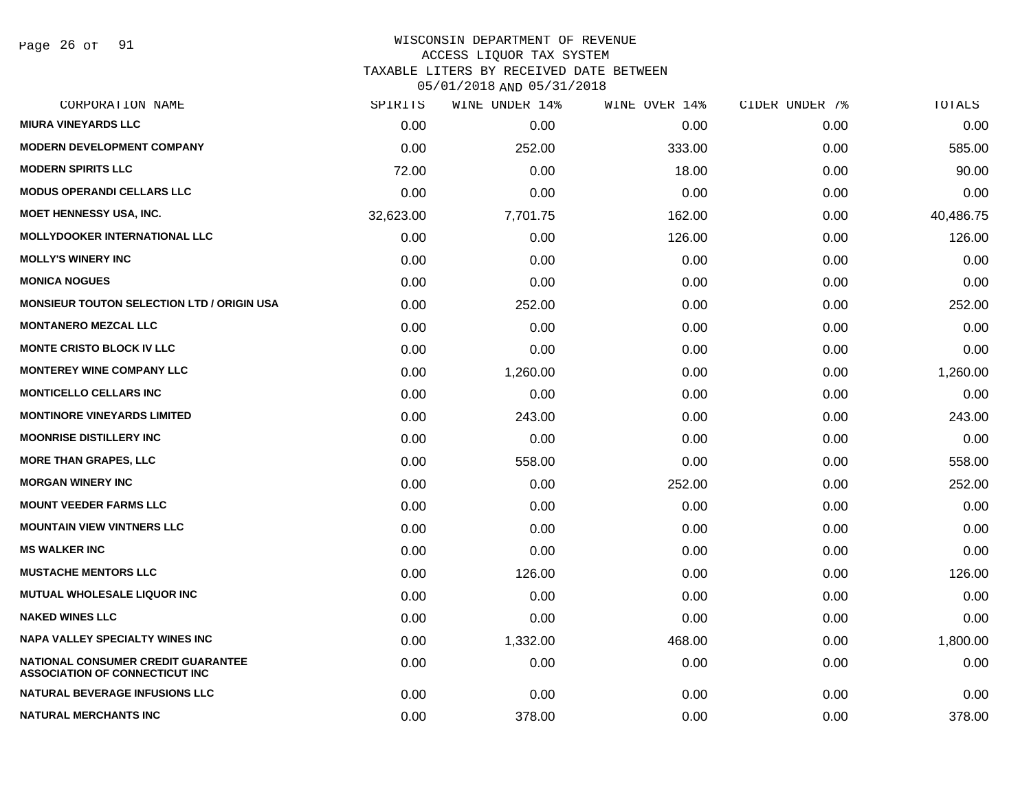WISCONSIN DEPARTMENT OF REVENUE
ACCESS LIQUOR TAX SYSTEM
TAXABLE LITERS BY RECEIVED DATE BETWEEN
05/01/2018 AND 05/31/2018

| CORPORATION NAME | SPIRITS | WINE UNDER 14% | WINE OVER 14% | CIDER UNDER 7% | TOTALS |
|---|---|---|---|---|---|
| MIURA VINEYARDS LLC | 0.00 | 0.00 | 0.00 | 0.00 | 0.00 |
| MODERN DEVELOPMENT COMPANY | 0.00 | 252.00 | 333.00 | 0.00 | 585.00 |
| MODERN SPIRITS LLC | 72.00 | 0.00 | 18.00 | 0.00 | 90.00 |
| MODUS OPERANDI CELLARS LLC | 0.00 | 0.00 | 0.00 | 0.00 | 0.00 |
| MOET HENNESSY USA, INC. | 32,623.00 | 7,701.75 | 162.00 | 0.00 | 40,486.75 |
| MOLLYDOOKER INTERNATIONAL LLC | 0.00 | 0.00 | 126.00 | 0.00 | 126.00 |
| MOLLY'S WINERY INC | 0.00 | 0.00 | 0.00 | 0.00 | 0.00 |
| MONICA NOGUES | 0.00 | 0.00 | 0.00 | 0.00 | 0.00 |
| MONSIEUR TOUTON SELECTION LTD / ORIGIN USA | 0.00 | 252.00 | 0.00 | 0.00 | 252.00 |
| MONTANERO MEZCAL LLC | 0.00 | 0.00 | 0.00 | 0.00 | 0.00 |
| MONTE CRISTO BLOCK IV LLC | 0.00 | 0.00 | 0.00 | 0.00 | 0.00 |
| MONTEREY WINE COMPANY LLC | 0.00 | 1,260.00 | 0.00 | 0.00 | 1,260.00 |
| MONTICELLO CELLARS INC | 0.00 | 0.00 | 0.00 | 0.00 | 0.00 |
| MONTINORE VINEYARDS LIMITED | 0.00 | 243.00 | 0.00 | 0.00 | 243.00 |
| MOONRISE DISTILLERY INC | 0.00 | 0.00 | 0.00 | 0.00 | 0.00 |
| MORE THAN GRAPES, LLC | 0.00 | 558.00 | 0.00 | 0.00 | 558.00 |
| MORGAN WINERY INC | 0.00 | 0.00 | 252.00 | 0.00 | 252.00 |
| MOUNT VEEDER FARMS LLC | 0.00 | 0.00 | 0.00 | 0.00 | 0.00 |
| MOUNTAIN VIEW VINTNERS LLC | 0.00 | 0.00 | 0.00 | 0.00 | 0.00 |
| MS WALKER INC | 0.00 | 0.00 | 0.00 | 0.00 | 0.00 |
| MUSTACHE MENTORS LLC | 0.00 | 126.00 | 0.00 | 0.00 | 126.00 |
| MUTUAL WHOLESALE LIQUOR INC | 0.00 | 0.00 | 0.00 | 0.00 | 0.00 |
| NAKED WINES LLC | 0.00 | 0.00 | 0.00 | 0.00 | 0.00 |
| NAPA VALLEY SPECIALTY WINES INC | 0.00 | 1,332.00 | 468.00 | 0.00 | 1,800.00 |
| NATIONAL CONSUMER CREDIT GUARANTEE ASSOCIATION OF CONNECTICUT INC | 0.00 | 0.00 | 0.00 | 0.00 | 0.00 |
| NATURAL BEVERAGE INFUSIONS LLC | 0.00 | 0.00 | 0.00 | 0.00 | 0.00 |
| NATURAL MERCHANTS INC | 0.00 | 378.00 | 0.00 | 0.00 | 378.00 |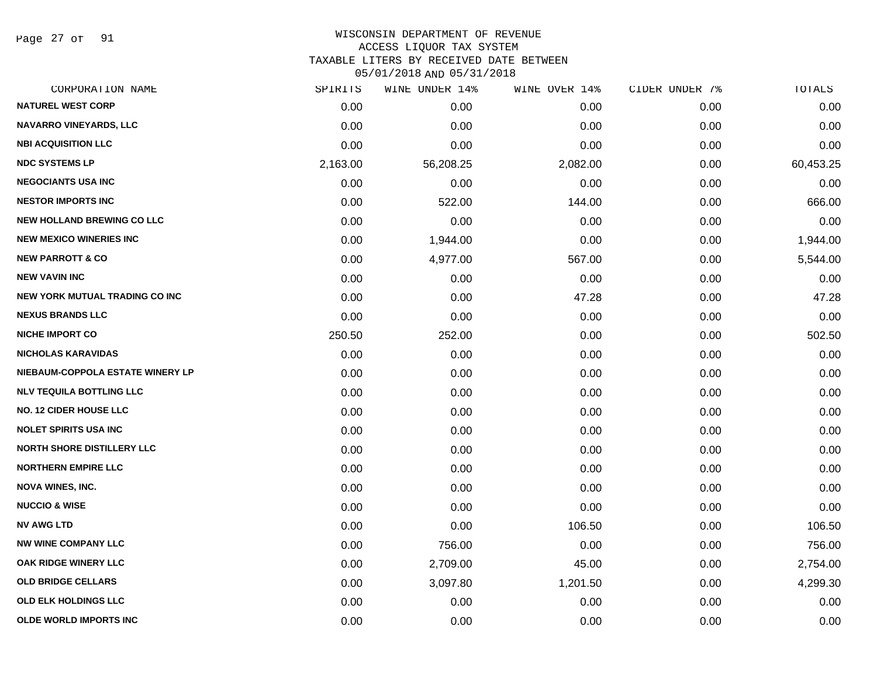# WISCONSIN DEPARTMENT OF REVENUE
## ACCESS LIQUOR TAX SYSTEM
## TAXABLE LITERS BY RECEIVED DATE BETWEEN 05/01/2018 AND 05/31/2018

| CORPORATION NAME | SPIRITS | WINE UNDER 14% | WINE OVER 14% | CIDER UNDER 7% | TOTALS |
|---|---|---|---|---|---|
| NATUREL WEST CORP | 0.00 | 0.00 | 0.00 | 0.00 | 0.00 |
| NAVARRO VINEYARDS, LLC | 0.00 | 0.00 | 0.00 | 0.00 | 0.00 |
| NBI ACQUISITION LLC | 0.00 | 0.00 | 0.00 | 0.00 | 0.00 |
| NDC SYSTEMS LP | 2,163.00 | 56,208.25 | 2,082.00 | 0.00 | 60,453.25 |
| NEGOCIANTS USA INC | 0.00 | 0.00 | 0.00 | 0.00 | 0.00 |
| NESTOR IMPORTS INC | 0.00 | 522.00 | 144.00 | 0.00 | 666.00 |
| NEW HOLLAND BREWING CO LLC | 0.00 | 0.00 | 0.00 | 0.00 | 0.00 |
| NEW MEXICO WINERIES INC | 0.00 | 1,944.00 | 0.00 | 0.00 | 1,944.00 |
| NEW PARROTT & CO | 0.00 | 4,977.00 | 567.00 | 0.00 | 5,544.00 |
| NEW VAVIN INC | 0.00 | 0.00 | 0.00 | 0.00 | 0.00 |
| NEW YORK MUTUAL TRADING CO INC | 0.00 | 0.00 | 47.28 | 0.00 | 47.28 |
| NEXUS BRANDS LLC | 0.00 | 0.00 | 0.00 | 0.00 | 0.00 |
| NICHE IMPORT CO | 250.50 | 252.00 | 0.00 | 0.00 | 502.50 |
| NICHOLAS KARAVIDAS | 0.00 | 0.00 | 0.00 | 0.00 | 0.00 |
| NIEBAUM-COPPOLA ESTATE WINERY LP | 0.00 | 0.00 | 0.00 | 0.00 | 0.00 |
| NLV TEQUILA BOTTLING LLC | 0.00 | 0.00 | 0.00 | 0.00 | 0.00 |
| NO. 12 CIDER HOUSE LLC | 0.00 | 0.00 | 0.00 | 0.00 | 0.00 |
| NOLET SPIRITS USA INC | 0.00 | 0.00 | 0.00 | 0.00 | 0.00 |
| NORTH SHORE DISTILLERY LLC | 0.00 | 0.00 | 0.00 | 0.00 | 0.00 |
| NORTHERN EMPIRE LLC | 0.00 | 0.00 | 0.00 | 0.00 | 0.00 |
| NOVA WINES, INC. | 0.00 | 0.00 | 0.00 | 0.00 | 0.00 |
| NUCCIO & WISE | 0.00 | 0.00 | 0.00 | 0.00 | 0.00 |
| NV AWG LTD | 0.00 | 0.00 | 106.50 | 0.00 | 106.50 |
| NW WINE COMPANY LLC | 0.00 | 756.00 | 0.00 | 0.00 | 756.00 |
| OAK RIDGE WINERY LLC | 0.00 | 2,709.00 | 45.00 | 0.00 | 2,754.00 |
| OLD BRIDGE CELLARS | 0.00 | 3,097.80 | 1,201.50 | 0.00 | 4,299.30 |
| OLD ELK HOLDINGS LLC | 0.00 | 0.00 | 0.00 | 0.00 | 0.00 |
| OLDE WORLD IMPORTS INC | 0.00 | 0.00 | 0.00 | 0.00 | 0.00 |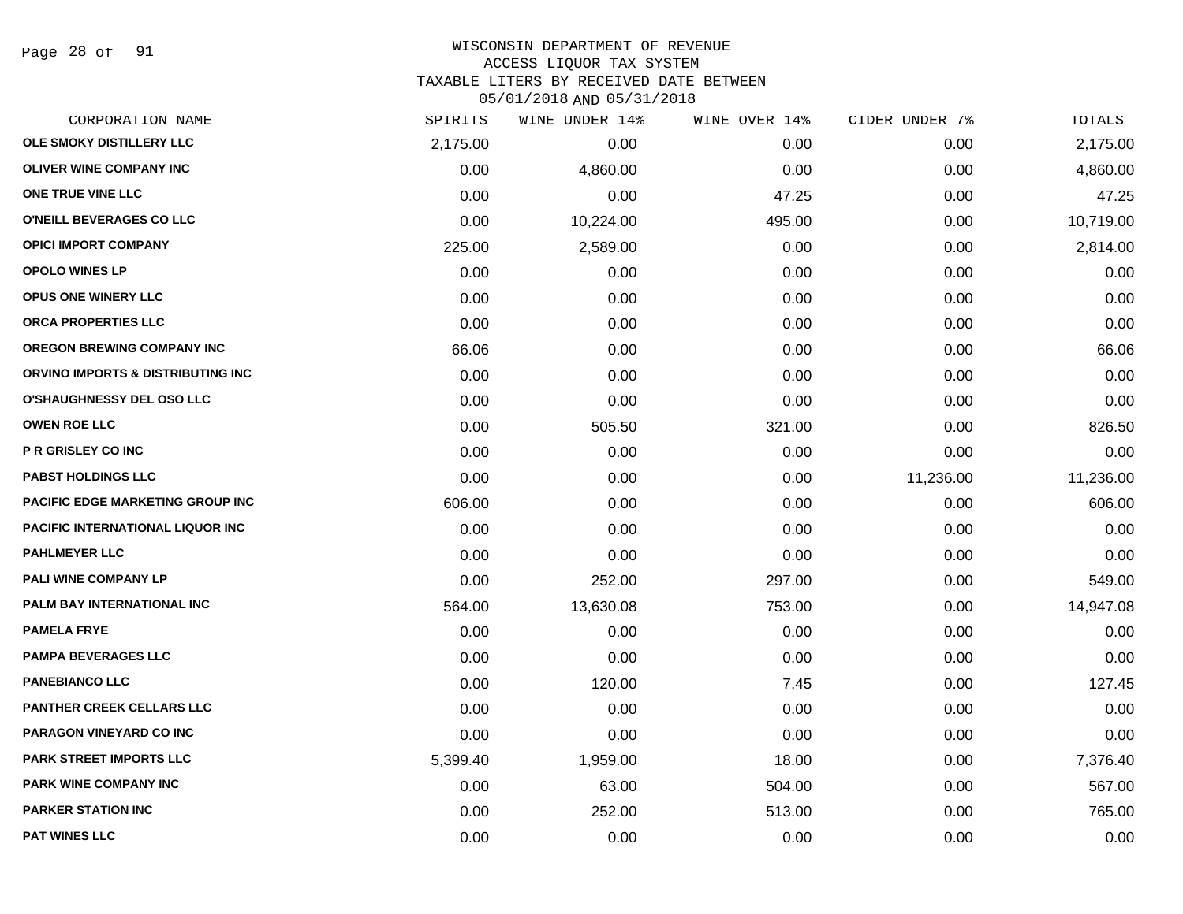# WISCONSIN DEPARTMENT OF REVENUE
## ACCESS LIQUOR TAX SYSTEM
## TAXABLE LITERS BY RECEIVED DATE BETWEEN 05/01/2018 AND 05/31/2018

| CORPORATION NAME | SPIRITS | WINE UNDER 14% | WINE OVER 14% | CIDER UNDER 7% | TOTALS |
|---|---|---|---|---|---|
| OLE SMOKY DISTILLERY LLC | 2,175.00 | 0.00 | 0.00 | 0.00 | 2,175.00 |
| OLIVER WINE COMPANY INC | 0.00 | 4,860.00 | 0.00 | 0.00 | 4,860.00 |
| ONE TRUE VINE LLC | 0.00 | 0.00 | 47.25 | 0.00 | 47.25 |
| O'NEILL BEVERAGES CO LLC | 0.00 | 10,224.00 | 495.00 | 0.00 | 10,719.00 |
| OPICI IMPORT COMPANY | 225.00 | 2,589.00 | 0.00 | 0.00 | 2,814.00 |
| OPOLO WINES LP | 0.00 | 0.00 | 0.00 | 0.00 | 0.00 |
| OPUS ONE WINERY LLC | 0.00 | 0.00 | 0.00 | 0.00 | 0.00 |
| ORCA PROPERTIES LLC | 0.00 | 0.00 | 0.00 | 0.00 | 0.00 |
| OREGON BREWING COMPANY INC | 66.06 | 0.00 | 0.00 | 0.00 | 66.06 |
| ORVINO IMPORTS & DISTRIBUTING INC | 0.00 | 0.00 | 0.00 | 0.00 | 0.00 |
| O'SHAUGHNESSY DEL OSO LLC | 0.00 | 0.00 | 0.00 | 0.00 | 0.00 |
| OWEN ROE LLC | 0.00 | 505.50 | 321.00 | 0.00 | 826.50 |
| P R GRISLEY CO INC | 0.00 | 0.00 | 0.00 | 0.00 | 0.00 |
| PABST HOLDINGS LLC | 0.00 | 0.00 | 0.00 | 11,236.00 | 11,236.00 |
| PACIFIC EDGE MARKETING GROUP INC | 606.00 | 0.00 | 0.00 | 0.00 | 606.00 |
| PACIFIC INTERNATIONAL LIQUOR INC | 0.00 | 0.00 | 0.00 | 0.00 | 0.00 |
| PAHLMEYER LLC | 0.00 | 0.00 | 0.00 | 0.00 | 0.00 |
| PALI WINE COMPANY LP | 0.00 | 252.00 | 297.00 | 0.00 | 549.00 |
| PALM BAY INTERNATIONAL INC | 564.00 | 13,630.08 | 753.00 | 0.00 | 14,947.08 |
| PAMELA FRYE | 0.00 | 0.00 | 0.00 | 0.00 | 0.00 |
| PAMPA BEVERAGES LLC | 0.00 | 0.00 | 0.00 | 0.00 | 0.00 |
| PANEBIANCO LLC | 0.00 | 120.00 | 7.45 | 0.00 | 127.45 |
| PANTHER CREEK CELLARS LLC | 0.00 | 0.00 | 0.00 | 0.00 | 0.00 |
| PARAGON VINEYARD CO INC | 0.00 | 0.00 | 0.00 | 0.00 | 0.00 |
| PARK STREET IMPORTS LLC | 5,399.40 | 1,959.00 | 18.00 | 0.00 | 7,376.40 |
| PARK WINE COMPANY INC | 0.00 | 63.00 | 504.00 | 0.00 | 567.00 |
| PARKER STATION INC | 0.00 | 252.00 | 513.00 | 0.00 | 765.00 |
| PAT WINES LLC | 0.00 | 0.00 | 0.00 | 0.00 | 0.00 |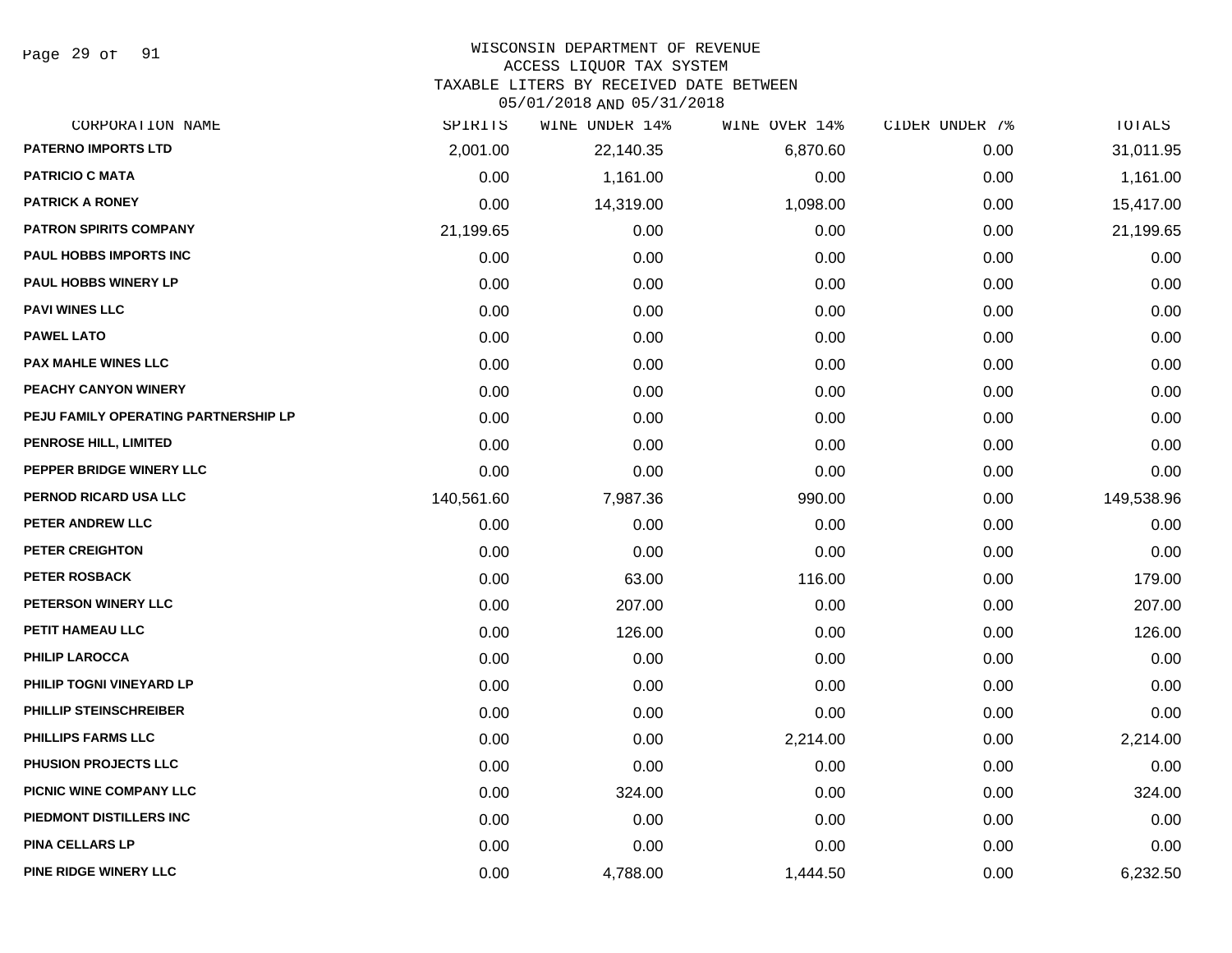# WISCONSIN DEPARTMENT OF REVENUE
## ACCESS LIQUOR TAX SYSTEM
### TAXABLE LITERS BY RECEIVED DATE BETWEEN 05/01/2018 AND 05/31/2018

| CORPORATION NAME | SPIRITS | WINE UNDER 14% | WINE OVER 14% | CIDER UNDER 7% | TOTALS |
|---|---|---|---|---|---|
| PATERNO IMPORTS LTD | 2,001.00 | 22,140.35 | 6,870.60 | 0.00 | 31,011.95 |
| PATRICIO C MATA | 0.00 | 1,161.00 | 0.00 | 0.00 | 1,161.00 |
| PATRICK A RONEY | 0.00 | 14,319.00 | 1,098.00 | 0.00 | 15,417.00 |
| PATRON SPIRITS COMPANY | 21,199.65 | 0.00 | 0.00 | 0.00 | 21,199.65 |
| PAUL HOBBS IMPORTS INC | 0.00 | 0.00 | 0.00 | 0.00 | 0.00 |
| PAUL HOBBS WINERY LP | 0.00 | 0.00 | 0.00 | 0.00 | 0.00 |
| PAVI WINES LLC | 0.00 | 0.00 | 0.00 | 0.00 | 0.00 |
| PAWEL LATO | 0.00 | 0.00 | 0.00 | 0.00 | 0.00 |
| PAX MAHLE WINES LLC | 0.00 | 0.00 | 0.00 | 0.00 | 0.00 |
| PEACHY CANYON WINERY | 0.00 | 0.00 | 0.00 | 0.00 | 0.00 |
| PEJU FAMILY OPERATING PARTNERSHIP LP | 0.00 | 0.00 | 0.00 | 0.00 | 0.00 |
| PENROSE HILL, LIMITED | 0.00 | 0.00 | 0.00 | 0.00 | 0.00 |
| PEPPER BRIDGE WINERY LLC | 0.00 | 0.00 | 0.00 | 0.00 | 0.00 |
| PERNOD RICARD USA LLC | 140,561.60 | 7,987.36 | 990.00 | 0.00 | 149,538.96 |
| PETER ANDREW LLC | 0.00 | 0.00 | 0.00 | 0.00 | 0.00 |
| PETER CREIGHTON | 0.00 | 0.00 | 0.00 | 0.00 | 0.00 |
| PETER ROSBACK | 0.00 | 63.00 | 116.00 | 0.00 | 179.00 |
| PETERSON WINERY LLC | 0.00 | 207.00 | 0.00 | 0.00 | 207.00 |
| PETIT HAMEAU LLC | 0.00 | 126.00 | 0.00 | 0.00 | 126.00 |
| PHILIP LAROCCA | 0.00 | 0.00 | 0.00 | 0.00 | 0.00 |
| PHILIP TOGNI VINEYARD LP | 0.00 | 0.00 | 0.00 | 0.00 | 0.00 |
| PHILLIP STEINSCHREIBER | 0.00 | 0.00 | 0.00 | 0.00 | 0.00 |
| PHILLIPS FARMS LLC | 0.00 | 0.00 | 2,214.00 | 0.00 | 2,214.00 |
| PHUSION PROJECTS LLC | 0.00 | 0.00 | 0.00 | 0.00 | 0.00 |
| PICNIC WINE COMPANY LLC | 0.00 | 324.00 | 0.00 | 0.00 | 324.00 |
| PIEDMONT DISTILLERS INC | 0.00 | 0.00 | 0.00 | 0.00 | 0.00 |
| PINA CELLARS LP | 0.00 | 0.00 | 0.00 | 0.00 | 0.00 |
| PINE RIDGE WINERY LLC | 0.00 | 4,788.00 | 1,444.50 | 0.00 | 6,232.50 |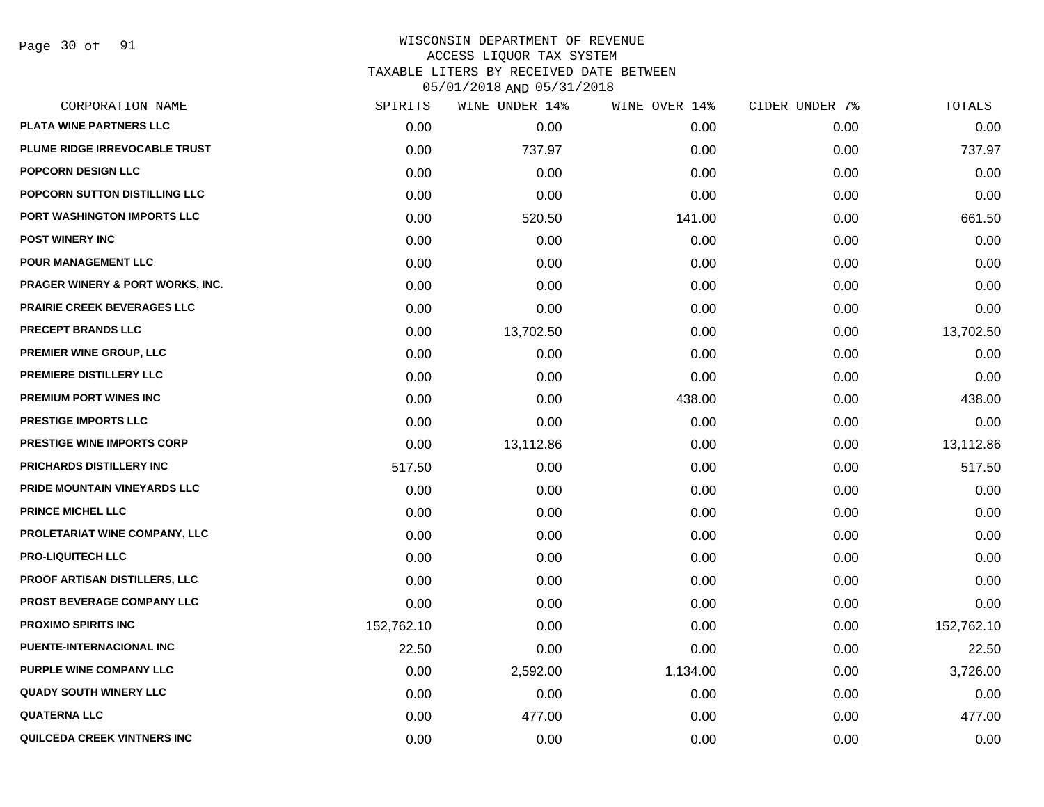WISCONSIN DEPARTMENT OF REVENUE
ACCESS LIQUOR TAX SYSTEM
TAXABLE LITERS BY RECEIVED DATE BETWEEN
05/01/2018 AND 05/31/2018

| CORPORATION NAME | SPIRITS | WINE UNDER 14% | WINE OVER 14% | CIDER UNDER 7% | TOTALS |
|---|---|---|---|---|---|
| PLATA WINE PARTNERS LLC | 0.00 | 0.00 | 0.00 | 0.00 | 0.00 |
| PLUME RIDGE IRREVOCABLE TRUST | 0.00 | 737.97 | 0.00 | 0.00 | 737.97 |
| POPCORN DESIGN LLC | 0.00 | 0.00 | 0.00 | 0.00 | 0.00 |
| POPCORN SUTTON DISTILLING LLC | 0.00 | 0.00 | 0.00 | 0.00 | 0.00 |
| PORT WASHINGTON IMPORTS LLC | 0.00 | 520.50 | 141.00 | 0.00 | 661.50 |
| POST WINERY INC | 0.00 | 0.00 | 0.00 | 0.00 | 0.00 |
| POUR MANAGEMENT LLC | 0.00 | 0.00 | 0.00 | 0.00 | 0.00 |
| PRAGER WINERY & PORT WORKS, INC. | 0.00 | 0.00 | 0.00 | 0.00 | 0.00 |
| PRAIRIE CREEK BEVERAGES LLC | 0.00 | 0.00 | 0.00 | 0.00 | 0.00 |
| PRECEPT BRANDS LLC | 0.00 | 13,702.50 | 0.00 | 0.00 | 13,702.50 |
| PREMIER WINE GROUP, LLC | 0.00 | 0.00 | 0.00 | 0.00 | 0.00 |
| PREMIERE DISTILLERY LLC | 0.00 | 0.00 | 0.00 | 0.00 | 0.00 |
| PREMIUM PORT WINES INC | 0.00 | 0.00 | 438.00 | 0.00 | 438.00 |
| PRESTIGE IMPORTS LLC | 0.00 | 0.00 | 0.00 | 0.00 | 0.00 |
| PRESTIGE WINE IMPORTS CORP | 0.00 | 13,112.86 | 0.00 | 0.00 | 13,112.86 |
| PRICHARDS DISTILLERY INC | 517.50 | 0.00 | 0.00 | 0.00 | 517.50 |
| PRIDE MOUNTAIN VINEYARDS LLC | 0.00 | 0.00 | 0.00 | 0.00 | 0.00 |
| PRINCE MICHEL LLC | 0.00 | 0.00 | 0.00 | 0.00 | 0.00 |
| PROLETARIAT WINE COMPANY, LLC | 0.00 | 0.00 | 0.00 | 0.00 | 0.00 |
| PRO-LIQUITECH LLC | 0.00 | 0.00 | 0.00 | 0.00 | 0.00 |
| PROOF ARTISAN DISTILLERS, LLC | 0.00 | 0.00 | 0.00 | 0.00 | 0.00 |
| PROST BEVERAGE COMPANY LLC | 0.00 | 0.00 | 0.00 | 0.00 | 0.00 |
| PROXIMO SPIRITS INC | 152,762.10 | 0.00 | 0.00 | 0.00 | 152,762.10 |
| PUENTE-INTERNACIONAL INC | 22.50 | 0.00 | 0.00 | 0.00 | 22.50 |
| PURPLE WINE COMPANY LLC | 0.00 | 2,592.00 | 1,134.00 | 0.00 | 3,726.00 |
| QUADY SOUTH WINERY LLC | 0.00 | 0.00 | 0.00 | 0.00 | 0.00 |
| QUATERNA LLC | 0.00 | 477.00 | 0.00 | 0.00 | 477.00 |
| QUILCEDA CREEK VINTNERS INC | 0.00 | 0.00 | 0.00 | 0.00 | 0.00 |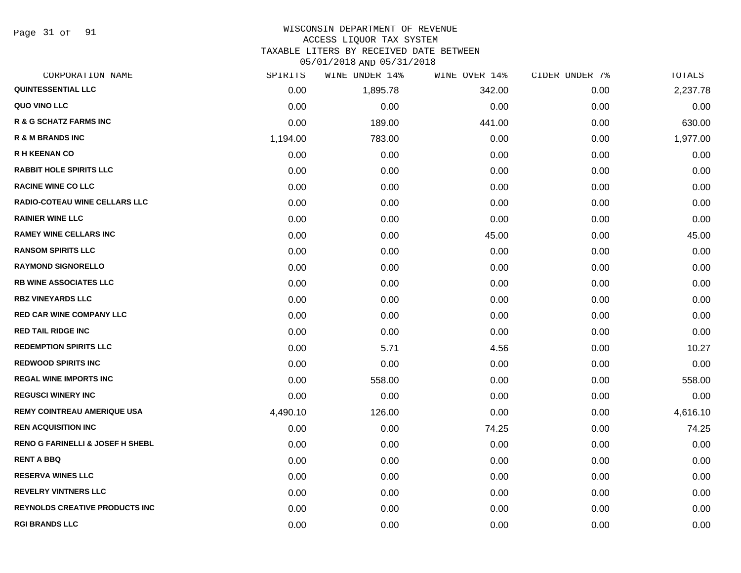WISCONSIN DEPARTMENT OF REVENUE
ACCESS LIQUOR TAX SYSTEM
TAXABLE LITERS BY RECEIVED DATE BETWEEN
05/01/2018 AND 05/31/2018

| CORPORATION NAME | SPIRITS | WINE UNDER 14% | WINE OVER 14% | CIDER UNDER 7% | TOTALS |
|---|---|---|---|---|---|
| QUINTESSENTIAL LLC | 0.00 | 1,895.78 | 342.00 | 0.00 | 2,237.78 |
| QUO VINO LLC | 0.00 | 0.00 | 0.00 | 0.00 | 0.00 |
| R & G SCHATZ FARMS INC | 0.00 | 189.00 | 441.00 | 0.00 | 630.00 |
| R & M BRANDS INC | 1,194.00 | 783.00 | 0.00 | 0.00 | 1,977.00 |
| R H KEENAN CO | 0.00 | 0.00 | 0.00 | 0.00 | 0.00 |
| RABBIT HOLE SPIRITS LLC | 0.00 | 0.00 | 0.00 | 0.00 | 0.00 |
| RACINE WINE CO LLC | 0.00 | 0.00 | 0.00 | 0.00 | 0.00 |
| RADIO-COTEAU WINE CELLARS LLC | 0.00 | 0.00 | 0.00 | 0.00 | 0.00 |
| RAINIER WINE LLC | 0.00 | 0.00 | 0.00 | 0.00 | 0.00 |
| RAMEY WINE CELLARS INC | 0.00 | 0.00 | 45.00 | 0.00 | 45.00 |
| RANSOM SPIRITS LLC | 0.00 | 0.00 | 0.00 | 0.00 | 0.00 |
| RAYMOND SIGNORELLO | 0.00 | 0.00 | 0.00 | 0.00 | 0.00 |
| RB WINE ASSOCIATES LLC | 0.00 | 0.00 | 0.00 | 0.00 | 0.00 |
| RBZ VINEYARDS LLC | 0.00 | 0.00 | 0.00 | 0.00 | 0.00 |
| RED CAR WINE COMPANY LLC | 0.00 | 0.00 | 0.00 | 0.00 | 0.00 |
| RED TAIL RIDGE INC | 0.00 | 0.00 | 0.00 | 0.00 | 0.00 |
| REDEMPTION SPIRITS LLC | 0.00 | 5.71 | 4.56 | 0.00 | 10.27 |
| REDWOOD SPIRITS INC | 0.00 | 0.00 | 0.00 | 0.00 | 0.00 |
| REGAL WINE IMPORTS INC | 0.00 | 558.00 | 0.00 | 0.00 | 558.00 |
| REGUSCI WINERY INC | 0.00 | 0.00 | 0.00 | 0.00 | 0.00 |
| REMY COINTREAU AMERIQUE USA | 4,490.10 | 126.00 | 0.00 | 0.00 | 4,616.10 |
| REN ACQUISITION INC | 0.00 | 0.00 | 74.25 | 0.00 | 74.25 |
| RENO G FARINELLI & JOSEF H SHEBL | 0.00 | 0.00 | 0.00 | 0.00 | 0.00 |
| RENT A BBQ | 0.00 | 0.00 | 0.00 | 0.00 | 0.00 |
| RESERVA WINES LLC | 0.00 | 0.00 | 0.00 | 0.00 | 0.00 |
| REVELRY VINTNERS LLC | 0.00 | 0.00 | 0.00 | 0.00 | 0.00 |
| REYNOLDS CREATIVE PRODUCTS INC | 0.00 | 0.00 | 0.00 | 0.00 | 0.00 |
| RGI BRANDS LLC | 0.00 | 0.00 | 0.00 | 0.00 | 0.00 |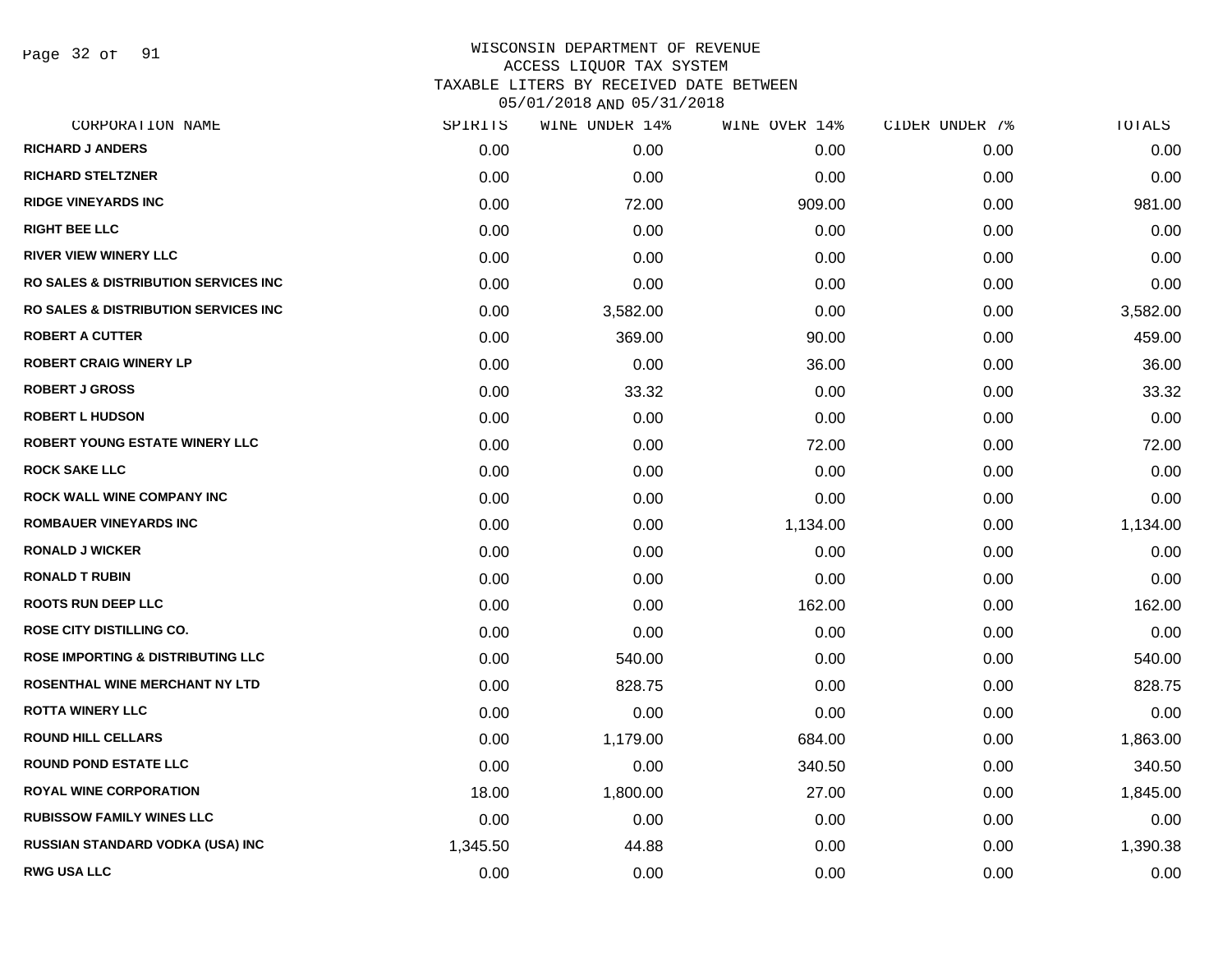WISCONSIN DEPARTMENT OF REVENUE
ACCESS LIQUOR TAX SYSTEM
TAXABLE LITERS BY RECEIVED DATE BETWEEN
05/01/2018 AND 05/31/2018

| CORPORATION NAME | SPIRITS | WINE UNDER 14% | WINE OVER 14% | CIDER UNDER 7% | TOTALS |
|---|---|---|---|---|---|
| RICHARD J ANDERS | 0.00 | 0.00 | 0.00 | 0.00 | 0.00 |
| RICHARD STELTZNER | 0.00 | 0.00 | 0.00 | 0.00 | 0.00 |
| RIDGE VINEYARDS INC | 0.00 | 72.00 | 909.00 | 0.00 | 981.00 |
| RIGHT BEE LLC | 0.00 | 0.00 | 0.00 | 0.00 | 0.00 |
| RIVER VIEW WINERY LLC | 0.00 | 0.00 | 0.00 | 0.00 | 0.00 |
| RO SALES & DISTRIBUTION SERVICES INC | 0.00 | 0.00 | 0.00 | 0.00 | 0.00 |
| RO SALES & DISTRIBUTION SERVICES INC | 0.00 | 3,582.00 | 0.00 | 0.00 | 3,582.00 |
| ROBERT A CUTTER | 0.00 | 369.00 | 90.00 | 0.00 | 459.00 |
| ROBERT CRAIG WINERY LP | 0.00 | 0.00 | 36.00 | 0.00 | 36.00 |
| ROBERT J GROSS | 0.00 | 33.32 | 0.00 | 0.00 | 33.32 |
| ROBERT L HUDSON | 0.00 | 0.00 | 0.00 | 0.00 | 0.00 |
| ROBERT YOUNG ESTATE WINERY LLC | 0.00 | 0.00 | 72.00 | 0.00 | 72.00 |
| ROCK SAKE LLC | 0.00 | 0.00 | 0.00 | 0.00 | 0.00 |
| ROCK WALL WINE COMPANY INC | 0.00 | 0.00 | 0.00 | 0.00 | 0.00 |
| ROMBAUER VINEYARDS INC | 0.00 | 0.00 | 1,134.00 | 0.00 | 1,134.00 |
| RONALD J WICKER | 0.00 | 0.00 | 0.00 | 0.00 | 0.00 |
| RONALD T RUBIN | 0.00 | 0.00 | 0.00 | 0.00 | 0.00 |
| ROOTS RUN DEEP LLC | 0.00 | 0.00 | 162.00 | 0.00 | 162.00 |
| ROSE CITY DISTILLING CO. | 0.00 | 0.00 | 0.00 | 0.00 | 0.00 |
| ROSE IMPORTING & DISTRIBUTING LLC | 0.00 | 540.00 | 0.00 | 0.00 | 540.00 |
| ROSENTHAL WINE MERCHANT NY LTD | 0.00 | 828.75 | 0.00 | 0.00 | 828.75 |
| ROTTA WINERY LLC | 0.00 | 0.00 | 0.00 | 0.00 | 0.00 |
| ROUND HILL CELLARS | 0.00 | 1,179.00 | 684.00 | 0.00 | 1,863.00 |
| ROUND POND ESTATE LLC | 0.00 | 0.00 | 340.50 | 0.00 | 340.50 |
| ROYAL WINE CORPORATION | 18.00 | 1,800.00 | 27.00 | 0.00 | 1,845.00 |
| RUBISSOW FAMILY WINES LLC | 0.00 | 0.00 | 0.00 | 0.00 | 0.00 |
| RUSSIAN STANDARD VODKA (USA) INC | 1,345.50 | 44.88 | 0.00 | 0.00 | 1,390.38 |
| RWG USA LLC | 0.00 | 0.00 | 0.00 | 0.00 | 0.00 |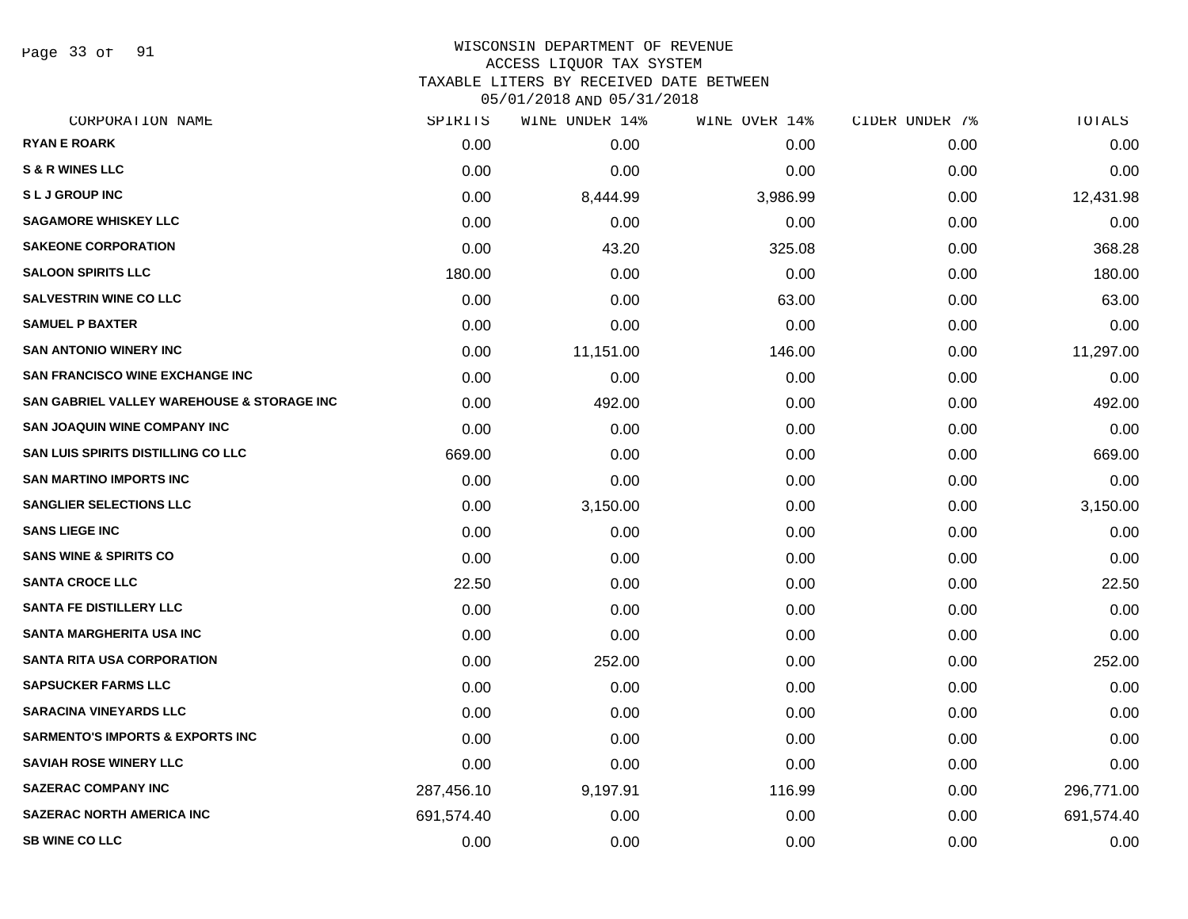WISCONSIN DEPARTMENT OF REVENUE
ACCESS LIQUOR TAX SYSTEM
TAXABLE LITERS BY RECEIVED DATE BETWEEN
05/01/2018 AND 05/31/2018

| CORPORATION NAME | SPIRITS | WINE UNDER 14% | WINE OVER 14% | CIDER UNDER 7% | TOTALS |
|---|---|---|---|---|---|
| RYAN E ROARK | 0.00 | 0.00 | 0.00 | 0.00 | 0.00 |
| S & R WINES LLC | 0.00 | 0.00 | 0.00 | 0.00 | 0.00 |
| S L J GROUP INC | 0.00 | 8,444.99 | 3,986.99 | 0.00 | 12,431.98 |
| SAGAMORE WHISKEY LLC | 0.00 | 0.00 | 0.00 | 0.00 | 0.00 |
| SAKEONE CORPORATION | 0.00 | 43.20 | 325.08 | 0.00 | 368.28 |
| SALOON SPIRITS LLC | 180.00 | 0.00 | 0.00 | 0.00 | 180.00 |
| SALVESTRIN WINE CO LLC | 0.00 | 0.00 | 63.00 | 0.00 | 63.00 |
| SAMUEL P BAXTER | 0.00 | 0.00 | 0.00 | 0.00 | 0.00 |
| SAN ANTONIO WINERY INC | 0.00 | 11,151.00 | 146.00 | 0.00 | 11,297.00 |
| SAN FRANCISCO WINE EXCHANGE INC | 0.00 | 0.00 | 0.00 | 0.00 | 0.00 |
| SAN GABRIEL VALLEY WAREHOUSE & STORAGE INC | 0.00 | 492.00 | 0.00 | 0.00 | 492.00 |
| SAN JOAQUIN WINE COMPANY INC | 0.00 | 0.00 | 0.00 | 0.00 | 0.00 |
| SAN LUIS SPIRITS DISTILLING CO LLC | 669.00 | 0.00 | 0.00 | 0.00 | 669.00 |
| SAN MARTINO IMPORTS INC | 0.00 | 0.00 | 0.00 | 0.00 | 0.00 |
| SANGLIER SELECTIONS LLC | 0.00 | 3,150.00 | 0.00 | 0.00 | 3,150.00 |
| SANS LIEGE INC | 0.00 | 0.00 | 0.00 | 0.00 | 0.00 |
| SANS WINE & SPIRITS CO | 0.00 | 0.00 | 0.00 | 0.00 | 0.00 |
| SANTA CROCE LLC | 22.50 | 0.00 | 0.00 | 0.00 | 22.50 |
| SANTA FE DISTILLERY LLC | 0.00 | 0.00 | 0.00 | 0.00 | 0.00 |
| SANTA MARGHERITA USA INC | 0.00 | 0.00 | 0.00 | 0.00 | 0.00 |
| SANTA RITA USA CORPORATION | 0.00 | 252.00 | 0.00 | 0.00 | 252.00 |
| SAPSUCKER FARMS LLC | 0.00 | 0.00 | 0.00 | 0.00 | 0.00 |
| SARACINA VINEYARDS LLC | 0.00 | 0.00 | 0.00 | 0.00 | 0.00 |
| SARMENTO'S IMPORTS & EXPORTS INC | 0.00 | 0.00 | 0.00 | 0.00 | 0.00 |
| SAVIAH ROSE WINERY LLC | 0.00 | 0.00 | 0.00 | 0.00 | 0.00 |
| SAZERAC COMPANY INC | 287,456.10 | 9,197.91 | 116.99 | 0.00 | 296,771.00 |
| SAZERAC NORTH AMERICA INC | 691,574.40 | 0.00 | 0.00 | 0.00 | 691,574.40 |
| SB WINE CO LLC | 0.00 | 0.00 | 0.00 | 0.00 | 0.00 |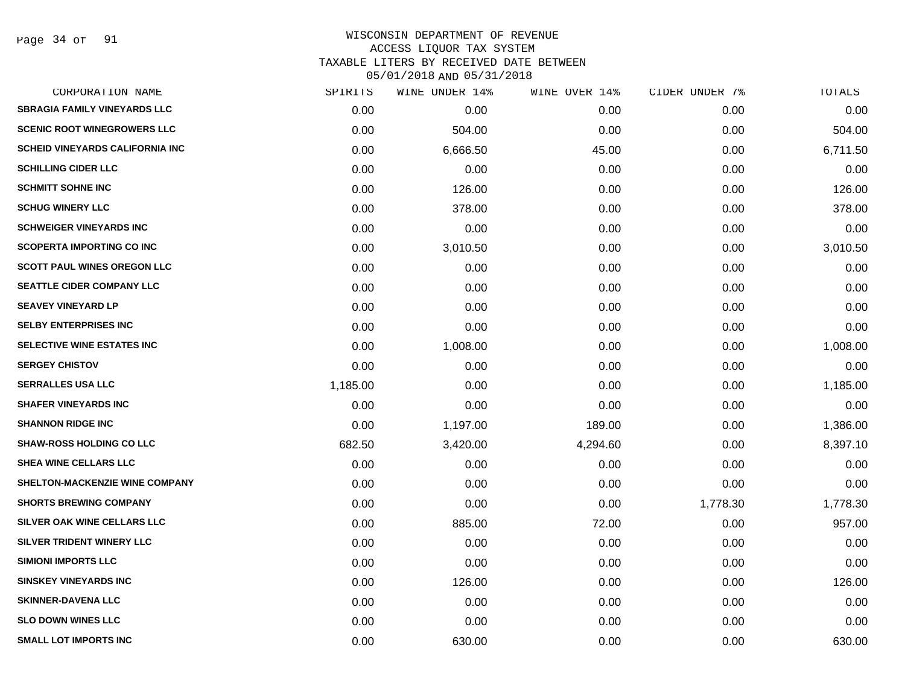WISCONSIN DEPARTMENT OF REVENUE
ACCESS LIQUOR TAX SYSTEM
TAXABLE LITERS BY RECEIVED DATE BETWEEN
05/01/2018 AND 05/31/2018

| CORPORATION NAME | SPIRITS | WINE UNDER 14% | WINE OVER 14% | CIDER UNDER 7% | TOTALS |
|---|---|---|---|---|---|
| SBRAGIA FAMILY VINEYARDS LLC | 0.00 | 0.00 | 0.00 | 0.00 | 0.00 |
| SCENIC ROOT WINEGROWERS LLC | 0.00 | 504.00 | 0.00 | 0.00 | 504.00 |
| SCHEID VINEYARDS CALIFORNIA INC | 0.00 | 6,666.50 | 45.00 | 0.00 | 6,711.50 |
| SCHILLING CIDER LLC | 0.00 | 0.00 | 0.00 | 0.00 | 0.00 |
| SCHMITT SOHNE INC | 0.00 | 126.00 | 0.00 | 0.00 | 126.00 |
| SCHUG WINERY LLC | 0.00 | 378.00 | 0.00 | 0.00 | 378.00 |
| SCHWEIGER VINEYARDS INC | 0.00 | 0.00 | 0.00 | 0.00 | 0.00 |
| SCOPERTA IMPORTING CO INC | 0.00 | 3,010.50 | 0.00 | 0.00 | 3,010.50 |
| SCOTT PAUL WINES OREGON LLC | 0.00 | 0.00 | 0.00 | 0.00 | 0.00 |
| SEATTLE CIDER COMPANY LLC | 0.00 | 0.00 | 0.00 | 0.00 | 0.00 |
| SEAVEY VINEYARD LP | 0.00 | 0.00 | 0.00 | 0.00 | 0.00 |
| SELBY ENTERPRISES INC | 0.00 | 0.00 | 0.00 | 0.00 | 0.00 |
| SELECTIVE WINE ESTATES INC | 0.00 | 1,008.00 | 0.00 | 0.00 | 1,008.00 |
| SERGEY CHISTOV | 0.00 | 0.00 | 0.00 | 0.00 | 0.00 |
| SERRALLES USA LLC | 1,185.00 | 0.00 | 0.00 | 0.00 | 1,185.00 |
| SHAFER VINEYARDS INC | 0.00 | 0.00 | 0.00 | 0.00 | 0.00 |
| SHANNON RIDGE INC | 0.00 | 1,197.00 | 189.00 | 0.00 | 1,386.00 |
| SHAW-ROSS HOLDING CO LLC | 682.50 | 3,420.00 | 4,294.60 | 0.00 | 8,397.10 |
| SHEA WINE CELLARS LLC | 0.00 | 0.00 | 0.00 | 0.00 | 0.00 |
| SHELTON-MACKENZIE WINE COMPANY | 0.00 | 0.00 | 0.00 | 0.00 | 0.00 |
| SHORTS BREWING COMPANY | 0.00 | 0.00 | 0.00 | 1,778.30 | 1,778.30 |
| SILVER OAK WINE CELLARS LLC | 0.00 | 885.00 | 72.00 | 0.00 | 957.00 |
| SILVER TRIDENT WINERY LLC | 0.00 | 0.00 | 0.00 | 0.00 | 0.00 |
| SIMIONI IMPORTS LLC | 0.00 | 0.00 | 0.00 | 0.00 | 0.00 |
| SINSKEY VINEYARDS INC | 0.00 | 126.00 | 0.00 | 0.00 | 126.00 |
| SKINNER-DAVENA LLC | 0.00 | 0.00 | 0.00 | 0.00 | 0.00 |
| SLO DOWN WINES LLC | 0.00 | 0.00 | 0.00 | 0.00 | 0.00 |
| SMALL LOT IMPORTS INC | 0.00 | 630.00 | 0.00 | 0.00 | 630.00 |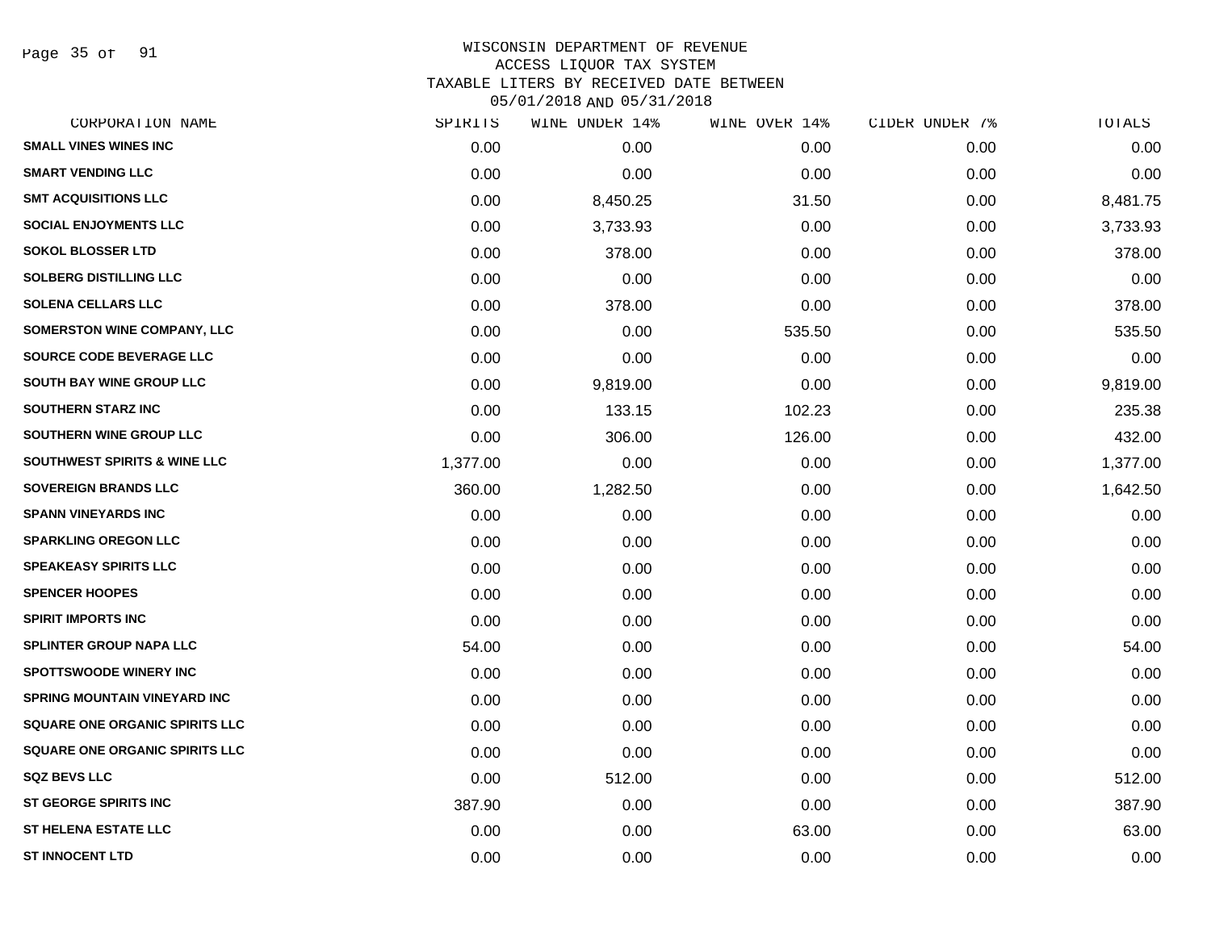# WISCONSIN DEPARTMENT OF REVENUE
## ACCESS LIQUOR TAX SYSTEM
## TAXABLE LITERS BY RECEIVED DATE BETWEEN 05/01/2018 AND 05/31/2018

| CORPORATION NAME | SPIRITS | WINE UNDER 14% | WINE OVER 14% | CIDER UNDER 7% | TOTALS |
|---|---|---|---|---|---|
| SMALL VINES WINES INC | 0.00 | 0.00 | 0.00 | 0.00 | 0.00 |
| SMART VENDING LLC | 0.00 | 0.00 | 0.00 | 0.00 | 0.00 |
| SMT ACQUISITIONS LLC | 0.00 | 8,450.25 | 31.50 | 0.00 | 8,481.75 |
| SOCIAL ENJOYMENTS LLC | 0.00 | 3,733.93 | 0.00 | 0.00 | 3,733.93 |
| SOKOL BLOSSER LTD | 0.00 | 378.00 | 0.00 | 0.00 | 378.00 |
| SOLBERG DISTILLING LLC | 0.00 | 0.00 | 0.00 | 0.00 | 0.00 |
| SOLENA CELLARS LLC | 0.00 | 378.00 | 0.00 | 0.00 | 378.00 |
| SOMERSTON WINE COMPANY, LLC | 0.00 | 0.00 | 535.50 | 0.00 | 535.50 |
| SOURCE CODE BEVERAGE LLC | 0.00 | 0.00 | 0.00 | 0.00 | 0.00 |
| SOUTH BAY WINE GROUP LLC | 0.00 | 9,819.00 | 0.00 | 0.00 | 9,819.00 |
| SOUTHERN STARZ INC | 0.00 | 133.15 | 102.23 | 0.00 | 235.38 |
| SOUTHERN WINE GROUP LLC | 0.00 | 306.00 | 126.00 | 0.00 | 432.00 |
| SOUTHWEST SPIRITS & WINE LLC | 1,377.00 | 0.00 | 0.00 | 0.00 | 1,377.00 |
| SOVEREIGN BRANDS LLC | 360.00 | 1,282.50 | 0.00 | 0.00 | 1,642.50 |
| SPANN VINEYARDS INC | 0.00 | 0.00 | 0.00 | 0.00 | 0.00 |
| SPARKLING OREGON LLC | 0.00 | 0.00 | 0.00 | 0.00 | 0.00 |
| SPEAKEASY SPIRITS LLC | 0.00 | 0.00 | 0.00 | 0.00 | 0.00 |
| SPENCER HOOPES | 0.00 | 0.00 | 0.00 | 0.00 | 0.00 |
| SPIRIT IMPORTS INC | 0.00 | 0.00 | 0.00 | 0.00 | 0.00 |
| SPLINTER GROUP NAPA LLC | 54.00 | 0.00 | 0.00 | 0.00 | 54.00 |
| SPOTTSWOODE WINERY INC | 0.00 | 0.00 | 0.00 | 0.00 | 0.00 |
| SPRING MOUNTAIN VINEYARD INC | 0.00 | 0.00 | 0.00 | 0.00 | 0.00 |
| SQUARE ONE ORGANIC SPIRITS LLC | 0.00 | 0.00 | 0.00 | 0.00 | 0.00 |
| SQUARE ONE ORGANIC SPIRITS LLC | 0.00 | 0.00 | 0.00 | 0.00 | 0.00 |
| SQZ BEVS LLC | 0.00 | 512.00 | 0.00 | 0.00 | 512.00 |
| ST GEORGE SPIRITS INC | 387.90 | 0.00 | 0.00 | 0.00 | 387.90 |
| ST HELENA ESTATE LLC | 0.00 | 0.00 | 63.00 | 0.00 | 63.00 |
| ST INNOCENT LTD | 0.00 | 0.00 | 0.00 | 0.00 | 0.00 |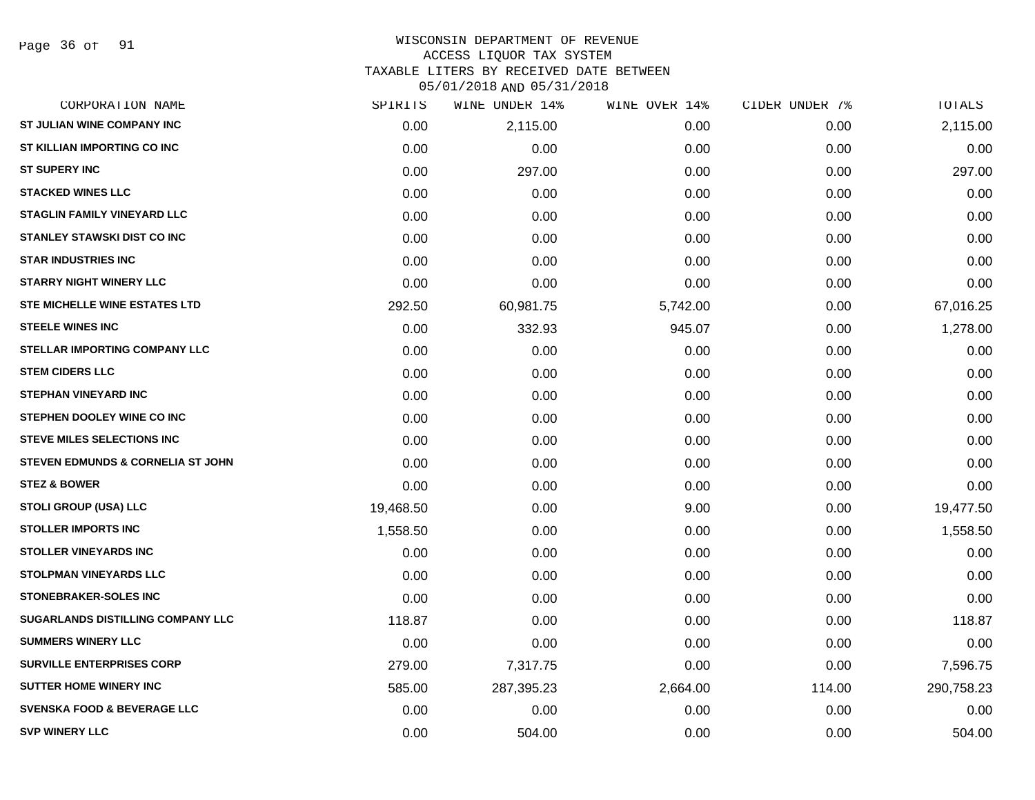WISCONSIN DEPARTMENT OF REVENUE
ACCESS LIQUOR TAX SYSTEM
TAXABLE LITERS BY RECEIVED DATE BETWEEN
05/01/2018 AND 05/31/2018

| CORPORATION NAME | SPIRITS | WINE UNDER 14% | WINE OVER 14% | CIDER UNDER 7% | TOTALS |
|---|---|---|---|---|---|
| ST JULIAN WINE COMPANY INC | 0.00 | 2,115.00 | 0.00 | 0.00 | 2,115.00 |
| ST KILLIAN IMPORTING CO INC | 0.00 | 0.00 | 0.00 | 0.00 | 0.00 |
| ST SUPERY INC | 0.00 | 297.00 | 0.00 | 0.00 | 297.00 |
| STACKED WINES LLC | 0.00 | 0.00 | 0.00 | 0.00 | 0.00 |
| STAGLIN FAMILY VINEYARD LLC | 0.00 | 0.00 | 0.00 | 0.00 | 0.00 |
| STANLEY STAWSKI DIST CO INC | 0.00 | 0.00 | 0.00 | 0.00 | 0.00 |
| STAR INDUSTRIES INC | 0.00 | 0.00 | 0.00 | 0.00 | 0.00 |
| STARRY NIGHT WINERY LLC | 0.00 | 0.00 | 0.00 | 0.00 | 0.00 |
| STE MICHELLE WINE ESTATES LTD | 292.50 | 60,981.75 | 5,742.00 | 0.00 | 67,016.25 |
| STEELE WINES INC | 0.00 | 332.93 | 945.07 | 0.00 | 1,278.00 |
| STELLAR IMPORTING COMPANY LLC | 0.00 | 0.00 | 0.00 | 0.00 | 0.00 |
| STEM CIDERS LLC | 0.00 | 0.00 | 0.00 | 0.00 | 0.00 |
| STEPHAN VINEYARD INC | 0.00 | 0.00 | 0.00 | 0.00 | 0.00 |
| STEPHEN DOOLEY WINE CO INC | 0.00 | 0.00 | 0.00 | 0.00 | 0.00 |
| STEVE MILES SELECTIONS INC | 0.00 | 0.00 | 0.00 | 0.00 | 0.00 |
| STEVEN EDMUNDS & CORNELIA ST JOHN | 0.00 | 0.00 | 0.00 | 0.00 | 0.00 |
| STEZ & BOWER | 0.00 | 0.00 | 0.00 | 0.00 | 0.00 |
| STOLI GROUP (USA) LLC | 19,468.50 | 0.00 | 9.00 | 0.00 | 19,477.50 |
| STOLLER IMPORTS INC | 1,558.50 | 0.00 | 0.00 | 0.00 | 1,558.50 |
| STOLLER VINEYARDS INC | 0.00 | 0.00 | 0.00 | 0.00 | 0.00 |
| STOLPMAN VINEYARDS LLC | 0.00 | 0.00 | 0.00 | 0.00 | 0.00 |
| STONEBRAKER-SOLES INC | 0.00 | 0.00 | 0.00 | 0.00 | 0.00 |
| SUGARLANDS DISTILLING COMPANY LLC | 118.87 | 0.00 | 0.00 | 0.00 | 118.87 |
| SUMMERS WINERY LLC | 0.00 | 0.00 | 0.00 | 0.00 | 0.00 |
| SURVILLE ENTERPRISES CORP | 279.00 | 7,317.75 | 0.00 | 0.00 | 7,596.75 |
| SUTTER HOME WINERY INC | 585.00 | 287,395.23 | 2,664.00 | 114.00 | 290,758.23 |
| SVENSKA FOOD & BEVERAGE LLC | 0.00 | 0.00 | 0.00 | 0.00 | 0.00 |
| SVP WINERY LLC | 0.00 | 504.00 | 0.00 | 0.00 | 504.00 |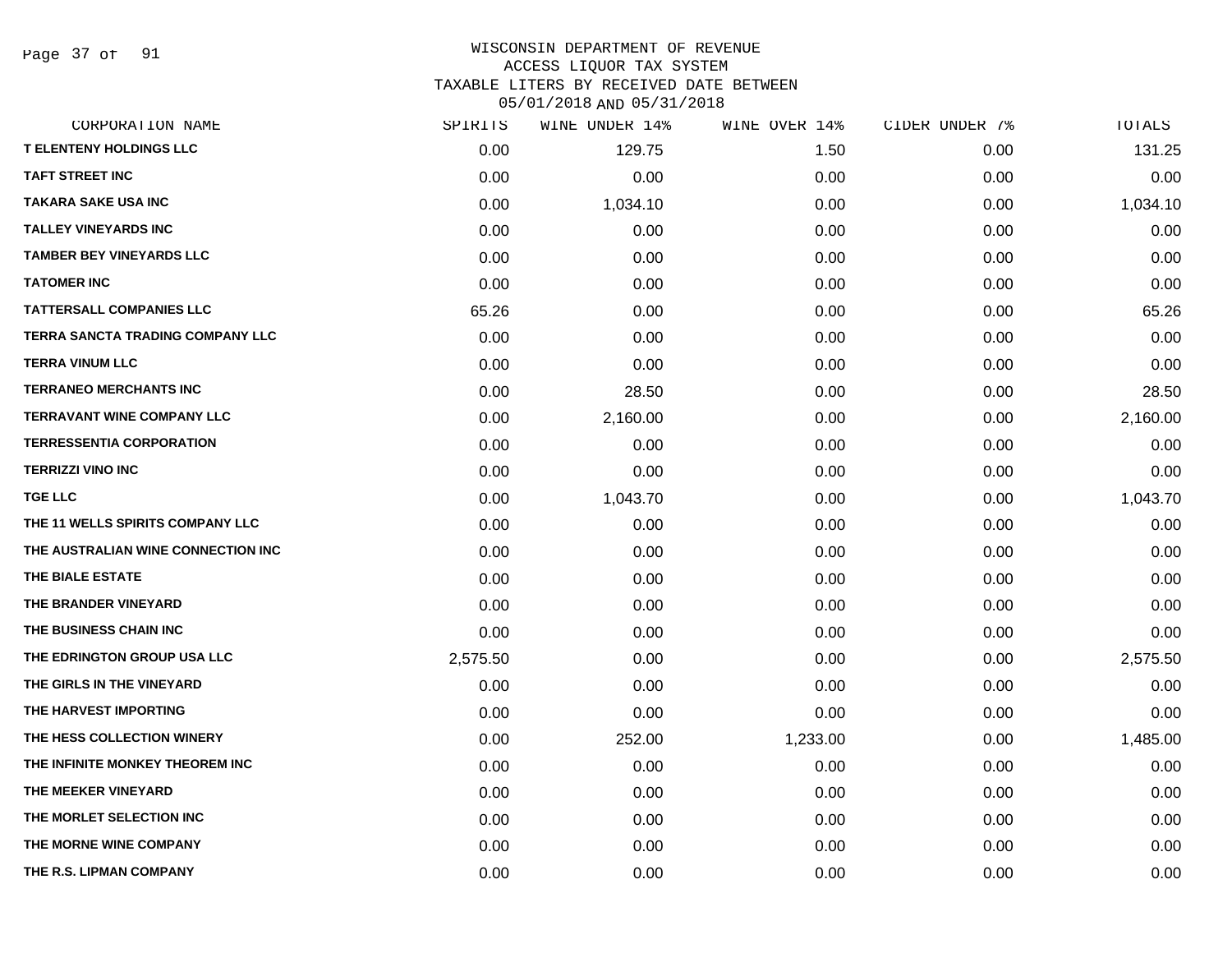WISCONSIN DEPARTMENT OF REVENUE
ACCESS LIQUOR TAX SYSTEM
TAXABLE LITERS BY RECEIVED DATE BETWEEN
05/01/2018 AND 05/31/2018

| CORPORATION NAME | SPIRITS | WINE UNDER 14% | WINE OVER 14% | CIDER UNDER 7% | TOTALS |
|---|---|---|---|---|---|
| T ELENTENY HOLDINGS LLC | 0.00 | 129.75 | 1.50 | 0.00 | 131.25 |
| TAFT STREET INC | 0.00 | 0.00 | 0.00 | 0.00 | 0.00 |
| TAKARA SAKE USA INC | 0.00 | 1,034.10 | 0.00 | 0.00 | 1,034.10 |
| TALLEY VINEYARDS INC | 0.00 | 0.00 | 0.00 | 0.00 | 0.00 |
| TAMBER BEY VINEYARDS LLC | 0.00 | 0.00 | 0.00 | 0.00 | 0.00 |
| TATOMER INC | 0.00 | 0.00 | 0.00 | 0.00 | 0.00 |
| TATTERSALL COMPANIES LLC | 65.26 | 0.00 | 0.00 | 0.00 | 65.26 |
| TERRA SANCTA TRADING COMPANY LLC | 0.00 | 0.00 | 0.00 | 0.00 | 0.00 |
| TERRA VINUM LLC | 0.00 | 0.00 | 0.00 | 0.00 | 0.00 |
| TERRANEO MERCHANTS INC | 0.00 | 28.50 | 0.00 | 0.00 | 28.50 |
| TERRAVANT WINE COMPANY LLC | 0.00 | 2,160.00 | 0.00 | 0.00 | 2,160.00 |
| TERRESSENTIA CORPORATION | 0.00 | 0.00 | 0.00 | 0.00 | 0.00 |
| TERRIZZI VINO INC | 0.00 | 0.00 | 0.00 | 0.00 | 0.00 |
| TGE LLC | 0.00 | 1,043.70 | 0.00 | 0.00 | 1,043.70 |
| THE 11 WELLS SPIRITS COMPANY LLC | 0.00 | 0.00 | 0.00 | 0.00 | 0.00 |
| THE AUSTRALIAN WINE CONNECTION INC | 0.00 | 0.00 | 0.00 | 0.00 | 0.00 |
| THE BIALE ESTATE | 0.00 | 0.00 | 0.00 | 0.00 | 0.00 |
| THE BRANDER VINEYARD | 0.00 | 0.00 | 0.00 | 0.00 | 0.00 |
| THE BUSINESS CHAIN INC | 0.00 | 0.00 | 0.00 | 0.00 | 0.00 |
| THE EDRINGTON GROUP USA LLC | 2,575.50 | 0.00 | 0.00 | 0.00 | 2,575.50 |
| THE GIRLS IN THE VINEYARD | 0.00 | 0.00 | 0.00 | 0.00 | 0.00 |
| THE HARVEST IMPORTING | 0.00 | 0.00 | 0.00 | 0.00 | 0.00 |
| THE HESS COLLECTION WINERY | 0.00 | 252.00 | 1,233.00 | 0.00 | 1,485.00 |
| THE INFINITE MONKEY THEOREM INC | 0.00 | 0.00 | 0.00 | 0.00 | 0.00 |
| THE MEEKER VINEYARD | 0.00 | 0.00 | 0.00 | 0.00 | 0.00 |
| THE MORLET SELECTION INC | 0.00 | 0.00 | 0.00 | 0.00 | 0.00 |
| THE MORNE WINE COMPANY | 0.00 | 0.00 | 0.00 | 0.00 | 0.00 |
| THE R.S. LIPMAN COMPANY | 0.00 | 0.00 | 0.00 | 0.00 | 0.00 |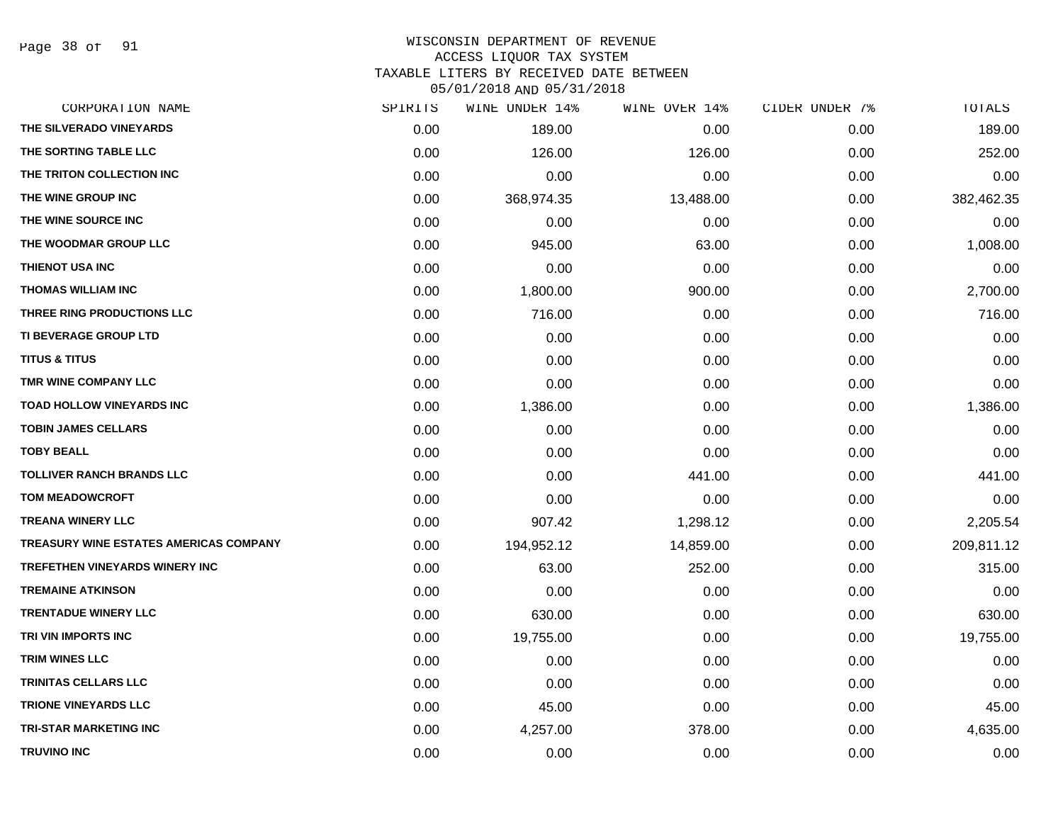# WISCONSIN DEPARTMENT OF REVENUE
## ACCESS LIQUOR TAX SYSTEM
## TAXABLE LITERS BY RECEIVED DATE BETWEEN 05/01/2018 AND 05/31/2018

| CORPORATION NAME | SPIRITS | WINE UNDER 14% | WINE OVER 14% | CIDER UNDER 7% | TOTALS |
|---|---|---|---|---|---|
| THE SILVERADO VINEYARDS | 0.00 | 189.00 | 0.00 | 0.00 | 189.00 |
| THE SORTING TABLE LLC | 0.00 | 126.00 | 126.00 | 0.00 | 252.00 |
| THE TRITON COLLECTION INC | 0.00 | 0.00 | 0.00 | 0.00 | 0.00 |
| THE WINE GROUP INC | 0.00 | 368,974.35 | 13,488.00 | 0.00 | 382,462.35 |
| THE WINE SOURCE INC | 0.00 | 0.00 | 0.00 | 0.00 | 0.00 |
| THE WOODMAR GROUP LLC | 0.00 | 945.00 | 63.00 | 0.00 | 1,008.00 |
| THIENOT USA INC | 0.00 | 0.00 | 0.00 | 0.00 | 0.00 |
| THOMAS WILLIAM INC | 0.00 | 1,800.00 | 900.00 | 0.00 | 2,700.00 |
| THREE RING PRODUCTIONS LLC | 0.00 | 716.00 | 0.00 | 0.00 | 716.00 |
| TI BEVERAGE GROUP LTD | 0.00 | 0.00 | 0.00 | 0.00 | 0.00 |
| TITUS & TITUS | 0.00 | 0.00 | 0.00 | 0.00 | 0.00 |
| TMR WINE COMPANY LLC | 0.00 | 0.00 | 0.00 | 0.00 | 0.00 |
| TOAD HOLLOW VINEYARDS INC | 0.00 | 1,386.00 | 0.00 | 0.00 | 1,386.00 |
| TOBIN JAMES CELLARS | 0.00 | 0.00 | 0.00 | 0.00 | 0.00 |
| TOBY BEALL | 0.00 | 0.00 | 0.00 | 0.00 | 0.00 |
| TOLLIVER RANCH BRANDS LLC | 0.00 | 0.00 | 441.00 | 0.00 | 441.00 |
| TOM MEADOWCROFT | 0.00 | 0.00 | 0.00 | 0.00 | 0.00 |
| TREANA WINERY LLC | 0.00 | 907.42 | 1,298.12 | 0.00 | 2,205.54 |
| TREASURY WINE ESTATES AMERICAS COMPANY | 0.00 | 194,952.12 | 14,859.00 | 0.00 | 209,811.12 |
| TREFETHEN VINEYARDS WINERY INC | 0.00 | 63.00 | 252.00 | 0.00 | 315.00 |
| TREMAINE ATKINSON | 0.00 | 0.00 | 0.00 | 0.00 | 0.00 |
| TRENTADUE WINERY LLC | 0.00 | 630.00 | 0.00 | 0.00 | 630.00 |
| TRI VIN IMPORTS INC | 0.00 | 19,755.00 | 0.00 | 0.00 | 19,755.00 |
| TRIM WINES LLC | 0.00 | 0.00 | 0.00 | 0.00 | 0.00 |
| TRINITAS CELLARS LLC | 0.00 | 0.00 | 0.00 | 0.00 | 0.00 |
| TRIONE VINEYARDS LLC | 0.00 | 45.00 | 0.00 | 0.00 | 45.00 |
| TRI-STAR MARKETING INC | 0.00 | 4,257.00 | 378.00 | 0.00 | 4,635.00 |
| TRUVINO INC | 0.00 | 0.00 | 0.00 | 0.00 | 0.00 |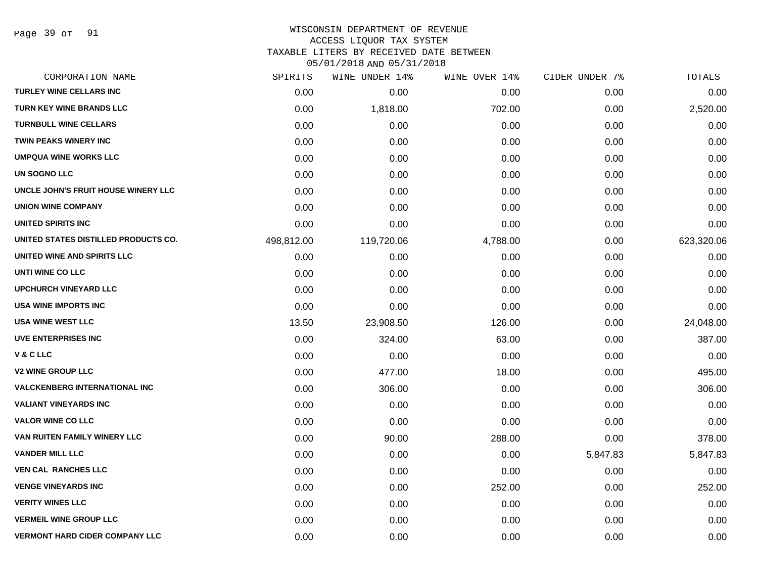# WISCONSIN DEPARTMENT OF REVENUE
## ACCESS LIQUOR TAX SYSTEM
## TAXABLE LITERS BY RECEIVED DATE BETWEEN 05/01/2018 AND 05/31/2018

| CORPORATION NAME | SPIRITS | WINE UNDER 14% | WINE OVER 14% | CIDER UNDER 7% | TOTALS |
|---|---|---|---|---|---|
| TURLEY WINE CELLARS INC | 0.00 | 0.00 | 0.00 | 0.00 | 0.00 |
| TURN KEY WINE BRANDS LLC | 0.00 | 1,818.00 | 702.00 | 0.00 | 2,520.00 |
| TURNBULL WINE CELLARS | 0.00 | 0.00 | 0.00 | 0.00 | 0.00 |
| TWIN PEAKS WINERY INC | 0.00 | 0.00 | 0.00 | 0.00 | 0.00 |
| UMPQUA WINE WORKS LLC | 0.00 | 0.00 | 0.00 | 0.00 | 0.00 |
| UN SOGNO LLC | 0.00 | 0.00 | 0.00 | 0.00 | 0.00 |
| UNCLE JOHN'S FRUIT HOUSE WINERY LLC | 0.00 | 0.00 | 0.00 | 0.00 | 0.00 |
| UNION WINE COMPANY | 0.00 | 0.00 | 0.00 | 0.00 | 0.00 |
| UNITED SPIRITS INC | 0.00 | 0.00 | 0.00 | 0.00 | 0.00 |
| UNITED STATES DISTILLED PRODUCTS CO. | 498,812.00 | 119,720.06 | 4,788.00 | 0.00 | 623,320.06 |
| UNITED WINE AND SPIRITS LLC | 0.00 | 0.00 | 0.00 | 0.00 | 0.00 |
| UNTI WINE CO LLC | 0.00 | 0.00 | 0.00 | 0.00 | 0.00 |
| UPCHURCH VINEYARD LLC | 0.00 | 0.00 | 0.00 | 0.00 | 0.00 |
| USA WINE IMPORTS INC | 0.00 | 0.00 | 0.00 | 0.00 | 0.00 |
| USA WINE WEST LLC | 13.50 | 23,908.50 | 126.00 | 0.00 | 24,048.00 |
| UVE ENTERPRISES INC | 0.00 | 324.00 | 63.00 | 0.00 | 387.00 |
| V & C LLC | 0.00 | 0.00 | 0.00 | 0.00 | 0.00 |
| V2 WINE GROUP LLC | 0.00 | 477.00 | 18.00 | 0.00 | 495.00 |
| VALCKENBERG INTERNATIONAL INC | 0.00 | 306.00 | 0.00 | 0.00 | 306.00 |
| VALIANT VINEYARDS INC | 0.00 | 0.00 | 0.00 | 0.00 | 0.00 |
| VALOR WINE CO LLC | 0.00 | 0.00 | 0.00 | 0.00 | 0.00 |
| VAN RUITEN FAMILY WINERY LLC | 0.00 | 90.00 | 288.00 | 0.00 | 378.00 |
| VANDER MILL LLC | 0.00 | 0.00 | 0.00 | 5,847.83 | 5,847.83 |
| VEN CAL RANCHES LLC | 0.00 | 0.00 | 0.00 | 0.00 | 0.00 |
| VENGE VINEYARDS INC | 0.00 | 0.00 | 252.00 | 0.00 | 252.00 |
| VERITY WINES LLC | 0.00 | 0.00 | 0.00 | 0.00 | 0.00 |
| VERMEIL WINE GROUP LLC | 0.00 | 0.00 | 0.00 | 0.00 | 0.00 |
| VERMONT HARD CIDER COMPANY LLC | 0.00 | 0.00 | 0.00 | 0.00 | 0.00 |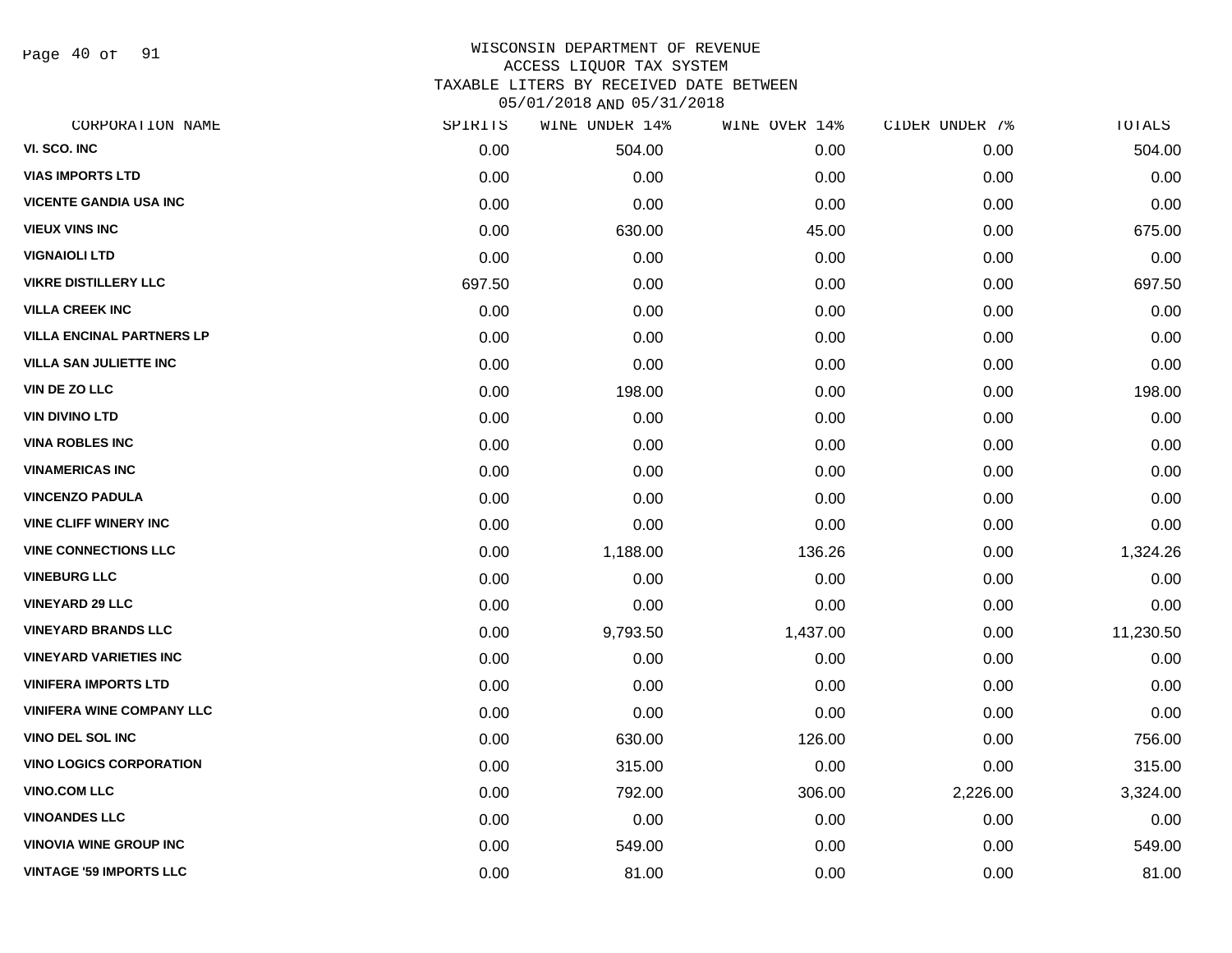# WISCONSIN DEPARTMENT OF REVENUE
## ACCESS LIQUOR TAX SYSTEM
## TAXABLE LITERS BY RECEIVED DATE BETWEEN 05/01/2018 AND 05/31/2018

| CORPORATION NAME | SPIRITS | WINE UNDER 14% | WINE OVER 14% | CIDER UNDER 7% | TOTALS |
|---|---|---|---|---|---|
| VI. SCO. INC | 0.00 | 504.00 | 0.00 | 0.00 | 504.00 |
| VIAS IMPORTS LTD | 0.00 | 0.00 | 0.00 | 0.00 | 0.00 |
| VICENTE GANDIA USA INC | 0.00 | 0.00 | 0.00 | 0.00 | 0.00 |
| VIEUX VINS INC | 0.00 | 630.00 | 45.00 | 0.00 | 675.00 |
| VIGNAIOLI LTD | 0.00 | 0.00 | 0.00 | 0.00 | 0.00 |
| VIKRE DISTILLERY LLC | 697.50 | 0.00 | 0.00 | 0.00 | 697.50 |
| VILLA CREEK INC | 0.00 | 0.00 | 0.00 | 0.00 | 0.00 |
| VILLA ENCINAL PARTNERS LP | 0.00 | 0.00 | 0.00 | 0.00 | 0.00 |
| VILLA SAN JULIETTE INC | 0.00 | 0.00 | 0.00 | 0.00 | 0.00 |
| VIN DE ZO LLC | 0.00 | 198.00 | 0.00 | 0.00 | 198.00 |
| VIN DIVINO LTD | 0.00 | 0.00 | 0.00 | 0.00 | 0.00 |
| VINA ROBLES INC | 0.00 | 0.00 | 0.00 | 0.00 | 0.00 |
| VINAMERICAS INC | 0.00 | 0.00 | 0.00 | 0.00 | 0.00 |
| VINCENZO PADULA | 0.00 | 0.00 | 0.00 | 0.00 | 0.00 |
| VINE CLIFF WINERY INC | 0.00 | 0.00 | 0.00 | 0.00 | 0.00 |
| VINE CONNECTIONS LLC | 0.00 | 1,188.00 | 136.26 | 0.00 | 1,324.26 |
| VINEBURG LLC | 0.00 | 0.00 | 0.00 | 0.00 | 0.00 |
| VINEYARD 29 LLC | 0.00 | 0.00 | 0.00 | 0.00 | 0.00 |
| VINEYARD BRANDS LLC | 0.00 | 9,793.50 | 1,437.00 | 0.00 | 11,230.50 |
| VINEYARD VARIETIES INC | 0.00 | 0.00 | 0.00 | 0.00 | 0.00 |
| VINIFERA IMPORTS LTD | 0.00 | 0.00 | 0.00 | 0.00 | 0.00 |
| VINIFERA WINE COMPANY LLC | 0.00 | 0.00 | 0.00 | 0.00 | 0.00 |
| VINO DEL SOL INC | 0.00 | 630.00 | 126.00 | 0.00 | 756.00 |
| VINO LOGICS CORPORATION | 0.00 | 315.00 | 0.00 | 0.00 | 315.00 |
| VINO.COM LLC | 0.00 | 792.00 | 306.00 | 2,226.00 | 3,324.00 |
| VINOANDES LLC | 0.00 | 0.00 | 0.00 | 0.00 | 0.00 |
| VINOVIA WINE GROUP INC | 0.00 | 549.00 | 0.00 | 0.00 | 549.00 |
| VINTAGE '59 IMPORTS LLC | 0.00 | 81.00 | 0.00 | 0.00 | 81.00 |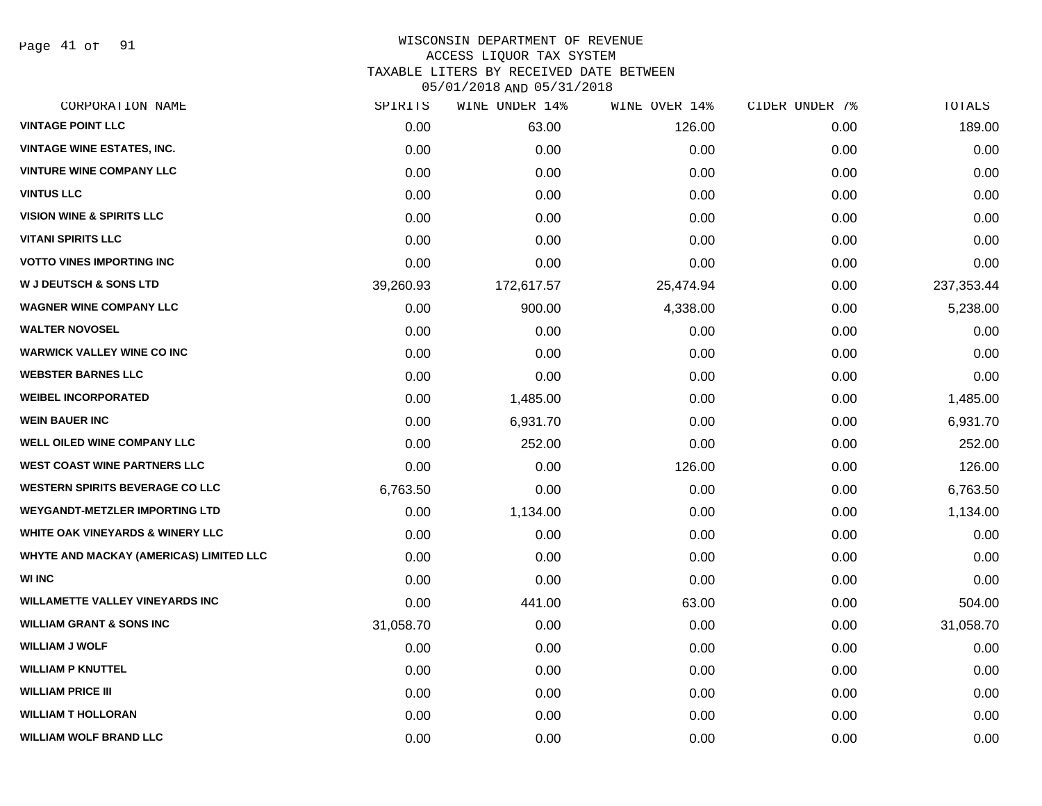WISCONSIN DEPARTMENT OF REVENUE
ACCESS LIQUOR TAX SYSTEM
TAXABLE LITERS BY RECEIVED DATE BETWEEN
05/01/2018 AND 05/31/2018

| CORPORATION NAME | SPIRITS | WINE UNDER 14% | WINE OVER 14% | CIDER UNDER 7% | TOTALS |
|---|---|---|---|---|---|
| VINTAGE POINT LLC | 0.00 | 63.00 | 126.00 | 0.00 | 189.00 |
| VINTAGE WINE ESTATES, INC. | 0.00 | 0.00 | 0.00 | 0.00 | 0.00 |
| VINTURE WINE COMPANY LLC | 0.00 | 0.00 | 0.00 | 0.00 | 0.00 |
| VINTUS LLC | 0.00 | 0.00 | 0.00 | 0.00 | 0.00 |
| VISION WINE & SPIRITS LLC | 0.00 | 0.00 | 0.00 | 0.00 | 0.00 |
| VITANI SPIRITS LLC | 0.00 | 0.00 | 0.00 | 0.00 | 0.00 |
| VOTTO VINES IMPORTING INC | 0.00 | 0.00 | 0.00 | 0.00 | 0.00 |
| W J DEUTSCH & SONS LTD | 39,260.93 | 172,617.57 | 25,474.94 | 0.00 | 237,353.44 |
| WAGNER WINE COMPANY LLC | 0.00 | 900.00 | 4,338.00 | 0.00 | 5,238.00 |
| WALTER NOVOSEL | 0.00 | 0.00 | 0.00 | 0.00 | 0.00 |
| WARWICK VALLEY WINE CO INC | 0.00 | 0.00 | 0.00 | 0.00 | 0.00 |
| WEBSTER BARNES LLC | 0.00 | 0.00 | 0.00 | 0.00 | 0.00 |
| WEIBEL INCORPORATED | 0.00 | 1,485.00 | 0.00 | 0.00 | 1,485.00 |
| WEIN BAUER INC | 0.00 | 6,931.70 | 0.00 | 0.00 | 6,931.70 |
| WELL OILED WINE COMPANY LLC | 0.00 | 252.00 | 0.00 | 0.00 | 252.00 |
| WEST COAST WINE PARTNERS LLC | 0.00 | 0.00 | 126.00 | 0.00 | 126.00 |
| WESTERN SPIRITS BEVERAGE CO LLC | 6,763.50 | 0.00 | 0.00 | 0.00 | 6,763.50 |
| WEYGANDT-METZLER IMPORTING LTD | 0.00 | 1,134.00 | 0.00 | 0.00 | 1,134.00 |
| WHITE OAK VINEYARDS & WINERY LLC | 0.00 | 0.00 | 0.00 | 0.00 | 0.00 |
| WHYTE AND MACKAY (AMERICAS) LIMITED LLC | 0.00 | 0.00 | 0.00 | 0.00 | 0.00 |
| WI INC | 0.00 | 0.00 | 0.00 | 0.00 | 0.00 |
| WILLAMETTE VALLEY VINEYARDS INC | 0.00 | 441.00 | 63.00 | 0.00 | 504.00 |
| WILLIAM GRANT & SONS INC | 31,058.70 | 0.00 | 0.00 | 0.00 | 31,058.70 |
| WILLIAM J WOLF | 0.00 | 0.00 | 0.00 | 0.00 | 0.00 |
| WILLIAM P KNUTTEL | 0.00 | 0.00 | 0.00 | 0.00 | 0.00 |
| WILLIAM PRICE III | 0.00 | 0.00 | 0.00 | 0.00 | 0.00 |
| WILLIAM T HOLLORAN | 0.00 | 0.00 | 0.00 | 0.00 | 0.00 |
| WILLIAM WOLF BRAND LLC | 0.00 | 0.00 | 0.00 | 0.00 | 0.00 |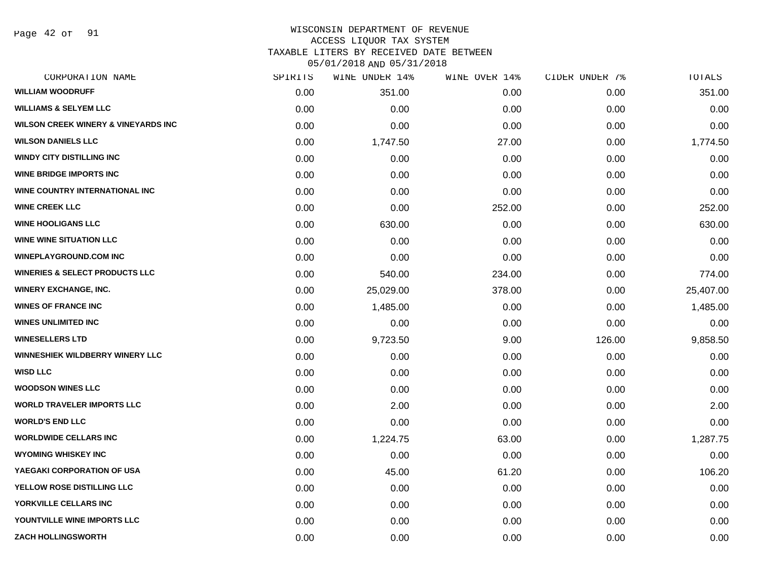WISCONSIN DEPARTMENT OF REVENUE
ACCESS LIQUOR TAX SYSTEM
TAXABLE LITERS BY RECEIVED DATE BETWEEN
05/01/2018 AND 05/31/2018

| CORPORATION NAME | SPIRITS | WINE UNDER 14% | WINE OVER 14% | CIDER UNDER 7% | TOTALS |
|---|---|---|---|---|---|
| WILLIAM WOODRUFF | 0.00 | 351.00 | 0.00 | 0.00 | 351.00 |
| WILLIAMS & SELYEM LLC | 0.00 | 0.00 | 0.00 | 0.00 | 0.00 |
| WILSON CREEK WINERY & VINEYARDS INC | 0.00 | 0.00 | 0.00 | 0.00 | 0.00 |
| WILSON DANIELS LLC | 0.00 | 1,747.50 | 27.00 | 0.00 | 1,774.50 |
| WINDY CITY DISTILLING INC | 0.00 | 0.00 | 0.00 | 0.00 | 0.00 |
| WINE BRIDGE IMPORTS INC | 0.00 | 0.00 | 0.00 | 0.00 | 0.00 |
| WINE COUNTRY INTERNATIONAL INC | 0.00 | 0.00 | 0.00 | 0.00 | 0.00 |
| WINE CREEK LLC | 0.00 | 0.00 | 252.00 | 0.00 | 252.00 |
| WINE HOOLIGANS LLC | 0.00 | 630.00 | 0.00 | 0.00 | 630.00 |
| WINE WINE SITUATION LLC | 0.00 | 0.00 | 0.00 | 0.00 | 0.00 |
| WINEPLAYGROUND.COM INC | 0.00 | 0.00 | 0.00 | 0.00 | 0.00 |
| WINERIES & SELECT PRODUCTS LLC | 0.00 | 540.00 | 234.00 | 0.00 | 774.00 |
| WINERY EXCHANGE, INC. | 0.00 | 25,029.00 | 378.00 | 0.00 | 25,407.00 |
| WINES OF FRANCE INC | 0.00 | 1,485.00 | 0.00 | 0.00 | 1,485.00 |
| WINES UNLIMITED INC | 0.00 | 0.00 | 0.00 | 0.00 | 0.00 |
| WINESELLERS LTD | 0.00 | 9,723.50 | 9.00 | 126.00 | 9,858.50 |
| WINNESHIEK WILDBERRY WINERY LLC | 0.00 | 0.00 | 0.00 | 0.00 | 0.00 |
| WISD LLC | 0.00 | 0.00 | 0.00 | 0.00 | 0.00 |
| WOODSON WINES LLC | 0.00 | 0.00 | 0.00 | 0.00 | 0.00 |
| WORLD TRAVELER IMPORTS LLC | 0.00 | 2.00 | 0.00 | 0.00 | 2.00 |
| WORLD'S END LLC | 0.00 | 0.00 | 0.00 | 0.00 | 0.00 |
| WORLDWIDE CELLARS INC | 0.00 | 1,224.75 | 63.00 | 0.00 | 1,287.75 |
| WYOMING WHISKEY INC | 0.00 | 0.00 | 0.00 | 0.00 | 0.00 |
| YAEGAKI CORPORATION OF USA | 0.00 | 45.00 | 61.20 | 0.00 | 106.20 |
| YELLOW ROSE DISTILLING LLC | 0.00 | 0.00 | 0.00 | 0.00 | 0.00 |
| YORKVILLE CELLARS INC | 0.00 | 0.00 | 0.00 | 0.00 | 0.00 |
| YOUNTVILLE WINE IMPORTS LLC | 0.00 | 0.00 | 0.00 | 0.00 | 0.00 |
| ZACH HOLLINGSWORTH | 0.00 | 0.00 | 0.00 | 0.00 | 0.00 |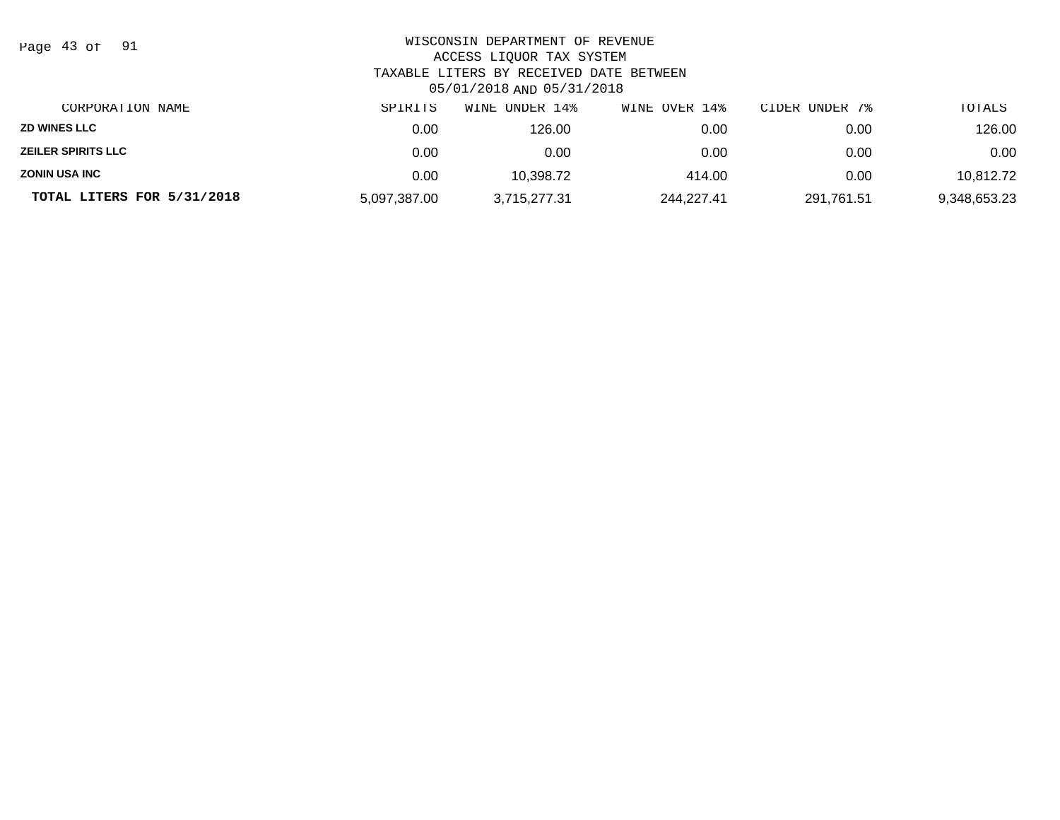WISCONSIN DEPARTMENT OF REVENUE
ACCESS LIQUOR TAX SYSTEM
TAXABLE LITERS BY RECEIVED DATE BETWEEN
05/01/2018 AND 05/31/2018

| CORPORATION NAME | SPIRITS | WINE UNDER 14% | WINE OVER 14% | CIDER UNDER 7% | TOTALS |
|---|---|---|---|---|---|
| **ZD WINES LLC** | 0.00 | 126.00 | 0.00 | 0.00 | 126.00 |
| **ZEILER SPIRITS LLC** | 0.00 | 0.00 | 0.00 | 0.00 | 0.00 |
| **ZONIN USA INC** | 0.00 | 10,398.72 | 414.00 | 0.00 | 10,812.72 |
| **TOTAL LITERS FOR 5/31/2018** | 5,097,387.00 | 3,715,277.31 | 244,227.41 | 291,761.51 | 9,348,653.23 |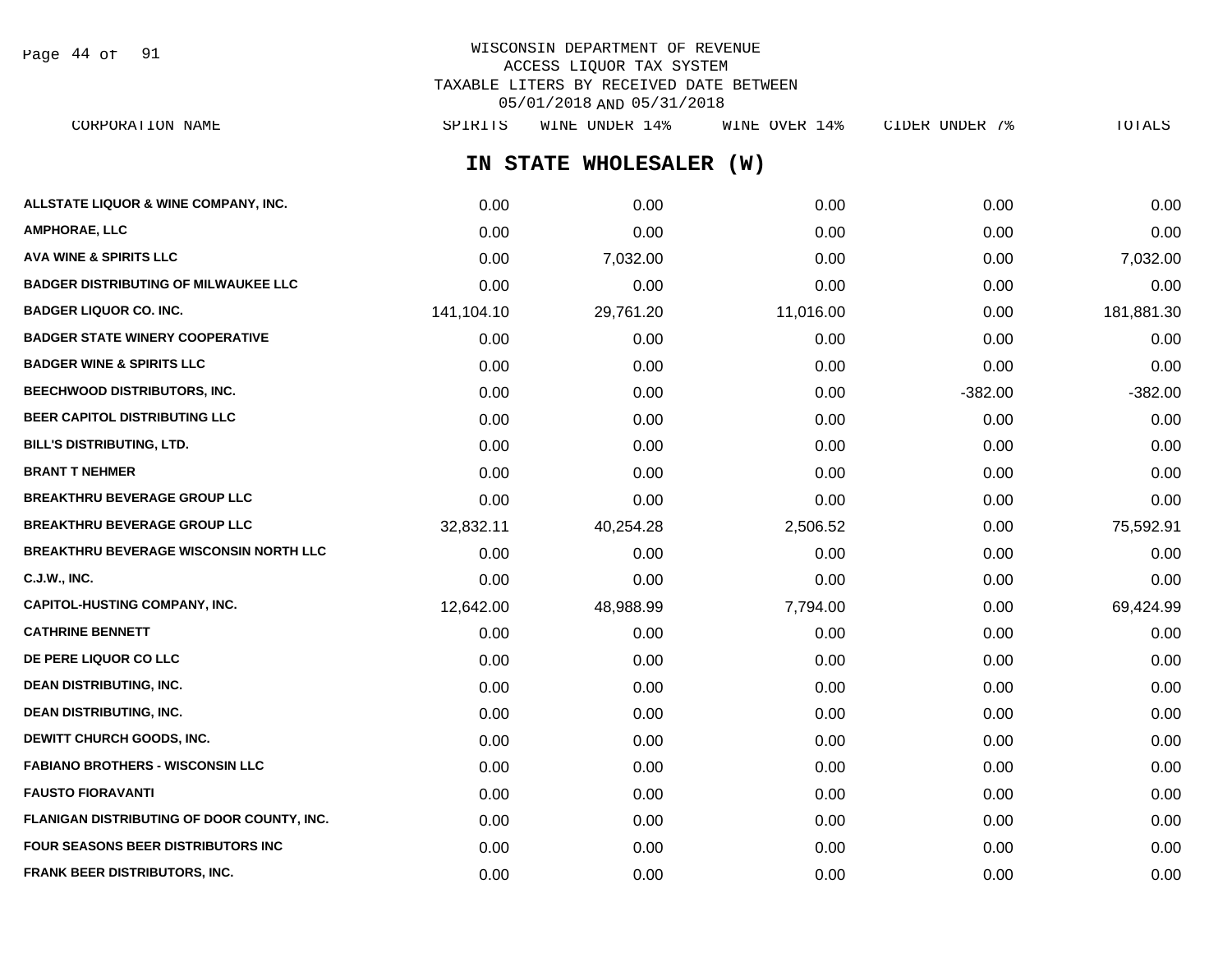WISCONSIN DEPARTMENT OF REVENUE
ACCESS LIQUOR TAX SYSTEM
TAXABLE LITERS BY RECEIVED DATE BETWEEN
05/01/2018 AND 05/31/2018

## IN STATE WHOLESALER (W)

| CORPORATION NAME | SPIRITS | WINE UNDER 14% | WINE OVER 14% | CIDER UNDER 7% | TOTALS |
|---|---|---|---|---|---|
| ALLSTATE LIQUOR & WINE COMPANY, INC. | 0.00 | 0.00 | 0.00 | 0.00 | 0.00 |
| AMPHORAE, LLC | 0.00 | 0.00 | 0.00 | 0.00 | 0.00 |
| AVA WINE & SPIRITS LLC | 0.00 | 7,032.00 | 0.00 | 0.00 | 7,032.00 |
| BADGER DISTRIBUTING OF MILWAUKEE LLC | 0.00 | 0.00 | 0.00 | 0.00 | 0.00 |
| BADGER LIQUOR CO. INC. | 141,104.10 | 29,761.20 | 11,016.00 | 0.00 | 181,881.30 |
| BADGER STATE WINERY COOPERATIVE | 0.00 | 0.00 | 0.00 | 0.00 | 0.00 |
| BADGER WINE & SPIRITS LLC | 0.00 | 0.00 | 0.00 | 0.00 | 0.00 |
| BEECHWOOD DISTRIBUTORS, INC. | 0.00 | 0.00 | 0.00 | -382.00 | -382.00 |
| BEER CAPITOL DISTRIBUTING LLC | 0.00 | 0.00 | 0.00 | 0.00 | 0.00 |
| BILL'S DISTRIBUTING, LTD. | 0.00 | 0.00 | 0.00 | 0.00 | 0.00 |
| BRANT T NEHMER | 0.00 | 0.00 | 0.00 | 0.00 | 0.00 |
| BREAKTHRU BEVERAGE GROUP LLC | 0.00 | 0.00 | 0.00 | 0.00 | 0.00 |
| BREAKTHRU BEVERAGE GROUP LLC | 32,832.11 | 40,254.28 | 2,506.52 | 0.00 | 75,592.91 |
| BREAKTHRU BEVERAGE WISCONSIN NORTH LLC | 0.00 | 0.00 | 0.00 | 0.00 | 0.00 |
| C.J.W., INC. | 0.00 | 0.00 | 0.00 | 0.00 | 0.00 |
| CAPITOL-HUSTING COMPANY, INC. | 12,642.00 | 48,988.99 | 7,794.00 | 0.00 | 69,424.99 |
| CATHRINE BENNETT | 0.00 | 0.00 | 0.00 | 0.00 | 0.00 |
| DE PERE LIQUOR CO LLC | 0.00 | 0.00 | 0.00 | 0.00 | 0.00 |
| DEAN DISTRIBUTING, INC. | 0.00 | 0.00 | 0.00 | 0.00 | 0.00 |
| DEAN DISTRIBUTING, INC. | 0.00 | 0.00 | 0.00 | 0.00 | 0.00 |
| DEWITT CHURCH GOODS, INC. | 0.00 | 0.00 | 0.00 | 0.00 | 0.00 |
| FABIANO BROTHERS - WISCONSIN LLC | 0.00 | 0.00 | 0.00 | 0.00 | 0.00 |
| FAUSTO FIORAVANTI | 0.00 | 0.00 | 0.00 | 0.00 | 0.00 |
| FLANIGAN DISTRIBUTING OF DOOR COUNTY, INC. | 0.00 | 0.00 | 0.00 | 0.00 | 0.00 |
| FOUR SEASONS BEER DISTRIBUTORS INC | 0.00 | 0.00 | 0.00 | 0.00 | 0.00 |
| FRANK BEER DISTRIBUTORS, INC. | 0.00 | 0.00 | 0.00 | 0.00 | 0.00 |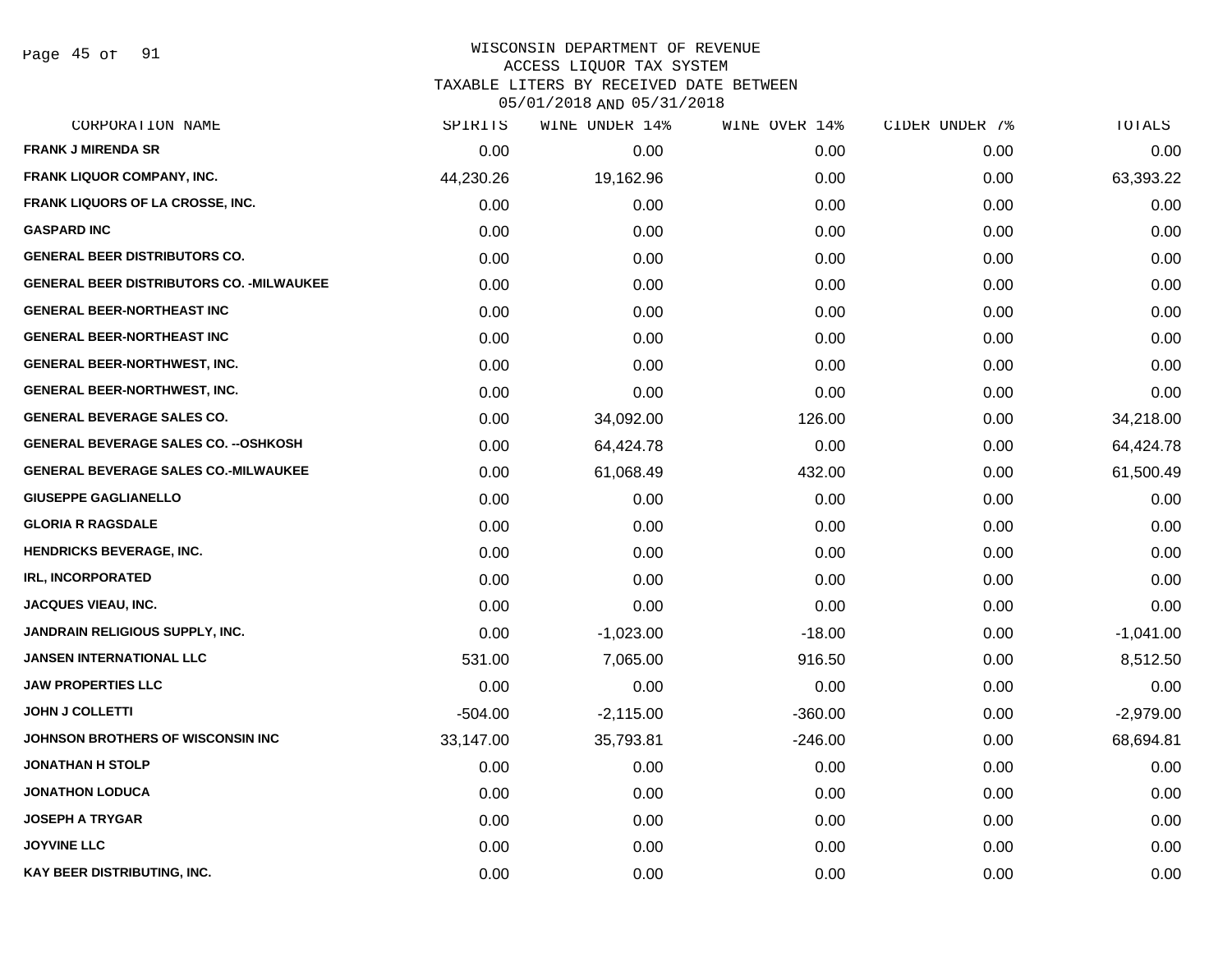WISCONSIN DEPARTMENT OF REVENUE
ACCESS LIQUOR TAX SYSTEM
TAXABLE LITERS BY RECEIVED DATE BETWEEN
05/01/2018 AND 05/31/2018

| CORPORATION NAME | SPIRITS | WINE UNDER 14% | WINE OVER 14% | CIDER UNDER 7% | TOTALS |
|---|---|---|---|---|---|
| FRANK J MIRENDA SR | 0.00 | 0.00 | 0.00 | 0.00 | 0.00 |
| FRANK LIQUOR COMPANY, INC. | 44,230.26 | 19,162.96 | 0.00 | 0.00 | 63,393.22 |
| FRANK LIQUORS OF LA CROSSE, INC. | 0.00 | 0.00 | 0.00 | 0.00 | 0.00 |
| GASPARD INC | 0.00 | 0.00 | 0.00 | 0.00 | 0.00 |
| GENERAL BEER DISTRIBUTORS CO. | 0.00 | 0.00 | 0.00 | 0.00 | 0.00 |
| GENERAL BEER DISTRIBUTORS CO. -MILWAUKEE | 0.00 | 0.00 | 0.00 | 0.00 | 0.00 |
| GENERAL BEER-NORTHEAST INC | 0.00 | 0.00 | 0.00 | 0.00 | 0.00 |
| GENERAL BEER-NORTHEAST INC | 0.00 | 0.00 | 0.00 | 0.00 | 0.00 |
| GENERAL BEER-NORTHWEST, INC. | 0.00 | 0.00 | 0.00 | 0.00 | 0.00 |
| GENERAL BEER-NORTHWEST, INC. | 0.00 | 0.00 | 0.00 | 0.00 | 0.00 |
| GENERAL BEVERAGE SALES CO. | 0.00 | 34,092.00 | 126.00 | 0.00 | 34,218.00 |
| GENERAL BEVERAGE SALES CO. --OSHKOSH | 0.00 | 64,424.78 | 0.00 | 0.00 | 64,424.78 |
| GENERAL BEVERAGE SALES CO.-MILWAUKEE | 0.00 | 61,068.49 | 432.00 | 0.00 | 61,500.49 |
| GIUSEPPE GAGLIANELLO | 0.00 | 0.00 | 0.00 | 0.00 | 0.00 |
| GLORIA R RAGSDALE | 0.00 | 0.00 | 0.00 | 0.00 | 0.00 |
| HENDRICKS BEVERAGE, INC. | 0.00 | 0.00 | 0.00 | 0.00 | 0.00 |
| IRL, INCORPORATED | 0.00 | 0.00 | 0.00 | 0.00 | 0.00 |
| JACQUES VIEAU, INC. | 0.00 | 0.00 | 0.00 | 0.00 | 0.00 |
| JANDRAIN RELIGIOUS SUPPLY, INC. | 0.00 | -1,023.00 | -18.00 | 0.00 | -1,041.00 |
| JANSEN INTERNATIONAL LLC | 531.00 | 7,065.00 | 916.50 | 0.00 | 8,512.50 |
| JAW PROPERTIES LLC | 0.00 | 0.00 | 0.00 | 0.00 | 0.00 |
| JOHN J COLLETTI | -504.00 | -2,115.00 | -360.00 | 0.00 | -2,979.00 |
| JOHNSON BROTHERS OF WISCONSIN INC | 33,147.00 | 35,793.81 | -246.00 | 0.00 | 68,694.81 |
| JONATHAN H STOLP | 0.00 | 0.00 | 0.00 | 0.00 | 0.00 |
| JONATHON LODUCA | 0.00 | 0.00 | 0.00 | 0.00 | 0.00 |
| JOSEPH A TRYGAR | 0.00 | 0.00 | 0.00 | 0.00 | 0.00 |
| JOYVINE LLC | 0.00 | 0.00 | 0.00 | 0.00 | 0.00 |
| KAY BEER DISTRIBUTING, INC. | 0.00 | 0.00 | 0.00 | 0.00 | 0.00 |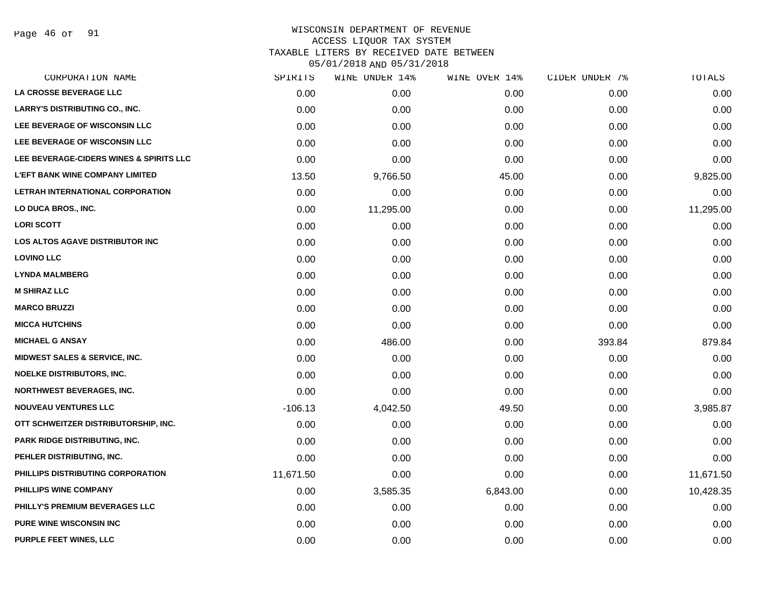# WISCONSIN DEPARTMENT OF REVENUE
## ACCESS LIQUOR TAX SYSTEM
### TAXABLE LITERS BY RECEIVED DATE BETWEEN 05/01/2018 AND 05/31/2018

| CORPORATION NAME | SPIRITS | WINE UNDER 14% | WINE OVER 14% | CIDER UNDER 7% | TOTALS |
|---|---|---|---|---|---|
| LA CROSSE BEVERAGE LLC | 0.00 | 0.00 | 0.00 | 0.00 | 0.00 |
| LARRY'S DISTRIBUTING CO., INC. | 0.00 | 0.00 | 0.00 | 0.00 | 0.00 |
| LEE BEVERAGE OF WISCONSIN LLC | 0.00 | 0.00 | 0.00 | 0.00 | 0.00 |
| LEE BEVERAGE OF WISCONSIN LLC | 0.00 | 0.00 | 0.00 | 0.00 | 0.00 |
| LEE BEVERAGE-CIDERS WINES & SPIRITS LLC | 0.00 | 0.00 | 0.00 | 0.00 | 0.00 |
| L'EFT BANK WINE COMPANY LIMITED | 13.50 | 9,766.50 | 45.00 | 0.00 | 9,825.00 |
| LETRAH INTERNATIONAL CORPORATION | 0.00 | 0.00 | 0.00 | 0.00 | 0.00 |
| LO DUCA BROS., INC. | 0.00 | 11,295.00 | 0.00 | 0.00 | 11,295.00 |
| LORI SCOTT | 0.00 | 0.00 | 0.00 | 0.00 | 0.00 |
| LOS ALTOS AGAVE DISTRIBUTOR INC | 0.00 | 0.00 | 0.00 | 0.00 | 0.00 |
| LOVINO LLC | 0.00 | 0.00 | 0.00 | 0.00 | 0.00 |
| LYNDA MALMBERG | 0.00 | 0.00 | 0.00 | 0.00 | 0.00 |
| M SHIRAZ LLC | 0.00 | 0.00 | 0.00 | 0.00 | 0.00 |
| MARCO BRUZZI | 0.00 | 0.00 | 0.00 | 0.00 | 0.00 |
| MICCA HUTCHINS | 0.00 | 0.00 | 0.00 | 0.00 | 0.00 |
| MICHAEL G ANSAY | 0.00 | 486.00 | 0.00 | 393.84 | 879.84 |
| MIDWEST SALES & SERVICE, INC. | 0.00 | 0.00 | 0.00 | 0.00 | 0.00 |
| NOELKE DISTRIBUTORS, INC. | 0.00 | 0.00 | 0.00 | 0.00 | 0.00 |
| NORTHWEST BEVERAGES, INC. | 0.00 | 0.00 | 0.00 | 0.00 | 0.00 |
| NOUVEAU VENTURES LLC | -106.13 | 4,042.50 | 49.50 | 0.00 | 3,985.87 |
| OTT SCHWEITZER DISTRIBUTORSHIP, INC. | 0.00 | 0.00 | 0.00 | 0.00 | 0.00 |
| PARK RIDGE DISTRIBUTING, INC. | 0.00 | 0.00 | 0.00 | 0.00 | 0.00 |
| PEHLER DISTRIBUTING, INC. | 0.00 | 0.00 | 0.00 | 0.00 | 0.00 |
| PHILLIPS DISTRIBUTING CORPORATION | 11,671.50 | 0.00 | 0.00 | 0.00 | 11,671.50 |
| PHILLIPS WINE COMPANY | 0.00 | 3,585.35 | 6,843.00 | 0.00 | 10,428.35 |
| PHILLY'S PREMIUM BEVERAGES LLC | 0.00 | 0.00 | 0.00 | 0.00 | 0.00 |
| PURE WINE WISCONSIN INC | 0.00 | 0.00 | 0.00 | 0.00 | 0.00 |
| PURPLE FEET WINES, LLC | 0.00 | 0.00 | 0.00 | 0.00 | 0.00 |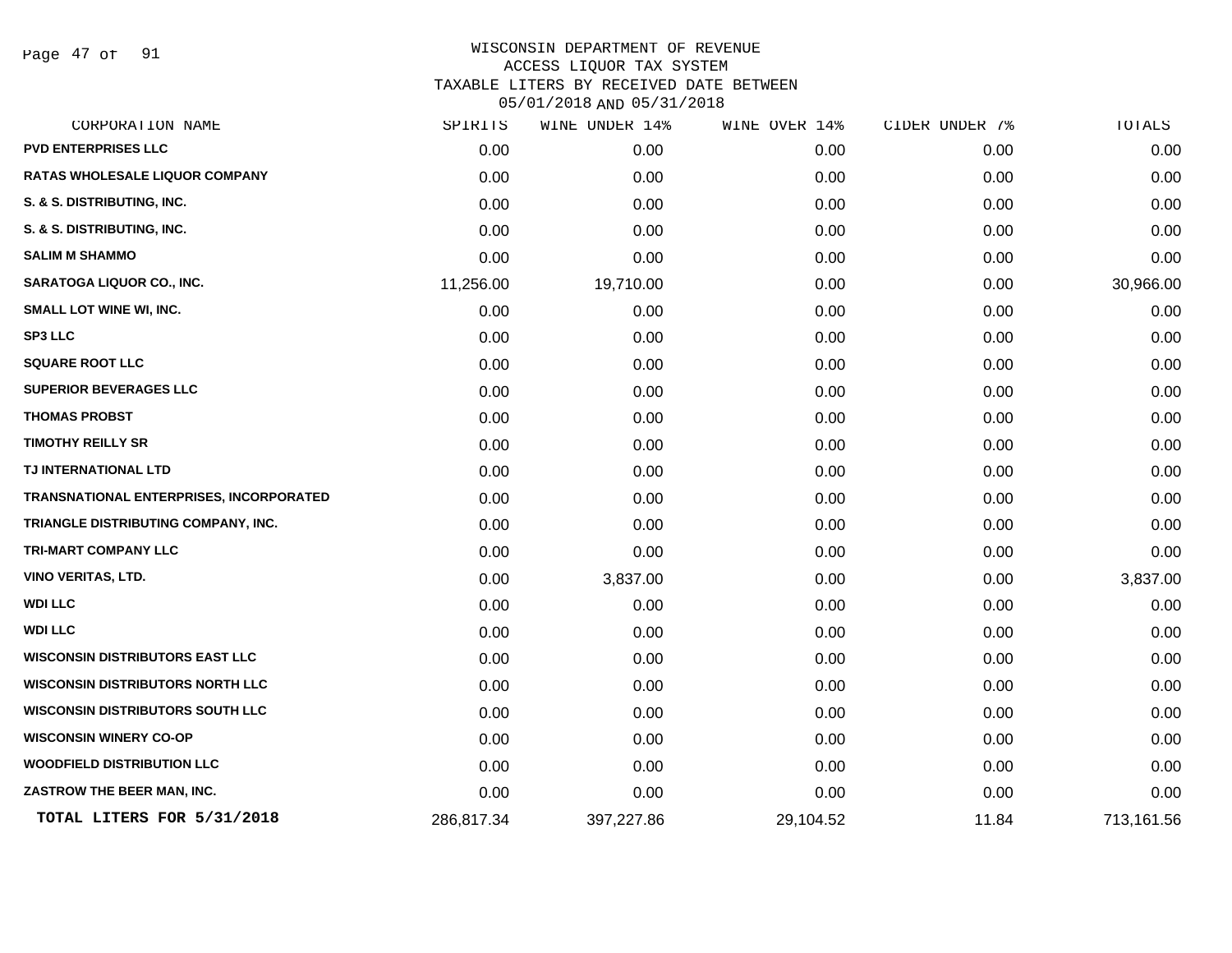WISCONSIN DEPARTMENT OF REVENUE
ACCESS LIQUOR TAX SYSTEM
TAXABLE LITERS BY RECEIVED DATE BETWEEN
05/01/2018 AND 05/31/2018

| CORPORATION NAME | SPIRITS | WINE UNDER 14% | WINE OVER 14% | CIDER UNDER 7% | TOTALS |
|---|---|---|---|---|---|
| PVD ENTERPRISES LLC | 0.00 | 0.00 | 0.00 | 0.00 | 0.00 |
| RATAS WHOLESALE LIQUOR COMPANY | 0.00 | 0.00 | 0.00 | 0.00 | 0.00 |
| S. & S. DISTRIBUTING, INC. | 0.00 | 0.00 | 0.00 | 0.00 | 0.00 |
| S. & S. DISTRIBUTING, INC. | 0.00 | 0.00 | 0.00 | 0.00 | 0.00 |
| SALIM M SHAMMO | 0.00 | 0.00 | 0.00 | 0.00 | 0.00 |
| SARATOGA LIQUOR CO., INC. | 11,256.00 | 19,710.00 | 0.00 | 0.00 | 30,966.00 |
| SMALL LOT WINE WI, INC. | 0.00 | 0.00 | 0.00 | 0.00 | 0.00 |
| SP3 LLC | 0.00 | 0.00 | 0.00 | 0.00 | 0.00 |
| SQUARE ROOT LLC | 0.00 | 0.00 | 0.00 | 0.00 | 0.00 |
| SUPERIOR BEVERAGES LLC | 0.00 | 0.00 | 0.00 | 0.00 | 0.00 |
| THOMAS PROBST | 0.00 | 0.00 | 0.00 | 0.00 | 0.00 |
| TIMOTHY REILLY SR | 0.00 | 0.00 | 0.00 | 0.00 | 0.00 |
| TJ INTERNATIONAL LTD | 0.00 | 0.00 | 0.00 | 0.00 | 0.00 |
| TRANSNATIONAL ENTERPRISES, INCORPORATED | 0.00 | 0.00 | 0.00 | 0.00 | 0.00 |
| TRIANGLE DISTRIBUTING COMPANY, INC. | 0.00 | 0.00 | 0.00 | 0.00 | 0.00 |
| TRI-MART COMPANY LLC | 0.00 | 0.00 | 0.00 | 0.00 | 0.00 |
| VINO VERITAS, LTD. | 0.00 | 3,837.00 | 0.00 | 0.00 | 3,837.00 |
| WDI LLC | 0.00 | 0.00 | 0.00 | 0.00 | 0.00 |
| WDI LLC | 0.00 | 0.00 | 0.00 | 0.00 | 0.00 |
| WISCONSIN DISTRIBUTORS EAST LLC | 0.00 | 0.00 | 0.00 | 0.00 | 0.00 |
| WISCONSIN DISTRIBUTORS NORTH LLC | 0.00 | 0.00 | 0.00 | 0.00 | 0.00 |
| WISCONSIN DISTRIBUTORS SOUTH LLC | 0.00 | 0.00 | 0.00 | 0.00 | 0.00 |
| WISCONSIN WINERY CO-OP | 0.00 | 0.00 | 0.00 | 0.00 | 0.00 |
| WOODFIELD DISTRIBUTION LLC | 0.00 | 0.00 | 0.00 | 0.00 | 0.00 |
| ZASTROW THE BEER MAN, INC. | 0.00 | 0.00 | 0.00 | 0.00 | 0.00 |
| **TOTAL LITERS FOR 5/31/2018** | 286,817.34 | 397,227.86 | 29,104.52 | 11.84 | 713,161.56 |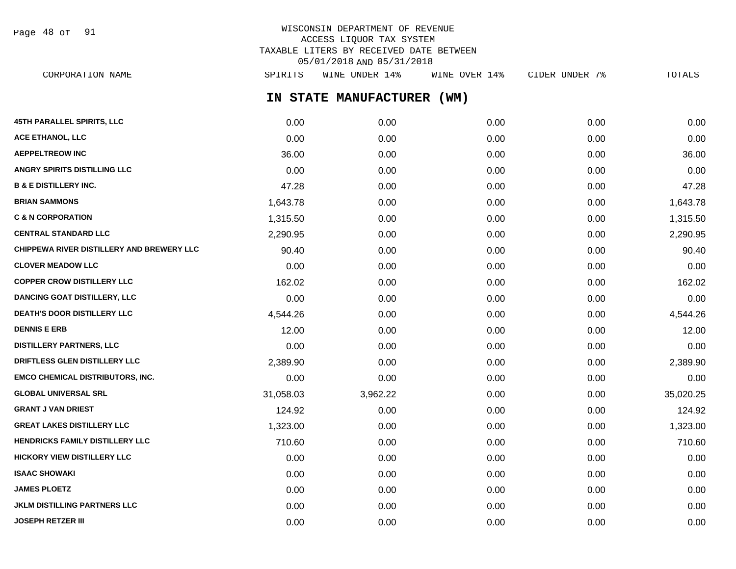WISCONSIN DEPARTMENT OF REVENUE
ACCESS LIQUOR TAX SYSTEM
TAXABLE LITERS BY RECEIVED DATE BETWEEN
05/01/2018 AND 05/31/2018

## IN STATE MANUFACTURER (WM)

| CORPORATION NAME | SPIRITS | WINE UNDER 14% | WINE OVER 14% | CIDER UNDER 7% | TOTALS |
|---|---|---|---|---|---|
| 45TH PARALLEL SPIRITS, LLC | 0.00 | 0.00 | 0.00 | 0.00 | 0.00 |
| ACE ETHANOL, LLC | 0.00 | 0.00 | 0.00 | 0.00 | 0.00 |
| AEPPELTREOW INC | 36.00 | 0.00 | 0.00 | 0.00 | 36.00 |
| ANGRY SPIRITS DISTILLING LLC | 0.00 | 0.00 | 0.00 | 0.00 | 0.00 |
| B & E DISTILLERY INC. | 47.28 | 0.00 | 0.00 | 0.00 | 47.28 |
| BRIAN SAMMONS | 1,643.78 | 0.00 | 0.00 | 0.00 | 1,643.78 |
| C & N CORPORATION | 1,315.50 | 0.00 | 0.00 | 0.00 | 1,315.50 |
| CENTRAL STANDARD LLC | 2,290.95 | 0.00 | 0.00 | 0.00 | 2,290.95 |
| CHIPPEWA RIVER DISTILLERY AND BREWERY LLC | 90.40 | 0.00 | 0.00 | 0.00 | 90.40 |
| CLOVER MEADOW LLC | 0.00 | 0.00 | 0.00 | 0.00 | 0.00 |
| COPPER CROW DISTILLERY LLC | 162.02 | 0.00 | 0.00 | 0.00 | 162.02 |
| DANCING GOAT DISTILLERY, LLC | 0.00 | 0.00 | 0.00 | 0.00 | 0.00 |
| DEATH'S DOOR DISTILLERY LLC | 4,544.26 | 0.00 | 0.00 | 0.00 | 4,544.26 |
| DENNIS E ERB | 12.00 | 0.00 | 0.00 | 0.00 | 12.00 |
| DISTILLERY PARTNERS, LLC | 0.00 | 0.00 | 0.00 | 0.00 | 0.00 |
| DRIFTLESS GLEN DISTILLERY LLC | 2,389.90 | 0.00 | 0.00 | 0.00 | 2,389.90 |
| EMCO CHEMICAL DISTRIBUTORS, INC. | 0.00 | 0.00 | 0.00 | 0.00 | 0.00 |
| GLOBAL UNIVERSAL SRL | 31,058.03 | 3,962.22 | 0.00 | 0.00 | 35,020.25 |
| GRANT J VAN DRIEST | 124.92 | 0.00 | 0.00 | 0.00 | 124.92 |
| GREAT LAKES DISTILLERY LLC | 1,323.00 | 0.00 | 0.00 | 0.00 | 1,323.00 |
| HENDRICKS FAMILY DISTILLERY LLC | 710.60 | 0.00 | 0.00 | 0.00 | 710.60 |
| HICKORY VIEW DISTILLERY LLC | 0.00 | 0.00 | 0.00 | 0.00 | 0.00 |
| ISAAC SHOWAKI | 0.00 | 0.00 | 0.00 | 0.00 | 0.00 |
| JAMES PLOETZ | 0.00 | 0.00 | 0.00 | 0.00 | 0.00 |
| JKLM DISTILLING PARTNERS LLC | 0.00 | 0.00 | 0.00 | 0.00 | 0.00 |
| JOSEPH RETZER III | 0.00 | 0.00 | 0.00 | 0.00 | 0.00 |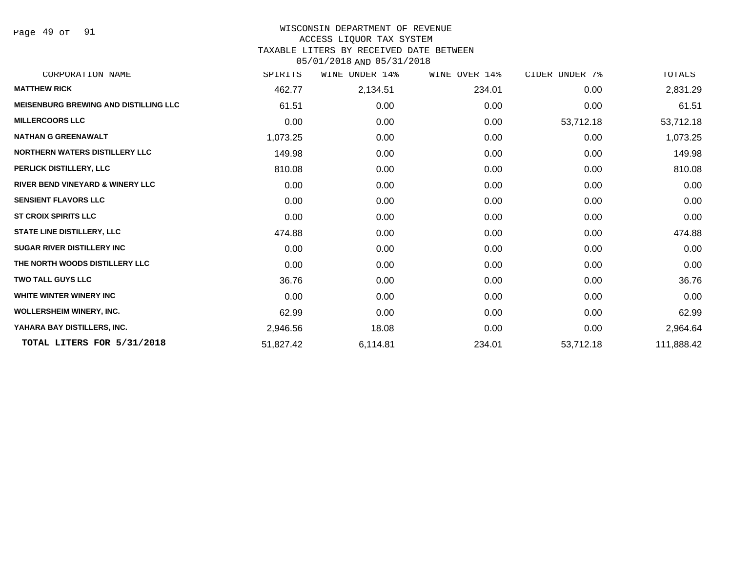WISCONSIN DEPARTMENT OF REVENUE
ACCESS LIQUOR TAX SYSTEM
TAXABLE LITERS BY RECEIVED DATE BETWEEN
05/01/2018 AND 05/31/2018

| CORPORATION NAME | SPIRITS | WINE UNDER 14% | WINE OVER 14% | CIDER UNDER 7% | TOTALS |
|---|---|---|---|---|---|
| MATTHEW RICK | 462.77 | 2,134.51 | 234.01 | 0.00 | 2,831.29 |
| MEISENBURG BREWING AND DISTILLING LLC | 61.51 | 0.00 | 0.00 | 0.00 | 61.51 |
| MILLERCOORS LLC | 0.00 | 0.00 | 0.00 | 53,712.18 | 53,712.18 |
| NATHAN G GREENAWALT | 1,073.25 | 0.00 | 0.00 | 0.00 | 1,073.25 |
| NORTHERN WATERS DISTILLERY LLC | 149.98 | 0.00 | 0.00 | 0.00 | 149.98 |
| PERLICK DISTILLERY, LLC | 810.08 | 0.00 | 0.00 | 0.00 | 810.08 |
| RIVER BEND VINEYARD & WINERY LLC | 0.00 | 0.00 | 0.00 | 0.00 | 0.00 |
| SENSIENT FLAVORS LLC | 0.00 | 0.00 | 0.00 | 0.00 | 0.00 |
| ST CROIX SPIRITS LLC | 0.00 | 0.00 | 0.00 | 0.00 | 0.00 |
| STATE LINE DISTILLERY, LLC | 474.88 | 0.00 | 0.00 | 0.00 | 474.88 |
| SUGAR RIVER DISTILLERY INC | 0.00 | 0.00 | 0.00 | 0.00 | 0.00 |
| THE NORTH WOODS DISTILLERY LLC | 0.00 | 0.00 | 0.00 | 0.00 | 0.00 |
| TWO TALL GUYS LLC | 36.76 | 0.00 | 0.00 | 0.00 | 36.76 |
| WHITE WINTER WINERY INC | 0.00 | 0.00 | 0.00 | 0.00 | 0.00 |
| WOLLERSHEIM WINERY, INC. | 62.99 | 0.00 | 0.00 | 0.00 | 62.99 |
| YAHARA BAY DISTILLERS, INC. | 2,946.56 | 18.08 | 0.00 | 0.00 | 2,964.64 |
| **TOTAL LITERS FOR 5/31/2018** | 51,827.42 | 6,114.81 | 234.01 | 53,712.18 | 111,888.42 |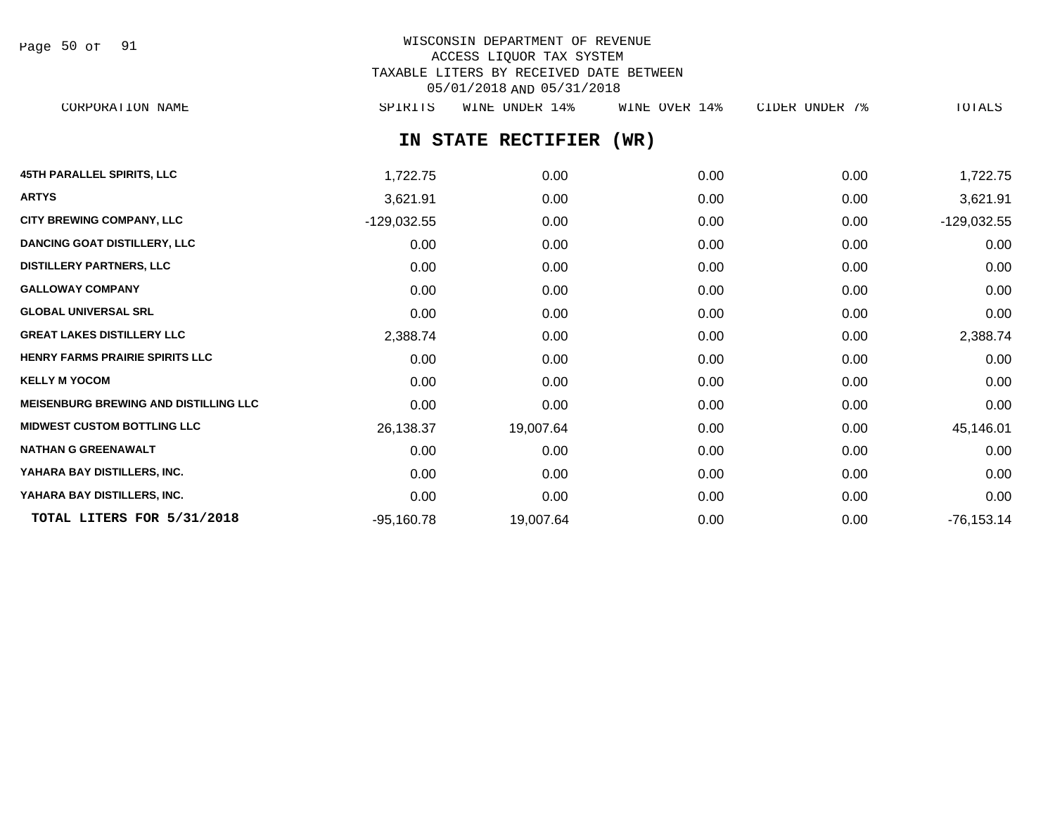WISCONSIN DEPARTMENT OF REVENUE
ACCESS LIQUOR TAX SYSTEM
TAXABLE LITERS BY RECEIVED DATE BETWEEN
05/01/2018 AND 05/31/2018

## IN STATE RECTIFIER (WR)

| CORPORATION NAME | SPIRITS | WINE UNDER 14% | WINE OVER 14% | CIDER UNDER 7% | TOTALS |
|---|---|---|---|---|---|
| 45TH PARALLEL SPIRITS, LLC | 1,722.75 | 0.00 | 0.00 | 0.00 | 1,722.75 |
| ARTYS | 3,621.91 | 0.00 | 0.00 | 0.00 | 3,621.91 |
| CITY BREWING COMPANY, LLC | -129,032.55 | 0.00 | 0.00 | 0.00 | -129,032.55 |
| DANCING GOAT DISTILLERY, LLC | 0.00 | 0.00 | 0.00 | 0.00 | 0.00 |
| DISTILLERY PARTNERS, LLC | 0.00 | 0.00 | 0.00 | 0.00 | 0.00 |
| GALLOWAY COMPANY | 0.00 | 0.00 | 0.00 | 0.00 | 0.00 |
| GLOBAL UNIVERSAL SRL | 0.00 | 0.00 | 0.00 | 0.00 | 0.00 |
| GREAT LAKES DISTILLERY LLC | 2,388.74 | 0.00 | 0.00 | 0.00 | 2,388.74 |
| HENRY FARMS PRAIRIE SPIRITS LLC | 0.00 | 0.00 | 0.00 | 0.00 | 0.00 |
| KELLY M YOCOM | 0.00 | 0.00 | 0.00 | 0.00 | 0.00 |
| MEISENBURG BREWING AND DISTILLING LLC | 0.00 | 0.00 | 0.00 | 0.00 | 0.00 |
| MIDWEST CUSTOM BOTTLING LLC | 26,138.37 | 19,007.64 | 0.00 | 0.00 | 45,146.01 |
| NATHAN G GREENAWALT | 0.00 | 0.00 | 0.00 | 0.00 | 0.00 |
| YAHARA BAY DISTILLERS, INC. | 0.00 | 0.00 | 0.00 | 0.00 | 0.00 |
| YAHARA BAY DISTILLERS, INC. | 0.00 | 0.00 | 0.00 | 0.00 | 0.00 |
| **TOTAL LITERS FOR 5/31/2018** | -95,160.78 | 19,007.64 | 0.00 | 0.00 | -76,153.14 |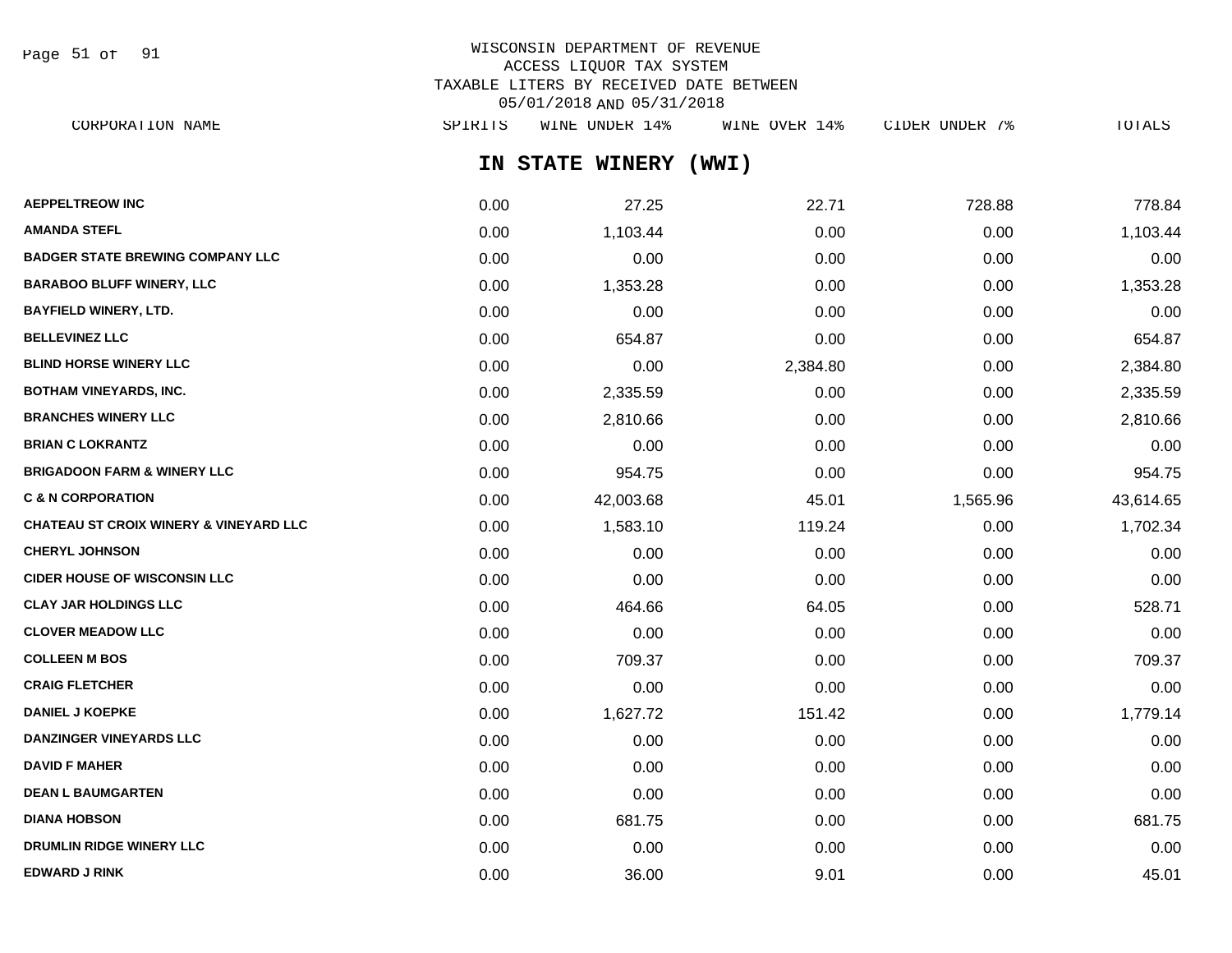WISCONSIN DEPARTMENT OF REVENUE
ACCESS LIQUOR TAX SYSTEM
TAXABLE LITERS BY RECEIVED DATE BETWEEN
05/01/2018 AND 05/31/2018

## IN STATE WINERY (WWI)

| CORPORATION NAME | SPIRITS | WINE UNDER 14% | WINE OVER 14% | CIDER UNDER 7% | TOTALS |
|---|---|---|---|---|---|
| **AEPPELTREOW INC** | 0.00 | 27.25 | 22.71 | 728.88 | 778.84 |
| **AMANDA STEFL** | 0.00 | 1,103.44 | 0.00 | 0.00 | 1,103.44 |
| **BADGER STATE BREWING COMPANY LLC** | 0.00 | 0.00 | 0.00 | 0.00 | 0.00 |
| **BARABOO BLUFF WINERY, LLC** | 0.00 | 1,353.28 | 0.00 | 0.00 | 1,353.28 |
| **BAYFIELD WINERY, LTD.** | 0.00 | 0.00 | 0.00 | 0.00 | 0.00 |
| **BELLEVINEZ LLC** | 0.00 | 654.87 | 0.00 | 0.00 | 654.87 |
| **BLIND HORSE WINERY LLC** | 0.00 | 0.00 | 2,384.80 | 0.00 | 2,384.80 |
| **BOTHAM VINEYARDS, INC.** | 0.00 | 2,335.59 | 0.00 | 0.00 | 2,335.59 |
| **BRANCHES WINERY LLC** | 0.00 | 2,810.66 | 0.00 | 0.00 | 2,810.66 |
| **BRIAN C LOKRANTZ** | 0.00 | 0.00 | 0.00 | 0.00 | 0.00 |
| **BRIGADOON FARM & WINERY LLC** | 0.00 | 954.75 | 0.00 | 0.00 | 954.75 |
| **C & N CORPORATION** | 0.00 | 42,003.68 | 45.01 | 1,565.96 | 43,614.65 |
| **CHATEAU ST CROIX WINERY & VINEYARD LLC** | 0.00 | 1,583.10 | 119.24 | 0.00 | 1,702.34 |
| **CHERYL JOHNSON** | 0.00 | 0.00 | 0.00 | 0.00 | 0.00 |
| **CIDER HOUSE OF WISCONSIN LLC** | 0.00 | 0.00 | 0.00 | 0.00 | 0.00 |
| **CLAY JAR HOLDINGS LLC** | 0.00 | 464.66 | 64.05 | 0.00 | 528.71 |
| **CLOVER MEADOW LLC** | 0.00 | 0.00 | 0.00 | 0.00 | 0.00 |
| **COLLEEN M BOS** | 0.00 | 709.37 | 0.00 | 0.00 | 709.37 |
| **CRAIG FLETCHER** | 0.00 | 0.00 | 0.00 | 0.00 | 0.00 |
| **DANIEL J KOEPKE** | 0.00 | 1,627.72 | 151.42 | 0.00 | 1,779.14 |
| **DANZINGER VINEYARDS LLC** | 0.00 | 0.00 | 0.00 | 0.00 | 0.00 |
| **DAVID F MAHER** | 0.00 | 0.00 | 0.00 | 0.00 | 0.00 |
| **DEAN L BAUMGARTEN** | 0.00 | 0.00 | 0.00 | 0.00 | 0.00 |
| **DIANA HOBSON** | 0.00 | 681.75 | 0.00 | 0.00 | 681.75 |
| **DRUMLIN RIDGE WINERY LLC** | 0.00 | 0.00 | 0.00 | 0.00 | 0.00 |
| **EDWARD J RINK** | 0.00 | 36.00 | 9.01 | 0.00 | 45.01 |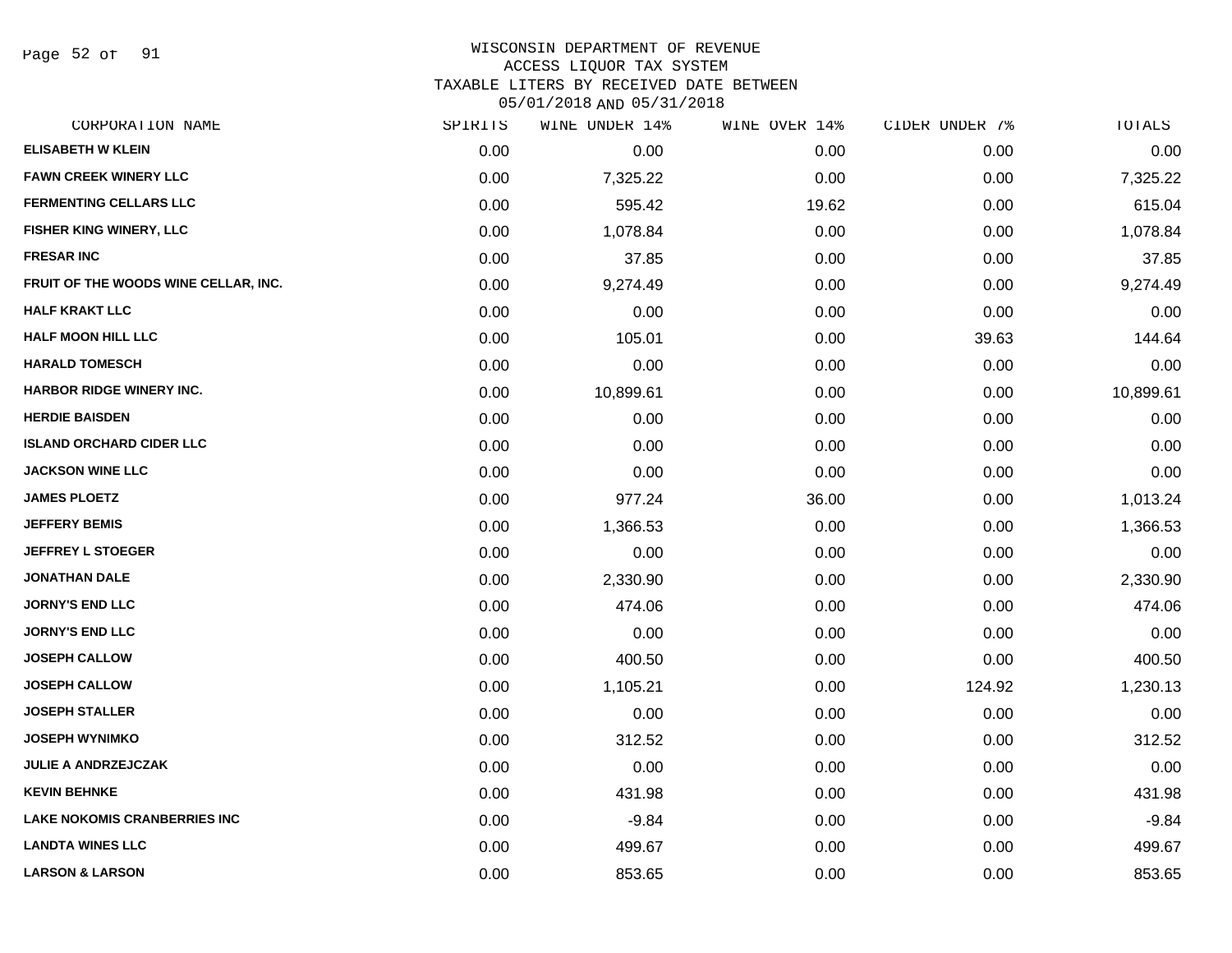WISCONSIN DEPARTMENT OF REVENUE
ACCESS LIQUOR TAX SYSTEM
TAXABLE LITERS BY RECEIVED DATE BETWEEN
05/01/2018 AND 05/31/2018

| CORPORATION NAME | SPIRITS | WINE UNDER 14% | WINE OVER 14% | CIDER UNDER 7% | TOTALS |
|---|---|---|---|---|---|
| ELISABETH W KLEIN | 0.00 | 0.00 | 0.00 | 0.00 | 0.00 |
| FAWN CREEK WINERY LLC | 0.00 | 7,325.22 | 0.00 | 0.00 | 7,325.22 |
| FERMENTING CELLARS LLC | 0.00 | 595.42 | 19.62 | 0.00 | 615.04 |
| FISHER KING WINERY, LLC | 0.00 | 1,078.84 | 0.00 | 0.00 | 1,078.84 |
| FRESAR INC | 0.00 | 37.85 | 0.00 | 0.00 | 37.85 |
| FRUIT OF THE WOODS WINE CELLAR, INC. | 0.00 | 9,274.49 | 0.00 | 0.00 | 9,274.49 |
| HALF KRAKT LLC | 0.00 | 0.00 | 0.00 | 0.00 | 0.00 |
| HALF MOON HILL LLC | 0.00 | 105.01 | 0.00 | 39.63 | 144.64 |
| HARALD TOMESCH | 0.00 | 0.00 | 0.00 | 0.00 | 0.00 |
| HARBOR RIDGE WINERY INC. | 0.00 | 10,899.61 | 0.00 | 0.00 | 10,899.61 |
| HERDIE BAISDEN | 0.00 | 0.00 | 0.00 | 0.00 | 0.00 |
| ISLAND ORCHARD CIDER LLC | 0.00 | 0.00 | 0.00 | 0.00 | 0.00 |
| JACKSON WINE LLC | 0.00 | 0.00 | 0.00 | 0.00 | 0.00 |
| JAMES PLOETZ | 0.00 | 977.24 | 36.00 | 0.00 | 1,013.24 |
| JEFFERY BEMIS | 0.00 | 1,366.53 | 0.00 | 0.00 | 1,366.53 |
| JEFFREY L STOEGER | 0.00 | 0.00 | 0.00 | 0.00 | 0.00 |
| JONATHAN DALE | 0.00 | 2,330.90 | 0.00 | 0.00 | 2,330.90 |
| JORNY'S END LLC | 0.00 | 474.06 | 0.00 | 0.00 | 474.06 |
| JORNY'S END LLC | 0.00 | 0.00 | 0.00 | 0.00 | 0.00 |
| JOSEPH CALLOW | 0.00 | 400.50 | 0.00 | 0.00 | 400.50 |
| JOSEPH CALLOW | 0.00 | 1,105.21 | 0.00 | 124.92 | 1,230.13 |
| JOSEPH STALLER | 0.00 | 0.00 | 0.00 | 0.00 | 0.00 |
| JOSEPH WYNIMKO | 0.00 | 312.52 | 0.00 | 0.00 | 312.52 |
| JULIE A ANDRZEJCZAK | 0.00 | 0.00 | 0.00 | 0.00 | 0.00 |
| KEVIN BEHNKE | 0.00 | 431.98 | 0.00 | 0.00 | 431.98 |
| LAKE NOKOMIS CRANBERRIES INC | 0.00 | -9.84 | 0.00 | 0.00 | -9.84 |
| LANDTA WINES LLC | 0.00 | 499.67 | 0.00 | 0.00 | 499.67 |
| LARSON & LARSON | 0.00 | 853.65 | 0.00 | 0.00 | 853.65 |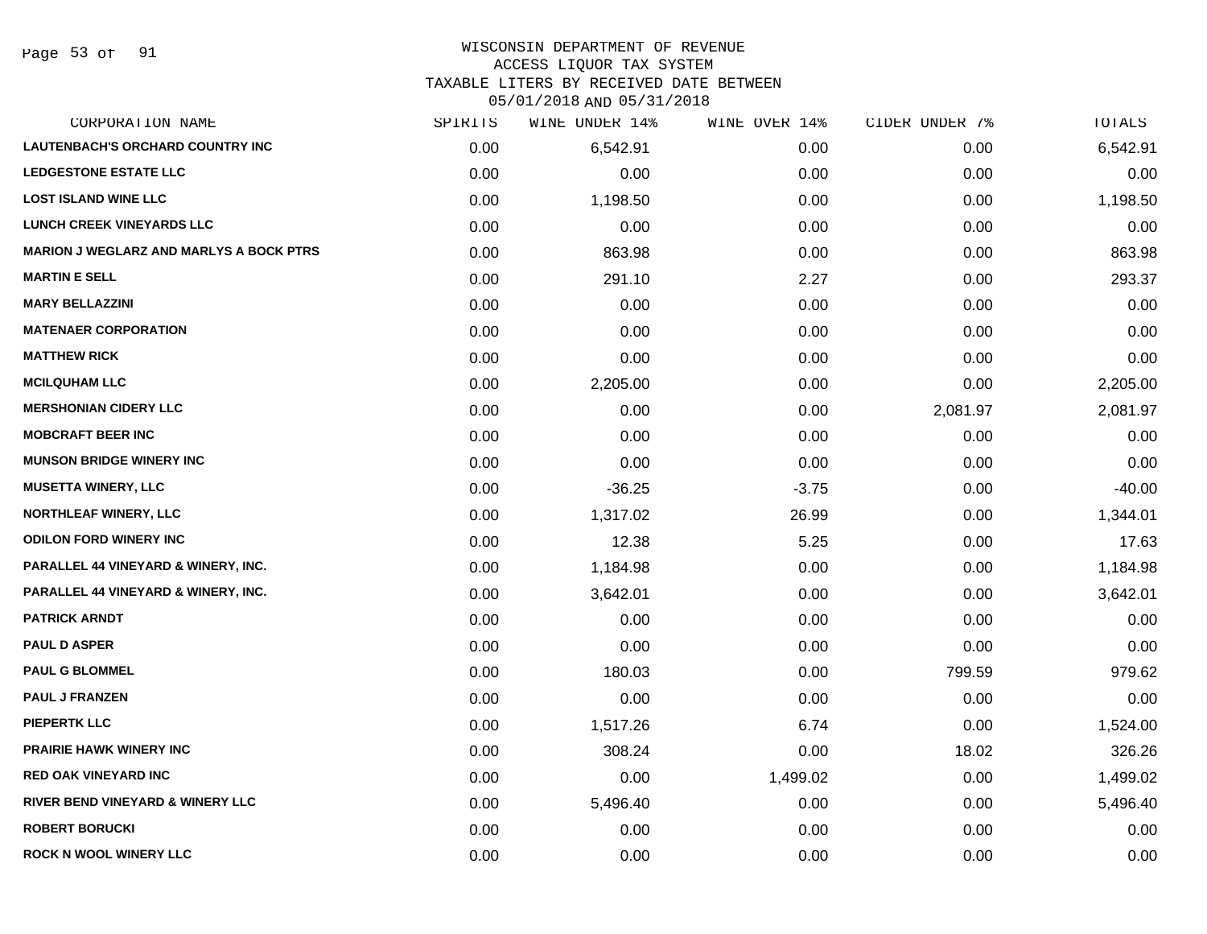WISCONSIN DEPARTMENT OF REVENUE
ACCESS LIQUOR TAX SYSTEM
TAXABLE LITERS BY RECEIVED DATE BETWEEN
05/01/2018 AND 05/31/2018

| CORPORATION NAME | SPIRITS | WINE UNDER 14% | WINE OVER 14% | CIDER UNDER 7% | TOTALS |
|---|---|---|---|---|---|
| LAUTENBACH'S ORCHARD COUNTRY INC | 0.00 | 6,542.91 | 0.00 | 0.00 | 6,542.91 |
| LEDGESTONE ESTATE LLC | 0.00 | 0.00 | 0.00 | 0.00 | 0.00 |
| LOST ISLAND WINE LLC | 0.00 | 1,198.50 | 0.00 | 0.00 | 1,198.50 |
| LUNCH CREEK VINEYARDS LLC | 0.00 | 0.00 | 0.00 | 0.00 | 0.00 |
| MARION J WEGLARZ AND MARLYS A BOCK PTRS | 0.00 | 863.98 | 0.00 | 0.00 | 863.98 |
| MARTIN E SELL | 0.00 | 291.10 | 2.27 | 0.00 | 293.37 |
| MARY BELLAZZINI | 0.00 | 0.00 | 0.00 | 0.00 | 0.00 |
| MATENAER CORPORATION | 0.00 | 0.00 | 0.00 | 0.00 | 0.00 |
| MATTHEW RICK | 0.00 | 0.00 | 0.00 | 0.00 | 0.00 |
| MCILQUHAM LLC | 0.00 | 2,205.00 | 0.00 | 0.00 | 2,205.00 |
| MERSHONIAN CIDERY LLC | 0.00 | 0.00 | 0.00 | 2,081.97 | 2,081.97 |
| MOBCRAFT BEER INC | 0.00 | 0.00 | 0.00 | 0.00 | 0.00 |
| MUNSON BRIDGE WINERY INC | 0.00 | 0.00 | 0.00 | 0.00 | 0.00 |
| MUSETTA WINERY, LLC | 0.00 | -36.25 | -3.75 | 0.00 | -40.00 |
| NORTHLEAF WINERY, LLC | 0.00 | 1,317.02 | 26.99 | 0.00 | 1,344.01 |
| ODILON FORD WINERY INC | 0.00 | 12.38 | 5.25 | 0.00 | 17.63 |
| PARALLEL 44 VINEYARD & WINERY, INC. | 0.00 | 1,184.98 | 0.00 | 0.00 | 1,184.98 |
| PARALLEL 44 VINEYARD & WINERY, INC. | 0.00 | 3,642.01 | 0.00 | 0.00 | 3,642.01 |
| PATRICK ARNDT | 0.00 | 0.00 | 0.00 | 0.00 | 0.00 |
| PAUL D ASPER | 0.00 | 0.00 | 0.00 | 0.00 | 0.00 |
| PAUL G BLOMMEL | 0.00 | 180.03 | 0.00 | 799.59 | 979.62 |
| PAUL J FRANZEN | 0.00 | 0.00 | 0.00 | 0.00 | 0.00 |
| PIEPERTK LLC | 0.00 | 1,517.26 | 6.74 | 0.00 | 1,524.00 |
| PRAIRIE HAWK WINERY INC | 0.00 | 308.24 | 0.00 | 18.02 | 326.26 |
| RED OAK VINEYARD INC | 0.00 | 0.00 | 1,499.02 | 0.00 | 1,499.02 |
| RIVER BEND VINEYARD & WINERY LLC | 0.00 | 5,496.40 | 0.00 | 0.00 | 5,496.40 |
| ROBERT BORUCKI | 0.00 | 0.00 | 0.00 | 0.00 | 0.00 |
| ROCK N WOOL WINERY LLC | 0.00 | 0.00 | 0.00 | 0.00 | 0.00 |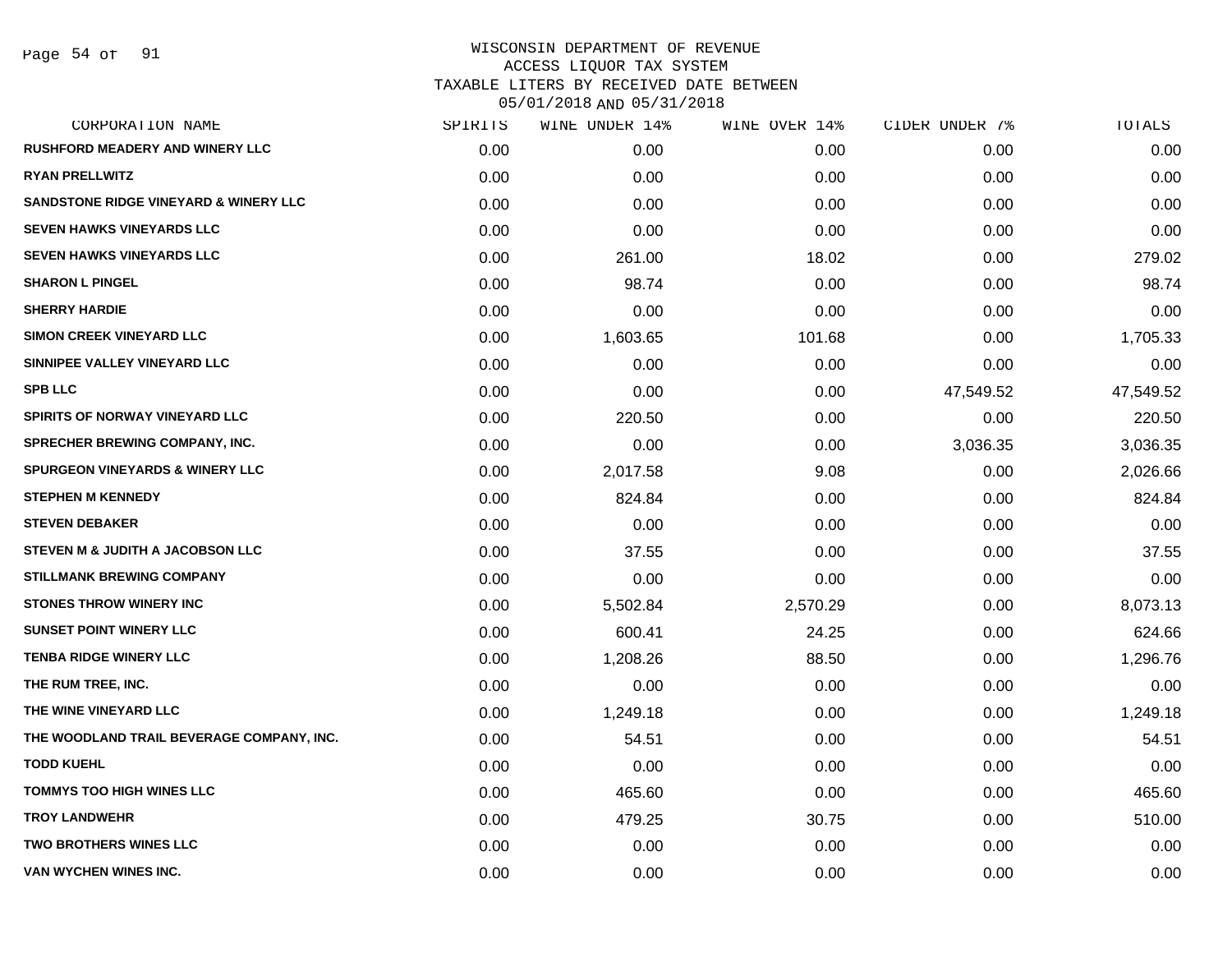# WISCONSIN DEPARTMENT OF REVENUE
## ACCESS LIQUOR TAX SYSTEM
### TAXABLE LITERS BY RECEIVED DATE BETWEEN 05/01/2018 AND 05/31/2018

| CORPORATION NAME | SPIRITS | WINE UNDER 14% | WINE OVER 14% | CIDER UNDER 7% | TOTALS |
|---|---|---|---|---|---|
| RUSHFORD MEADERY AND WINERY LLC | 0.00 | 0.00 | 0.00 | 0.00 | 0.00 |
| RYAN PRELLWITZ | 0.00 | 0.00 | 0.00 | 0.00 | 0.00 |
| SANDSTONE RIDGE VINEYARD & WINERY LLC | 0.00 | 0.00 | 0.00 | 0.00 | 0.00 |
| SEVEN HAWKS VINEYARDS LLC | 0.00 | 0.00 | 0.00 | 0.00 | 0.00 |
| SEVEN HAWKS VINEYARDS LLC | 0.00 | 261.00 | 18.02 | 0.00 | 279.02 |
| SHARON L PINGEL | 0.00 | 98.74 | 0.00 | 0.00 | 98.74 |
| SHERRY HARDIE | 0.00 | 0.00 | 0.00 | 0.00 | 0.00 |
| SIMON CREEK VINEYARD LLC | 0.00 | 1,603.65 | 101.68 | 0.00 | 1,705.33 |
| SINNIPEE VALLEY VINEYARD LLC | 0.00 | 0.00 | 0.00 | 0.00 | 0.00 |
| SPB LLC | 0.00 | 0.00 | 0.00 | 47,549.52 | 47,549.52 |
| SPIRITS OF NORWAY VINEYARD LLC | 0.00 | 220.50 | 0.00 | 0.00 | 220.50 |
| SPRECHER BREWING COMPANY, INC. | 0.00 | 0.00 | 0.00 | 3,036.35 | 3,036.35 |
| SPURGEON VINEYARDS & WINERY LLC | 0.00 | 2,017.58 | 9.08 | 0.00 | 2,026.66 |
| STEPHEN M KENNEDY | 0.00 | 824.84 | 0.00 | 0.00 | 824.84 |
| STEVEN DEBAKER | 0.00 | 0.00 | 0.00 | 0.00 | 0.00 |
| STEVEN M & JUDITH A JACOBSON LLC | 0.00 | 37.55 | 0.00 | 0.00 | 37.55 |
| STILLMANK BREWING COMPANY | 0.00 | 0.00 | 0.00 | 0.00 | 0.00 |
| STONES THROW WINERY INC | 0.00 | 5,502.84 | 2,570.29 | 0.00 | 8,073.13 |
| SUNSET POINT WINERY LLC | 0.00 | 600.41 | 24.25 | 0.00 | 624.66 |
| TENBA RIDGE WINERY LLC | 0.00 | 1,208.26 | 88.50 | 0.00 | 1,296.76 |
| THE RUM TREE, INC. | 0.00 | 0.00 | 0.00 | 0.00 | 0.00 |
| THE WINE VINEYARD LLC | 0.00 | 1,249.18 | 0.00 | 0.00 | 1,249.18 |
| THE WOODLAND TRAIL BEVERAGE COMPANY, INC. | 0.00 | 54.51 | 0.00 | 0.00 | 54.51 |
| TODD KUEHL | 0.00 | 0.00 | 0.00 | 0.00 | 0.00 |
| TOMMYS TOO HIGH WINES LLC | 0.00 | 465.60 | 0.00 | 0.00 | 465.60 |
| TROY LANDWEHR | 0.00 | 479.25 | 30.75 | 0.00 | 510.00 |
| TWO BROTHERS WINES LLC | 0.00 | 0.00 | 0.00 | 0.00 | 0.00 |
| VAN WYCHEN WINES INC. | 0.00 | 0.00 | 0.00 | 0.00 | 0.00 |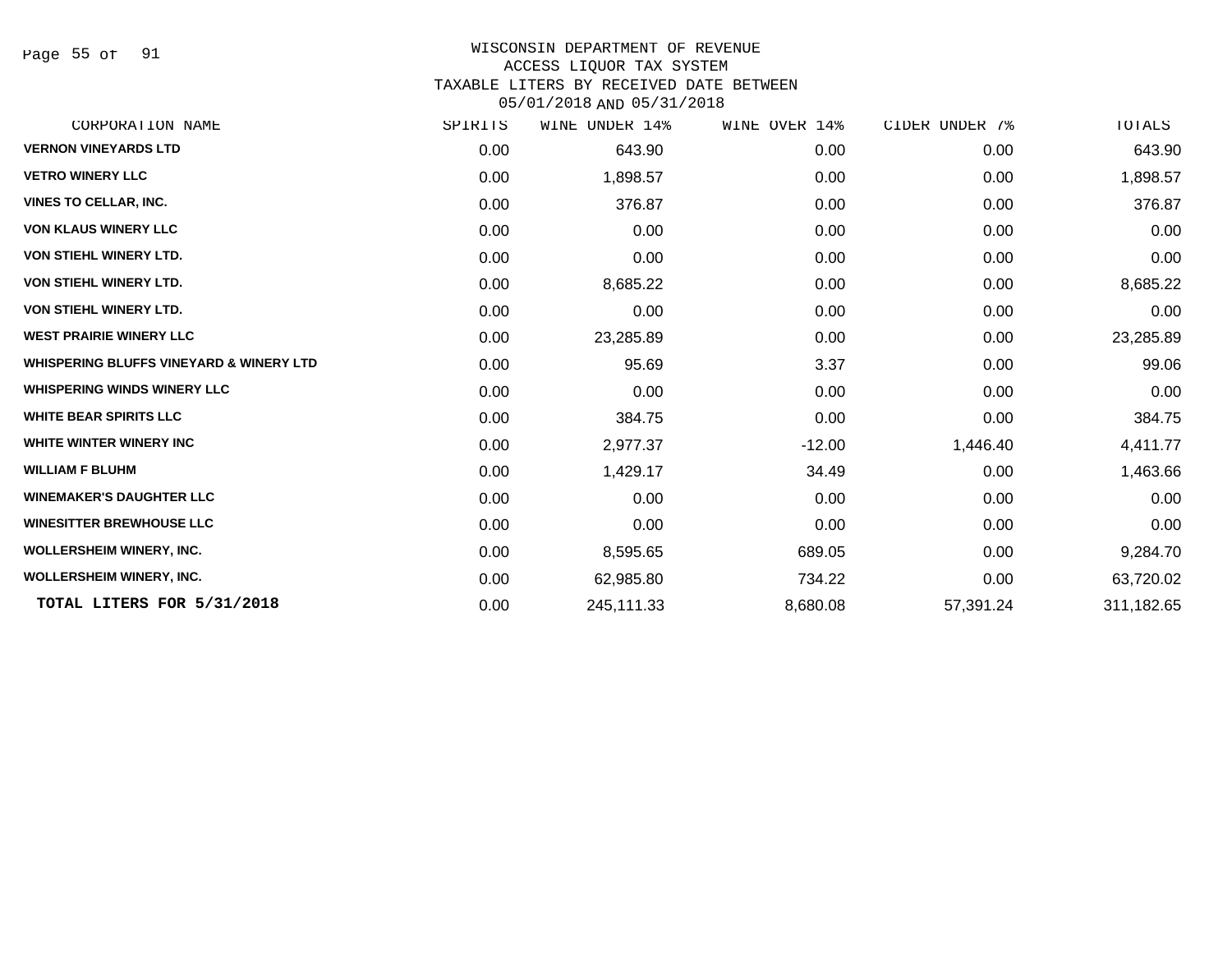WISCONSIN DEPARTMENT OF REVENUE
ACCESS LIQUOR TAX SYSTEM
TAXABLE LITERS BY RECEIVED DATE BETWEEN
05/01/2018 AND 05/31/2018

| CORPORATION NAME | SPIRITS | WINE UNDER 14% | WINE OVER 14% | CIDER UNDER 7% | TOTALS |
|---|---|---|---|---|---|
| VERNON VINEYARDS LTD | 0.00 | 643.90 | 0.00 | 0.00 | 643.90 |
| VETRO WINERY LLC | 0.00 | 1,898.57 | 0.00 | 0.00 | 1,898.57 |
| VINES TO CELLAR, INC. | 0.00 | 376.87 | 0.00 | 0.00 | 376.87 |
| VON KLAUS WINERY LLC | 0.00 | 0.00 | 0.00 | 0.00 | 0.00 |
| VON STIEHL WINERY LTD. | 0.00 | 0.00 | 0.00 | 0.00 | 0.00 |
| VON STIEHL WINERY LTD. | 0.00 | 8,685.22 | 0.00 | 0.00 | 8,685.22 |
| VON STIEHL WINERY LTD. | 0.00 | 0.00 | 0.00 | 0.00 | 0.00 |
| WEST PRAIRIE WINERY LLC | 0.00 | 23,285.89 | 0.00 | 0.00 | 23,285.89 |
| WHISPERING BLUFFS VINEYARD & WINERY LTD | 0.00 | 95.69 | 3.37 | 0.00 | 99.06 |
| WHISPERING WINDS WINERY LLC | 0.00 | 0.00 | 0.00 | 0.00 | 0.00 |
| WHITE BEAR SPIRITS LLC | 0.00 | 384.75 | 0.00 | 0.00 | 384.75 |
| WHITE WINTER WINERY INC | 0.00 | 2,977.37 | -12.00 | 1,446.40 | 4,411.77 |
| WILLIAM F BLUHM | 0.00 | 1,429.17 | 34.49 | 0.00 | 1,463.66 |
| WINEMAKER'S DAUGHTER LLC | 0.00 | 0.00 | 0.00 | 0.00 | 0.00 |
| WINESITTER BREWHOUSE LLC | 0.00 | 0.00 | 0.00 | 0.00 | 0.00 |
| WOLLERSHEIM WINERY, INC. | 0.00 | 8,595.65 | 689.05 | 0.00 | 9,284.70 |
| WOLLERSHEIM WINERY, INC. | 0.00 | 62,985.80 | 734.22 | 0.00 | 63,720.02 |
| **TOTAL LITERS FOR 5/31/2018** | 0.00 | 245,111.33 | 8,680.08 | 57,391.24 | 311,182.65 |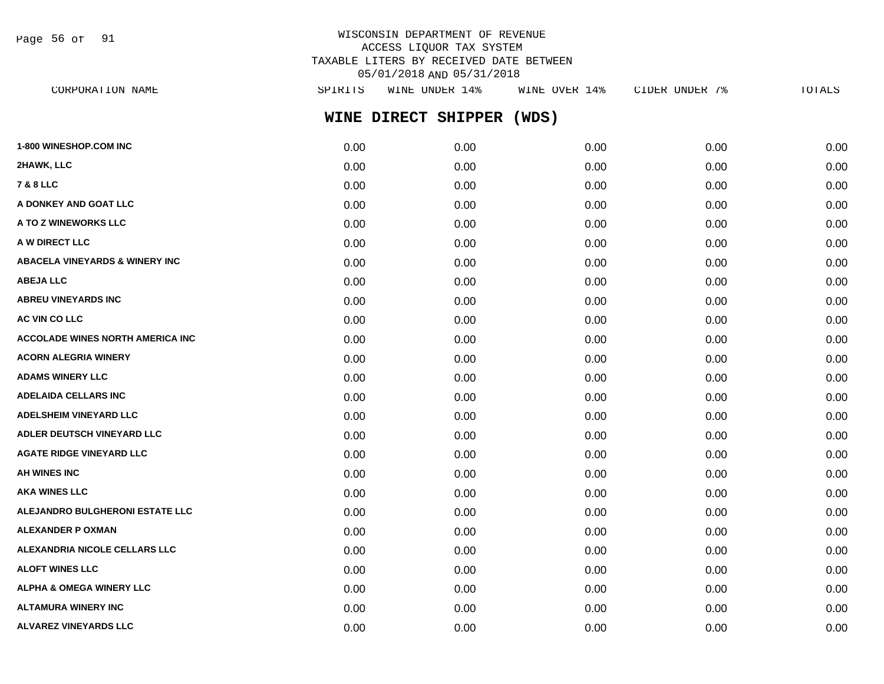WISCONSIN DEPARTMENT OF REVENUE
ACCESS LIQUOR TAX SYSTEM
TAXABLE LITERS BY RECEIVED DATE BETWEEN
05/01/2018 AND 05/31/2018

## WINE DIRECT SHIPPER (WDS)

| CORPORATION NAME | SPIRITS | WINE UNDER 14% | WINE OVER 14% | CIDER UNDER 7% | TOTALS |
|---|---|---|---|---|---|
| 1-800 WINESHOP.COM INC | 0.00 | 0.00 | 0.00 | 0.00 | 0.00 |
| 2HAWK, LLC | 0.00 | 0.00 | 0.00 | 0.00 | 0.00 |
| 7 & 8 LLC | 0.00 | 0.00 | 0.00 | 0.00 | 0.00 |
| A DONKEY AND GOAT LLC | 0.00 | 0.00 | 0.00 | 0.00 | 0.00 |
| A TO Z WINEWORKS LLC | 0.00 | 0.00 | 0.00 | 0.00 | 0.00 |
| A W DIRECT LLC | 0.00 | 0.00 | 0.00 | 0.00 | 0.00 |
| ABACELA VINEYARDS & WINERY INC | 0.00 | 0.00 | 0.00 | 0.00 | 0.00 |
| ABEJA LLC | 0.00 | 0.00 | 0.00 | 0.00 | 0.00 |
| ABREU VINEYARDS INC | 0.00 | 0.00 | 0.00 | 0.00 | 0.00 |
| AC VIN CO LLC | 0.00 | 0.00 | 0.00 | 0.00 | 0.00 |
| ACCOLADE WINES NORTH AMERICA INC | 0.00 | 0.00 | 0.00 | 0.00 | 0.00 |
| ACORN ALEGRIA WINERY | 0.00 | 0.00 | 0.00 | 0.00 | 0.00 |
| ADAMS WINERY LLC | 0.00 | 0.00 | 0.00 | 0.00 | 0.00 |
| ADELAIDA CELLARS INC | 0.00 | 0.00 | 0.00 | 0.00 | 0.00 |
| ADELSHEIM VINEYARD LLC | 0.00 | 0.00 | 0.00 | 0.00 | 0.00 |
| ADLER DEUTSCH VINEYARD LLC | 0.00 | 0.00 | 0.00 | 0.00 | 0.00 |
| AGATE RIDGE VINEYARD LLC | 0.00 | 0.00 | 0.00 | 0.00 | 0.00 |
| AH WINES INC | 0.00 | 0.00 | 0.00 | 0.00 | 0.00 |
| AKA WINES LLC | 0.00 | 0.00 | 0.00 | 0.00 | 0.00 |
| ALEJANDRO BULGHERONI ESTATE LLC | 0.00 | 0.00 | 0.00 | 0.00 | 0.00 |
| ALEXANDER P OXMAN | 0.00 | 0.00 | 0.00 | 0.00 | 0.00 |
| ALEXANDRIA NICOLE CELLARS LLC | 0.00 | 0.00 | 0.00 | 0.00 | 0.00 |
| ALOFT WINES LLC | 0.00 | 0.00 | 0.00 | 0.00 | 0.00 |
| ALPHA & OMEGA WINERY LLC | 0.00 | 0.00 | 0.00 | 0.00 | 0.00 |
| ALTAMURA WINERY INC | 0.00 | 0.00 | 0.00 | 0.00 | 0.00 |
| ALVAREZ VINEYARDS LLC | 0.00 | 0.00 | 0.00 | 0.00 | 0.00 |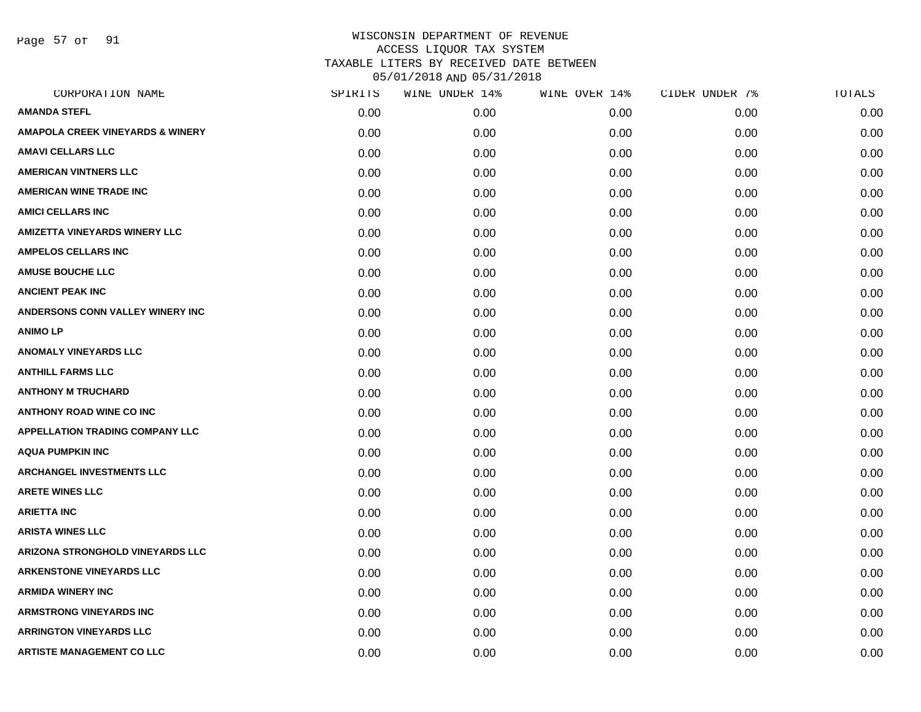# WISCONSIN DEPARTMENT OF REVENUE
## ACCESS LIQUOR TAX SYSTEM
## TAXABLE LITERS BY RECEIVED DATE BETWEEN 05/01/2018 AND 05/31/2018

| CORPORATION NAME | SPIRITS | WINE UNDER 14% | WINE OVER 14% | CIDER UNDER 7% | TOTALS |
|---|---|---|---|---|---|
| AMANDA STEFL | 0.00 | 0.00 | 0.00 | 0.00 | 0.00 |
| AMAPOLA CREEK VINEYARDS & WINERY | 0.00 | 0.00 | 0.00 | 0.00 | 0.00 |
| AMAVI CELLARS LLC | 0.00 | 0.00 | 0.00 | 0.00 | 0.00 |
| AMERICAN VINTNERS LLC | 0.00 | 0.00 | 0.00 | 0.00 | 0.00 |
| AMERICAN WINE TRADE INC | 0.00 | 0.00 | 0.00 | 0.00 | 0.00 |
| AMICI CELLARS INC | 0.00 | 0.00 | 0.00 | 0.00 | 0.00 |
| AMIZETTA VINEYARDS WINERY LLC | 0.00 | 0.00 | 0.00 | 0.00 | 0.00 |
| AMPELOS CELLARS INC | 0.00 | 0.00 | 0.00 | 0.00 | 0.00 |
| AMUSE BOUCHE LLC | 0.00 | 0.00 | 0.00 | 0.00 | 0.00 |
| ANCIENT PEAK INC | 0.00 | 0.00 | 0.00 | 0.00 | 0.00 |
| ANDERSONS CONN VALLEY WINERY INC | 0.00 | 0.00 | 0.00 | 0.00 | 0.00 |
| ANIMO LP | 0.00 | 0.00 | 0.00 | 0.00 | 0.00 |
| ANOMALY VINEYARDS LLC | 0.00 | 0.00 | 0.00 | 0.00 | 0.00 |
| ANTHILL FARMS LLC | 0.00 | 0.00 | 0.00 | 0.00 | 0.00 |
| ANTHONY M TRUCHARD | 0.00 | 0.00 | 0.00 | 0.00 | 0.00 |
| ANTHONY ROAD WINE CO INC | 0.00 | 0.00 | 0.00 | 0.00 | 0.00 |
| APPELLATION TRADING COMPANY LLC | 0.00 | 0.00 | 0.00 | 0.00 | 0.00 |
| AQUA PUMPKIN INC | 0.00 | 0.00 | 0.00 | 0.00 | 0.00 |
| ARCHANGEL INVESTMENTS LLC | 0.00 | 0.00 | 0.00 | 0.00 | 0.00 |
| ARETE WINES LLC | 0.00 | 0.00 | 0.00 | 0.00 | 0.00 |
| ARIETTA INC | 0.00 | 0.00 | 0.00 | 0.00 | 0.00 |
| ARISTA WINES LLC | 0.00 | 0.00 | 0.00 | 0.00 | 0.00 |
| ARIZONA STRONGHOLD VINEYARDS LLC | 0.00 | 0.00 | 0.00 | 0.00 | 0.00 |
| ARKENSTONE VINEYARDS LLC | 0.00 | 0.00 | 0.00 | 0.00 | 0.00 |
| ARMIDA WINERY INC | 0.00 | 0.00 | 0.00 | 0.00 | 0.00 |
| ARMSTRONG VINEYARDS INC | 0.00 | 0.00 | 0.00 | 0.00 | 0.00 |
| ARRINGTON VINEYARDS LLC | 0.00 | 0.00 | 0.00 | 0.00 | 0.00 |
| ARTISTE MANAGEMENT CO LLC | 0.00 | 0.00 | 0.00 | 0.00 | 0.00 |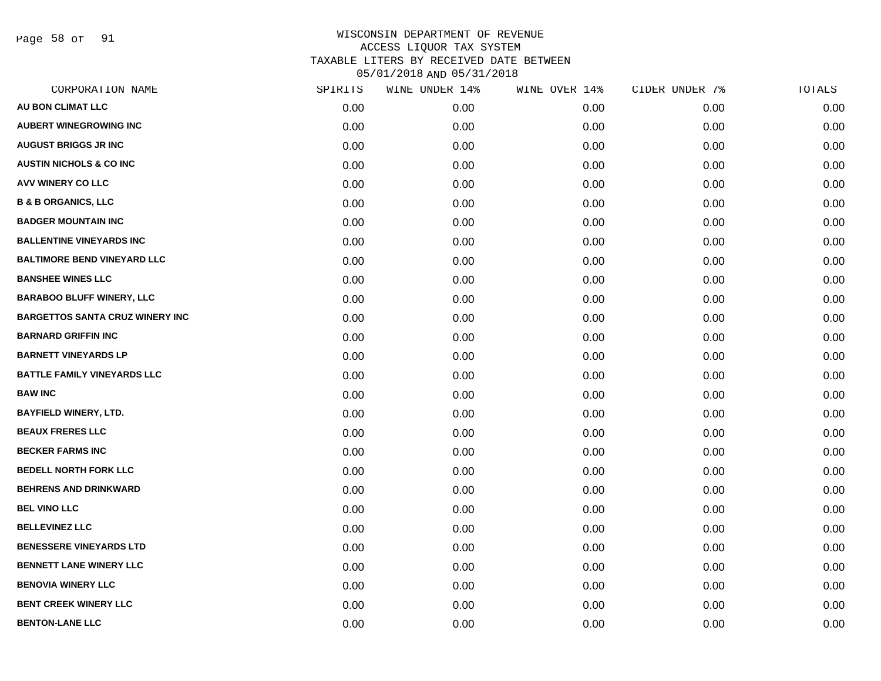# WISCONSIN DEPARTMENT OF REVENUE
## ACCESS LIQUOR TAX SYSTEM
## TAXABLE LITERS BY RECEIVED DATE BETWEEN 05/01/2018 AND 05/31/2018

| CORPORATION NAME | SPIRITS | WINE UNDER 14% | WINE OVER 14% | CIDER UNDER 7% | TOTALS |
|---|---|---|---|---|---|
| AU BON CLIMAT LLC | 0.00 | 0.00 | 0.00 | 0.00 | 0.00 |
| AUBERT WINEGROWING INC | 0.00 | 0.00 | 0.00 | 0.00 | 0.00 |
| AUGUST BRIGGS JR INC | 0.00 | 0.00 | 0.00 | 0.00 | 0.00 |
| AUSTIN NICHOLS & CO INC | 0.00 | 0.00 | 0.00 | 0.00 | 0.00 |
| AVV WINERY CO LLC | 0.00 | 0.00 | 0.00 | 0.00 | 0.00 |
| B & B ORGANICS, LLC | 0.00 | 0.00 | 0.00 | 0.00 | 0.00 |
| BADGER MOUNTAIN INC | 0.00 | 0.00 | 0.00 | 0.00 | 0.00 |
| BALLENTINE VINEYARDS INC | 0.00 | 0.00 | 0.00 | 0.00 | 0.00 |
| BALTIMORE BEND VINEYARD LLC | 0.00 | 0.00 | 0.00 | 0.00 | 0.00 |
| BANSHEE WINES LLC | 0.00 | 0.00 | 0.00 | 0.00 | 0.00 |
| BARABOO BLUFF WINERY, LLC | 0.00 | 0.00 | 0.00 | 0.00 | 0.00 |
| BARGETTOS SANTA CRUZ WINERY INC | 0.00 | 0.00 | 0.00 | 0.00 | 0.00 |
| BARNARD GRIFFIN INC | 0.00 | 0.00 | 0.00 | 0.00 | 0.00 |
| BARNETT VINEYARDS LP | 0.00 | 0.00 | 0.00 | 0.00 | 0.00 |
| BATTLE FAMILY VINEYARDS LLC | 0.00 | 0.00 | 0.00 | 0.00 | 0.00 |
| BAW INC | 0.00 | 0.00 | 0.00 | 0.00 | 0.00 |
| BAYFIELD WINERY, LTD. | 0.00 | 0.00 | 0.00 | 0.00 | 0.00 |
| BEAUX FRERES LLC | 0.00 | 0.00 | 0.00 | 0.00 | 0.00 |
| BECKER FARMS INC | 0.00 | 0.00 | 0.00 | 0.00 | 0.00 |
| BEDELL NORTH FORK LLC | 0.00 | 0.00 | 0.00 | 0.00 | 0.00 |
| BEHRENS AND DRINKWARD | 0.00 | 0.00 | 0.00 | 0.00 | 0.00 |
| BEL VINO LLC | 0.00 | 0.00 | 0.00 | 0.00 | 0.00 |
| BELLEVINEZ LLC | 0.00 | 0.00 | 0.00 | 0.00 | 0.00 |
| BENESSERE VINEYARDS LTD | 0.00 | 0.00 | 0.00 | 0.00 | 0.00 |
| BENNETT LANE WINERY LLC | 0.00 | 0.00 | 0.00 | 0.00 | 0.00 |
| BENOVIA WINERY LLC | 0.00 | 0.00 | 0.00 | 0.00 | 0.00 |
| BENT CREEK WINERY LLC | 0.00 | 0.00 | 0.00 | 0.00 | 0.00 |
| BENTON-LANE LLC | 0.00 | 0.00 | 0.00 | 0.00 | 0.00 |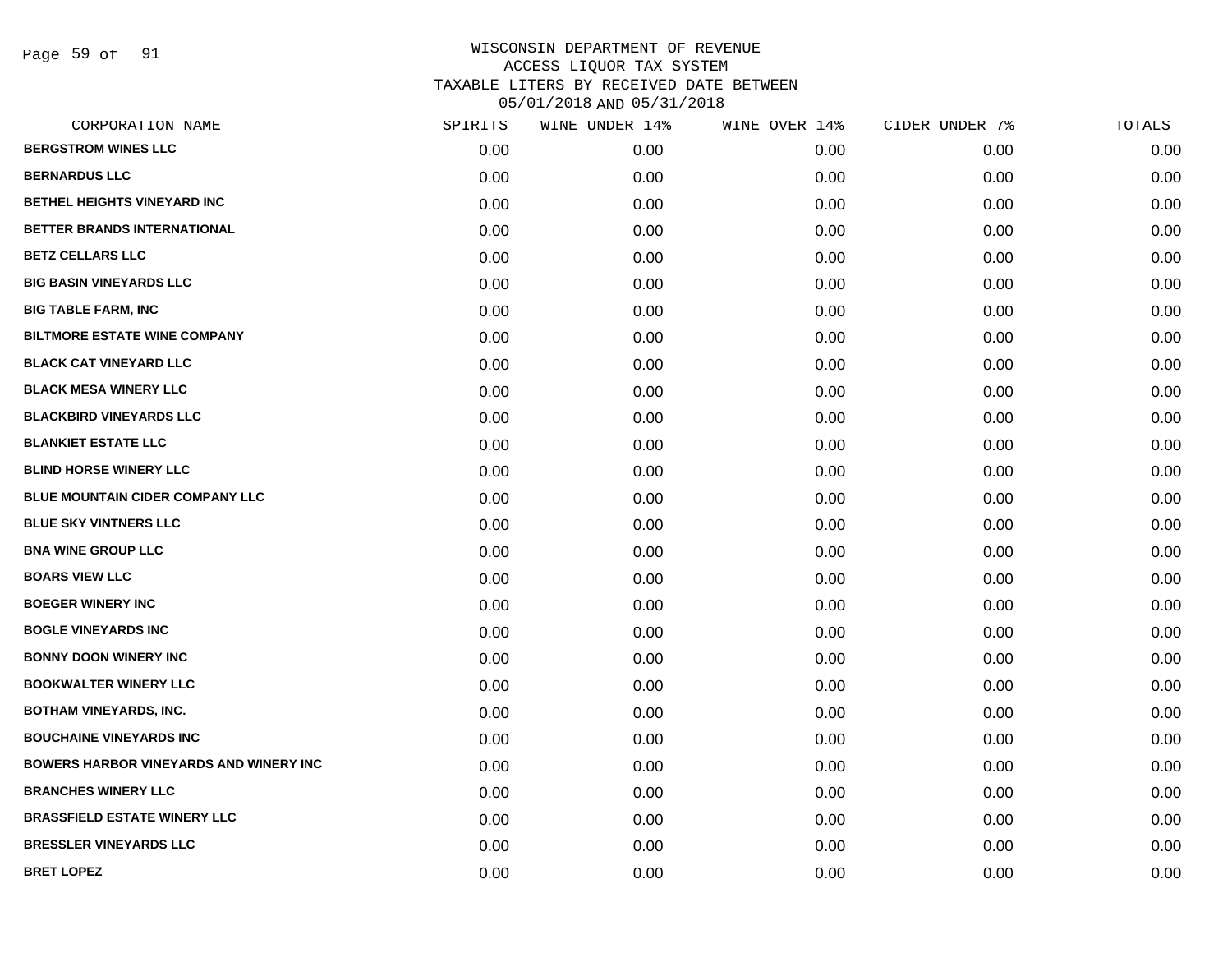WISCONSIN DEPARTMENT OF REVENUE
ACCESS LIQUOR TAX SYSTEM
TAXABLE LITERS BY RECEIVED DATE BETWEEN
05/01/2018 AND 05/31/2018

| CORPORATION NAME | SPIRITS | WINE UNDER 14% | WINE OVER 14% | CIDER UNDER 7% | TOTALS |
|---|---|---|---|---|---|
| BERGSTROM WINES LLC | 0.00 | 0.00 | 0.00 | 0.00 | 0.00 |
| BERNARDUS LLC | 0.00 | 0.00 | 0.00 | 0.00 | 0.00 |
| BETHEL HEIGHTS VINEYARD INC | 0.00 | 0.00 | 0.00 | 0.00 | 0.00 |
| BETTER BRANDS INTERNATIONAL | 0.00 | 0.00 | 0.00 | 0.00 | 0.00 |
| BETZ CELLARS LLC | 0.00 | 0.00 | 0.00 | 0.00 | 0.00 |
| BIG BASIN VINEYARDS LLC | 0.00 | 0.00 | 0.00 | 0.00 | 0.00 |
| BIG TABLE FARM, INC | 0.00 | 0.00 | 0.00 | 0.00 | 0.00 |
| BILTMORE ESTATE WINE COMPANY | 0.00 | 0.00 | 0.00 | 0.00 | 0.00 |
| BLACK CAT VINEYARD LLC | 0.00 | 0.00 | 0.00 | 0.00 | 0.00 |
| BLACK MESA WINERY LLC | 0.00 | 0.00 | 0.00 | 0.00 | 0.00 |
| BLACKBIRD VINEYARDS LLC | 0.00 | 0.00 | 0.00 | 0.00 | 0.00 |
| BLANKIET ESTATE LLC | 0.00 | 0.00 | 0.00 | 0.00 | 0.00 |
| BLIND HORSE WINERY LLC | 0.00 | 0.00 | 0.00 | 0.00 | 0.00 |
| BLUE MOUNTAIN CIDER COMPANY LLC | 0.00 | 0.00 | 0.00 | 0.00 | 0.00 |
| BLUE SKY VINTNERS LLC | 0.00 | 0.00 | 0.00 | 0.00 | 0.00 |
| BNA WINE GROUP LLC | 0.00 | 0.00 | 0.00 | 0.00 | 0.00 |
| BOARS VIEW LLC | 0.00 | 0.00 | 0.00 | 0.00 | 0.00 |
| BOEGER WINERY INC | 0.00 | 0.00 | 0.00 | 0.00 | 0.00 |
| BOGLE VINEYARDS INC | 0.00 | 0.00 | 0.00 | 0.00 | 0.00 |
| BONNY DOON WINERY INC | 0.00 | 0.00 | 0.00 | 0.00 | 0.00 |
| BOOKWALTER WINERY LLC | 0.00 | 0.00 | 0.00 | 0.00 | 0.00 |
| BOTHAM VINEYARDS, INC. | 0.00 | 0.00 | 0.00 | 0.00 | 0.00 |
| BOUCHAINE VINEYARDS INC | 0.00 | 0.00 | 0.00 | 0.00 | 0.00 |
| BOWERS HARBOR VINEYARDS AND WINERY INC | 0.00 | 0.00 | 0.00 | 0.00 | 0.00 |
| BRANCHES WINERY LLC | 0.00 | 0.00 | 0.00 | 0.00 | 0.00 |
| BRASSFIELD ESTATE WINERY LLC | 0.00 | 0.00 | 0.00 | 0.00 | 0.00 |
| BRESSLER VINEYARDS LLC | 0.00 | 0.00 | 0.00 | 0.00 | 0.00 |
| BRET LOPEZ | 0.00 | 0.00 | 0.00 | 0.00 | 0.00 |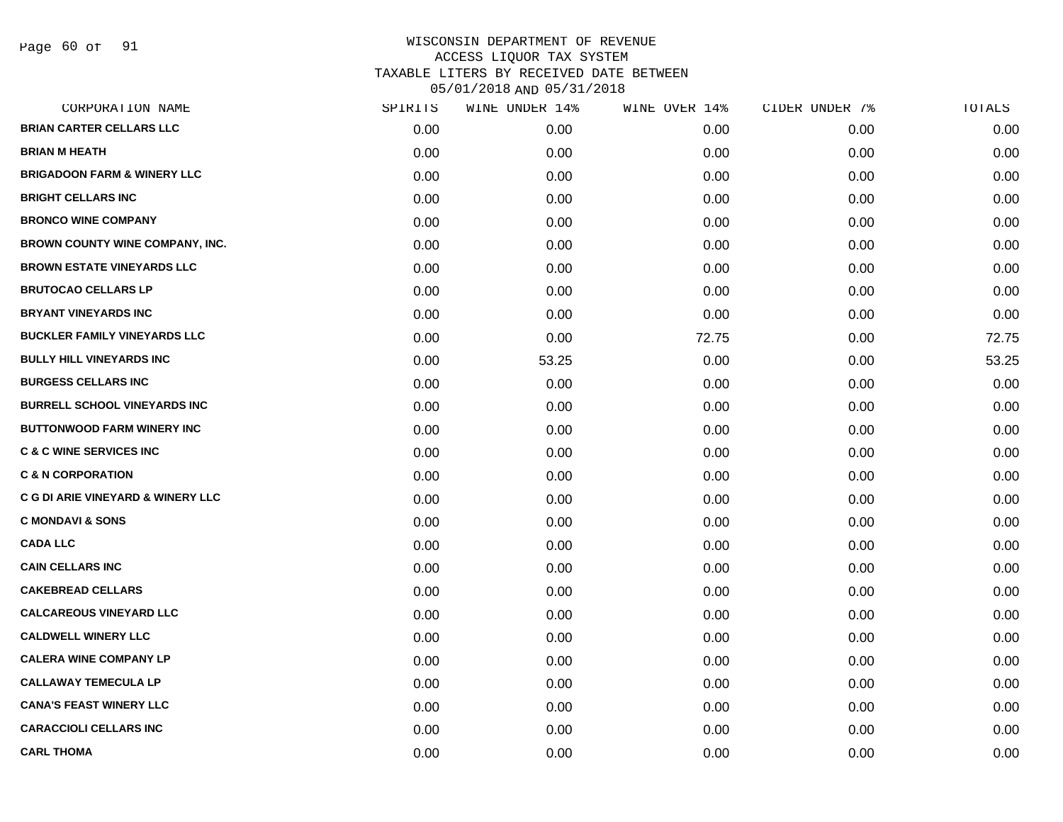WISCONSIN DEPARTMENT OF REVENUE
ACCESS LIQUOR TAX SYSTEM
TAXABLE LITERS BY RECEIVED DATE BETWEEN
05/01/2018 AND 05/31/2018

| CORPORATION NAME | SPIRITS | WINE UNDER 14% | WINE OVER 14% | CIDER UNDER 7% | TOTALS |
|---|---|---|---|---|---|
| BRIAN CARTER CELLARS LLC | 0.00 | 0.00 | 0.00 | 0.00 | 0.00 |
| BRIAN M HEATH | 0.00 | 0.00 | 0.00 | 0.00 | 0.00 |
| BRIGADOON FARM & WINERY LLC | 0.00 | 0.00 | 0.00 | 0.00 | 0.00 |
| BRIGHT CELLARS INC | 0.00 | 0.00 | 0.00 | 0.00 | 0.00 |
| BRONCO WINE COMPANY | 0.00 | 0.00 | 0.00 | 0.00 | 0.00 |
| BROWN COUNTY WINE COMPANY, INC. | 0.00 | 0.00 | 0.00 | 0.00 | 0.00 |
| BROWN ESTATE VINEYARDS LLC | 0.00 | 0.00 | 0.00 | 0.00 | 0.00 |
| BRUTOCAO CELLARS LP | 0.00 | 0.00 | 0.00 | 0.00 | 0.00 |
| BRYANT VINEYARDS INC | 0.00 | 0.00 | 0.00 | 0.00 | 0.00 |
| BUCKLER FAMILY VINEYARDS LLC | 0.00 | 0.00 | 72.75 | 0.00 | 72.75 |
| BULLY HILL VINEYARDS INC | 0.00 | 53.25 | 0.00 | 0.00 | 53.25 |
| BURGESS CELLARS INC | 0.00 | 0.00 | 0.00 | 0.00 | 0.00 |
| BURRELL SCHOOL VINEYARDS INC | 0.00 | 0.00 | 0.00 | 0.00 | 0.00 |
| BUTTONWOOD FARM WINERY INC | 0.00 | 0.00 | 0.00 | 0.00 | 0.00 |
| C & C WINE SERVICES INC | 0.00 | 0.00 | 0.00 | 0.00 | 0.00 |
| C & N CORPORATION | 0.00 | 0.00 | 0.00 | 0.00 | 0.00 |
| C G DI ARIE VINEYARD & WINERY LLC | 0.00 | 0.00 | 0.00 | 0.00 | 0.00 |
| C MONDAVI & SONS | 0.00 | 0.00 | 0.00 | 0.00 | 0.00 |
| CADA LLC | 0.00 | 0.00 | 0.00 | 0.00 | 0.00 |
| CAIN CELLARS INC | 0.00 | 0.00 | 0.00 | 0.00 | 0.00 |
| CAKEBREAD CELLARS | 0.00 | 0.00 | 0.00 | 0.00 | 0.00 |
| CALCAREOUS VINEYARD LLC | 0.00 | 0.00 | 0.00 | 0.00 | 0.00 |
| CALDWELL WINERY LLC | 0.00 | 0.00 | 0.00 | 0.00 | 0.00 |
| CALERA WINE COMPANY LP | 0.00 | 0.00 | 0.00 | 0.00 | 0.00 |
| CALLAWAY TEMECULA LP | 0.00 | 0.00 | 0.00 | 0.00 | 0.00 |
| CANA'S FEAST WINERY LLC | 0.00 | 0.00 | 0.00 | 0.00 | 0.00 |
| CARACCIOLI CELLARS INC | 0.00 | 0.00 | 0.00 | 0.00 | 0.00 |
| CARL THOMA | 0.00 | 0.00 | 0.00 | 0.00 | 0.00 |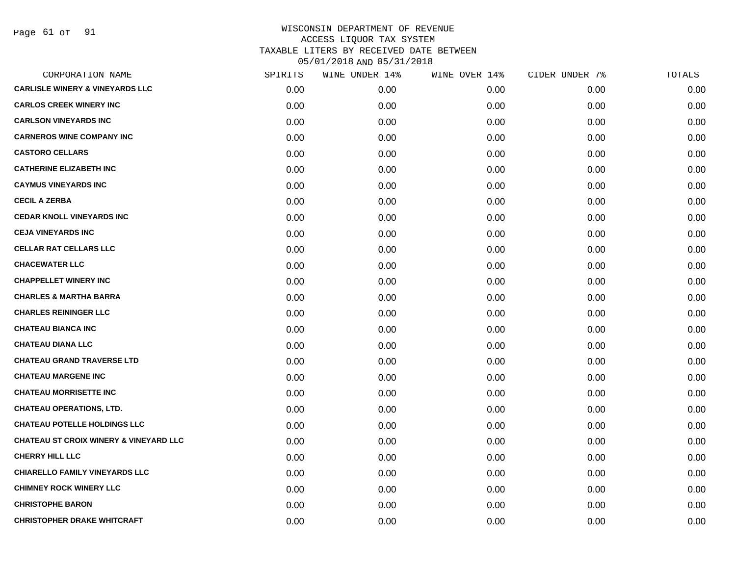# WISCONSIN DEPARTMENT OF REVENUE
## ACCESS LIQUOR TAX SYSTEM
## TAXABLE LITERS BY RECEIVED DATE BETWEEN 05/01/2018 AND 05/31/2018

| CORPORATION NAME | SPIRITS | WINE UNDER 14% | WINE OVER 14% | CIDER UNDER 7% | TOTALS |
|---|---|---|---|---|---|
| CARLISLE WINERY & VINEYARDS LLC | 0.00 | 0.00 | 0.00 | 0.00 | 0.00 |
| CARLOS CREEK WINERY INC | 0.00 | 0.00 | 0.00 | 0.00 | 0.00 |
| CARLSON VINEYARDS INC | 0.00 | 0.00 | 0.00 | 0.00 | 0.00 |
| CARNEROS WINE COMPANY INC | 0.00 | 0.00 | 0.00 | 0.00 | 0.00 |
| CASTORO CELLARS | 0.00 | 0.00 | 0.00 | 0.00 | 0.00 |
| CATHERINE ELIZABETH INC | 0.00 | 0.00 | 0.00 | 0.00 | 0.00 |
| CAYMUS VINEYARDS INC | 0.00 | 0.00 | 0.00 | 0.00 | 0.00 |
| CECIL A ZERBA | 0.00 | 0.00 | 0.00 | 0.00 | 0.00 |
| CEDAR KNOLL VINEYARDS INC | 0.00 | 0.00 | 0.00 | 0.00 | 0.00 |
| CEJA VINEYARDS INC | 0.00 | 0.00 | 0.00 | 0.00 | 0.00 |
| CELLAR RAT CELLARS LLC | 0.00 | 0.00 | 0.00 | 0.00 | 0.00 |
| CHACEWATER LLC | 0.00 | 0.00 | 0.00 | 0.00 | 0.00 |
| CHAPPELLET WINERY INC | 0.00 | 0.00 | 0.00 | 0.00 | 0.00 |
| CHARLES & MARTHA BARRA | 0.00 | 0.00 | 0.00 | 0.00 | 0.00 |
| CHARLES REININGER LLC | 0.00 | 0.00 | 0.00 | 0.00 | 0.00 |
| CHATEAU BIANCA INC | 0.00 | 0.00 | 0.00 | 0.00 | 0.00 |
| CHATEAU DIANA LLC | 0.00 | 0.00 | 0.00 | 0.00 | 0.00 |
| CHATEAU GRAND TRAVERSE LTD | 0.00 | 0.00 | 0.00 | 0.00 | 0.00 |
| CHATEAU MARGENE INC | 0.00 | 0.00 | 0.00 | 0.00 | 0.00 |
| CHATEAU MORRISETTE INC | 0.00 | 0.00 | 0.00 | 0.00 | 0.00 |
| CHATEAU OPERATIONS, LTD. | 0.00 | 0.00 | 0.00 | 0.00 | 0.00 |
| CHATEAU POTELLE HOLDINGS LLC | 0.00 | 0.00 | 0.00 | 0.00 | 0.00 |
| CHATEAU ST CROIX WINERY & VINEYARD LLC | 0.00 | 0.00 | 0.00 | 0.00 | 0.00 |
| CHERRY HILL LLC | 0.00 | 0.00 | 0.00 | 0.00 | 0.00 |
| CHIARELLO FAMILY VINEYARDS LLC | 0.00 | 0.00 | 0.00 | 0.00 | 0.00 |
| CHIMNEY ROCK WINERY LLC | 0.00 | 0.00 | 0.00 | 0.00 | 0.00 |
| CHRISTOPHE BARON | 0.00 | 0.00 | 0.00 | 0.00 | 0.00 |
| CHRISTOPHER DRAKE WHITCRAFT | 0.00 | 0.00 | 0.00 | 0.00 | 0.00 |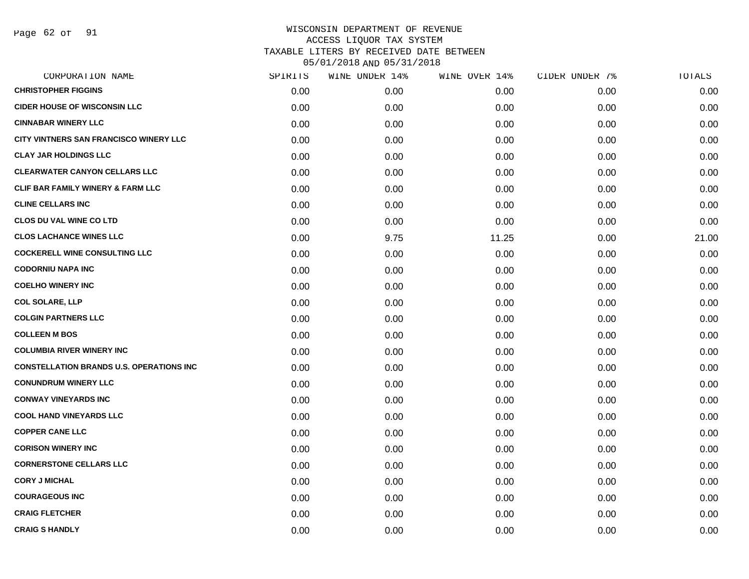# WISCONSIN DEPARTMENT OF REVENUE
## ACCESS LIQUOR TAX SYSTEM
## TAXABLE LITERS BY RECEIVED DATE BETWEEN 05/01/2018 AND 05/31/2018

| CORPORATION NAME | SPIRITS | WINE UNDER 14% | WINE OVER 14% | CIDER UNDER 7% | TOTALS |
|---|---|---|---|---|---|
| CHRISTOPHER FIGGINS | 0.00 | 0.00 | 0.00 | 0.00 | 0.00 |
| CIDER HOUSE OF WISCONSIN LLC | 0.00 | 0.00 | 0.00 | 0.00 | 0.00 |
| CINNABAR WINERY LLC | 0.00 | 0.00 | 0.00 | 0.00 | 0.00 |
| CITY VINTNERS SAN FRANCISCO WINERY LLC | 0.00 | 0.00 | 0.00 | 0.00 | 0.00 |
| CLAY JAR HOLDINGS LLC | 0.00 | 0.00 | 0.00 | 0.00 | 0.00 |
| CLEARWATER CANYON CELLARS LLC | 0.00 | 0.00 | 0.00 | 0.00 | 0.00 |
| CLIF BAR FAMILY WINERY & FARM LLC | 0.00 | 0.00 | 0.00 | 0.00 | 0.00 |
| CLINE CELLARS INC | 0.00 | 0.00 | 0.00 | 0.00 | 0.00 |
| CLOS DU VAL WINE CO LTD | 0.00 | 0.00 | 0.00 | 0.00 | 0.00 |
| CLOS LACHANCE WINES LLC | 0.00 | 9.75 | 11.25 | 0.00 | 21.00 |
| COCKERELL WINE CONSULTING LLC | 0.00 | 0.00 | 0.00 | 0.00 | 0.00 |
| CODORNIU NAPA INC | 0.00 | 0.00 | 0.00 | 0.00 | 0.00 |
| COELHO WINERY INC | 0.00 | 0.00 | 0.00 | 0.00 | 0.00 |
| COL SOLARE, LLP | 0.00 | 0.00 | 0.00 | 0.00 | 0.00 |
| COLGIN PARTNERS LLC | 0.00 | 0.00 | 0.00 | 0.00 | 0.00 |
| COLLEEN M BOS | 0.00 | 0.00 | 0.00 | 0.00 | 0.00 |
| COLUMBIA RIVER WINERY INC | 0.00 | 0.00 | 0.00 | 0.00 | 0.00 |
| CONSTELLATION BRANDS U.S. OPERATIONS INC | 0.00 | 0.00 | 0.00 | 0.00 | 0.00 |
| CONUNDRUM WINERY LLC | 0.00 | 0.00 | 0.00 | 0.00 | 0.00 |
| CONWAY VINEYARDS INC | 0.00 | 0.00 | 0.00 | 0.00 | 0.00 |
| COOL HAND VINEYARDS LLC | 0.00 | 0.00 | 0.00 | 0.00 | 0.00 |
| COPPER CANE LLC | 0.00 | 0.00 | 0.00 | 0.00 | 0.00 |
| CORISON WINERY INC | 0.00 | 0.00 | 0.00 | 0.00 | 0.00 |
| CORNERSTONE CELLARS LLC | 0.00 | 0.00 | 0.00 | 0.00 | 0.00 |
| CORY J MICHAL | 0.00 | 0.00 | 0.00 | 0.00 | 0.00 |
| COURAGEOUS INC | 0.00 | 0.00 | 0.00 | 0.00 | 0.00 |
| CRAIG FLETCHER | 0.00 | 0.00 | 0.00 | 0.00 | 0.00 |
| CRAIG S HANDLY | 0.00 | 0.00 | 0.00 | 0.00 | 0.00 |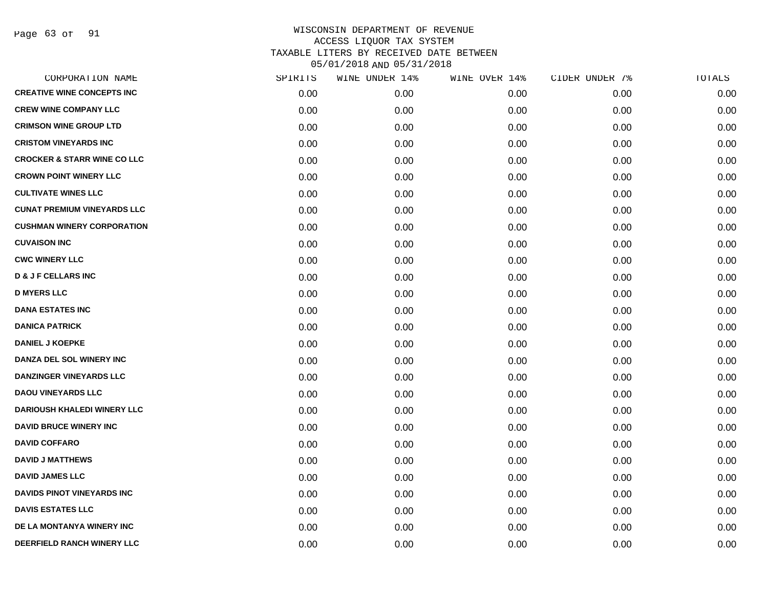# WISCONSIN DEPARTMENT OF REVENUE
## ACCESS LIQUOR TAX SYSTEM
## TAXABLE LITERS BY RECEIVED DATE BETWEEN 05/01/2018 AND 05/31/2018

| CORPORATION NAME | SPIRITS | WINE UNDER 14% | WINE OVER 14% | CIDER UNDER 7% | TOTALS |
|---|---|---|---|---|---|
| CREATIVE WINE CONCEPTS INC | 0.00 | 0.00 | 0.00 | 0.00 | 0.00 |
| CREW WINE COMPANY LLC | 0.00 | 0.00 | 0.00 | 0.00 | 0.00 |
| CRIMSON WINE GROUP LTD | 0.00 | 0.00 | 0.00 | 0.00 | 0.00 |
| CRISTOM VINEYARDS INC | 0.00 | 0.00 | 0.00 | 0.00 | 0.00 |
| CROCKER & STARR WINE CO LLC | 0.00 | 0.00 | 0.00 | 0.00 | 0.00 |
| CROWN POINT WINERY LLC | 0.00 | 0.00 | 0.00 | 0.00 | 0.00 |
| CULTIVATE WINES LLC | 0.00 | 0.00 | 0.00 | 0.00 | 0.00 |
| CUNAT PREMIUM VINEYARDS LLC | 0.00 | 0.00 | 0.00 | 0.00 | 0.00 |
| CUSHMAN WINERY CORPORATION | 0.00 | 0.00 | 0.00 | 0.00 | 0.00 |
| CUVAISON INC | 0.00 | 0.00 | 0.00 | 0.00 | 0.00 |
| CWC WINERY LLC | 0.00 | 0.00 | 0.00 | 0.00 | 0.00 |
| D & J F CELLARS INC | 0.00 | 0.00 | 0.00 | 0.00 | 0.00 |
| D MYERS LLC | 0.00 | 0.00 | 0.00 | 0.00 | 0.00 |
| DANA ESTATES INC | 0.00 | 0.00 | 0.00 | 0.00 | 0.00 |
| DANICA PATRICK | 0.00 | 0.00 | 0.00 | 0.00 | 0.00 |
| DANIEL J KOEPKE | 0.00 | 0.00 | 0.00 | 0.00 | 0.00 |
| DANZA DEL SOL WINERY INC | 0.00 | 0.00 | 0.00 | 0.00 | 0.00 |
| DANZINGER VINEYARDS LLC | 0.00 | 0.00 | 0.00 | 0.00 | 0.00 |
| DAOU VINEYARDS LLC | 0.00 | 0.00 | 0.00 | 0.00 | 0.00 |
| DARIOUSH KHALEDI WINERY LLC | 0.00 | 0.00 | 0.00 | 0.00 | 0.00 |
| DAVID BRUCE WINERY INC | 0.00 | 0.00 | 0.00 | 0.00 | 0.00 |
| DAVID COFFARO | 0.00 | 0.00 | 0.00 | 0.00 | 0.00 |
| DAVID J MATTHEWS | 0.00 | 0.00 | 0.00 | 0.00 | 0.00 |
| DAVID JAMES LLC | 0.00 | 0.00 | 0.00 | 0.00 | 0.00 |
| DAVIDS PINOT VINEYARDS INC | 0.00 | 0.00 | 0.00 | 0.00 | 0.00 |
| DAVIS ESTATES LLC | 0.00 | 0.00 | 0.00 | 0.00 | 0.00 |
| DE LA MONTANYA WINERY INC | 0.00 | 0.00 | 0.00 | 0.00 | 0.00 |
| DEERFIELD RANCH WINERY LLC | 0.00 | 0.00 | 0.00 | 0.00 | 0.00 |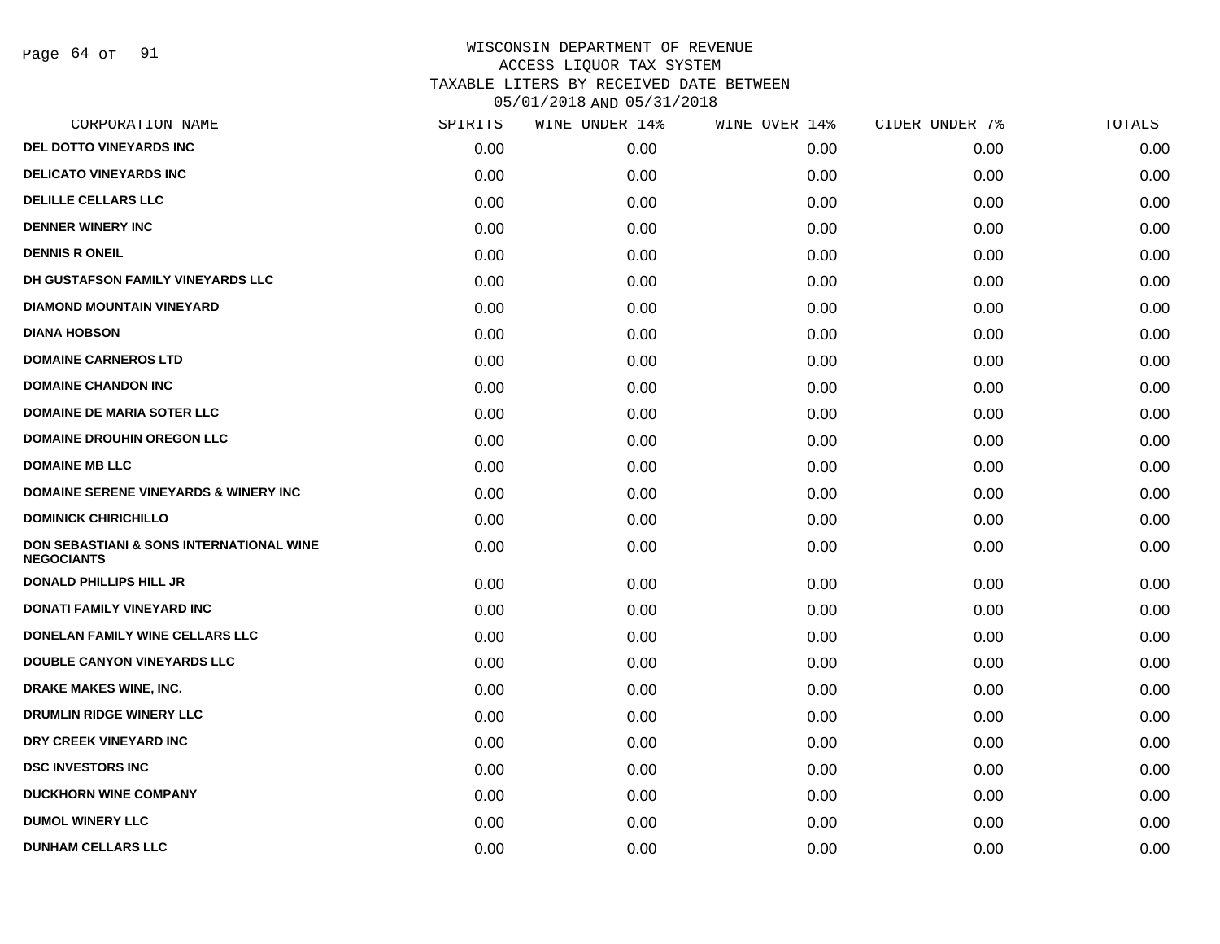# WISCONSIN DEPARTMENT OF REVENUE
## ACCESS LIQUOR TAX SYSTEM
### TAXABLE LITERS BY RECEIVED DATE BETWEEN 05/01/2018 AND 05/31/2018

| CORPORATION NAME | SPIRITS | WINE UNDER 14% | WINE OVER 14% | CIDER UNDER 7% | TOTALS |
|---|---|---|---|---|---|
| DEL DOTTO VINEYARDS INC | 0.00 | 0.00 | 0.00 | 0.00 | 0.00 |
| DELICATO VINEYARDS INC | 0.00 | 0.00 | 0.00 | 0.00 | 0.00 |
| DELILLE CELLARS LLC | 0.00 | 0.00 | 0.00 | 0.00 | 0.00 |
| DENNER WINERY INC | 0.00 | 0.00 | 0.00 | 0.00 | 0.00 |
| DENNIS R ONEIL | 0.00 | 0.00 | 0.00 | 0.00 | 0.00 |
| DH GUSTAFSON FAMILY VINEYARDS LLC | 0.00 | 0.00 | 0.00 | 0.00 | 0.00 |
| DIAMOND MOUNTAIN VINEYARD | 0.00 | 0.00 | 0.00 | 0.00 | 0.00 |
| DIANA HOBSON | 0.00 | 0.00 | 0.00 | 0.00 | 0.00 |
| DOMAINE CARNEROS LTD | 0.00 | 0.00 | 0.00 | 0.00 | 0.00 |
| DOMAINE CHANDON INC | 0.00 | 0.00 | 0.00 | 0.00 | 0.00 |
| DOMAINE DE MARIA SOTER LLC | 0.00 | 0.00 | 0.00 | 0.00 | 0.00 |
| DOMAINE DROUHIN OREGON LLC | 0.00 | 0.00 | 0.00 | 0.00 | 0.00 |
| DOMAINE MB LLC | 0.00 | 0.00 | 0.00 | 0.00 | 0.00 |
| DOMAINE SERENE VINEYARDS & WINERY INC | 0.00 | 0.00 | 0.00 | 0.00 | 0.00 |
| DOMINICK CHIRICHILLO | 0.00 | 0.00 | 0.00 | 0.00 | 0.00 |
| DON SEBASTIANI & SONS INTERNATIONAL WINE NEGOCIANTS | 0.00 | 0.00 | 0.00 | 0.00 | 0.00 |
| DONALD PHILLIPS HILL JR | 0.00 | 0.00 | 0.00 | 0.00 | 0.00 |
| DONATI FAMILY VINEYARD INC | 0.00 | 0.00 | 0.00 | 0.00 | 0.00 |
| DONELAN FAMILY WINE CELLARS LLC | 0.00 | 0.00 | 0.00 | 0.00 | 0.00 |
| DOUBLE CANYON VINEYARDS LLC | 0.00 | 0.00 | 0.00 | 0.00 | 0.00 |
| DRAKE MAKES WINE, INC. | 0.00 | 0.00 | 0.00 | 0.00 | 0.00 |
| DRUMLIN RIDGE WINERY LLC | 0.00 | 0.00 | 0.00 | 0.00 | 0.00 |
| DRY CREEK VINEYARD INC | 0.00 | 0.00 | 0.00 | 0.00 | 0.00 |
| DSC INVESTORS INC | 0.00 | 0.00 | 0.00 | 0.00 | 0.00 |
| DUCKHORN WINE COMPANY | 0.00 | 0.00 | 0.00 | 0.00 | 0.00 |
| DUMOL WINERY LLC | 0.00 | 0.00 | 0.00 | 0.00 | 0.00 |
| DUNHAM CELLARS LLC | 0.00 | 0.00 | 0.00 | 0.00 | 0.00 |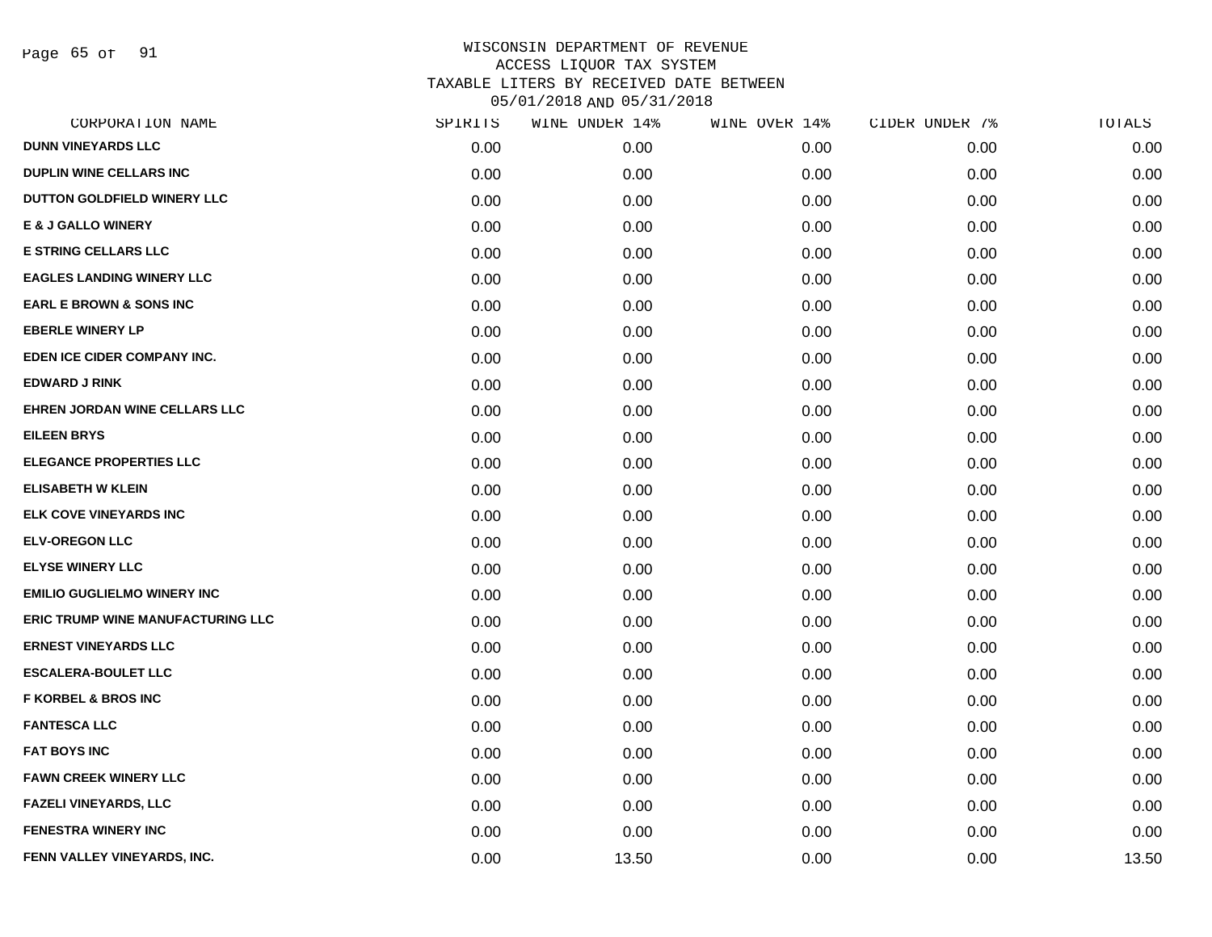# WISCONSIN DEPARTMENT OF REVENUE
## ACCESS LIQUOR TAX SYSTEM
## TAXABLE LITERS BY RECEIVED DATE BETWEEN 05/01/2018 AND 05/31/2018

| CORPORATION NAME | SPIRITS | WINE UNDER 14% | WINE OVER 14% | CIDER UNDER 7% | TOTALS |
|---|---|---|---|---|---|
| DUNN VINEYARDS LLC | 0.00 | 0.00 | 0.00 | 0.00 | 0.00 |
| DUPLIN WINE CELLARS INC | 0.00 | 0.00 | 0.00 | 0.00 | 0.00 |
| DUTTON GOLDFIELD WINERY LLC | 0.00 | 0.00 | 0.00 | 0.00 | 0.00 |
| E & J GALLO WINERY | 0.00 | 0.00 | 0.00 | 0.00 | 0.00 |
| E STRING CELLARS LLC | 0.00 | 0.00 | 0.00 | 0.00 | 0.00 |
| EAGLES LANDING WINERY LLC | 0.00 | 0.00 | 0.00 | 0.00 | 0.00 |
| EARL E BROWN & SONS INC | 0.00 | 0.00 | 0.00 | 0.00 | 0.00 |
| EBERLE WINERY LP | 0.00 | 0.00 | 0.00 | 0.00 | 0.00 |
| EDEN ICE CIDER COMPANY INC. | 0.00 | 0.00 | 0.00 | 0.00 | 0.00 |
| EDWARD J RINK | 0.00 | 0.00 | 0.00 | 0.00 | 0.00 |
| EHREN JORDAN WINE CELLARS LLC | 0.00 | 0.00 | 0.00 | 0.00 | 0.00 |
| EILEEN BRYS | 0.00 | 0.00 | 0.00 | 0.00 | 0.00 |
| ELEGANCE PROPERTIES LLC | 0.00 | 0.00 | 0.00 | 0.00 | 0.00 |
| ELISABETH W KLEIN | 0.00 | 0.00 | 0.00 | 0.00 | 0.00 |
| ELK COVE VINEYARDS INC | 0.00 | 0.00 | 0.00 | 0.00 | 0.00 |
| ELV-OREGON LLC | 0.00 | 0.00 | 0.00 | 0.00 | 0.00 |
| ELYSE WINERY LLC | 0.00 | 0.00 | 0.00 | 0.00 | 0.00 |
| EMILIO GUGLIELMO WINERY INC | 0.00 | 0.00 | 0.00 | 0.00 | 0.00 |
| ERIC TRUMP WINE MANUFACTURING LLC | 0.00 | 0.00 | 0.00 | 0.00 | 0.00 |
| ERNEST VINEYARDS LLC | 0.00 | 0.00 | 0.00 | 0.00 | 0.00 |
| ESCALERA-BOULET LLC | 0.00 | 0.00 | 0.00 | 0.00 | 0.00 |
| F KORBEL & BROS INC | 0.00 | 0.00 | 0.00 | 0.00 | 0.00 |
| FANTESCA LLC | 0.00 | 0.00 | 0.00 | 0.00 | 0.00 |
| FAT BOYS INC | 0.00 | 0.00 | 0.00 | 0.00 | 0.00 |
| FAWN CREEK WINERY LLC | 0.00 | 0.00 | 0.00 | 0.00 | 0.00 |
| FAZELI VINEYARDS, LLC | 0.00 | 0.00 | 0.00 | 0.00 | 0.00 |
| FENESTRA WINERY INC | 0.00 | 0.00 | 0.00 | 0.00 | 0.00 |
| FENN VALLEY VINEYARDS, INC. | 0.00 | 13.50 | 0.00 | 0.00 | 13.50 |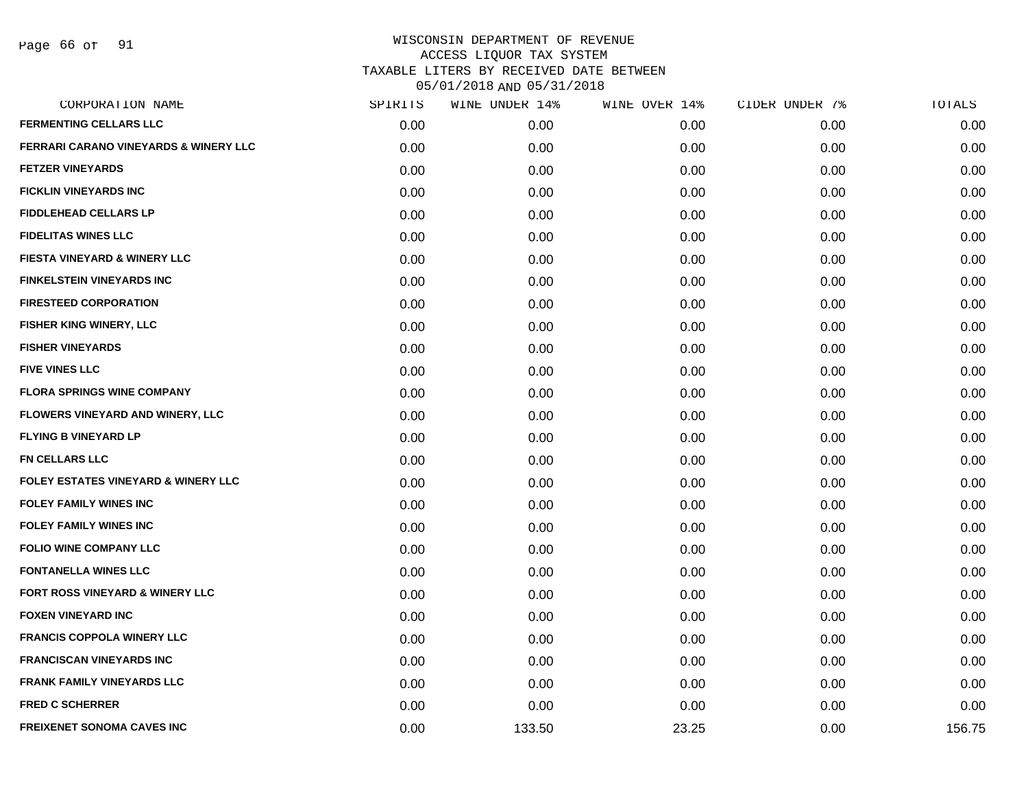# WISCONSIN DEPARTMENT OF REVENUE
## ACCESS LIQUOR TAX SYSTEM
### TAXABLE LITERS BY RECEIVED DATE BETWEEN 05/01/2018 AND 05/31/2018

| CORPORATION NAME | SPIRITS | WINE UNDER 14% | WINE OVER 14% | CIDER UNDER 7% | TOTALS |
|---|---|---|---|---|---|
| FERMENTING CELLARS LLC | 0.00 | 0.00 | 0.00 | 0.00 | 0.00 |
| FERRARI CARANO VINEYARDS & WINERY LLC | 0.00 | 0.00 | 0.00 | 0.00 | 0.00 |
| FETZER VINEYARDS | 0.00 | 0.00 | 0.00 | 0.00 | 0.00 |
| FICKLIN VINEYARDS INC | 0.00 | 0.00 | 0.00 | 0.00 | 0.00 |
| FIDDLEHEAD CELLARS LP | 0.00 | 0.00 | 0.00 | 0.00 | 0.00 |
| FIDELITAS WINES LLC | 0.00 | 0.00 | 0.00 | 0.00 | 0.00 |
| FIESTA VINEYARD & WINERY LLC | 0.00 | 0.00 | 0.00 | 0.00 | 0.00 |
| FINKELSTEIN VINEYARDS INC | 0.00 | 0.00 | 0.00 | 0.00 | 0.00 |
| FIRESTEED CORPORATION | 0.00 | 0.00 | 0.00 | 0.00 | 0.00 |
| FISHER KING WINERY, LLC | 0.00 | 0.00 | 0.00 | 0.00 | 0.00 |
| FISHER VINEYARDS | 0.00 | 0.00 | 0.00 | 0.00 | 0.00 |
| FIVE VINES LLC | 0.00 | 0.00 | 0.00 | 0.00 | 0.00 |
| FLORA SPRINGS WINE COMPANY | 0.00 | 0.00 | 0.00 | 0.00 | 0.00 |
| FLOWERS VINEYARD AND WINERY, LLC | 0.00 | 0.00 | 0.00 | 0.00 | 0.00 |
| FLYING B VINEYARD LP | 0.00 | 0.00 | 0.00 | 0.00 | 0.00 |
| FN CELLARS LLC | 0.00 | 0.00 | 0.00 | 0.00 | 0.00 |
| FOLEY ESTATES VINEYARD & WINERY LLC | 0.00 | 0.00 | 0.00 | 0.00 | 0.00 |
| FOLEY FAMILY WINES INC | 0.00 | 0.00 | 0.00 | 0.00 | 0.00 |
| FOLEY FAMILY WINES INC | 0.00 | 0.00 | 0.00 | 0.00 | 0.00 |
| FOLIO WINE COMPANY LLC | 0.00 | 0.00 | 0.00 | 0.00 | 0.00 |
| FONTANELLA WINES LLC | 0.00 | 0.00 | 0.00 | 0.00 | 0.00 |
| FORT ROSS VINEYARD & WINERY LLC | 0.00 | 0.00 | 0.00 | 0.00 | 0.00 |
| FOXEN VINEYARD INC | 0.00 | 0.00 | 0.00 | 0.00 | 0.00 |
| FRANCIS COPPOLA WINERY LLC | 0.00 | 0.00 | 0.00 | 0.00 | 0.00 |
| FRANCISCAN VINEYARDS INC | 0.00 | 0.00 | 0.00 | 0.00 | 0.00 |
| FRANK FAMILY VINEYARDS LLC | 0.00 | 0.00 | 0.00 | 0.00 | 0.00 |
| FRED C SCHERRER | 0.00 | 0.00 | 0.00 | 0.00 | 0.00 |
| FREIXENET SONOMA CAVES INC | 0.00 | 133.50 | 23.25 | 0.00 | 156.75 |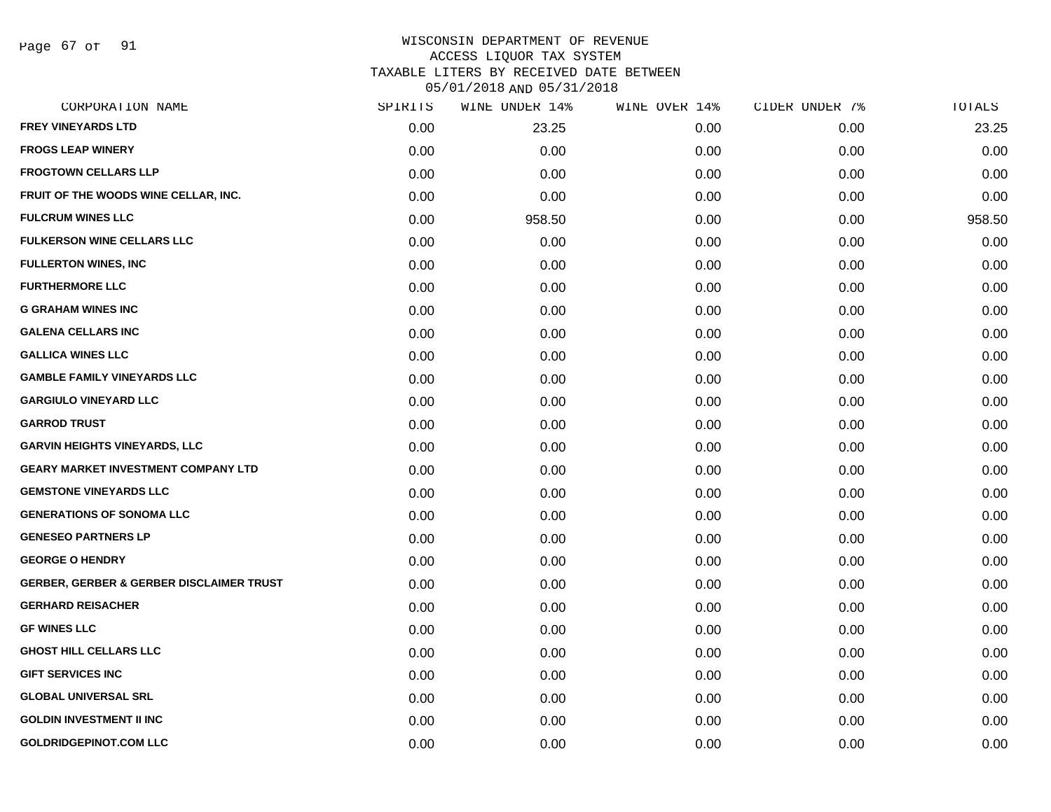# WISCONSIN DEPARTMENT OF REVENUE
## ACCESS LIQUOR TAX SYSTEM
## TAXABLE LITERS BY RECEIVED DATE BETWEEN 05/01/2018 AND 05/31/2018

| CORPORATION NAME | SPIRITS | WINE UNDER 14% | WINE OVER 14% | CIDER UNDER 7% | TOTALS |
|---|---|---|---|---|---|
| FREY VINEYARDS LTD | 0.00 | 23.25 | 0.00 | 0.00 | 23.25 |
| FROGS LEAP WINERY | 0.00 | 0.00 | 0.00 | 0.00 | 0.00 |
| FROGTOWN CELLARS LLP | 0.00 | 0.00 | 0.00 | 0.00 | 0.00 |
| FRUIT OF THE WOODS WINE CELLAR, INC. | 0.00 | 0.00 | 0.00 | 0.00 | 0.00 |
| FULCRUM WINES LLC | 0.00 | 958.50 | 0.00 | 0.00 | 958.50 |
| FULKERSON WINE CELLARS LLC | 0.00 | 0.00 | 0.00 | 0.00 | 0.00 |
| FULLERTON WINES, INC | 0.00 | 0.00 | 0.00 | 0.00 | 0.00 |
| FURTHERMORE LLC | 0.00 | 0.00 | 0.00 | 0.00 | 0.00 |
| G GRAHAM WINES INC | 0.00 | 0.00 | 0.00 | 0.00 | 0.00 |
| GALENA CELLARS INC | 0.00 | 0.00 | 0.00 | 0.00 | 0.00 |
| GALLICA WINES LLC | 0.00 | 0.00 | 0.00 | 0.00 | 0.00 |
| GAMBLE FAMILY VINEYARDS LLC | 0.00 | 0.00 | 0.00 | 0.00 | 0.00 |
| GARGIULO VINEYARD LLC | 0.00 | 0.00 | 0.00 | 0.00 | 0.00 |
| GARROD TRUST | 0.00 | 0.00 | 0.00 | 0.00 | 0.00 |
| GARVIN HEIGHTS VINEYARDS, LLC | 0.00 | 0.00 | 0.00 | 0.00 | 0.00 |
| GEARY MARKET INVESTMENT COMPANY LTD | 0.00 | 0.00 | 0.00 | 0.00 | 0.00 |
| GEMSTONE VINEYARDS LLC | 0.00 | 0.00 | 0.00 | 0.00 | 0.00 |
| GENERATIONS OF SONOMA LLC | 0.00 | 0.00 | 0.00 | 0.00 | 0.00 |
| GENESEO PARTNERS LP | 0.00 | 0.00 | 0.00 | 0.00 | 0.00 |
| GEORGE O HENDRY | 0.00 | 0.00 | 0.00 | 0.00 | 0.00 |
| GERBER, GERBER & GERBER DISCLAIMER TRUST | 0.00 | 0.00 | 0.00 | 0.00 | 0.00 |
| GERHARD REISACHER | 0.00 | 0.00 | 0.00 | 0.00 | 0.00 |
| GF WINES LLC | 0.00 | 0.00 | 0.00 | 0.00 | 0.00 |
| GHOST HILL CELLARS LLC | 0.00 | 0.00 | 0.00 | 0.00 | 0.00 |
| GIFT SERVICES INC | 0.00 | 0.00 | 0.00 | 0.00 | 0.00 |
| GLOBAL UNIVERSAL SRL | 0.00 | 0.00 | 0.00 | 0.00 | 0.00 |
| GOLDIN INVESTMENT II INC | 0.00 | 0.00 | 0.00 | 0.00 | 0.00 |
| GOLDRIDGEPINOT.COM LLC | 0.00 | 0.00 | 0.00 | 0.00 | 0.00 |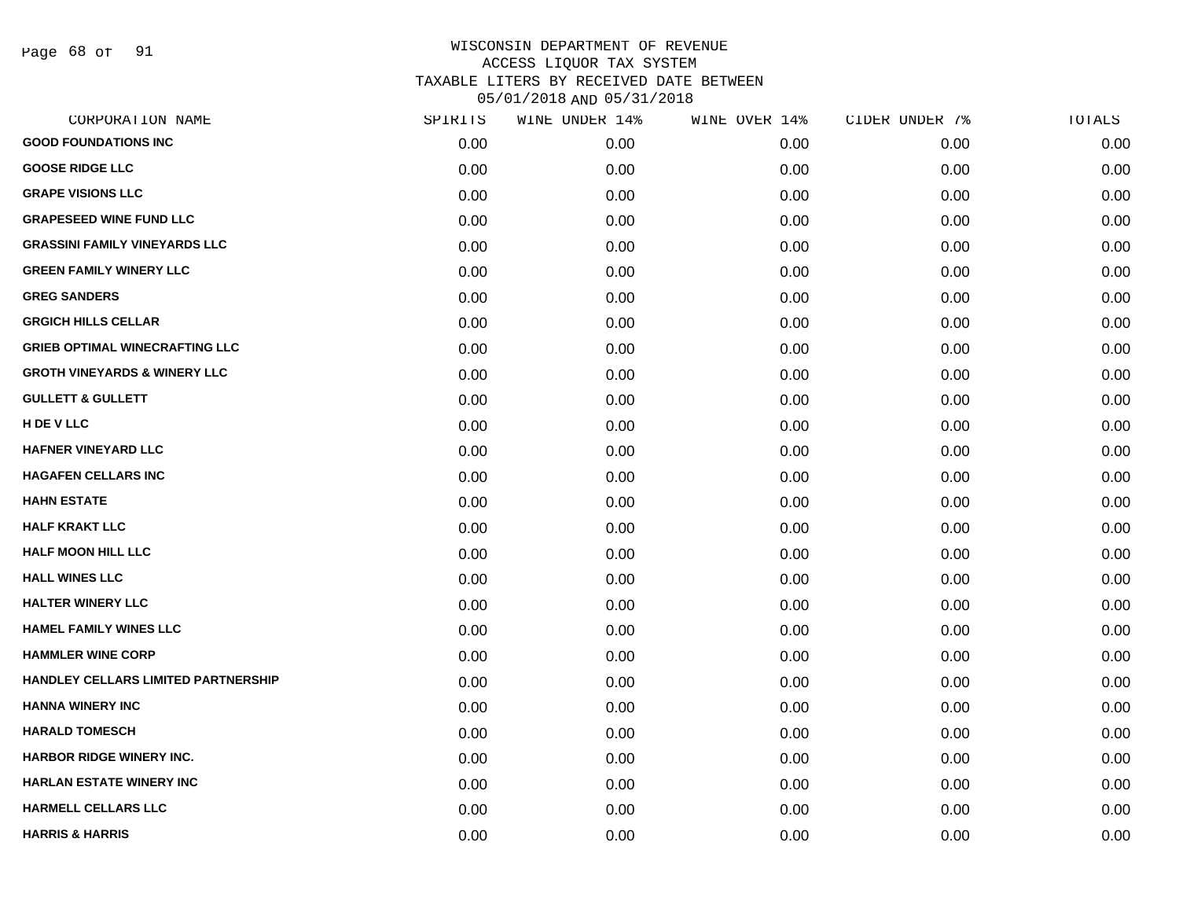# WISCONSIN DEPARTMENT OF REVENUE
## ACCESS LIQUOR TAX SYSTEM
## TAXABLE LITERS BY RECEIVED DATE BETWEEN 05/01/2018 AND 05/31/2018

| CORPORATION NAME | SPIRITS | WINE UNDER 14% | WINE OVER 14% | CIDER UNDER 7% | TOTALS |
|---|---|---|---|---|---|
| GOOD FOUNDATIONS INC | 0.00 | 0.00 | 0.00 | 0.00 | 0.00 |
| GOOSE RIDGE LLC | 0.00 | 0.00 | 0.00 | 0.00 | 0.00 |
| GRAPE VISIONS LLC | 0.00 | 0.00 | 0.00 | 0.00 | 0.00 |
| GRAPESEED WINE FUND LLC | 0.00 | 0.00 | 0.00 | 0.00 | 0.00 |
| GRASSINI FAMILY VINEYARDS LLC | 0.00 | 0.00 | 0.00 | 0.00 | 0.00 |
| GREEN FAMILY WINERY LLC | 0.00 | 0.00 | 0.00 | 0.00 | 0.00 |
| GREG SANDERS | 0.00 | 0.00 | 0.00 | 0.00 | 0.00 |
| GRGICH HILLS CELLAR | 0.00 | 0.00 | 0.00 | 0.00 | 0.00 |
| GRIEB OPTIMAL WINECRAFTING LLC | 0.00 | 0.00 | 0.00 | 0.00 | 0.00 |
| GROTH VINEYARDS & WINERY LLC | 0.00 | 0.00 | 0.00 | 0.00 | 0.00 |
| GULLETT & GULLETT | 0.00 | 0.00 | 0.00 | 0.00 | 0.00 |
| H DE V LLC | 0.00 | 0.00 | 0.00 | 0.00 | 0.00 |
| HAFNER VINEYARD LLC | 0.00 | 0.00 | 0.00 | 0.00 | 0.00 |
| HAGAFEN CELLARS INC | 0.00 | 0.00 | 0.00 | 0.00 | 0.00 |
| HAHN ESTATE | 0.00 | 0.00 | 0.00 | 0.00 | 0.00 |
| HALF KRAKT LLC | 0.00 | 0.00 | 0.00 | 0.00 | 0.00 |
| HALF MOON HILL LLC | 0.00 | 0.00 | 0.00 | 0.00 | 0.00 |
| HALL WINES LLC | 0.00 | 0.00 | 0.00 | 0.00 | 0.00 |
| HALTER WINERY LLC | 0.00 | 0.00 | 0.00 | 0.00 | 0.00 |
| HAMEL FAMILY WINES LLC | 0.00 | 0.00 | 0.00 | 0.00 | 0.00 |
| HAMMLER WINE CORP | 0.00 | 0.00 | 0.00 | 0.00 | 0.00 |
| HANDLEY CELLARS LIMITED PARTNERSHIP | 0.00 | 0.00 | 0.00 | 0.00 | 0.00 |
| HANNA WINERY INC | 0.00 | 0.00 | 0.00 | 0.00 | 0.00 |
| HARALD TOMESCH | 0.00 | 0.00 | 0.00 | 0.00 | 0.00 |
| HARBOR RIDGE WINERY INC. | 0.00 | 0.00 | 0.00 | 0.00 | 0.00 |
| HARLAN ESTATE WINERY INC | 0.00 | 0.00 | 0.00 | 0.00 | 0.00 |
| HARMELL CELLARS LLC | 0.00 | 0.00 | 0.00 | 0.00 | 0.00 |
| HARRIS & HARRIS | 0.00 | 0.00 | 0.00 | 0.00 | 0.00 |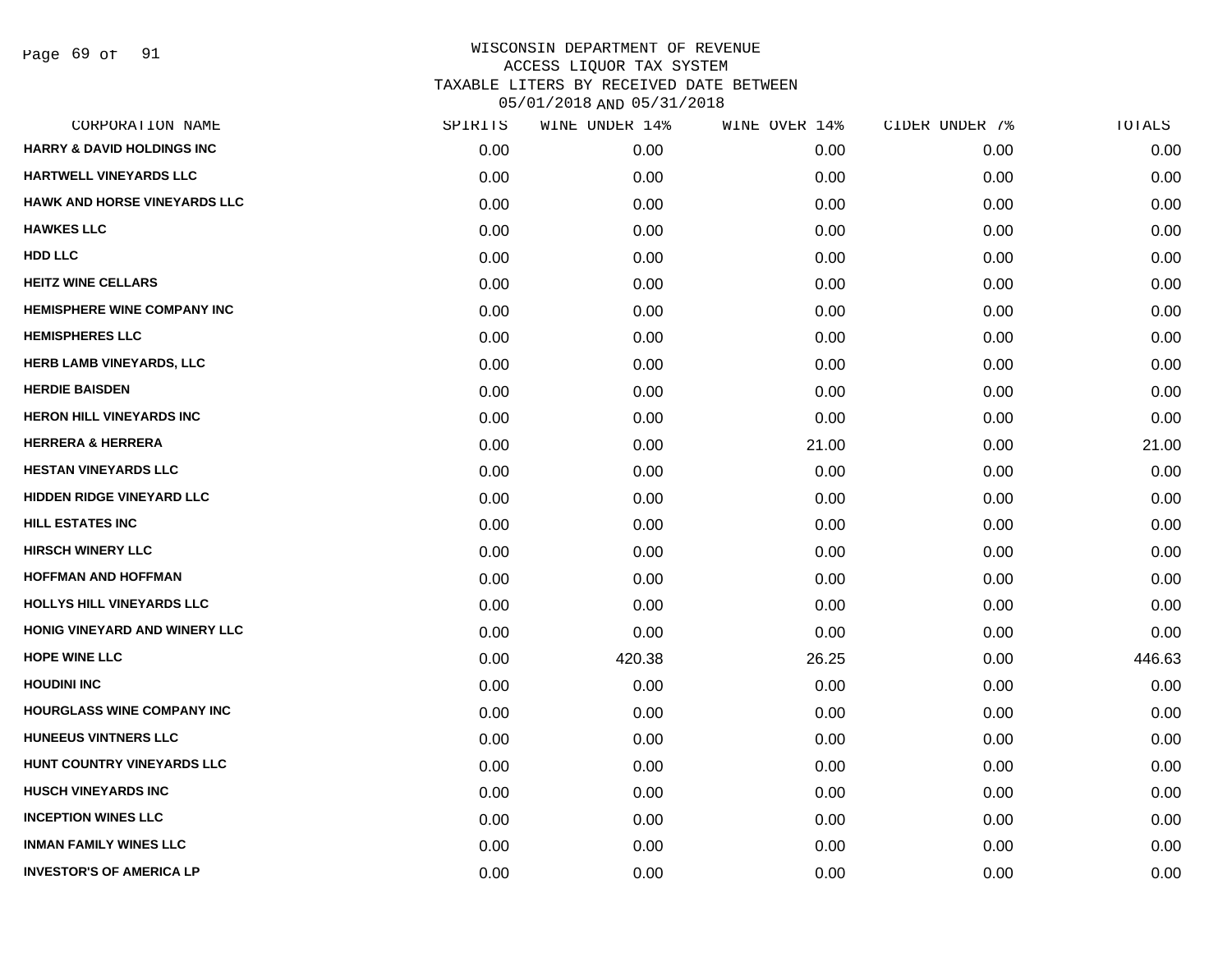WISCONSIN DEPARTMENT OF REVENUE
ACCESS LIQUOR TAX SYSTEM
TAXABLE LITERS BY RECEIVED DATE BETWEEN
05/01/2018 AND 05/31/2018

| CORPORATION NAME | SPIRITS | WINE UNDER 14% | WINE OVER 14% | CIDER UNDER 7% | TOTALS |
|---|---|---|---|---|---|
| HARRY & DAVID HOLDINGS INC | 0.00 | 0.00 | 0.00 | 0.00 | 0.00 |
| HARTWELL VINEYARDS LLC | 0.00 | 0.00 | 0.00 | 0.00 | 0.00 |
| HAWK AND HORSE VINEYARDS LLC | 0.00 | 0.00 | 0.00 | 0.00 | 0.00 |
| HAWKES LLC | 0.00 | 0.00 | 0.00 | 0.00 | 0.00 |
| HDD LLC | 0.00 | 0.00 | 0.00 | 0.00 | 0.00 |
| HEITZ WINE CELLARS | 0.00 | 0.00 | 0.00 | 0.00 | 0.00 |
| HEMISPHERE WINE COMPANY INC | 0.00 | 0.00 | 0.00 | 0.00 | 0.00 |
| HEMISPHERES LLC | 0.00 | 0.00 | 0.00 | 0.00 | 0.00 |
| HERB LAMB VINEYARDS, LLC | 0.00 | 0.00 | 0.00 | 0.00 | 0.00 |
| HERDIE BAISDEN | 0.00 | 0.00 | 0.00 | 0.00 | 0.00 |
| HERON HILL VINEYARDS INC | 0.00 | 0.00 | 0.00 | 0.00 | 0.00 |
| HERRERA & HERRERA | 0.00 | 0.00 | 21.00 | 0.00 | 21.00 |
| HESTAN VINEYARDS LLC | 0.00 | 0.00 | 0.00 | 0.00 | 0.00 |
| HIDDEN RIDGE VINEYARD LLC | 0.00 | 0.00 | 0.00 | 0.00 | 0.00 |
| HILL ESTATES INC | 0.00 | 0.00 | 0.00 | 0.00 | 0.00 |
| HIRSCH WINERY LLC | 0.00 | 0.00 | 0.00 | 0.00 | 0.00 |
| HOFFMAN AND HOFFMAN | 0.00 | 0.00 | 0.00 | 0.00 | 0.00 |
| HOLLYS HILL VINEYARDS LLC | 0.00 | 0.00 | 0.00 | 0.00 | 0.00 |
| HONIG VINEYARD AND WINERY LLC | 0.00 | 0.00 | 0.00 | 0.00 | 0.00 |
| HOPE WINE LLC | 0.00 | 420.38 | 26.25 | 0.00 | 446.63 |
| HOUDINI INC | 0.00 | 0.00 | 0.00 | 0.00 | 0.00 |
| HOURGLASS WINE COMPANY INC | 0.00 | 0.00 | 0.00 | 0.00 | 0.00 |
| HUNEEUS VINTNERS LLC | 0.00 | 0.00 | 0.00 | 0.00 | 0.00 |
| HUNT COUNTRY VINEYARDS LLC | 0.00 | 0.00 | 0.00 | 0.00 | 0.00 |
| HUSCH VINEYARDS INC | 0.00 | 0.00 | 0.00 | 0.00 | 0.00 |
| INCEPTION WINES LLC | 0.00 | 0.00 | 0.00 | 0.00 | 0.00 |
| INMAN FAMILY WINES LLC | 0.00 | 0.00 | 0.00 | 0.00 | 0.00 |
| INVESTOR'S OF AMERICA LP | 0.00 | 0.00 | 0.00 | 0.00 | 0.00 |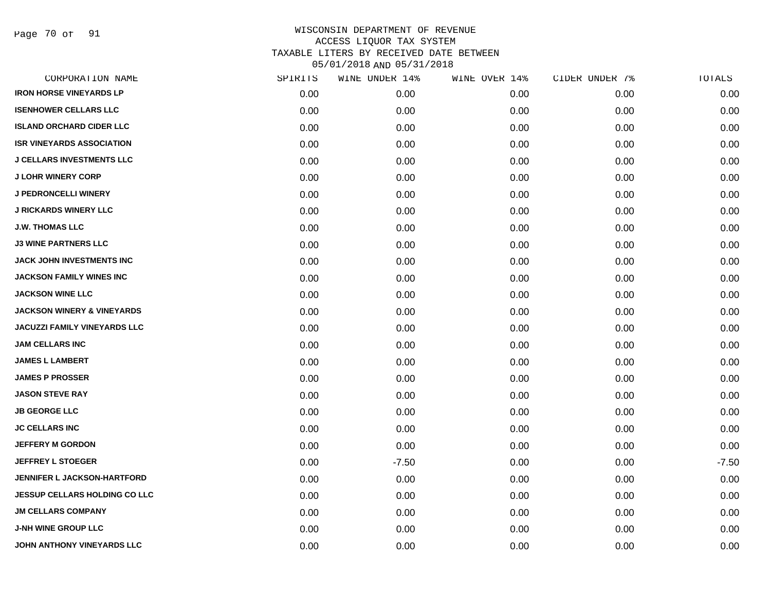# WISCONSIN DEPARTMENT OF REVENUE
## ACCESS LIQUOR TAX SYSTEM
### TAXABLE LITERS BY RECEIVED DATE BETWEEN 05/01/2018 AND 05/31/2018

| CORPORATION NAME | SPIRITS | WINE UNDER 14% | WINE OVER 14% | CIDER UNDER 7% | TOTALS |
|---|---|---|---|---|---|
| IRON HORSE VINEYARDS LP | 0.00 | 0.00 | 0.00 | 0.00 | 0.00 |
| ISENHOWER CELLARS LLC | 0.00 | 0.00 | 0.00 | 0.00 | 0.00 |
| ISLAND ORCHARD CIDER LLC | 0.00 | 0.00 | 0.00 | 0.00 | 0.00 |
| ISR VINEYARDS ASSOCIATION | 0.00 | 0.00 | 0.00 | 0.00 | 0.00 |
| J CELLARS INVESTMENTS LLC | 0.00 | 0.00 | 0.00 | 0.00 | 0.00 |
| J LOHR WINERY CORP | 0.00 | 0.00 | 0.00 | 0.00 | 0.00 |
| J PEDRONCELLI WINERY | 0.00 | 0.00 | 0.00 | 0.00 | 0.00 |
| J RICKARDS WINERY LLC | 0.00 | 0.00 | 0.00 | 0.00 | 0.00 |
| J.W. THOMAS LLC | 0.00 | 0.00 | 0.00 | 0.00 | 0.00 |
| J3 WINE PARTNERS LLC | 0.00 | 0.00 | 0.00 | 0.00 | 0.00 |
| JACK JOHN INVESTMENTS INC | 0.00 | 0.00 | 0.00 | 0.00 | 0.00 |
| JACKSON FAMILY WINES INC | 0.00 | 0.00 | 0.00 | 0.00 | 0.00 |
| JACKSON WINE LLC | 0.00 | 0.00 | 0.00 | 0.00 | 0.00 |
| JACKSON WINERY & VINEYARDS | 0.00 | 0.00 | 0.00 | 0.00 | 0.00 |
| JACUZZI FAMILY VINEYARDS LLC | 0.00 | 0.00 | 0.00 | 0.00 | 0.00 |
| JAM CELLARS INC | 0.00 | 0.00 | 0.00 | 0.00 | 0.00 |
| JAMES L LAMBERT | 0.00 | 0.00 | 0.00 | 0.00 | 0.00 |
| JAMES P PROSSER | 0.00 | 0.00 | 0.00 | 0.00 | 0.00 |
| JASON STEVE RAY | 0.00 | 0.00 | 0.00 | 0.00 | 0.00 |
| JB GEORGE LLC | 0.00 | 0.00 | 0.00 | 0.00 | 0.00 |
| JC CELLARS INC | 0.00 | 0.00 | 0.00 | 0.00 | 0.00 |
| JEFFERY M GORDON | 0.00 | 0.00 | 0.00 | 0.00 | 0.00 |
| JEFFREY L STOEGER | 0.00 | -7.50 | 0.00 | 0.00 | -7.50 |
| JENNIFER L JACKSON-HARTFORD | 0.00 | 0.00 | 0.00 | 0.00 | 0.00 |
| JESSUP CELLARS HOLDING CO LLC | 0.00 | 0.00 | 0.00 | 0.00 | 0.00 |
| JM CELLARS COMPANY | 0.00 | 0.00 | 0.00 | 0.00 | 0.00 |
| J-NH WINE GROUP LLC | 0.00 | 0.00 | 0.00 | 0.00 | 0.00 |
| JOHN ANTHONY VINEYARDS LLC | 0.00 | 0.00 | 0.00 | 0.00 | 0.00 |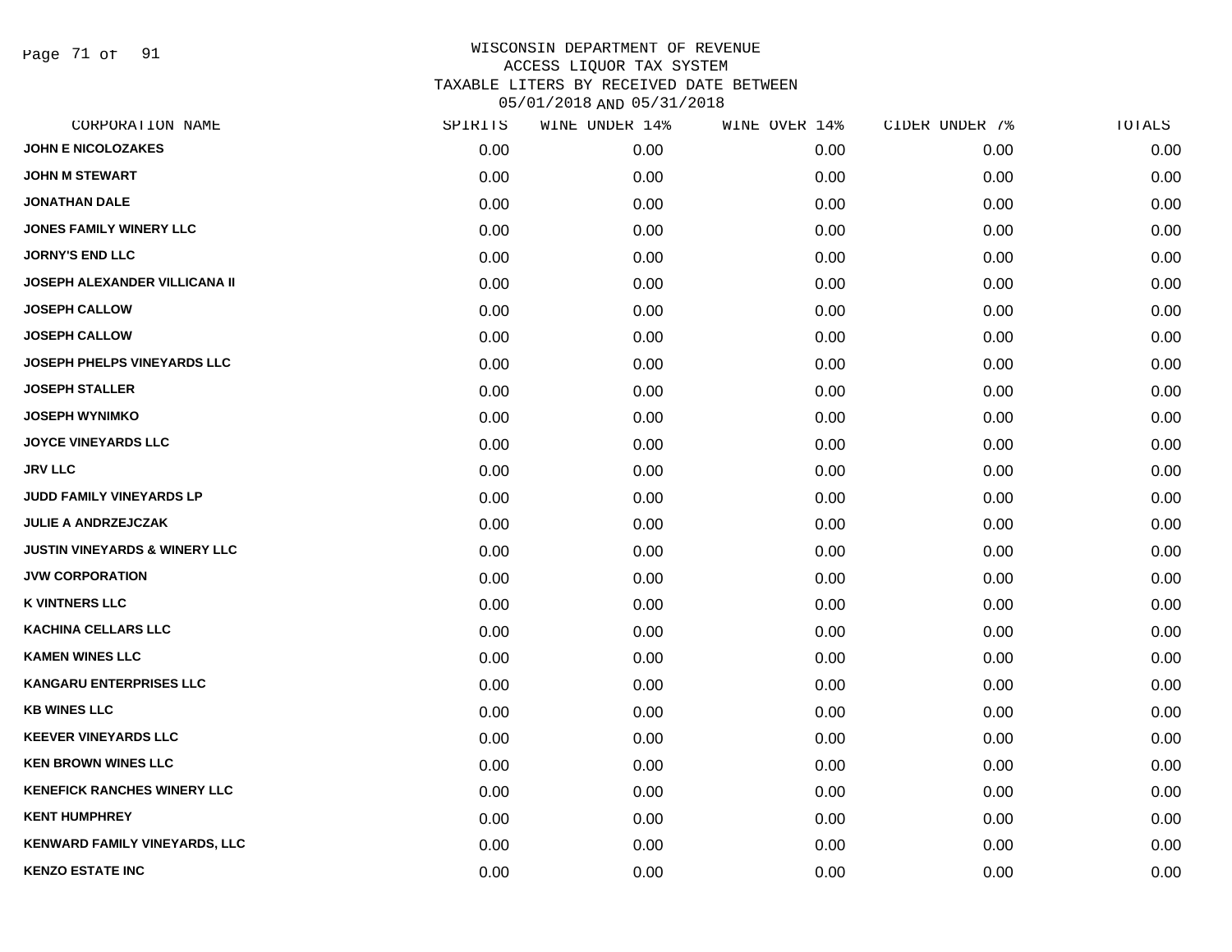# WISCONSIN DEPARTMENT OF REVENUE
## ACCESS LIQUOR TAX SYSTEM
## TAXABLE LITERS BY RECEIVED DATE BETWEEN 05/01/2018 AND 05/31/2018

| CORPORATION NAME | SPIRITS | WINE UNDER 14% | WINE OVER 14% | CIDER UNDER 7% | TOTALS |
|---|---|---|---|---|---|
| JOHN E NICOLOZAKES | 0.00 | 0.00 | 0.00 | 0.00 | 0.00 |
| JOHN M STEWART | 0.00 | 0.00 | 0.00 | 0.00 | 0.00 |
| JONATHAN DALE | 0.00 | 0.00 | 0.00 | 0.00 | 0.00 |
| JONES FAMILY WINERY LLC | 0.00 | 0.00 | 0.00 | 0.00 | 0.00 |
| JORNY'S END LLC | 0.00 | 0.00 | 0.00 | 0.00 | 0.00 |
| JOSEPH ALEXANDER VILLICANA II | 0.00 | 0.00 | 0.00 | 0.00 | 0.00 |
| JOSEPH CALLOW | 0.00 | 0.00 | 0.00 | 0.00 | 0.00 |
| JOSEPH CALLOW | 0.00 | 0.00 | 0.00 | 0.00 | 0.00 |
| JOSEPH PHELPS VINEYARDS LLC | 0.00 | 0.00 | 0.00 | 0.00 | 0.00 |
| JOSEPH STALLER | 0.00 | 0.00 | 0.00 | 0.00 | 0.00 |
| JOSEPH WYNIMKO | 0.00 | 0.00 | 0.00 | 0.00 | 0.00 |
| JOYCE VINEYARDS LLC | 0.00 | 0.00 | 0.00 | 0.00 | 0.00 |
| JRV LLC | 0.00 | 0.00 | 0.00 | 0.00 | 0.00 |
| JUDD FAMILY VINEYARDS LP | 0.00 | 0.00 | 0.00 | 0.00 | 0.00 |
| JULIE A ANDRZEJCZAK | 0.00 | 0.00 | 0.00 | 0.00 | 0.00 |
| JUSTIN VINEYARDS & WINERY LLC | 0.00 | 0.00 | 0.00 | 0.00 | 0.00 |
| JVW CORPORATION | 0.00 | 0.00 | 0.00 | 0.00 | 0.00 |
| K VINTNERS LLC | 0.00 | 0.00 | 0.00 | 0.00 | 0.00 |
| KACHINA CELLARS LLC | 0.00 | 0.00 | 0.00 | 0.00 | 0.00 |
| KAMEN WINES LLC | 0.00 | 0.00 | 0.00 | 0.00 | 0.00 |
| KANGARU ENTERPRISES LLC | 0.00 | 0.00 | 0.00 | 0.00 | 0.00 |
| KB WINES LLC | 0.00 | 0.00 | 0.00 | 0.00 | 0.00 |
| KEEVER VINEYARDS LLC | 0.00 | 0.00 | 0.00 | 0.00 | 0.00 |
| KEN BROWN WINES LLC | 0.00 | 0.00 | 0.00 | 0.00 | 0.00 |
| KENEFICK RANCHES WINERY LLC | 0.00 | 0.00 | 0.00 | 0.00 | 0.00 |
| KENT HUMPHREY | 0.00 | 0.00 | 0.00 | 0.00 | 0.00 |
| KENWARD FAMILY VINEYARDS, LLC | 0.00 | 0.00 | 0.00 | 0.00 | 0.00 |
| KENZO ESTATE INC | 0.00 | 0.00 | 0.00 | 0.00 | 0.00 |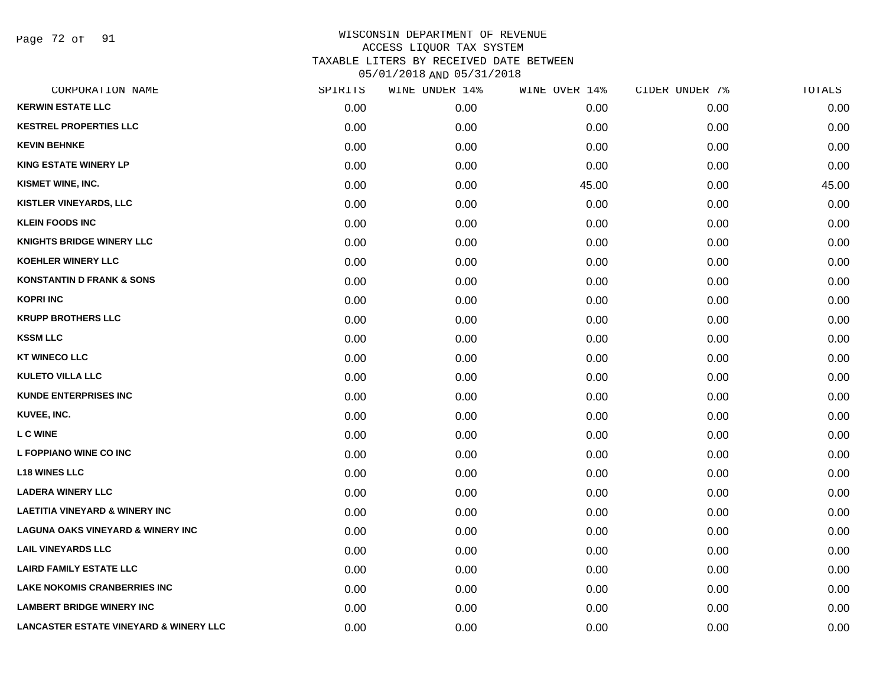WISCONSIN DEPARTMENT OF REVENUE
ACCESS LIQUOR TAX SYSTEM
TAXABLE LITERS BY RECEIVED DATE BETWEEN
05/01/2018 AND 05/31/2018

| CORPORATION NAME | SPIRITS | WINE UNDER 14% | WINE OVER 14% | CIDER UNDER 7% | TOTALS |
|---|---|---|---|---|---|
| KERWIN ESTATE LLC | 0.00 | 0.00 | 0.00 | 0.00 | 0.00 |
| KESTREL PROPERTIES LLC | 0.00 | 0.00 | 0.00 | 0.00 | 0.00 |
| KEVIN BEHNKE | 0.00 | 0.00 | 0.00 | 0.00 | 0.00 |
| KING ESTATE WINERY LP | 0.00 | 0.00 | 0.00 | 0.00 | 0.00 |
| KISMET WINE, INC. | 0.00 | 0.00 | 45.00 | 0.00 | 45.00 |
| KISTLER VINEYARDS, LLC | 0.00 | 0.00 | 0.00 | 0.00 | 0.00 |
| KLEIN FOODS INC | 0.00 | 0.00 | 0.00 | 0.00 | 0.00 |
| KNIGHTS BRIDGE WINERY LLC | 0.00 | 0.00 | 0.00 | 0.00 | 0.00 |
| KOEHLER WINERY LLC | 0.00 | 0.00 | 0.00 | 0.00 | 0.00 |
| KONSTANTIN D FRANK & SONS | 0.00 | 0.00 | 0.00 | 0.00 | 0.00 |
| KOPRI INC | 0.00 | 0.00 | 0.00 | 0.00 | 0.00 |
| KRUPP BROTHERS LLC | 0.00 | 0.00 | 0.00 | 0.00 | 0.00 |
| KSSM LLC | 0.00 | 0.00 | 0.00 | 0.00 | 0.00 |
| KT WINECO LLC | 0.00 | 0.00 | 0.00 | 0.00 | 0.00 |
| KULETO VILLA LLC | 0.00 | 0.00 | 0.00 | 0.00 | 0.00 |
| KUNDE ENTERPRISES INC | 0.00 | 0.00 | 0.00 | 0.00 | 0.00 |
| KUVEE, INC. | 0.00 | 0.00 | 0.00 | 0.00 | 0.00 |
| L C WINE | 0.00 | 0.00 | 0.00 | 0.00 | 0.00 |
| L FOPPIANO WINE CO INC | 0.00 | 0.00 | 0.00 | 0.00 | 0.00 |
| L18 WINES LLC | 0.00 | 0.00 | 0.00 | 0.00 | 0.00 |
| LADERA WINERY LLC | 0.00 | 0.00 | 0.00 | 0.00 | 0.00 |
| LAETITIA VINEYARD & WINERY INC | 0.00 | 0.00 | 0.00 | 0.00 | 0.00 |
| LAGUNA OAKS VINEYARD & WINERY INC | 0.00 | 0.00 | 0.00 | 0.00 | 0.00 |
| LAIL VINEYARDS LLC | 0.00 | 0.00 | 0.00 | 0.00 | 0.00 |
| LAIRD FAMILY ESTATE LLC | 0.00 | 0.00 | 0.00 | 0.00 | 0.00 |
| LAKE NOKOMIS CRANBERRIES INC | 0.00 | 0.00 | 0.00 | 0.00 | 0.00 |
| LAMBERT BRIDGE WINERY INC | 0.00 | 0.00 | 0.00 | 0.00 | 0.00 |
| LANCASTER ESTATE VINEYARD & WINERY LLC | 0.00 | 0.00 | 0.00 | 0.00 | 0.00 |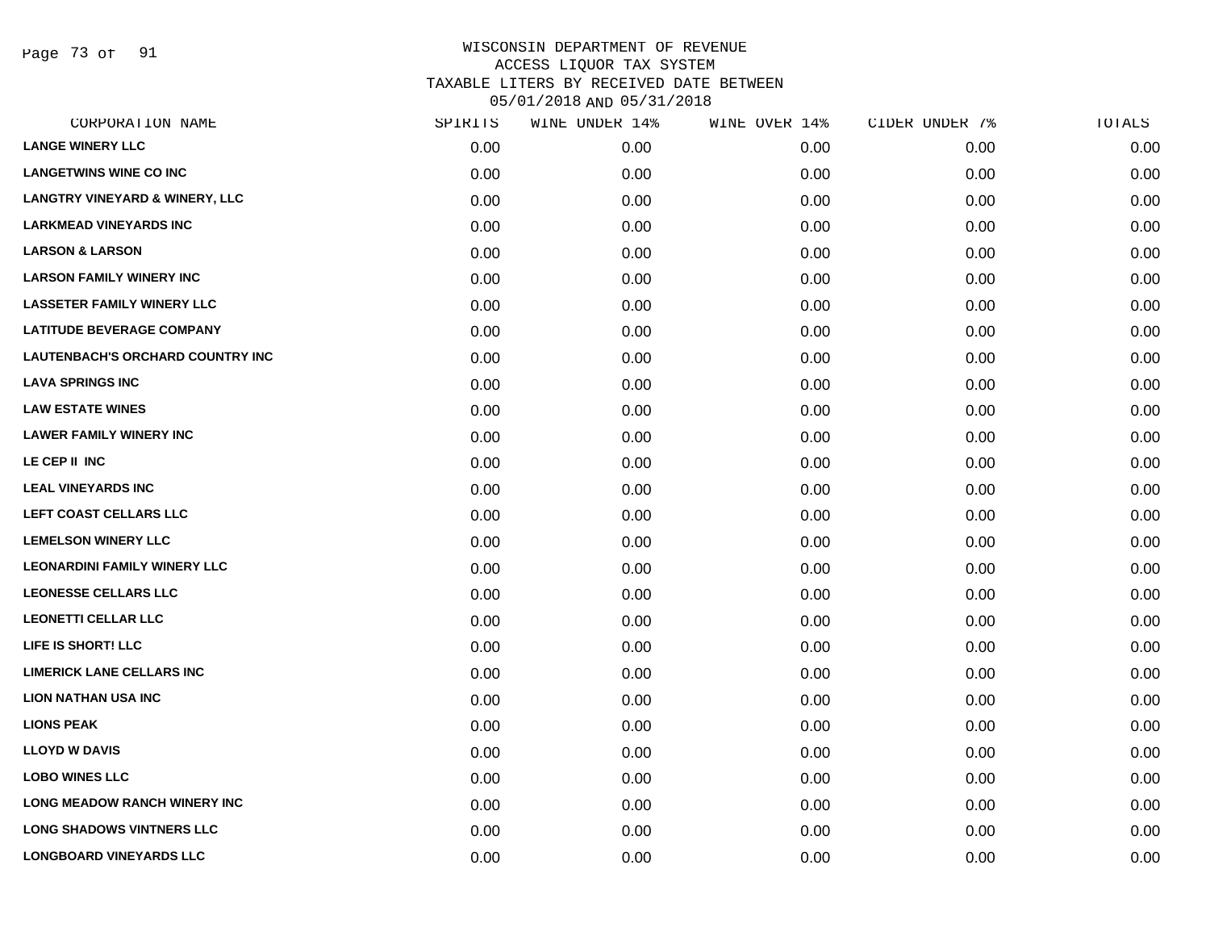WISCONSIN DEPARTMENT OF REVENUE
ACCESS LIQUOR TAX SYSTEM
TAXABLE LITERS BY RECEIVED DATE BETWEEN
05/01/2018 AND 05/31/2018

| CORPORATION NAME | SPIRITS | WINE UNDER 14% | WINE OVER 14% | CIDER UNDER 7% | TOTALS |
|---|---|---|---|---|---|
| LANGE WINERY LLC | 0.00 | 0.00 | 0.00 | 0.00 | 0.00 |
| LANGETWINS WINE CO INC | 0.00 | 0.00 | 0.00 | 0.00 | 0.00 |
| LANGTRY VINEYARD & WINERY, LLC | 0.00 | 0.00 | 0.00 | 0.00 | 0.00 |
| LARKMEAD VINEYARDS INC | 0.00 | 0.00 | 0.00 | 0.00 | 0.00 |
| LARSON & LARSON | 0.00 | 0.00 | 0.00 | 0.00 | 0.00 |
| LARSON FAMILY WINERY INC | 0.00 | 0.00 | 0.00 | 0.00 | 0.00 |
| LASSETER FAMILY WINERY LLC | 0.00 | 0.00 | 0.00 | 0.00 | 0.00 |
| LATITUDE BEVERAGE COMPANY | 0.00 | 0.00 | 0.00 | 0.00 | 0.00 |
| LAUTENBACH'S ORCHARD COUNTRY INC | 0.00 | 0.00 | 0.00 | 0.00 | 0.00 |
| LAVA SPRINGS INC | 0.00 | 0.00 | 0.00 | 0.00 | 0.00 |
| LAW ESTATE WINES | 0.00 | 0.00 | 0.00 | 0.00 | 0.00 |
| LAWER FAMILY WINERY INC | 0.00 | 0.00 | 0.00 | 0.00 | 0.00 |
| LE CEP II INC | 0.00 | 0.00 | 0.00 | 0.00 | 0.00 |
| LEAL VINEYARDS INC | 0.00 | 0.00 | 0.00 | 0.00 | 0.00 |
| LEFT COAST CELLARS LLC | 0.00 | 0.00 | 0.00 | 0.00 | 0.00 |
| LEMELSON WINERY LLC | 0.00 | 0.00 | 0.00 | 0.00 | 0.00 |
| LEONARDINI FAMILY WINERY LLC | 0.00 | 0.00 | 0.00 | 0.00 | 0.00 |
| LEONESSE CELLARS LLC | 0.00 | 0.00 | 0.00 | 0.00 | 0.00 |
| LEONETTI CELLAR LLC | 0.00 | 0.00 | 0.00 | 0.00 | 0.00 |
| LIFE IS SHORT! LLC | 0.00 | 0.00 | 0.00 | 0.00 | 0.00 |
| LIMERICK LANE CELLARS INC | 0.00 | 0.00 | 0.00 | 0.00 | 0.00 |
| LION NATHAN USA INC | 0.00 | 0.00 | 0.00 | 0.00 | 0.00 |
| LIONS PEAK | 0.00 | 0.00 | 0.00 | 0.00 | 0.00 |
| LLOYD W DAVIS | 0.00 | 0.00 | 0.00 | 0.00 | 0.00 |
| LOBO WINES LLC | 0.00 | 0.00 | 0.00 | 0.00 | 0.00 |
| LONG MEADOW RANCH WINERY INC | 0.00 | 0.00 | 0.00 | 0.00 | 0.00 |
| LONG SHADOWS VINTNERS LLC | 0.00 | 0.00 | 0.00 | 0.00 | 0.00 |
| LONGBOARD VINEYARDS LLC | 0.00 | 0.00 | 0.00 | 0.00 | 0.00 |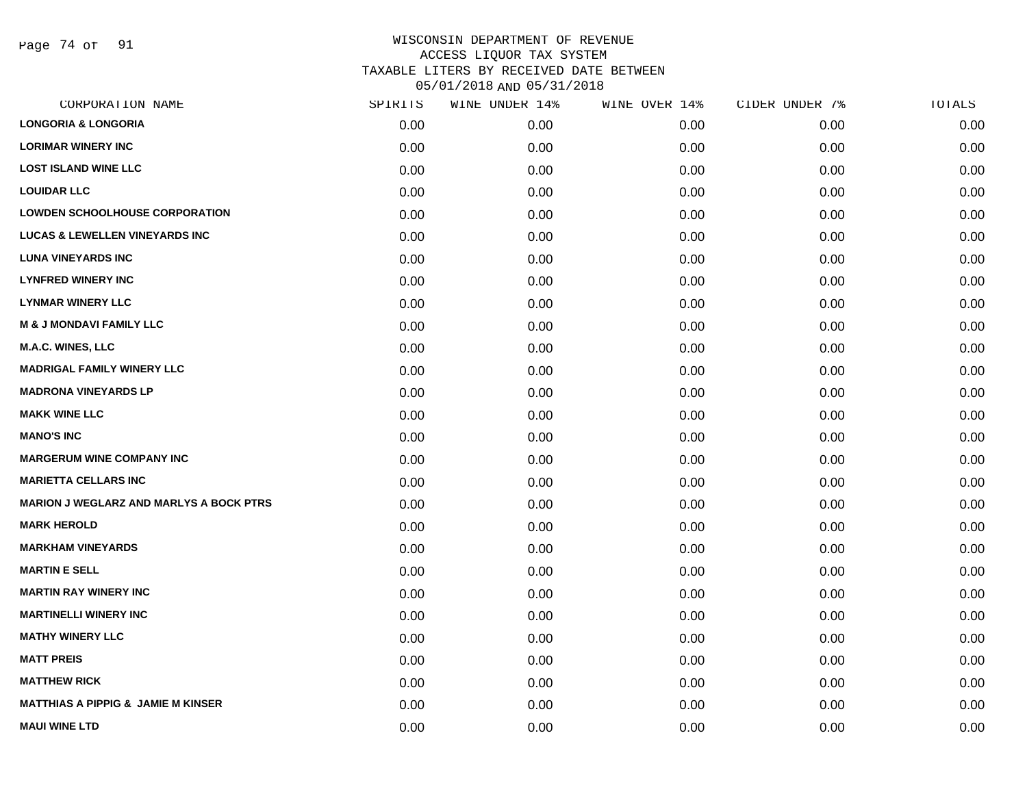WISCONSIN DEPARTMENT OF REVENUE
ACCESS LIQUOR TAX SYSTEM
TAXABLE LITERS BY RECEIVED DATE BETWEEN
05/01/2018 AND 05/31/2018

| CORPORATION NAME | SPIRITS | WINE UNDER 14% | WINE OVER 14% | CIDER UNDER 7% | TOTALS |
|---|---|---|---|---|---|
| LONGORIA & LONGORIA | 0.00 | 0.00 | 0.00 | 0.00 | 0.00 |
| LORIMAR WINERY INC | 0.00 | 0.00 | 0.00 | 0.00 | 0.00 |
| LOST ISLAND WINE LLC | 0.00 | 0.00 | 0.00 | 0.00 | 0.00 |
| LOUIDAR LLC | 0.00 | 0.00 | 0.00 | 0.00 | 0.00 |
| LOWDEN SCHOOLHOUSE CORPORATION | 0.00 | 0.00 | 0.00 | 0.00 | 0.00 |
| LUCAS & LEWELLEN VINEYARDS INC | 0.00 | 0.00 | 0.00 | 0.00 | 0.00 |
| LUNA VINEYARDS INC | 0.00 | 0.00 | 0.00 | 0.00 | 0.00 |
| LYNFRED WINERY INC | 0.00 | 0.00 | 0.00 | 0.00 | 0.00 |
| LYNMAR WINERY LLC | 0.00 | 0.00 | 0.00 | 0.00 | 0.00 |
| M & J MONDAVI FAMILY LLC | 0.00 | 0.00 | 0.00 | 0.00 | 0.00 |
| M.A.C. WINES, LLC | 0.00 | 0.00 | 0.00 | 0.00 | 0.00 |
| MADRIGAL FAMILY WINERY LLC | 0.00 | 0.00 | 0.00 | 0.00 | 0.00 |
| MADRONA VINEYARDS LP | 0.00 | 0.00 | 0.00 | 0.00 | 0.00 |
| MAKK WINE LLC | 0.00 | 0.00 | 0.00 | 0.00 | 0.00 |
| MANO'S INC | 0.00 | 0.00 | 0.00 | 0.00 | 0.00 |
| MARGERUM WINE COMPANY INC | 0.00 | 0.00 | 0.00 | 0.00 | 0.00 |
| MARIETTA CELLARS INC | 0.00 | 0.00 | 0.00 | 0.00 | 0.00 |
| MARION J WEGLARZ AND MARLYS A BOCK PTRS | 0.00 | 0.00 | 0.00 | 0.00 | 0.00 |
| MARK HEROLD | 0.00 | 0.00 | 0.00 | 0.00 | 0.00 |
| MARKHAM VINEYARDS | 0.00 | 0.00 | 0.00 | 0.00 | 0.00 |
| MARTIN E SELL | 0.00 | 0.00 | 0.00 | 0.00 | 0.00 |
| MARTIN RAY WINERY INC | 0.00 | 0.00 | 0.00 | 0.00 | 0.00 |
| MARTINELLI WINERY INC | 0.00 | 0.00 | 0.00 | 0.00 | 0.00 |
| MATHY WINERY LLC | 0.00 | 0.00 | 0.00 | 0.00 | 0.00 |
| MATT PREIS | 0.00 | 0.00 | 0.00 | 0.00 | 0.00 |
| MATTHEW RICK | 0.00 | 0.00 | 0.00 | 0.00 | 0.00 |
| MATTHIAS A PIPPIG & JAMIE M KINSER | 0.00 | 0.00 | 0.00 | 0.00 | 0.00 |
| MAUI WINE LTD | 0.00 | 0.00 | 0.00 | 0.00 | 0.00 |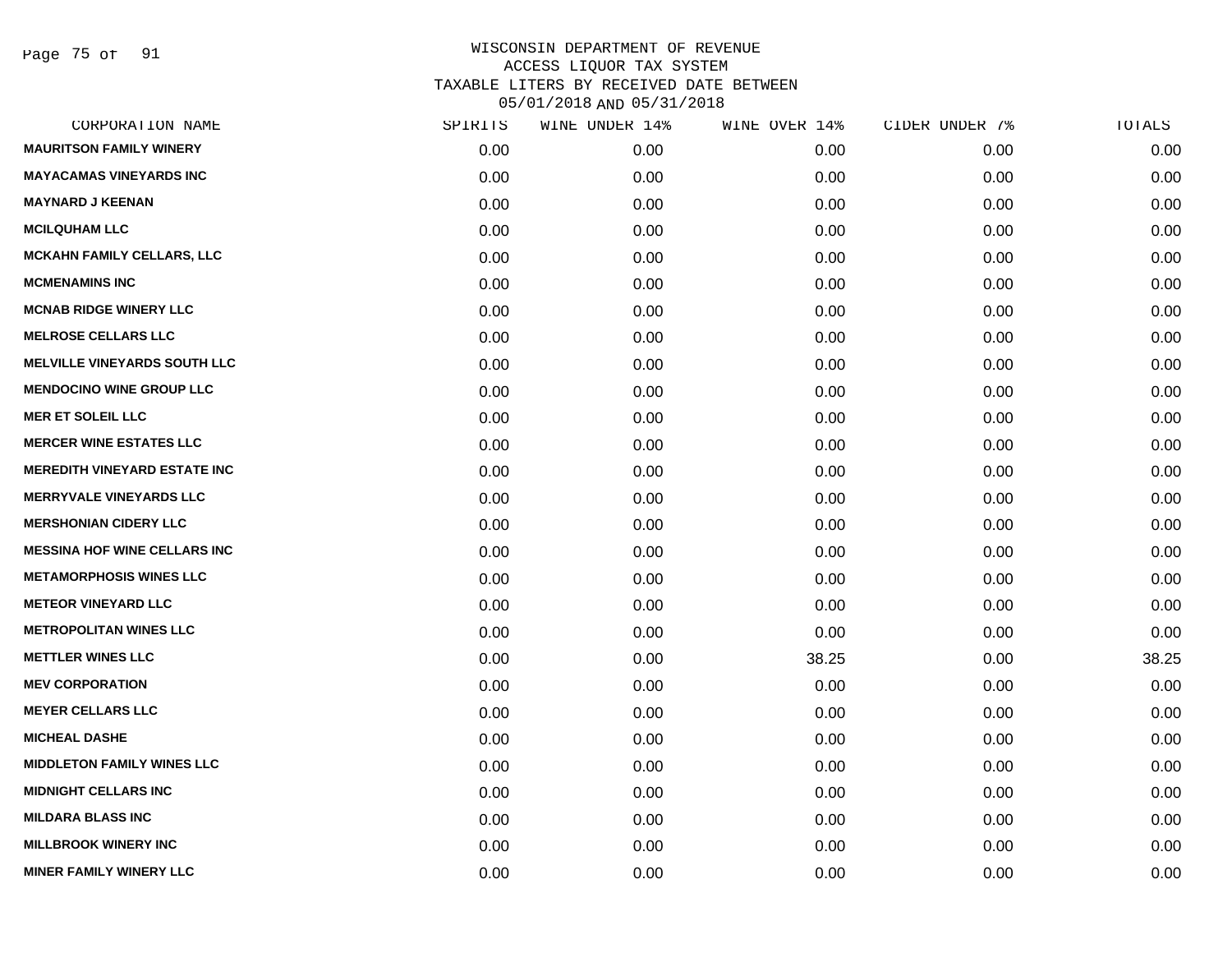# WISCONSIN DEPARTMENT OF REVENUE
## ACCESS LIQUOR TAX SYSTEM
### TAXABLE LITERS BY RECEIVED DATE BETWEEN 05/01/2018 AND 05/31/2018

| CORPORATION NAME | SPIRITS | WINE UNDER 14% | WINE OVER 14% | CIDER UNDER 7% | TOTALS |
|---|---|---|---|---|---|
| MAURITSON FAMILY WINERY | 0.00 | 0.00 | 0.00 | 0.00 | 0.00 |
| MAYACAMAS VINEYARDS INC | 0.00 | 0.00 | 0.00 | 0.00 | 0.00 |
| MAYNARD J KEENAN | 0.00 | 0.00 | 0.00 | 0.00 | 0.00 |
| MCILQUHAM LLC | 0.00 | 0.00 | 0.00 | 0.00 | 0.00 |
| MCKAHN FAMILY CELLARS, LLC | 0.00 | 0.00 | 0.00 | 0.00 | 0.00 |
| MCMENAMINS INC | 0.00 | 0.00 | 0.00 | 0.00 | 0.00 |
| MCNAB RIDGE WINERY LLC | 0.00 | 0.00 | 0.00 | 0.00 | 0.00 |
| MELROSE CELLARS LLC | 0.00 | 0.00 | 0.00 | 0.00 | 0.00 |
| MELVILLE VINEYARDS SOUTH LLC | 0.00 | 0.00 | 0.00 | 0.00 | 0.00 |
| MENDOCINO WINE GROUP LLC | 0.00 | 0.00 | 0.00 | 0.00 | 0.00 |
| MER ET SOLEIL LLC | 0.00 | 0.00 | 0.00 | 0.00 | 0.00 |
| MERCER WINE ESTATES LLC | 0.00 | 0.00 | 0.00 | 0.00 | 0.00 |
| MEREDITH VINEYARD ESTATE INC | 0.00 | 0.00 | 0.00 | 0.00 | 0.00 |
| MERRYVALE VINEYARDS LLC | 0.00 | 0.00 | 0.00 | 0.00 | 0.00 |
| MERSHONIAN CIDERY LLC | 0.00 | 0.00 | 0.00 | 0.00 | 0.00 |
| MESSINA HOF WINE CELLARS INC | 0.00 | 0.00 | 0.00 | 0.00 | 0.00 |
| METAMORPHOSIS WINES LLC | 0.00 | 0.00 | 0.00 | 0.00 | 0.00 |
| METEOR VINEYARD LLC | 0.00 | 0.00 | 0.00 | 0.00 | 0.00 |
| METROPOLITAN WINES LLC | 0.00 | 0.00 | 0.00 | 0.00 | 0.00 |
| METTLER WINES LLC | 0.00 | 0.00 | 38.25 | 0.00 | 38.25 |
| MEV CORPORATION | 0.00 | 0.00 | 0.00 | 0.00 | 0.00 |
| MEYER CELLARS LLC | 0.00 | 0.00 | 0.00 | 0.00 | 0.00 |
| MICHEAL DASHE | 0.00 | 0.00 | 0.00 | 0.00 | 0.00 |
| MIDDLETON FAMILY WINES LLC | 0.00 | 0.00 | 0.00 | 0.00 | 0.00 |
| MIDNIGHT CELLARS INC | 0.00 | 0.00 | 0.00 | 0.00 | 0.00 |
| MILDARA BLASS INC | 0.00 | 0.00 | 0.00 | 0.00 | 0.00 |
| MILLBROOK WINERY INC | 0.00 | 0.00 | 0.00 | 0.00 | 0.00 |
| MINER FAMILY WINERY LLC | 0.00 | 0.00 | 0.00 | 0.00 | 0.00 |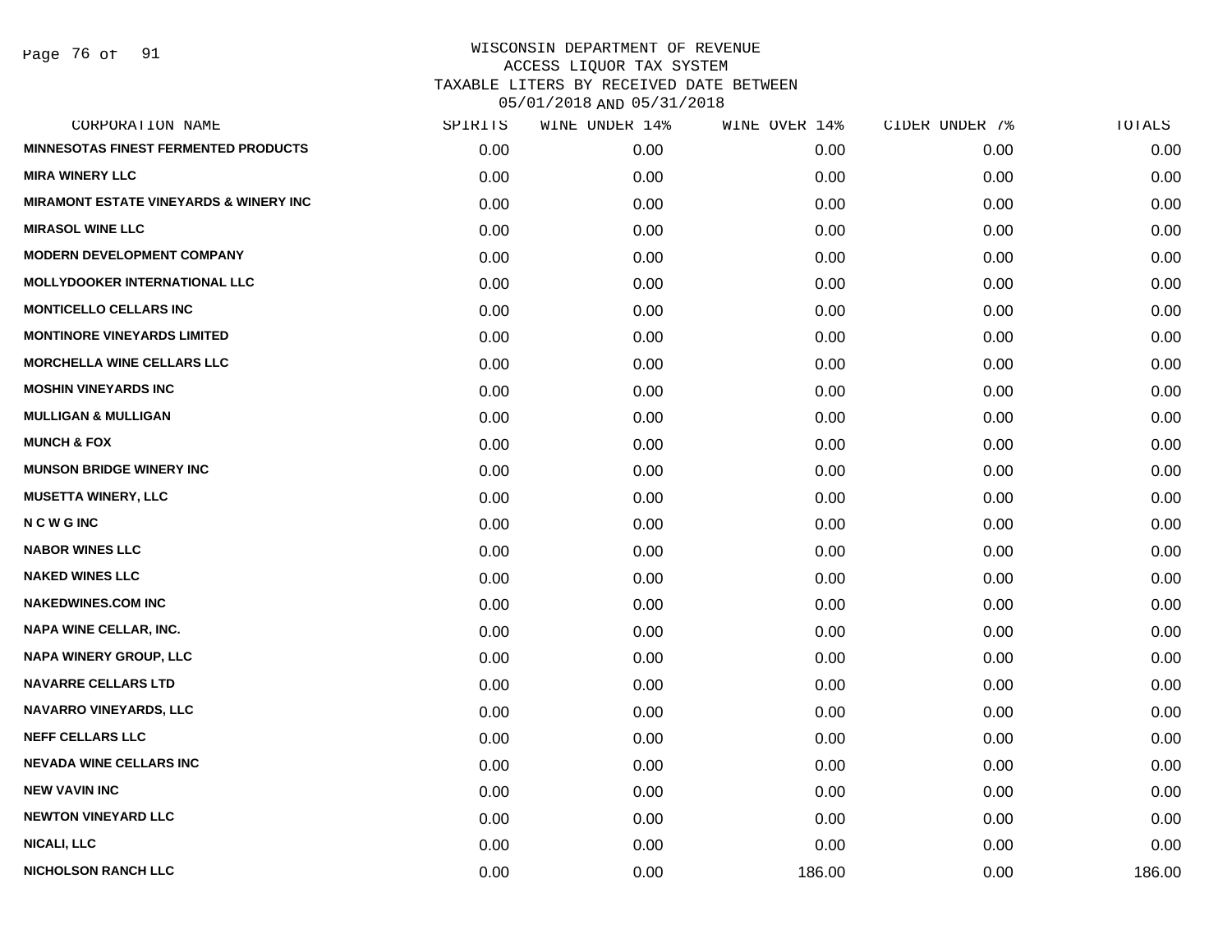# WISCONSIN DEPARTMENT OF REVENUE
## ACCESS LIQUOR TAX SYSTEM
## TAXABLE LITERS BY RECEIVED DATE BETWEEN 05/01/2018 AND 05/31/2018

| CORPORATION NAME | SPIRITS | WINE UNDER 14% | WINE OVER 14% | CIDER UNDER 7% | TOTALS |
|---|---|---|---|---|---|
| MINNESOTAS FINEST FERMENTED PRODUCTS | 0.00 | 0.00 | 0.00 | 0.00 | 0.00 |
| MIRA WINERY LLC | 0.00 | 0.00 | 0.00 | 0.00 | 0.00 |
| MIRAMONT ESTATE VINEYARDS & WINERY INC | 0.00 | 0.00 | 0.00 | 0.00 | 0.00 |
| MIRASOL WINE LLC | 0.00 | 0.00 | 0.00 | 0.00 | 0.00 |
| MODERN DEVELOPMENT COMPANY | 0.00 | 0.00 | 0.00 | 0.00 | 0.00 |
| MOLLYDOOKER INTERNATIONAL LLC | 0.00 | 0.00 | 0.00 | 0.00 | 0.00 |
| MONTICELLO CELLARS INC | 0.00 | 0.00 | 0.00 | 0.00 | 0.00 |
| MONTINORE VINEYARDS LIMITED | 0.00 | 0.00 | 0.00 | 0.00 | 0.00 |
| MORCHELLA WINE CELLARS LLC | 0.00 | 0.00 | 0.00 | 0.00 | 0.00 |
| MOSHIN VINEYARDS INC | 0.00 | 0.00 | 0.00 | 0.00 | 0.00 |
| MULLIGAN & MULLIGAN | 0.00 | 0.00 | 0.00 | 0.00 | 0.00 |
| MUNCH & FOX | 0.00 | 0.00 | 0.00 | 0.00 | 0.00 |
| MUNSON BRIDGE WINERY INC | 0.00 | 0.00 | 0.00 | 0.00 | 0.00 |
| MUSETTA WINERY, LLC | 0.00 | 0.00 | 0.00 | 0.00 | 0.00 |
| N C W G INC | 0.00 | 0.00 | 0.00 | 0.00 | 0.00 |
| NABOR WINES LLC | 0.00 | 0.00 | 0.00 | 0.00 | 0.00 |
| NAKED WINES LLC | 0.00 | 0.00 | 0.00 | 0.00 | 0.00 |
| NAKEDWINES.COM INC | 0.00 | 0.00 | 0.00 | 0.00 | 0.00 |
| NAPA WINE CELLAR, INC. | 0.00 | 0.00 | 0.00 | 0.00 | 0.00 |
| NAPA WINERY GROUP, LLC | 0.00 | 0.00 | 0.00 | 0.00 | 0.00 |
| NAVARRE CELLARS LTD | 0.00 | 0.00 | 0.00 | 0.00 | 0.00 |
| NAVARRO VINEYARDS, LLC | 0.00 | 0.00 | 0.00 | 0.00 | 0.00 |
| NEFF CELLARS LLC | 0.00 | 0.00 | 0.00 | 0.00 | 0.00 |
| NEVADA WINE CELLARS INC | 0.00 | 0.00 | 0.00 | 0.00 | 0.00 |
| NEW VAVIN INC | 0.00 | 0.00 | 0.00 | 0.00 | 0.00 |
| NEWTON VINEYARD LLC | 0.00 | 0.00 | 0.00 | 0.00 | 0.00 |
| NICALI, LLC | 0.00 | 0.00 | 0.00 | 0.00 | 0.00 |
| NICHOLSON RANCH LLC | 0.00 | 0.00 | 186.00 | 0.00 | 186.00 |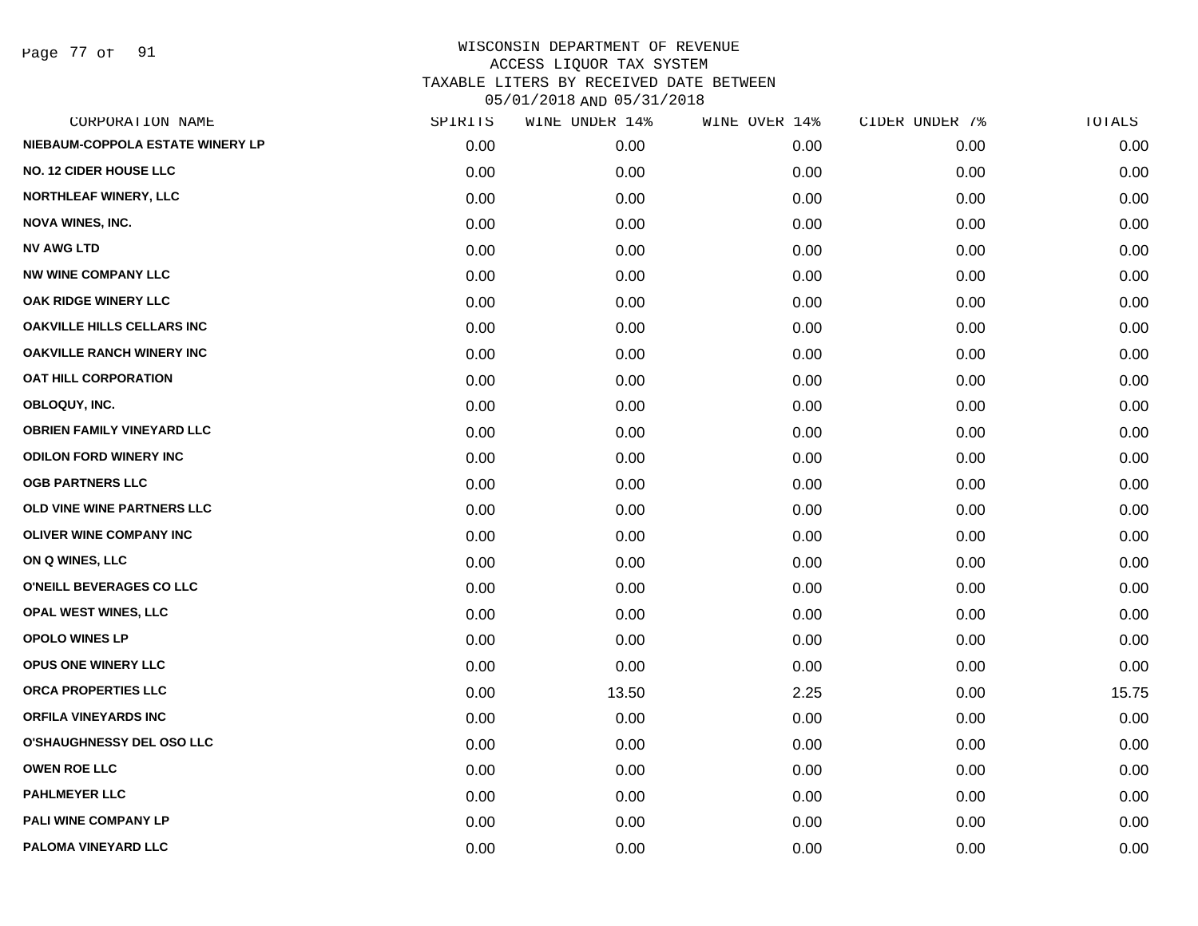WISCONSIN DEPARTMENT OF REVENUE
ACCESS LIQUOR TAX SYSTEM
TAXABLE LITERS BY RECEIVED DATE BETWEEN
05/01/2018 AND 05/31/2018

| CORPORATION NAME | SPIRITS | WINE UNDER 14% | WINE OVER 14% | CIDER UNDER 7% | TOTALS |
|---|---|---|---|---|---|
| NIEBAUM-COPPOLA ESTATE WINERY LP | 0.00 | 0.00 | 0.00 | 0.00 | 0.00 |
| NO. 12 CIDER HOUSE LLC | 0.00 | 0.00 | 0.00 | 0.00 | 0.00 |
| NORTHLEAF WINERY, LLC | 0.00 | 0.00 | 0.00 | 0.00 | 0.00 |
| NOVA WINES, INC. | 0.00 | 0.00 | 0.00 | 0.00 | 0.00 |
| NV AWG LTD | 0.00 | 0.00 | 0.00 | 0.00 | 0.00 |
| NW WINE COMPANY LLC | 0.00 | 0.00 | 0.00 | 0.00 | 0.00 |
| OAK RIDGE WINERY LLC | 0.00 | 0.00 | 0.00 | 0.00 | 0.00 |
| OAKVILLE HILLS CELLARS INC | 0.00 | 0.00 | 0.00 | 0.00 | 0.00 |
| OAKVILLE RANCH WINERY INC | 0.00 | 0.00 | 0.00 | 0.00 | 0.00 |
| OAT HILL CORPORATION | 0.00 | 0.00 | 0.00 | 0.00 | 0.00 |
| OBLOQUY, INC. | 0.00 | 0.00 | 0.00 | 0.00 | 0.00 |
| OBRIEN FAMILY VINEYARD LLC | 0.00 | 0.00 | 0.00 | 0.00 | 0.00 |
| ODILON FORD WINERY INC | 0.00 | 0.00 | 0.00 | 0.00 | 0.00 |
| OGB PARTNERS LLC | 0.00 | 0.00 | 0.00 | 0.00 | 0.00 |
| OLD VINE WINE PARTNERS LLC | 0.00 | 0.00 | 0.00 | 0.00 | 0.00 |
| OLIVER WINE COMPANY INC | 0.00 | 0.00 | 0.00 | 0.00 | 0.00 |
| ON Q WINES, LLC | 0.00 | 0.00 | 0.00 | 0.00 | 0.00 |
| O'NEILL BEVERAGES CO LLC | 0.00 | 0.00 | 0.00 | 0.00 | 0.00 |
| OPAL WEST WINES, LLC | 0.00 | 0.00 | 0.00 | 0.00 | 0.00 |
| OPOLO WINES LP | 0.00 | 0.00 | 0.00 | 0.00 | 0.00 |
| OPUS ONE WINERY LLC | 0.00 | 0.00 | 0.00 | 0.00 | 0.00 |
| ORCA PROPERTIES LLC | 0.00 | 13.50 | 2.25 | 0.00 | 15.75 |
| ORFILA VINEYARDS INC | 0.00 | 0.00 | 0.00 | 0.00 | 0.00 |
| O'SHAUGHNESSY DEL OSO LLC | 0.00 | 0.00 | 0.00 | 0.00 | 0.00 |
| OWEN ROE LLC | 0.00 | 0.00 | 0.00 | 0.00 | 0.00 |
| PAHLMEYER LLC | 0.00 | 0.00 | 0.00 | 0.00 | 0.00 |
| PALI WINE COMPANY LP | 0.00 | 0.00 | 0.00 | 0.00 | 0.00 |
| PALOMA VINEYARD LLC | 0.00 | 0.00 | 0.00 | 0.00 | 0.00 |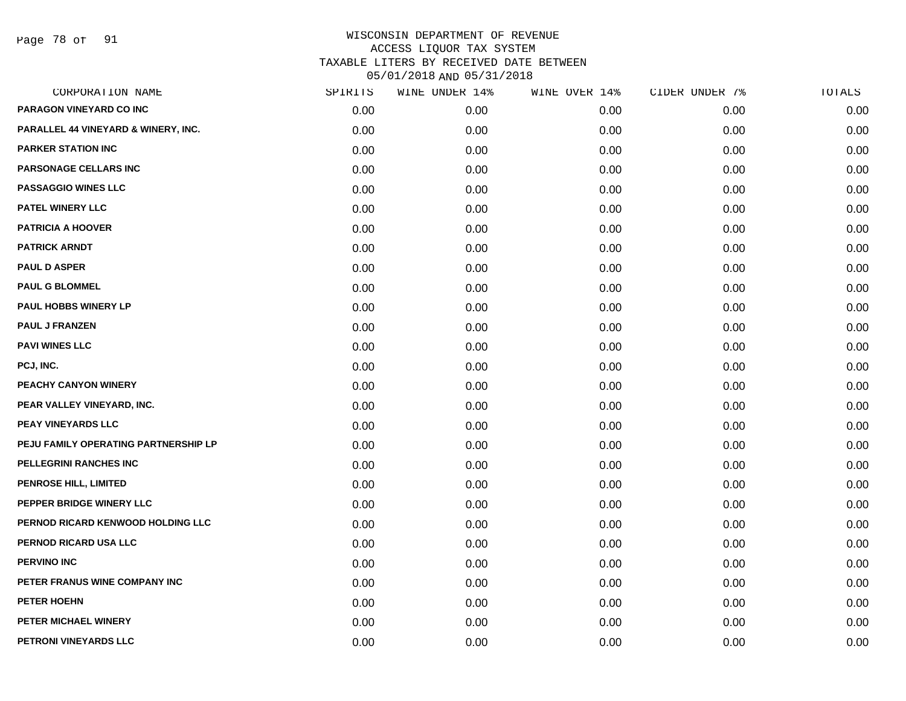WISCONSIN DEPARTMENT OF REVENUE
ACCESS LIQUOR TAX SYSTEM
TAXABLE LITERS BY RECEIVED DATE BETWEEN
05/01/2018 AND 05/31/2018

| CORPORATION NAME | SPIRITS | WINE UNDER 14% | WINE OVER 14% | CIDER UNDER 7% | TOTALS |
|---|---|---|---|---|---|
| PARAGON VINEYARD CO INC | 0.00 | 0.00 | 0.00 | 0.00 | 0.00 |
| PARALLEL 44 VINEYARD & WINERY, INC. | 0.00 | 0.00 | 0.00 | 0.00 | 0.00 |
| PARKER STATION INC | 0.00 | 0.00 | 0.00 | 0.00 | 0.00 |
| PARSONAGE CELLARS INC | 0.00 | 0.00 | 0.00 | 0.00 | 0.00 |
| PASSAGGIO WINES LLC | 0.00 | 0.00 | 0.00 | 0.00 | 0.00 |
| PATEL WINERY LLC | 0.00 | 0.00 | 0.00 | 0.00 | 0.00 |
| PATRICIA A HOOVER | 0.00 | 0.00 | 0.00 | 0.00 | 0.00 |
| PATRICK ARNDT | 0.00 | 0.00 | 0.00 | 0.00 | 0.00 |
| PAUL D ASPER | 0.00 | 0.00 | 0.00 | 0.00 | 0.00 |
| PAUL G BLOMMEL | 0.00 | 0.00 | 0.00 | 0.00 | 0.00 |
| PAUL HOBBS WINERY LP | 0.00 | 0.00 | 0.00 | 0.00 | 0.00 |
| PAUL J FRANZEN | 0.00 | 0.00 | 0.00 | 0.00 | 0.00 |
| PAVI WINES LLC | 0.00 | 0.00 | 0.00 | 0.00 | 0.00 |
| PCJ, INC. | 0.00 | 0.00 | 0.00 | 0.00 | 0.00 |
| PEACHY CANYON WINERY | 0.00 | 0.00 | 0.00 | 0.00 | 0.00 |
| PEAR VALLEY VINEYARD, INC. | 0.00 | 0.00 | 0.00 | 0.00 | 0.00 |
| PEAY VINEYARDS LLC | 0.00 | 0.00 | 0.00 | 0.00 | 0.00 |
| PEJU FAMILY OPERATING PARTNERSHIP LP | 0.00 | 0.00 | 0.00 | 0.00 | 0.00 |
| PELLEGRINI RANCHES INC | 0.00 | 0.00 | 0.00 | 0.00 | 0.00 |
| PENROSE HILL, LIMITED | 0.00 | 0.00 | 0.00 | 0.00 | 0.00 |
| PEPPER BRIDGE WINERY LLC | 0.00 | 0.00 | 0.00 | 0.00 | 0.00 |
| PERNOD RICARD KENWOOD HOLDING LLC | 0.00 | 0.00 | 0.00 | 0.00 | 0.00 |
| PERNOD RICARD USA LLC | 0.00 | 0.00 | 0.00 | 0.00 | 0.00 |
| PERVINO INC | 0.00 | 0.00 | 0.00 | 0.00 | 0.00 |
| PETER FRANUS WINE COMPANY INC | 0.00 | 0.00 | 0.00 | 0.00 | 0.00 |
| PETER HOEHN | 0.00 | 0.00 | 0.00 | 0.00 | 0.00 |
| PETER MICHAEL WINERY | 0.00 | 0.00 | 0.00 | 0.00 | 0.00 |
| PETRONI VINEYARDS LLC | 0.00 | 0.00 | 0.00 | 0.00 | 0.00 |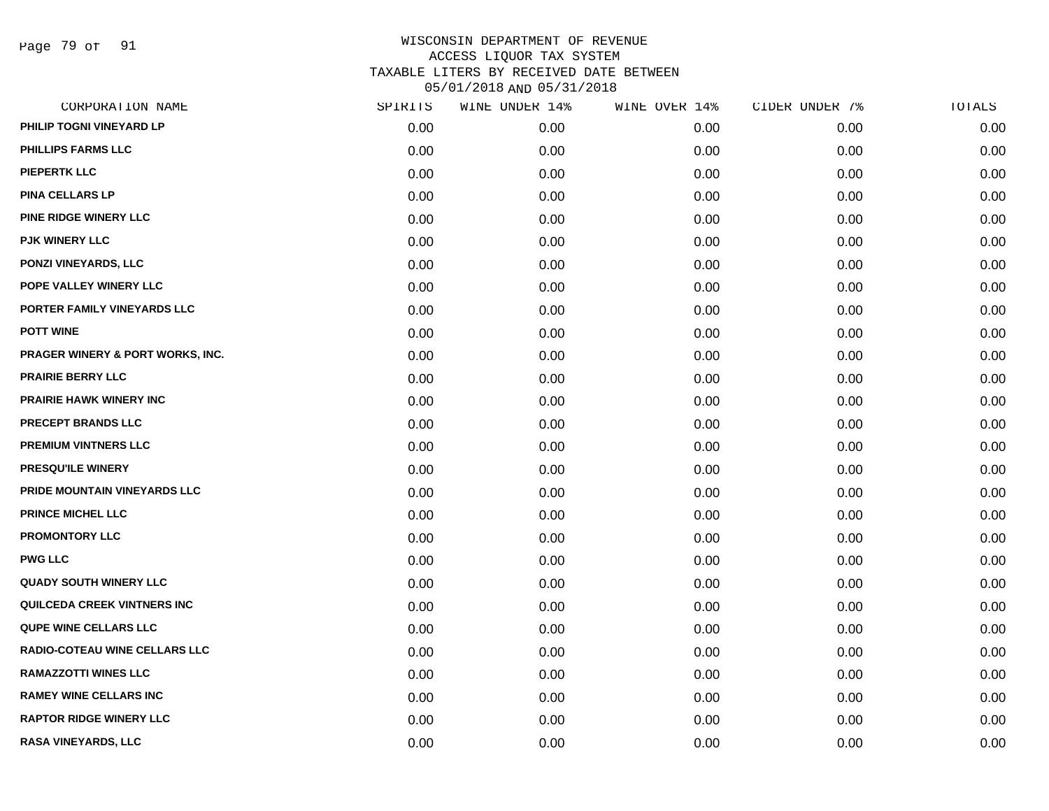WISCONSIN DEPARTMENT OF REVENUE
ACCESS LIQUOR TAX SYSTEM
TAXABLE LITERS BY RECEIVED DATE BETWEEN
05/01/2018 AND 05/31/2018

| CORPORATION NAME | SPIRITS | WINE UNDER 14% | WINE OVER 14% | CIDER UNDER 7% | TOTALS |
|---|---|---|---|---|---|
| PHILIP TOGNI VINEYARD LP | 0.00 | 0.00 | 0.00 | 0.00 | 0.00 |
| PHILLIPS FARMS LLC | 0.00 | 0.00 | 0.00 | 0.00 | 0.00 |
| PIEPERTK LLC | 0.00 | 0.00 | 0.00 | 0.00 | 0.00 |
| PINA CELLARS LP | 0.00 | 0.00 | 0.00 | 0.00 | 0.00 |
| PINE RIDGE WINERY LLC | 0.00 | 0.00 | 0.00 | 0.00 | 0.00 |
| PJK WINERY LLC | 0.00 | 0.00 | 0.00 | 0.00 | 0.00 |
| PONZI VINEYARDS, LLC | 0.00 | 0.00 | 0.00 | 0.00 | 0.00 |
| POPE VALLEY WINERY LLC | 0.00 | 0.00 | 0.00 | 0.00 | 0.00 |
| PORTER FAMILY VINEYARDS LLC | 0.00 | 0.00 | 0.00 | 0.00 | 0.00 |
| POTT WINE | 0.00 | 0.00 | 0.00 | 0.00 | 0.00 |
| PRAGER WINERY & PORT WORKS, INC. | 0.00 | 0.00 | 0.00 | 0.00 | 0.00 |
| PRAIRIE BERRY LLC | 0.00 | 0.00 | 0.00 | 0.00 | 0.00 |
| PRAIRIE HAWK WINERY INC | 0.00 | 0.00 | 0.00 | 0.00 | 0.00 |
| PRECEPT BRANDS LLC | 0.00 | 0.00 | 0.00 | 0.00 | 0.00 |
| PREMIUM VINTNERS LLC | 0.00 | 0.00 | 0.00 | 0.00 | 0.00 |
| PRESQU'ILE WINERY | 0.00 | 0.00 | 0.00 | 0.00 | 0.00 |
| PRIDE MOUNTAIN VINEYARDS LLC | 0.00 | 0.00 | 0.00 | 0.00 | 0.00 |
| PRINCE MICHEL LLC | 0.00 | 0.00 | 0.00 | 0.00 | 0.00 |
| PROMONTORY LLC | 0.00 | 0.00 | 0.00 | 0.00 | 0.00 |
| PWG LLC | 0.00 | 0.00 | 0.00 | 0.00 | 0.00 |
| QUADY SOUTH WINERY LLC | 0.00 | 0.00 | 0.00 | 0.00 | 0.00 |
| QUILCEDA CREEK VINTNERS INC | 0.00 | 0.00 | 0.00 | 0.00 | 0.00 |
| QUPE WINE CELLARS LLC | 0.00 | 0.00 | 0.00 | 0.00 | 0.00 |
| RADIO-COTEAU WINE CELLARS LLC | 0.00 | 0.00 | 0.00 | 0.00 | 0.00 |
| RAMAZZOTTI WINES LLC | 0.00 | 0.00 | 0.00 | 0.00 | 0.00 |
| RAMEY WINE CELLARS INC | 0.00 | 0.00 | 0.00 | 0.00 | 0.00 |
| RAPTOR RIDGE WINERY LLC | 0.00 | 0.00 | 0.00 | 0.00 | 0.00 |
| RASA VINEYARDS, LLC | 0.00 | 0.00 | 0.00 | 0.00 | 0.00 |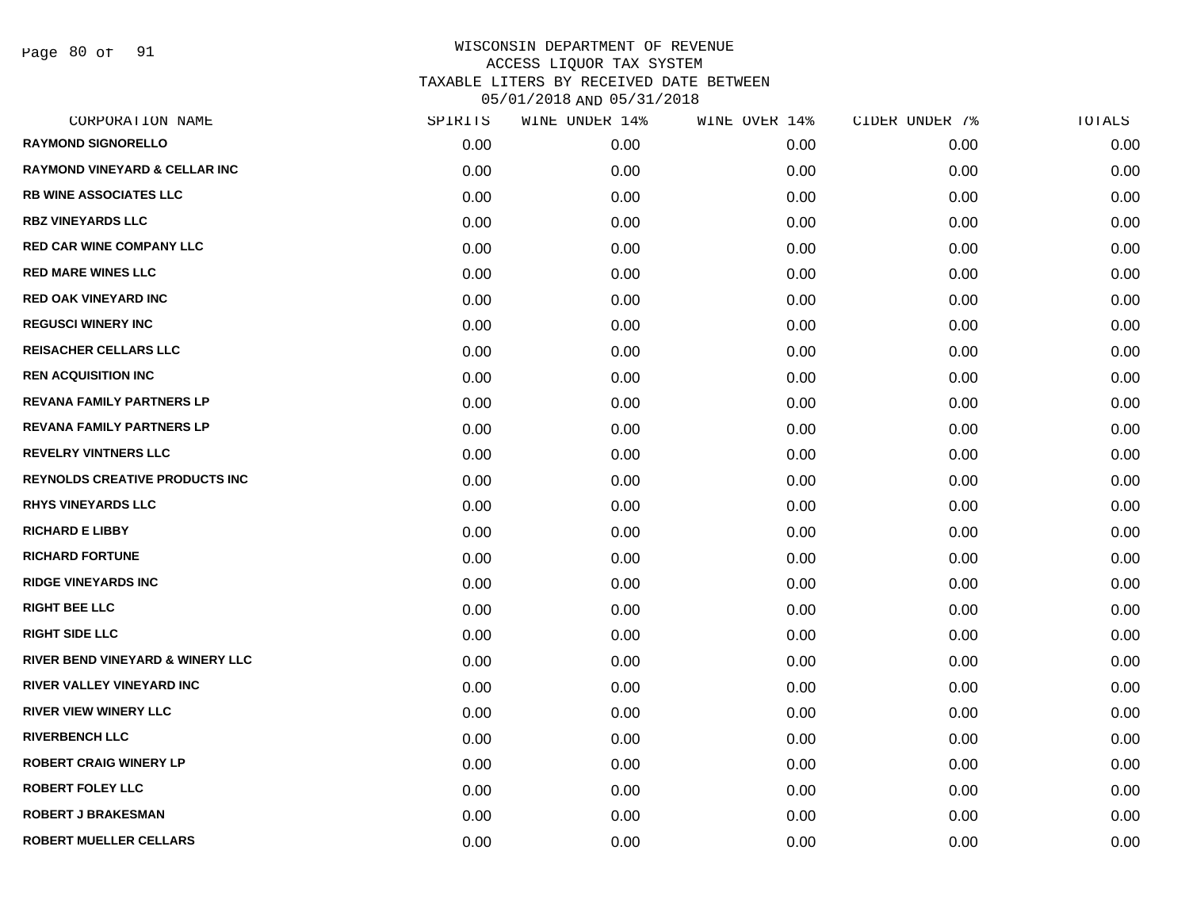WISCONSIN DEPARTMENT OF REVENUE
ACCESS LIQUOR TAX SYSTEM
TAXABLE LITERS BY RECEIVED DATE BETWEEN
05/01/2018 AND 05/31/2018

| CORPORATION NAME | SPIRITS | WINE UNDER 14% | WINE OVER 14% | CIDER UNDER 7% | TOTALS |
|---|---|---|---|---|---|
| RAYMOND SIGNORELLO | 0.00 | 0.00 | 0.00 | 0.00 | 0.00 |
| RAYMOND VINEYARD & CELLAR INC | 0.00 | 0.00 | 0.00 | 0.00 | 0.00 |
| RB WINE ASSOCIATES LLC | 0.00 | 0.00 | 0.00 | 0.00 | 0.00 |
| RBZ VINEYARDS LLC | 0.00 | 0.00 | 0.00 | 0.00 | 0.00 |
| RED CAR WINE COMPANY LLC | 0.00 | 0.00 | 0.00 | 0.00 | 0.00 |
| RED MARE WINES LLC | 0.00 | 0.00 | 0.00 | 0.00 | 0.00 |
| RED OAK VINEYARD INC | 0.00 | 0.00 | 0.00 | 0.00 | 0.00 |
| REGUSCI WINERY INC | 0.00 | 0.00 | 0.00 | 0.00 | 0.00 |
| REISACHER CELLARS LLC | 0.00 | 0.00 | 0.00 | 0.00 | 0.00 |
| REN ACQUISITION INC | 0.00 | 0.00 | 0.00 | 0.00 | 0.00 |
| REVANA FAMILY PARTNERS LP | 0.00 | 0.00 | 0.00 | 0.00 | 0.00 |
| REVANA FAMILY PARTNERS LP | 0.00 | 0.00 | 0.00 | 0.00 | 0.00 |
| REVELRY VINTNERS LLC | 0.00 | 0.00 | 0.00 | 0.00 | 0.00 |
| REYNOLDS CREATIVE PRODUCTS INC | 0.00 | 0.00 | 0.00 | 0.00 | 0.00 |
| RHYS VINEYARDS LLC | 0.00 | 0.00 | 0.00 | 0.00 | 0.00 |
| RICHARD E LIBBY | 0.00 | 0.00 | 0.00 | 0.00 | 0.00 |
| RICHARD FORTUNE | 0.00 | 0.00 | 0.00 | 0.00 | 0.00 |
| RIDGE VINEYARDS INC | 0.00 | 0.00 | 0.00 | 0.00 | 0.00 |
| RIGHT BEE LLC | 0.00 | 0.00 | 0.00 | 0.00 | 0.00 |
| RIGHT SIDE LLC | 0.00 | 0.00 | 0.00 | 0.00 | 0.00 |
| RIVER BEND VINEYARD & WINERY LLC | 0.00 | 0.00 | 0.00 | 0.00 | 0.00 |
| RIVER VALLEY VINEYARD INC | 0.00 | 0.00 | 0.00 | 0.00 | 0.00 |
| RIVER VIEW WINERY LLC | 0.00 | 0.00 | 0.00 | 0.00 | 0.00 |
| RIVERBENCH LLC | 0.00 | 0.00 | 0.00 | 0.00 | 0.00 |
| ROBERT CRAIG WINERY LP | 0.00 | 0.00 | 0.00 | 0.00 | 0.00 |
| ROBERT FOLEY LLC | 0.00 | 0.00 | 0.00 | 0.00 | 0.00 |
| ROBERT J BRAKESMAN | 0.00 | 0.00 | 0.00 | 0.00 | 0.00 |
| ROBERT MUELLER CELLARS | 0.00 | 0.00 | 0.00 | 0.00 | 0.00 |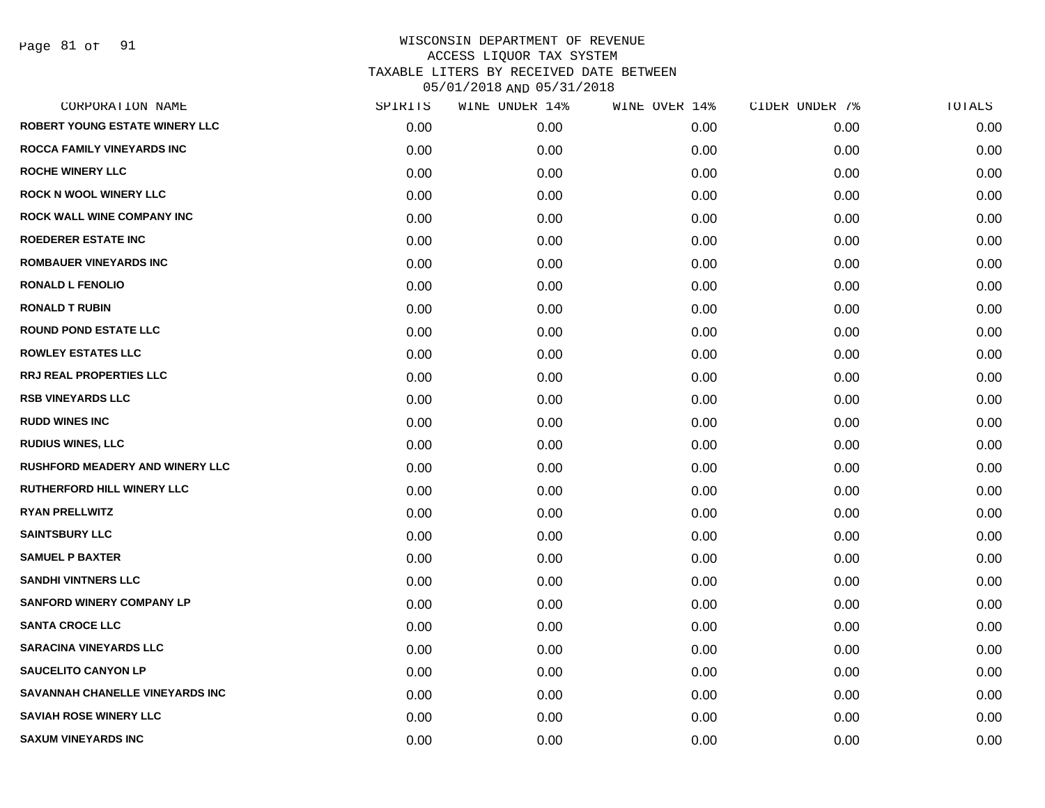WISCONSIN DEPARTMENT OF REVENUE
ACCESS LIQUOR TAX SYSTEM
TAXABLE LITERS BY RECEIVED DATE BETWEEN
05/01/2018 AND 05/31/2018

| CORPORATION NAME | SPIRITS | WINE UNDER 14% | WINE OVER 14% | CIDER UNDER 7% | TOTALS |
|---|---|---|---|---|---|
| ROBERT YOUNG ESTATE WINERY LLC | 0.00 | 0.00 | 0.00 | 0.00 | 0.00 |
| ROCCA FAMILY VINEYARDS INC | 0.00 | 0.00 | 0.00 | 0.00 | 0.00 |
| ROCHE WINERY LLC | 0.00 | 0.00 | 0.00 | 0.00 | 0.00 |
| ROCK N WOOL WINERY LLC | 0.00 | 0.00 | 0.00 | 0.00 | 0.00 |
| ROCK WALL WINE COMPANY INC | 0.00 | 0.00 | 0.00 | 0.00 | 0.00 |
| ROEDERER ESTATE INC | 0.00 | 0.00 | 0.00 | 0.00 | 0.00 |
| ROMBAUER VINEYARDS INC | 0.00 | 0.00 | 0.00 | 0.00 | 0.00 |
| RONALD L FENOLIO | 0.00 | 0.00 | 0.00 | 0.00 | 0.00 |
| RONALD T RUBIN | 0.00 | 0.00 | 0.00 | 0.00 | 0.00 |
| ROUND POND ESTATE LLC | 0.00 | 0.00 | 0.00 | 0.00 | 0.00 |
| ROWLEY ESTATES LLC | 0.00 | 0.00 | 0.00 | 0.00 | 0.00 |
| RRJ REAL PROPERTIES LLC | 0.00 | 0.00 | 0.00 | 0.00 | 0.00 |
| RSB VINEYARDS LLC | 0.00 | 0.00 | 0.00 | 0.00 | 0.00 |
| RUDD WINES INC | 0.00 | 0.00 | 0.00 | 0.00 | 0.00 |
| RUDIUS WINES, LLC | 0.00 | 0.00 | 0.00 | 0.00 | 0.00 |
| RUSHFORD MEADERY AND WINERY LLC | 0.00 | 0.00 | 0.00 | 0.00 | 0.00 |
| RUTHERFORD HILL WINERY LLC | 0.00 | 0.00 | 0.00 | 0.00 | 0.00 |
| RYAN PRELLWITZ | 0.00 | 0.00 | 0.00 | 0.00 | 0.00 |
| SAINTSBURY LLC | 0.00 | 0.00 | 0.00 | 0.00 | 0.00 |
| SAMUEL P BAXTER | 0.00 | 0.00 | 0.00 | 0.00 | 0.00 |
| SANDHI VINTNERS LLC | 0.00 | 0.00 | 0.00 | 0.00 | 0.00 |
| SANFORD WINERY COMPANY LP | 0.00 | 0.00 | 0.00 | 0.00 | 0.00 |
| SANTA CROCE LLC | 0.00 | 0.00 | 0.00 | 0.00 | 0.00 |
| SARACINA VINEYARDS LLC | 0.00 | 0.00 | 0.00 | 0.00 | 0.00 |
| SAUCELITO CANYON LP | 0.00 | 0.00 | 0.00 | 0.00 | 0.00 |
| SAVANNAH CHANELLE VINEYARDS INC | 0.00 | 0.00 | 0.00 | 0.00 | 0.00 |
| SAVIAH ROSE WINERY LLC | 0.00 | 0.00 | 0.00 | 0.00 | 0.00 |
| SAXUM VINEYARDS INC | 0.00 | 0.00 | 0.00 | 0.00 | 0.00 |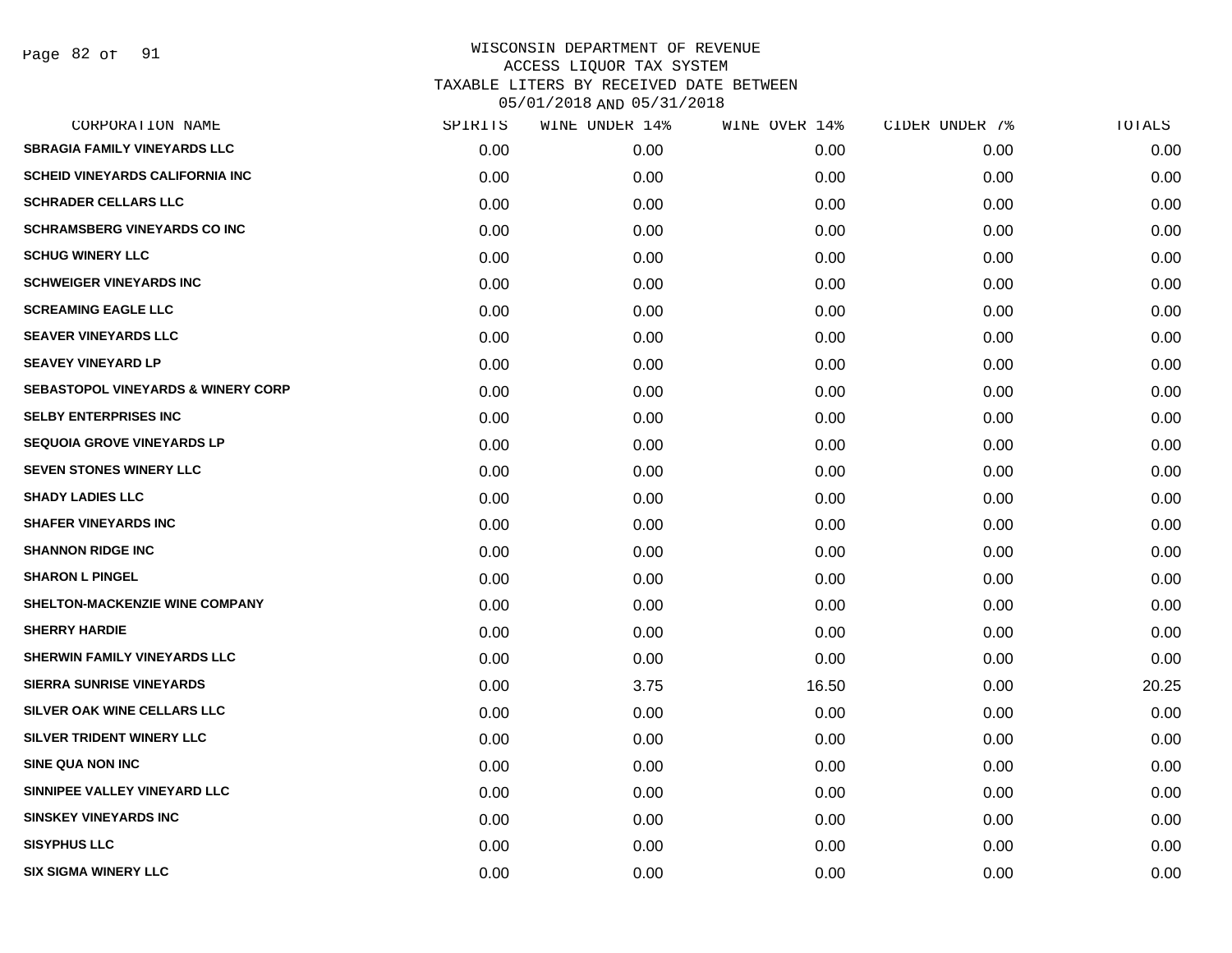# WISCONSIN DEPARTMENT OF REVENUE
## ACCESS LIQUOR TAX SYSTEM
### TAXABLE LITERS BY RECEIVED DATE BETWEEN 05/01/2018 AND 05/31/2018

| CORPORATION NAME | SPIRITS | WINE UNDER 14% | WINE OVER 14% | CIDER UNDER 7% | TOTALS |
|---|---|---|---|---|---|
| SBRAGIA FAMILY VINEYARDS LLC | 0.00 | 0.00 | 0.00 | 0.00 | 0.00 |
| SCHEID VINEYARDS CALIFORNIA INC | 0.00 | 0.00 | 0.00 | 0.00 | 0.00 |
| SCHRADER CELLARS LLC | 0.00 | 0.00 | 0.00 | 0.00 | 0.00 |
| SCHRAMSBERG VINEYARDS CO INC | 0.00 | 0.00 | 0.00 | 0.00 | 0.00 |
| SCHUG WINERY LLC | 0.00 | 0.00 | 0.00 | 0.00 | 0.00 |
| SCHWEIGER VINEYARDS INC | 0.00 | 0.00 | 0.00 | 0.00 | 0.00 |
| SCREAMING EAGLE LLC | 0.00 | 0.00 | 0.00 | 0.00 | 0.00 |
| SEAVER VINEYARDS LLC | 0.00 | 0.00 | 0.00 | 0.00 | 0.00 |
| SEAVEY VINEYARD LP | 0.00 | 0.00 | 0.00 | 0.00 | 0.00 |
| SEBASTOPOL VINEYARDS & WINERY CORP | 0.00 | 0.00 | 0.00 | 0.00 | 0.00 |
| SELBY ENTERPRISES INC | 0.00 | 0.00 | 0.00 | 0.00 | 0.00 |
| SEQUOIA GROVE VINEYARDS LP | 0.00 | 0.00 | 0.00 | 0.00 | 0.00 |
| SEVEN STONES WINERY LLC | 0.00 | 0.00 | 0.00 | 0.00 | 0.00 |
| SHADY LADIES LLC | 0.00 | 0.00 | 0.00 | 0.00 | 0.00 |
| SHAFER VINEYARDS INC | 0.00 | 0.00 | 0.00 | 0.00 | 0.00 |
| SHANNON RIDGE INC | 0.00 | 0.00 | 0.00 | 0.00 | 0.00 |
| SHARON L PINGEL | 0.00 | 0.00 | 0.00 | 0.00 | 0.00 |
| SHELTON-MACKENZIE WINE COMPANY | 0.00 | 0.00 | 0.00 | 0.00 | 0.00 |
| SHERRY HARDIE | 0.00 | 0.00 | 0.00 | 0.00 | 0.00 |
| SHERWIN FAMILY VINEYARDS LLC | 0.00 | 0.00 | 0.00 | 0.00 | 0.00 |
| SIERRA SUNRISE VINEYARDS | 0.00 | 3.75 | 16.50 | 0.00 | 20.25 |
| SILVER OAK WINE CELLARS LLC | 0.00 | 0.00 | 0.00 | 0.00 | 0.00 |
| SILVER TRIDENT WINERY LLC | 0.00 | 0.00 | 0.00 | 0.00 | 0.00 |
| SINE QUA NON INC | 0.00 | 0.00 | 0.00 | 0.00 | 0.00 |
| SINNIPEE VALLEY VINEYARD LLC | 0.00 | 0.00 | 0.00 | 0.00 | 0.00 |
| SINSKEY VINEYARDS INC | 0.00 | 0.00 | 0.00 | 0.00 | 0.00 |
| SISYPHUS LLC | 0.00 | 0.00 | 0.00 | 0.00 | 0.00 |
| SIX SIGMA WINERY LLC | 0.00 | 0.00 | 0.00 | 0.00 | 0.00 |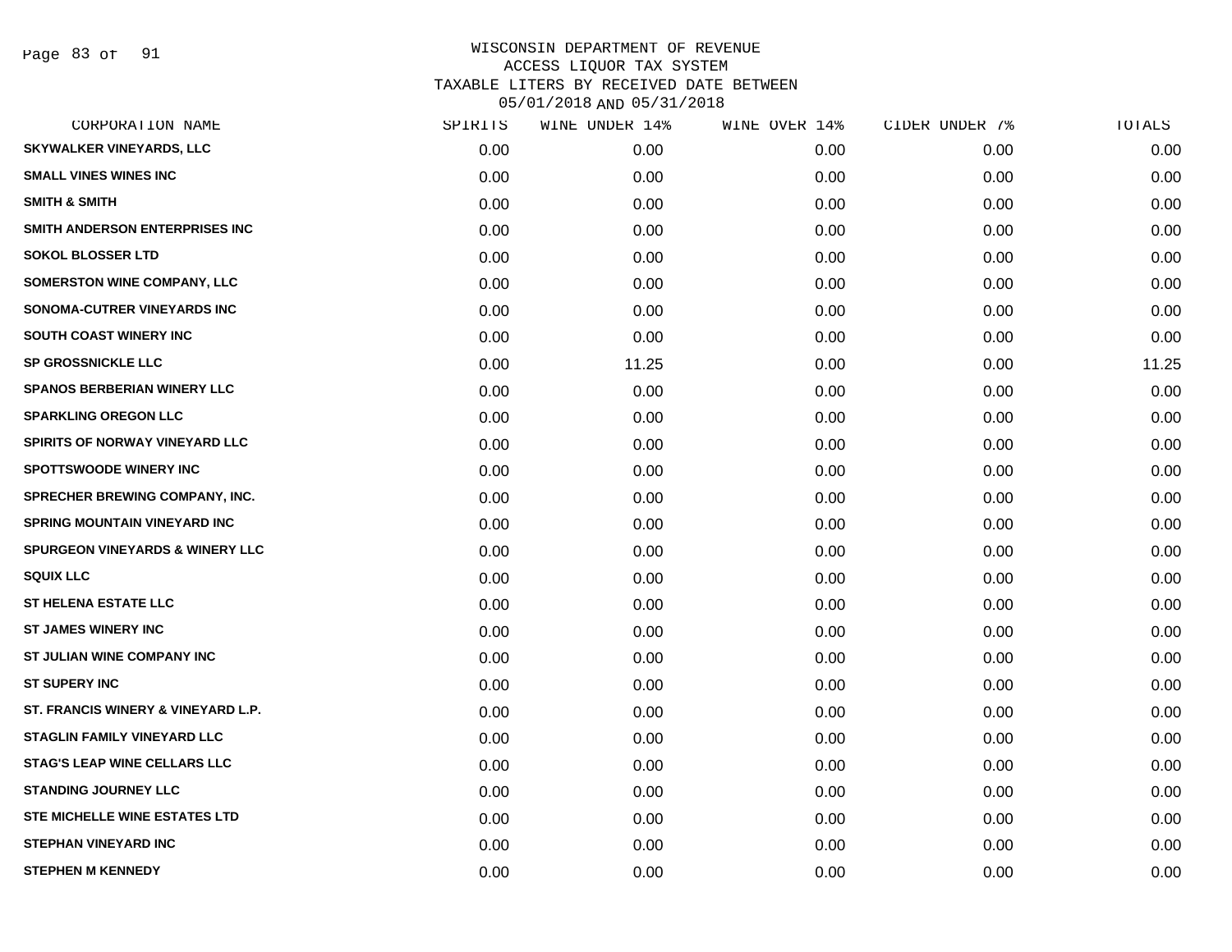WISCONSIN DEPARTMENT OF REVENUE
ACCESS LIQUOR TAX SYSTEM
TAXABLE LITERS BY RECEIVED DATE BETWEEN
05/01/2018 AND 05/31/2018

| CORPORATION NAME | SPIRITS | WINE UNDER 14% | WINE OVER 14% | CIDER UNDER 7% | TOTALS |
|---|---|---|---|---|---|
| SKYWALKER VINEYARDS, LLC | 0.00 | 0.00 | 0.00 | 0.00 | 0.00 |
| SMALL VINES WINES INC | 0.00 | 0.00 | 0.00 | 0.00 | 0.00 |
| SMITH & SMITH | 0.00 | 0.00 | 0.00 | 0.00 | 0.00 |
| SMITH ANDERSON ENTERPRISES INC | 0.00 | 0.00 | 0.00 | 0.00 | 0.00 |
| SOKOL BLOSSER LTD | 0.00 | 0.00 | 0.00 | 0.00 | 0.00 |
| SOMERSTON WINE COMPANY, LLC | 0.00 | 0.00 | 0.00 | 0.00 | 0.00 |
| SONOMA-CUTRER VINEYARDS INC | 0.00 | 0.00 | 0.00 | 0.00 | 0.00 |
| SOUTH COAST WINERY INC | 0.00 | 0.00 | 0.00 | 0.00 | 0.00 |
| SP GROSSNICKLE LLC | 0.00 | 11.25 | 0.00 | 0.00 | 11.25 |
| SPANOS BERBERIAN WINERY LLC | 0.00 | 0.00 | 0.00 | 0.00 | 0.00 |
| SPARKLING OREGON LLC | 0.00 | 0.00 | 0.00 | 0.00 | 0.00 |
| SPIRITS OF NORWAY VINEYARD LLC | 0.00 | 0.00 | 0.00 | 0.00 | 0.00 |
| SPOTTSWOODE WINERY INC | 0.00 | 0.00 | 0.00 | 0.00 | 0.00 |
| SPRECHER BREWING COMPANY, INC. | 0.00 | 0.00 | 0.00 | 0.00 | 0.00 |
| SPRING MOUNTAIN VINEYARD INC | 0.00 | 0.00 | 0.00 | 0.00 | 0.00 |
| SPURGEON VINEYARDS & WINERY LLC | 0.00 | 0.00 | 0.00 | 0.00 | 0.00 |
| SQUIX LLC | 0.00 | 0.00 | 0.00 | 0.00 | 0.00 |
| ST HELENA ESTATE LLC | 0.00 | 0.00 | 0.00 | 0.00 | 0.00 |
| ST JAMES WINERY INC | 0.00 | 0.00 | 0.00 | 0.00 | 0.00 |
| ST JULIAN WINE COMPANY INC | 0.00 | 0.00 | 0.00 | 0.00 | 0.00 |
| ST SUPERY INC | 0.00 | 0.00 | 0.00 | 0.00 | 0.00 |
| ST. FRANCIS WINERY & VINEYARD L.P. | 0.00 | 0.00 | 0.00 | 0.00 | 0.00 |
| STAGLIN FAMILY VINEYARD LLC | 0.00 | 0.00 | 0.00 | 0.00 | 0.00 |
| STAG'S LEAP WINE CELLARS LLC | 0.00 | 0.00 | 0.00 | 0.00 | 0.00 |
| STANDING JOURNEY LLC | 0.00 | 0.00 | 0.00 | 0.00 | 0.00 |
| STE MICHELLE WINE ESTATES LTD | 0.00 | 0.00 | 0.00 | 0.00 | 0.00 |
| STEPHAN VINEYARD INC | 0.00 | 0.00 | 0.00 | 0.00 | 0.00 |
| STEPHEN M KENNEDY | 0.00 | 0.00 | 0.00 | 0.00 | 0.00 |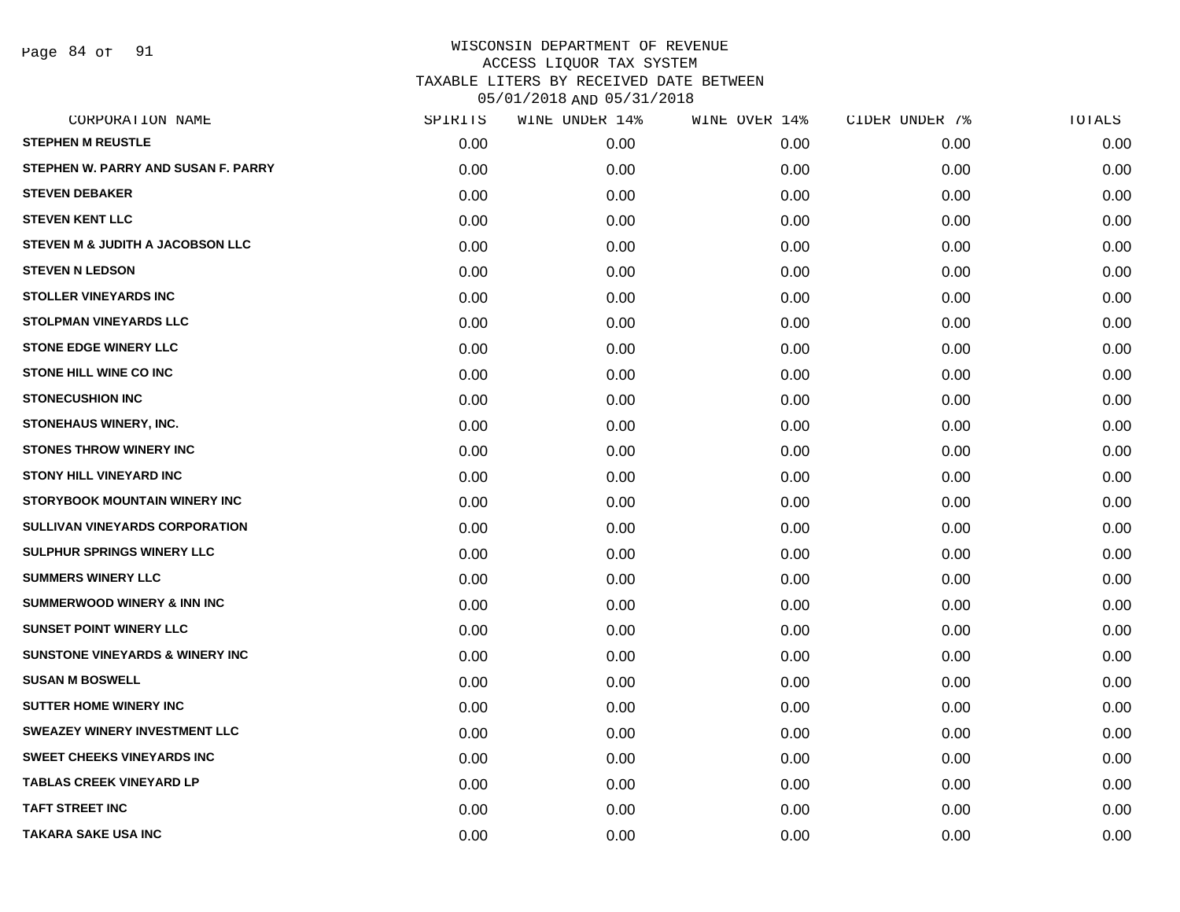WISCONSIN DEPARTMENT OF REVENUE
ACCESS LIQUOR TAX SYSTEM
TAXABLE LITERS BY RECEIVED DATE BETWEEN
05/01/2018 AND 05/31/2018

| CORPORATION NAME | SPIRITS | WINE UNDER 14% | WINE OVER 14% | CIDER UNDER 7% | TOTALS |
|---|---|---|---|---|---|
| STEPHEN M REUSTLE | 0.00 | 0.00 | 0.00 | 0.00 | 0.00 |
| STEPHEN W. PARRY AND SUSAN F. PARRY | 0.00 | 0.00 | 0.00 | 0.00 | 0.00 |
| STEVEN DEBAKER | 0.00 | 0.00 | 0.00 | 0.00 | 0.00 |
| STEVEN KENT LLC | 0.00 | 0.00 | 0.00 | 0.00 | 0.00 |
| STEVEN M & JUDITH A JACOBSON LLC | 0.00 | 0.00 | 0.00 | 0.00 | 0.00 |
| STEVEN N LEDSON | 0.00 | 0.00 | 0.00 | 0.00 | 0.00 |
| STOLLER VINEYARDS INC | 0.00 | 0.00 | 0.00 | 0.00 | 0.00 |
| STOLPMAN VINEYARDS LLC | 0.00 | 0.00 | 0.00 | 0.00 | 0.00 |
| STONE EDGE WINERY LLC | 0.00 | 0.00 | 0.00 | 0.00 | 0.00 |
| STONE HILL WINE CO INC | 0.00 | 0.00 | 0.00 | 0.00 | 0.00 |
| STONECUSHION INC | 0.00 | 0.00 | 0.00 | 0.00 | 0.00 |
| STONEHAUS WINERY, INC. | 0.00 | 0.00 | 0.00 | 0.00 | 0.00 |
| STONES THROW WINERY INC | 0.00 | 0.00 | 0.00 | 0.00 | 0.00 |
| STONY HILL VINEYARD INC | 0.00 | 0.00 | 0.00 | 0.00 | 0.00 |
| STORYBOOK MOUNTAIN WINERY INC | 0.00 | 0.00 | 0.00 | 0.00 | 0.00 |
| SULLIVAN VINEYARDS CORPORATION | 0.00 | 0.00 | 0.00 | 0.00 | 0.00 |
| SULPHUR SPRINGS WINERY LLC | 0.00 | 0.00 | 0.00 | 0.00 | 0.00 |
| SUMMERS WINERY LLC | 0.00 | 0.00 | 0.00 | 0.00 | 0.00 |
| SUMMERWOOD WINERY & INN INC | 0.00 | 0.00 | 0.00 | 0.00 | 0.00 |
| SUNSET POINT WINERY LLC | 0.00 | 0.00 | 0.00 | 0.00 | 0.00 |
| SUNSTONE VINEYARDS & WINERY INC | 0.00 | 0.00 | 0.00 | 0.00 | 0.00 |
| SUSAN M BOSWELL | 0.00 | 0.00 | 0.00 | 0.00 | 0.00 |
| SUTTER HOME WINERY INC | 0.00 | 0.00 | 0.00 | 0.00 | 0.00 |
| SWEAZEY WINERY INVESTMENT LLC | 0.00 | 0.00 | 0.00 | 0.00 | 0.00 |
| SWEET CHEEKS VINEYARDS INC | 0.00 | 0.00 | 0.00 | 0.00 | 0.00 |
| TABLAS CREEK VINEYARD LP | 0.00 | 0.00 | 0.00 | 0.00 | 0.00 |
| TAFT STREET INC | 0.00 | 0.00 | 0.00 | 0.00 | 0.00 |
| TAKARA SAKE USA INC | 0.00 | 0.00 | 0.00 | 0.00 | 0.00 |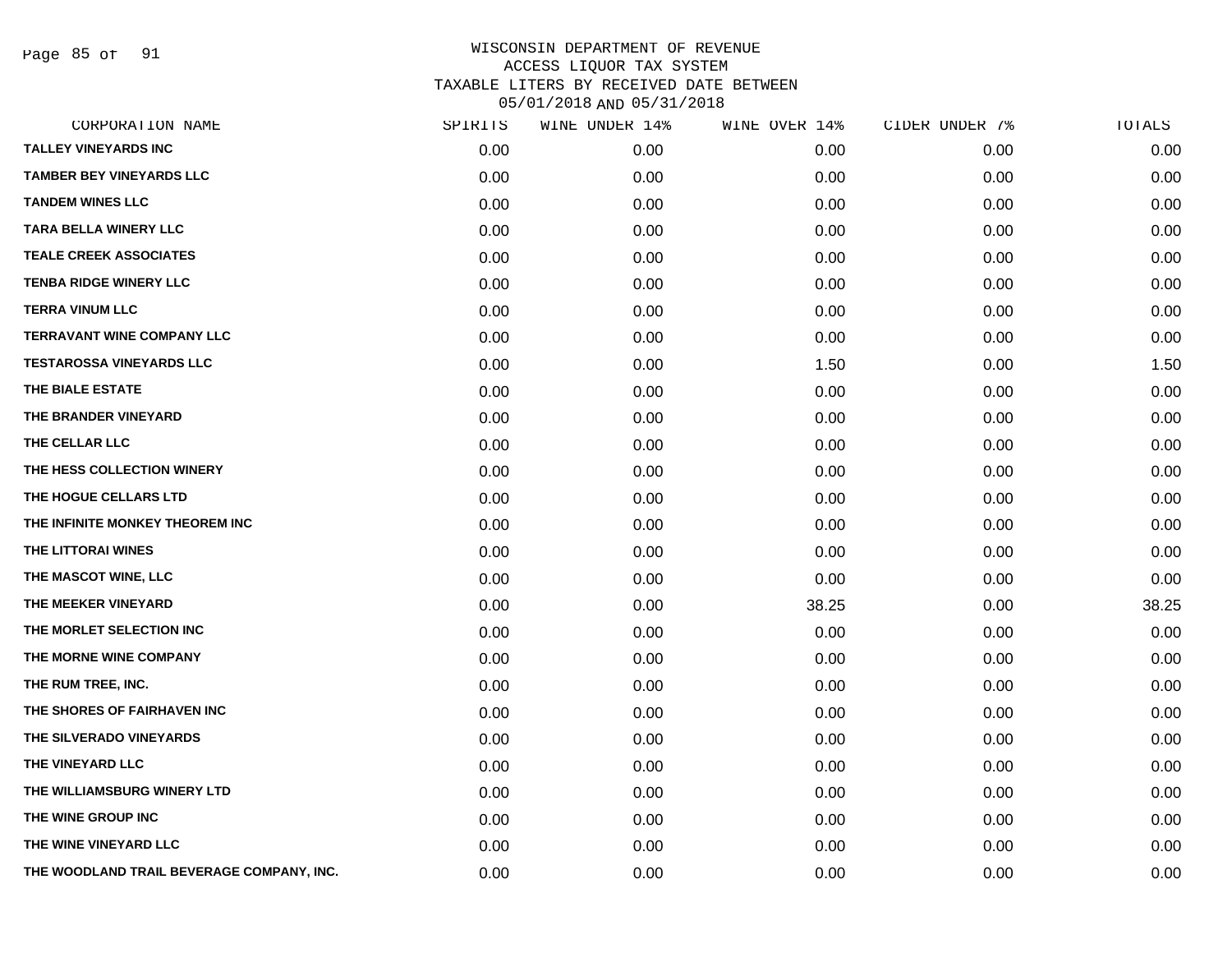WISCONSIN DEPARTMENT OF REVENUE
ACCESS LIQUOR TAX SYSTEM
TAXABLE LITERS BY RECEIVED DATE BETWEEN
05/01/2018 AND 05/31/2018

| CORPORATION NAME | SPIRITS | WINE UNDER 14% | WINE OVER 14% | CIDER UNDER 7% | TOTALS |
|---|---|---|---|---|---|
| TALLEY VINEYARDS INC | 0.00 | 0.00 | 0.00 | 0.00 | 0.00 |
| TAMBER BEY VINEYARDS LLC | 0.00 | 0.00 | 0.00 | 0.00 | 0.00 |
| TANDEM WINES LLC | 0.00 | 0.00 | 0.00 | 0.00 | 0.00 |
| TARA BELLA WINERY LLC | 0.00 | 0.00 | 0.00 | 0.00 | 0.00 |
| TEALE CREEK ASSOCIATES | 0.00 | 0.00 | 0.00 | 0.00 | 0.00 |
| TENBA RIDGE WINERY LLC | 0.00 | 0.00 | 0.00 | 0.00 | 0.00 |
| TERRA VINUM LLC | 0.00 | 0.00 | 0.00 | 0.00 | 0.00 |
| TERRAVANT WINE COMPANY LLC | 0.00 | 0.00 | 0.00 | 0.00 | 0.00 |
| TESTAROSSA VINEYARDS LLC | 0.00 | 0.00 | 1.50 | 0.00 | 1.50 |
| THE BIALE ESTATE | 0.00 | 0.00 | 0.00 | 0.00 | 0.00 |
| THE BRANDER VINEYARD | 0.00 | 0.00 | 0.00 | 0.00 | 0.00 |
| THE CELLAR LLC | 0.00 | 0.00 | 0.00 | 0.00 | 0.00 |
| THE HESS COLLECTION WINERY | 0.00 | 0.00 | 0.00 | 0.00 | 0.00 |
| THE HOGUE CELLARS LTD | 0.00 | 0.00 | 0.00 | 0.00 | 0.00 |
| THE INFINITE MONKEY THEOREM INC | 0.00 | 0.00 | 0.00 | 0.00 | 0.00 |
| THE LITTORAI WINES | 0.00 | 0.00 | 0.00 | 0.00 | 0.00 |
| THE MASCOT WINE, LLC | 0.00 | 0.00 | 0.00 | 0.00 | 0.00 |
| THE MEEKER VINEYARD | 0.00 | 0.00 | 38.25 | 0.00 | 38.25 |
| THE MORLET SELECTION INC | 0.00 | 0.00 | 0.00 | 0.00 | 0.00 |
| THE MORNE WINE COMPANY | 0.00 | 0.00 | 0.00 | 0.00 | 0.00 |
| THE RUM TREE, INC. | 0.00 | 0.00 | 0.00 | 0.00 | 0.00 |
| THE SHORES OF FAIRHAVEN INC | 0.00 | 0.00 | 0.00 | 0.00 | 0.00 |
| THE SILVERADO VINEYARDS | 0.00 | 0.00 | 0.00 | 0.00 | 0.00 |
| THE VINEYARD LLC | 0.00 | 0.00 | 0.00 | 0.00 | 0.00 |
| THE WILLIAMSBURG WINERY LTD | 0.00 | 0.00 | 0.00 | 0.00 | 0.00 |
| THE WINE GROUP INC | 0.00 | 0.00 | 0.00 | 0.00 | 0.00 |
| THE WINE VINEYARD LLC | 0.00 | 0.00 | 0.00 | 0.00 | 0.00 |
| THE WOODLAND TRAIL BEVERAGE COMPANY, INC. | 0.00 | 0.00 | 0.00 | 0.00 | 0.00 |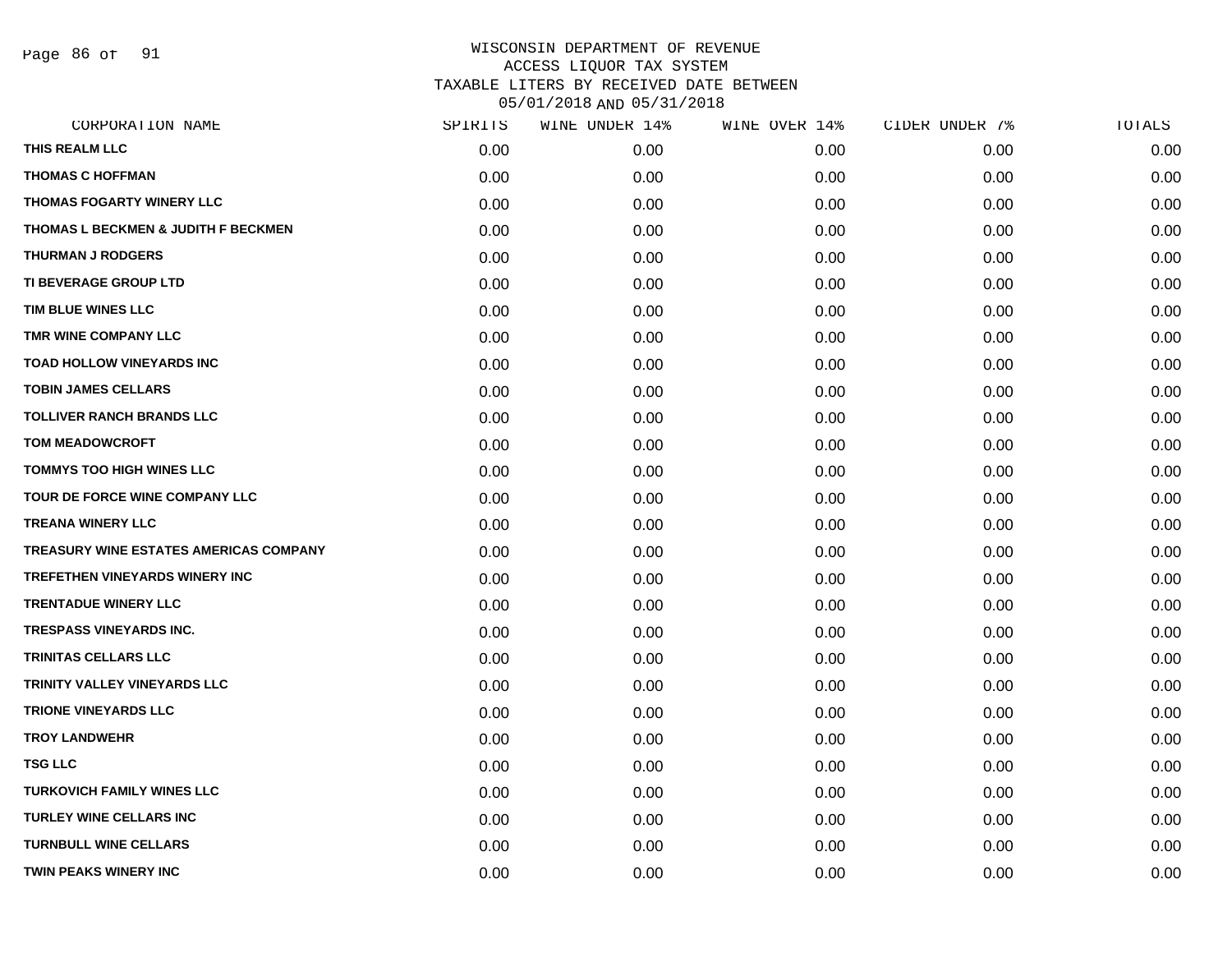# WISCONSIN DEPARTMENT OF REVENUE
## ACCESS LIQUOR TAX SYSTEM
## TAXABLE LITERS BY RECEIVED DATE BETWEEN 05/01/2018 AND 05/31/2018

| CORPORATION NAME | SPIRITS | WINE UNDER 14% | WINE OVER 14% | CIDER UNDER 7% | TOTALS |
|---|---|---|---|---|---|
| THIS REALM LLC | 0.00 | 0.00 | 0.00 | 0.00 | 0.00 |
| THOMAS C HOFFMAN | 0.00 | 0.00 | 0.00 | 0.00 | 0.00 |
| THOMAS FOGARTY WINERY LLC | 0.00 | 0.00 | 0.00 | 0.00 | 0.00 |
| THOMAS L BECKMEN & JUDITH F BECKMEN | 0.00 | 0.00 | 0.00 | 0.00 | 0.00 |
| THURMAN J RODGERS | 0.00 | 0.00 | 0.00 | 0.00 | 0.00 |
| TI BEVERAGE GROUP LTD | 0.00 | 0.00 | 0.00 | 0.00 | 0.00 |
| TIM BLUE WINES LLC | 0.00 | 0.00 | 0.00 | 0.00 | 0.00 |
| TMR WINE COMPANY LLC | 0.00 | 0.00 | 0.00 | 0.00 | 0.00 |
| TOAD HOLLOW VINEYARDS INC | 0.00 | 0.00 | 0.00 | 0.00 | 0.00 |
| TOBIN JAMES CELLARS | 0.00 | 0.00 | 0.00 | 0.00 | 0.00 |
| TOLLIVER RANCH BRANDS LLC | 0.00 | 0.00 | 0.00 | 0.00 | 0.00 |
| TOM MEADOWCROFT | 0.00 | 0.00 | 0.00 | 0.00 | 0.00 |
| TOMMYS TOO HIGH WINES LLC | 0.00 | 0.00 | 0.00 | 0.00 | 0.00 |
| TOUR DE FORCE WINE COMPANY LLC | 0.00 | 0.00 | 0.00 | 0.00 | 0.00 |
| TREANA WINERY LLC | 0.00 | 0.00 | 0.00 | 0.00 | 0.00 |
| TREASURY WINE ESTATES AMERICAS COMPANY | 0.00 | 0.00 | 0.00 | 0.00 | 0.00 |
| TREFETHEN VINEYARDS WINERY INC | 0.00 | 0.00 | 0.00 | 0.00 | 0.00 |
| TRENTADUE WINERY LLC | 0.00 | 0.00 | 0.00 | 0.00 | 0.00 |
| TRESPASS VINEYARDS INC. | 0.00 | 0.00 | 0.00 | 0.00 | 0.00 |
| TRINITAS CELLARS LLC | 0.00 | 0.00 | 0.00 | 0.00 | 0.00 |
| TRINITY VALLEY VINEYARDS LLC | 0.00 | 0.00 | 0.00 | 0.00 | 0.00 |
| TRIONE VINEYARDS LLC | 0.00 | 0.00 | 0.00 | 0.00 | 0.00 |
| TROY LANDWEHR | 0.00 | 0.00 | 0.00 | 0.00 | 0.00 |
| TSG LLC | 0.00 | 0.00 | 0.00 | 0.00 | 0.00 |
| TURKOVICH FAMILY WINES LLC | 0.00 | 0.00 | 0.00 | 0.00 | 0.00 |
| TURLEY WINE CELLARS INC | 0.00 | 0.00 | 0.00 | 0.00 | 0.00 |
| TURNBULL WINE CELLARS | 0.00 | 0.00 | 0.00 | 0.00 | 0.00 |
| TWIN PEAKS WINERY INC | 0.00 | 0.00 | 0.00 | 0.00 | 0.00 |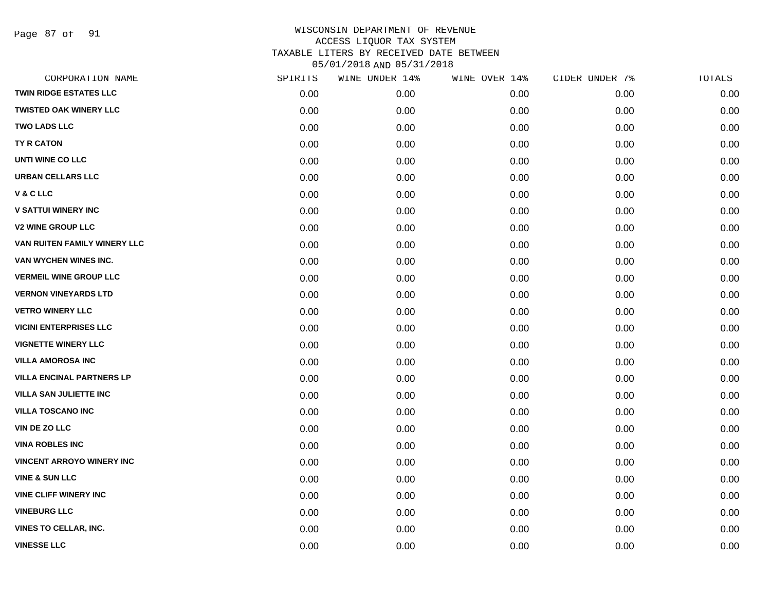WISCONSIN DEPARTMENT OF REVENUE
ACCESS LIQUOR TAX SYSTEM
TAXABLE LITERS BY RECEIVED DATE BETWEEN
05/01/2018 AND 05/31/2018

| CORPORATION NAME | SPIRITS | WINE UNDER 14% | WINE OVER 14% | CIDER UNDER 7% | TOTALS |
|---|---|---|---|---|---|
| TWIN RIDGE ESTATES LLC | 0.00 | 0.00 | 0.00 | 0.00 | 0.00 |
| TWISTED OAK WINERY LLC | 0.00 | 0.00 | 0.00 | 0.00 | 0.00 |
| TWO LADS LLC | 0.00 | 0.00 | 0.00 | 0.00 | 0.00 |
| TY R CATON | 0.00 | 0.00 | 0.00 | 0.00 | 0.00 |
| UNTI WINE CO LLC | 0.00 | 0.00 | 0.00 | 0.00 | 0.00 |
| URBAN CELLARS LLC | 0.00 | 0.00 | 0.00 | 0.00 | 0.00 |
| V & C LLC | 0.00 | 0.00 | 0.00 | 0.00 | 0.00 |
| V SATTUI WINERY INC | 0.00 | 0.00 | 0.00 | 0.00 | 0.00 |
| V2 WINE GROUP LLC | 0.00 | 0.00 | 0.00 | 0.00 | 0.00 |
| VAN RUITEN FAMILY WINERY LLC | 0.00 | 0.00 | 0.00 | 0.00 | 0.00 |
| VAN WYCHEN WINES INC. | 0.00 | 0.00 | 0.00 | 0.00 | 0.00 |
| VERMEIL WINE GROUP LLC | 0.00 | 0.00 | 0.00 | 0.00 | 0.00 |
| VERNON VINEYARDS LTD | 0.00 | 0.00 | 0.00 | 0.00 | 0.00 |
| VETRO WINERY LLC | 0.00 | 0.00 | 0.00 | 0.00 | 0.00 |
| VICINI ENTERPRISES LLC | 0.00 | 0.00 | 0.00 | 0.00 | 0.00 |
| VIGNETTE WINERY LLC | 0.00 | 0.00 | 0.00 | 0.00 | 0.00 |
| VILLA AMOROSA INC | 0.00 | 0.00 | 0.00 | 0.00 | 0.00 |
| VILLA ENCINAL PARTNERS LP | 0.00 | 0.00 | 0.00 | 0.00 | 0.00 |
| VILLA SAN JULIETTE INC | 0.00 | 0.00 | 0.00 | 0.00 | 0.00 |
| VILLA TOSCANO INC | 0.00 | 0.00 | 0.00 | 0.00 | 0.00 |
| VIN DE ZO LLC | 0.00 | 0.00 | 0.00 | 0.00 | 0.00 |
| VINA ROBLES INC | 0.00 | 0.00 | 0.00 | 0.00 | 0.00 |
| VINCENT ARROYO WINERY INC | 0.00 | 0.00 | 0.00 | 0.00 | 0.00 |
| VINE & SUN LLC | 0.00 | 0.00 | 0.00 | 0.00 | 0.00 |
| VINE CLIFF WINERY INC | 0.00 | 0.00 | 0.00 | 0.00 | 0.00 |
| VINEBURG LLC | 0.00 | 0.00 | 0.00 | 0.00 | 0.00 |
| VINES TO CELLAR, INC. | 0.00 | 0.00 | 0.00 | 0.00 | 0.00 |
| VINESSE LLC | 0.00 | 0.00 | 0.00 | 0.00 | 0.00 |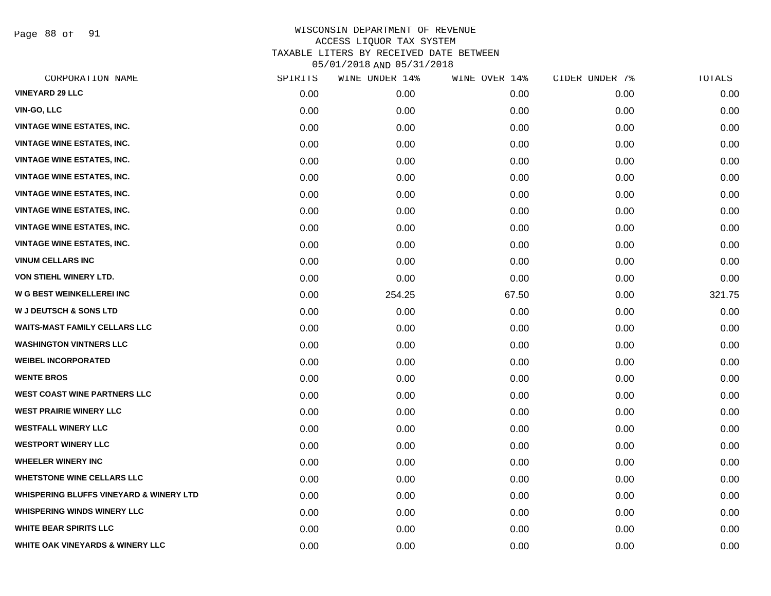# WISCONSIN DEPARTMENT OF REVENUE
## ACCESS LIQUOR TAX SYSTEM
## TAXABLE LITERS BY RECEIVED DATE BETWEEN 05/01/2018 AND 05/31/2018

| CORPORATION NAME | SPIRITS | WINE UNDER 14% | WINE OVER 14% | CIDER UNDER 7% | TOTALS |
|---|---|---|---|---|---|
| VINEYARD 29 LLC | 0.00 | 0.00 | 0.00 | 0.00 | 0.00 |
| VIN-GO, LLC | 0.00 | 0.00 | 0.00 | 0.00 | 0.00 |
| VINTAGE WINE ESTATES, INC. | 0.00 | 0.00 | 0.00 | 0.00 | 0.00 |
| VINTAGE WINE ESTATES, INC. | 0.00 | 0.00 | 0.00 | 0.00 | 0.00 |
| VINTAGE WINE ESTATES, INC. | 0.00 | 0.00 | 0.00 | 0.00 | 0.00 |
| VINTAGE WINE ESTATES, INC. | 0.00 | 0.00 | 0.00 | 0.00 | 0.00 |
| VINTAGE WINE ESTATES, INC. | 0.00 | 0.00 | 0.00 | 0.00 | 0.00 |
| VINTAGE WINE ESTATES, INC. | 0.00 | 0.00 | 0.00 | 0.00 | 0.00 |
| VINTAGE WINE ESTATES, INC. | 0.00 | 0.00 | 0.00 | 0.00 | 0.00 |
| VINTAGE WINE ESTATES, INC. | 0.00 | 0.00 | 0.00 | 0.00 | 0.00 |
| VINUM CELLARS INC | 0.00 | 0.00 | 0.00 | 0.00 | 0.00 |
| VON STIEHL WINERY LTD. | 0.00 | 0.00 | 0.00 | 0.00 | 0.00 |
| W G BEST WEINKELLEREI INC | 0.00 | 254.25 | 67.50 | 0.00 | 321.75 |
| W J DEUTSCH & SONS LTD | 0.00 | 0.00 | 0.00 | 0.00 | 0.00 |
| WAITS-MAST FAMILY CELLARS LLC | 0.00 | 0.00 | 0.00 | 0.00 | 0.00 |
| WASHINGTON VINTNERS LLC | 0.00 | 0.00 | 0.00 | 0.00 | 0.00 |
| WEIBEL INCORPORATED | 0.00 | 0.00 | 0.00 | 0.00 | 0.00 |
| WENTE BROS | 0.00 | 0.00 | 0.00 | 0.00 | 0.00 |
| WEST COAST WINE PARTNERS LLC | 0.00 | 0.00 | 0.00 | 0.00 | 0.00 |
| WEST PRAIRIE WINERY LLC | 0.00 | 0.00 | 0.00 | 0.00 | 0.00 |
| WESTFALL WINERY LLC | 0.00 | 0.00 | 0.00 | 0.00 | 0.00 |
| WESTPORT WINERY LLC | 0.00 | 0.00 | 0.00 | 0.00 | 0.00 |
| WHEELER WINERY INC | 0.00 | 0.00 | 0.00 | 0.00 | 0.00 |
| WHETSTONE WINE CELLARS LLC | 0.00 | 0.00 | 0.00 | 0.00 | 0.00 |
| WHISPERING BLUFFS VINEYARD & WINERY LTD | 0.00 | 0.00 | 0.00 | 0.00 | 0.00 |
| WHISPERING WINDS WINERY LLC | 0.00 | 0.00 | 0.00 | 0.00 | 0.00 |
| WHITE BEAR SPIRITS LLC | 0.00 | 0.00 | 0.00 | 0.00 | 0.00 |
| WHITE OAK VINEYARDS & WINERY LLC | 0.00 | 0.00 | 0.00 | 0.00 | 0.00 |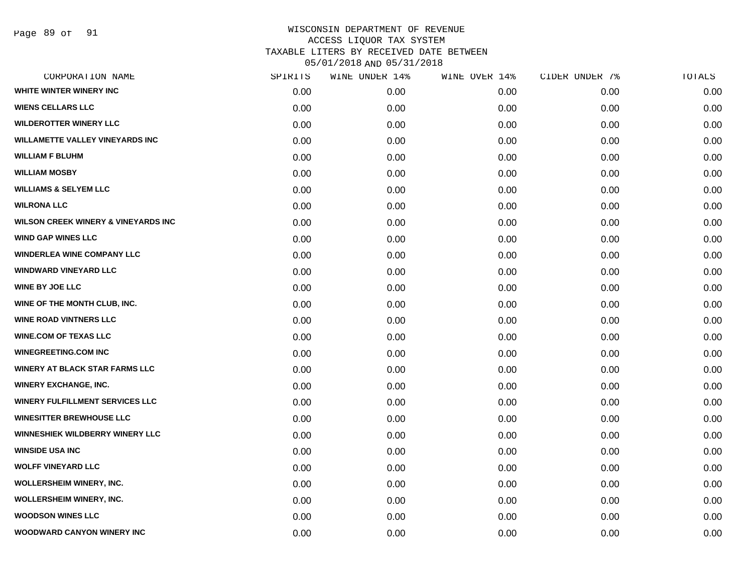WISCONSIN DEPARTMENT OF REVENUE
ACCESS LIQUOR TAX SYSTEM
TAXABLE LITERS BY RECEIVED DATE BETWEEN
05/01/2018 AND 05/31/2018

| CORPORATION NAME | SPIRITS | WINE UNDER 14% | WINE OVER 14% | CIDER UNDER 7% | TOTALS |
|---|---|---|---|---|---|
| WHITE WINTER WINERY INC | 0.00 | 0.00 | 0.00 | 0.00 | 0.00 |
| WIENS CELLARS LLC | 0.00 | 0.00 | 0.00 | 0.00 | 0.00 |
| WILDEROTTER WINERY LLC | 0.00 | 0.00 | 0.00 | 0.00 | 0.00 |
| WILLAMETTE VALLEY VINEYARDS INC | 0.00 | 0.00 | 0.00 | 0.00 | 0.00 |
| WILLIAM F BLUHM | 0.00 | 0.00 | 0.00 | 0.00 | 0.00 |
| WILLIAM MOSBY | 0.00 | 0.00 | 0.00 | 0.00 | 0.00 |
| WILLIAMS & SELYEM LLC | 0.00 | 0.00 | 0.00 | 0.00 | 0.00 |
| WILRONA LLC | 0.00 | 0.00 | 0.00 | 0.00 | 0.00 |
| WILSON CREEK WINERY & VINEYARDS INC | 0.00 | 0.00 | 0.00 | 0.00 | 0.00 |
| WIND GAP WINES LLC | 0.00 | 0.00 | 0.00 | 0.00 | 0.00 |
| WINDERLEA WINE COMPANY LLC | 0.00 | 0.00 | 0.00 | 0.00 | 0.00 |
| WINDWARD VINEYARD LLC | 0.00 | 0.00 | 0.00 | 0.00 | 0.00 |
| WINE BY JOE LLC | 0.00 | 0.00 | 0.00 | 0.00 | 0.00 |
| WINE OF THE MONTH CLUB, INC. | 0.00 | 0.00 | 0.00 | 0.00 | 0.00 |
| WINE ROAD VINTNERS LLC | 0.00 | 0.00 | 0.00 | 0.00 | 0.00 |
| WINE.COM OF TEXAS LLC | 0.00 | 0.00 | 0.00 | 0.00 | 0.00 |
| WINEGREETING.COM INC | 0.00 | 0.00 | 0.00 | 0.00 | 0.00 |
| WINERY AT BLACK STAR FARMS LLC | 0.00 | 0.00 | 0.00 | 0.00 | 0.00 |
| WINERY EXCHANGE, INC. | 0.00 | 0.00 | 0.00 | 0.00 | 0.00 |
| WINERY FULFILLMENT SERVICES LLC | 0.00 | 0.00 | 0.00 | 0.00 | 0.00 |
| WINESITTER BREWHOUSE LLC | 0.00 | 0.00 | 0.00 | 0.00 | 0.00 |
| WINNESHIEK WILDBERRY WINERY LLC | 0.00 | 0.00 | 0.00 | 0.00 | 0.00 |
| WINSIDE USA INC | 0.00 | 0.00 | 0.00 | 0.00 | 0.00 |
| WOLFF VINEYARD LLC | 0.00 | 0.00 | 0.00 | 0.00 | 0.00 |
| WOLLERSHEIM WINERY, INC. | 0.00 | 0.00 | 0.00 | 0.00 | 0.00 |
| WOLLERSHEIM WINERY, INC. | 0.00 | 0.00 | 0.00 | 0.00 | 0.00 |
| WOODSON WINES LLC | 0.00 | 0.00 | 0.00 | 0.00 | 0.00 |
| WOODWARD CANYON WINERY INC | 0.00 | 0.00 | 0.00 | 0.00 | 0.00 |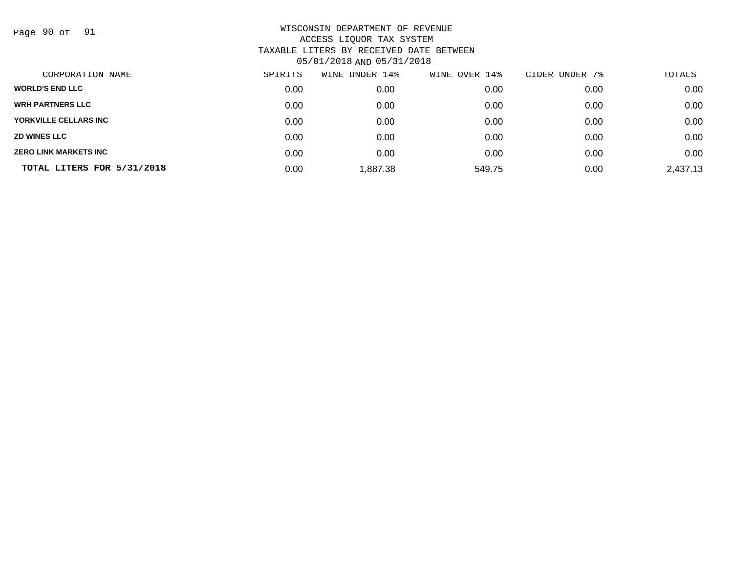WISCONSIN DEPARTMENT OF REVENUE
ACCESS LIQUOR TAX SYSTEM
TAXABLE LITERS BY RECEIVED DATE BETWEEN
05/01/2018 AND 05/31/2018

| CORPORATION NAME | SPIRITS | WINE UNDER 14% | WINE OVER 14% | CIDER UNDER 7% | TOTALS |
|---|---|---|---|---|---|
| **WORLD'S END LLC** | 0.00 | 0.00 | 0.00 | 0.00 | 0.00 |
| **WRH PARTNERS LLC** | 0.00 | 0.00 | 0.00 | 0.00 | 0.00 |
| **YORKVILLE CELLARS INC** | 0.00 | 0.00 | 0.00 | 0.00 | 0.00 |
| **ZD WINES LLC** | 0.00 | 0.00 | 0.00 | 0.00 | 0.00 |
| **ZERO LINK MARKETS INC** | 0.00 | 0.00 | 0.00 | 0.00 | 0.00 |
| **TOTAL LITERS FOR 5/31/2018** | 0.00 | 1,887.38 | 549.75 | 0.00 | 2,437.13 |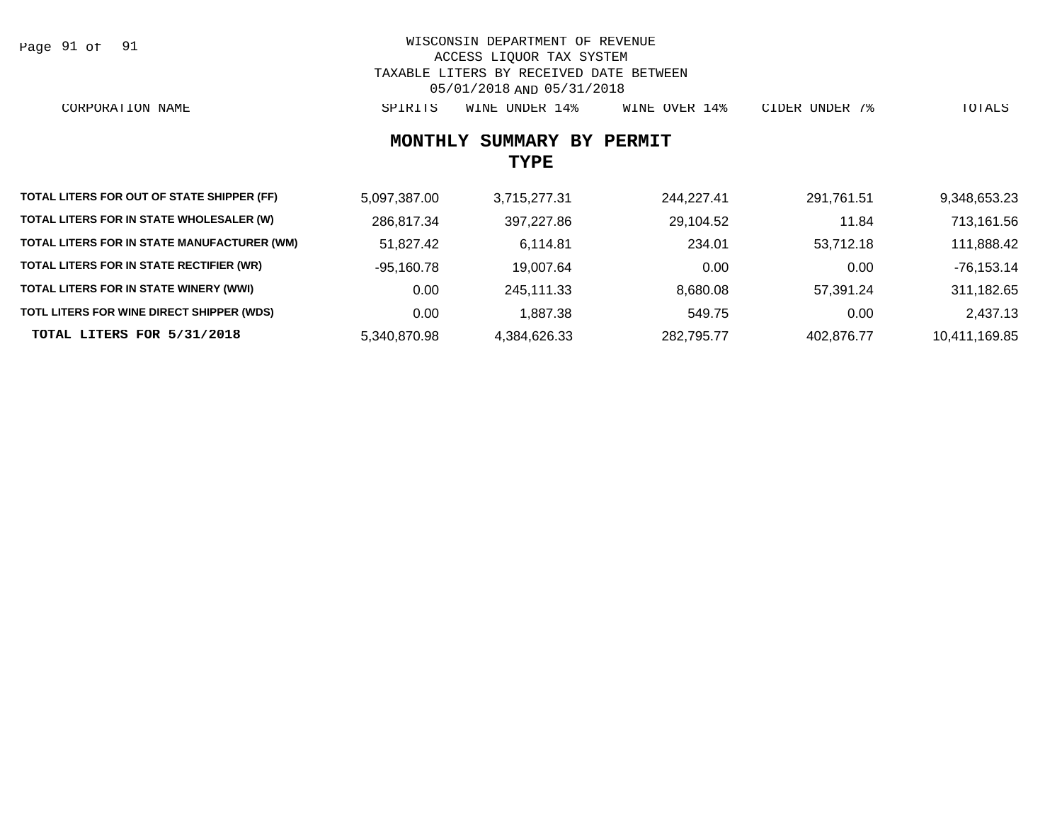WISCONSIN DEPARTMENT OF REVENUE
ACCESS LIQUOR TAX SYSTEM
TAXABLE LITERS BY RECEIVED DATE BETWEEN
05/01/2018 AND 05/31/2018

## MONTHLY SUMMARY BY PERMIT TYPE

| CORPORATION NAME | SPIRITS | WINE UNDER 14% | WINE OVER 14% | CIDER UNDER 7% | TOTALS |
|---|---|---|---|---|---|
| TOTAL LITERS FOR OUT OF STATE SHIPPER (FF) | 5,097,387.00 | 3,715,277.31 | 244,227.41 | 291,761.51 | 9,348,653.23 |
| TOTAL LITERS FOR IN STATE WHOLESALER (W) | 286,817.34 | 397,227.86 | 29,104.52 | 11.84 | 713,161.56 |
| TOTAL LITERS FOR IN STATE MANUFACTURER (WM) | 51,827.42 | 6,114.81 | 234.01 | 53,712.18 | 111,888.42 |
| TOTAL LITERS FOR IN STATE RECTIFIER (WR) | -95,160.78 | 19,007.64 | 0.00 | 0.00 | -76,153.14 |
| TOTAL LITERS FOR IN STATE WINERY (WWI) | 0.00 | 245,111.33 | 8,680.08 | 57,391.24 | 311,182.65 |
| TOTL LITERS FOR WINE DIRECT SHIPPER (WDS) | 0.00 | 1,887.38 | 549.75 | 0.00 | 2,437.13 |
| **TOTAL LITERS FOR 5/31/2018** | 5,340,870.98 | 4,384,626.33 | 282,795.77 | 402,876.77 | 10,411,169.85 |